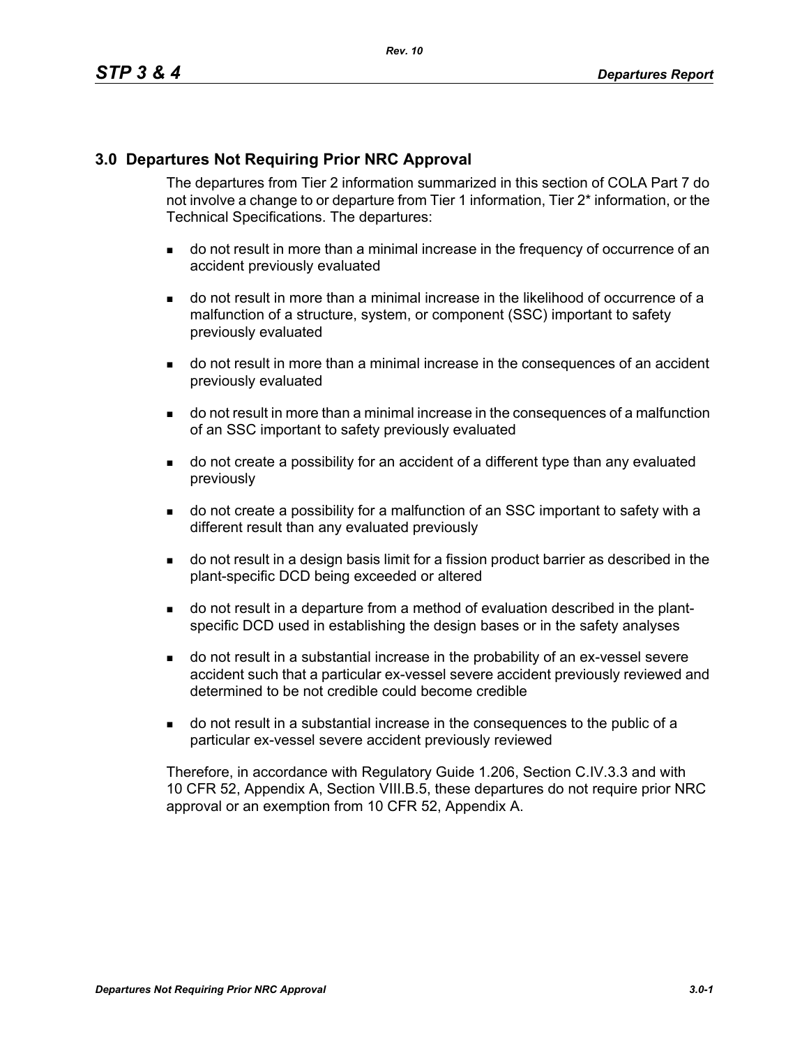# 3.0 Departures Not Requiring Prior NRC Approval

The departures from Tier 2 information summarized in this section of COLA Part 7 do not involve a change to or departure from Tier 1 information, Tier 2* information, or the Technical Specifications. The departures:

- do not result in more than a minimal increase in the frequency of occurrence of an accident previously evaluated
- do not result in more than a minimal increase in the likelihood of occurrence of a malfunction of a structure, system, or component (SSC) important to safety previously evaluated
- do not result in more than a minimal increase in the consequences of an accident previously evaluated
- do not result in more than a minimal increase in the consequences of a malfunction of an SSC important to safety previously evaluated
- do not create a possibility for an accident of a different type than any evaluated previously
- do not create a possibility for a malfunction of an SSC important to safety with a different result than any evaluated previously
- do not result in a design basis limit for a fission product barrier as described in the plant-specific DCD being exceeded or altered
- do not result in a departure from a method of evaluation described in the plant-specific DCD used in establishing the design bases or in the safety analyses
- do not result in a substantial increase in the probability of an ex-vessel severe accident such that a particular ex-vessel severe accident previously reviewed and determined to be not credible could become credible
- do not result in a substantial increase in the consequences to the public of a particular ex-vessel severe accident previously reviewed

Therefore, in accordance with Regulatory Guide 1.206, Section C.IV.3.3 and with 10 CFR 52, Appendix A, Section VIII.B.5, these departures do not require prior NRC approval or an exemption from 10 CFR 52, Appendix A.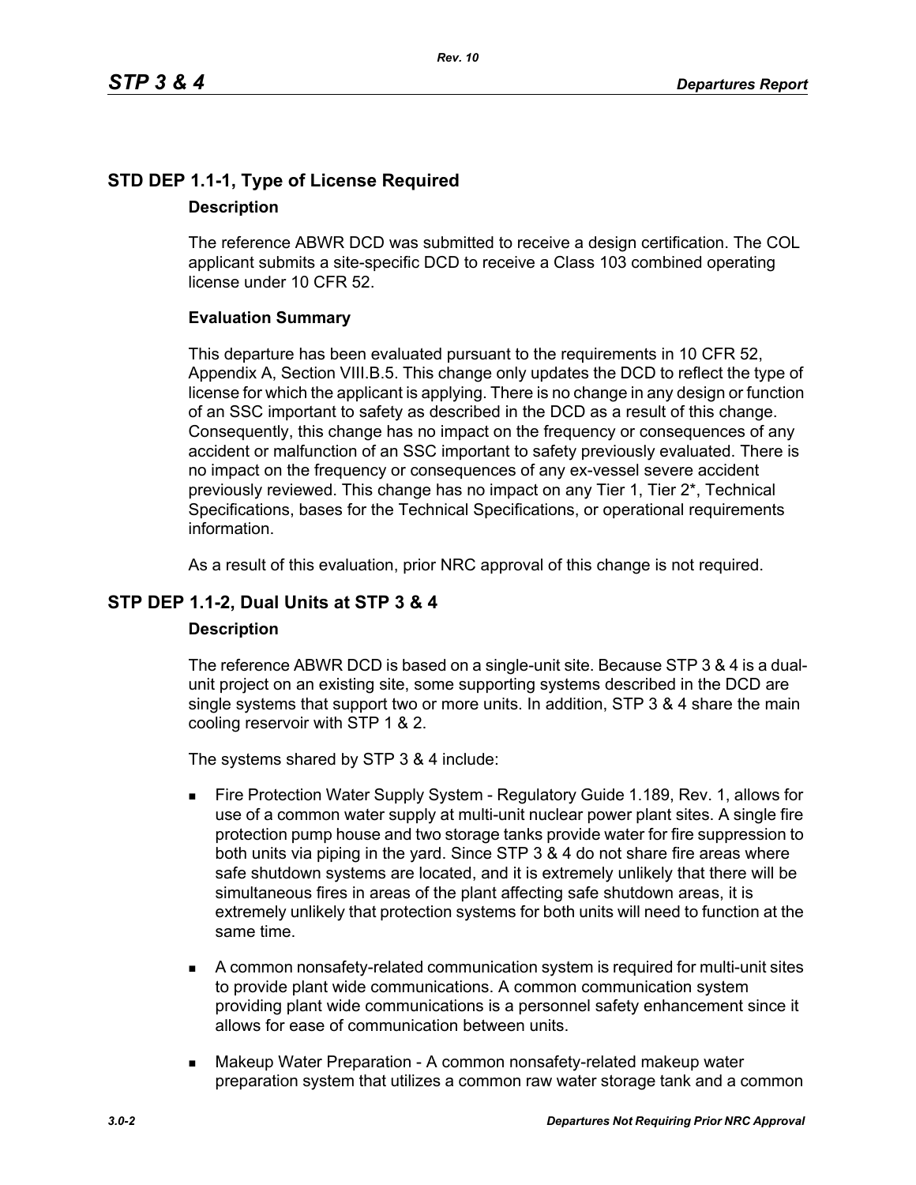## STD DEP 1.1-1, Type of License Required

### Description

The reference ABWR DCD was submitted to receive a design certification. The COL applicant submits a site-specific DCD to receive a Class 103 combined operating license under 10 CFR 52.

### Evaluation Summary

This departure has been evaluated pursuant to the requirements in 10 CFR 52, Appendix A, Section VIII.B.5. This change only updates the DCD to reflect the type of license for which the applicant is applying. There is no change in any design or function of an SSC important to safety as described in the DCD as a result of this change. Consequently, this change has no impact on the frequency or consequences of any accident or malfunction of an SSC important to safety previously evaluated. There is no impact on the frequency or consequences of any ex-vessel severe accident previously reviewed. This change has no impact on any Tier 1, Tier 2*, Technical Specifications, bases for the Technical Specifications, or operational requirements information.

As a result of this evaluation, prior NRC approval of this change is not required.

## STP DEP 1.1-2, Dual Units at STP 3 & 4

### Description

The reference ABWR DCD is based on a single-unit site. Because STP 3 & 4 is a dual-unit project on an existing site, some supporting systems described in the DCD are single systems that support two or more units. In addition, STP 3 & 4 share the main cooling reservoir with STP 1 & 2.

The systems shared by STP 3 & 4 include:

- Fire Protection Water Supply System - Regulatory Guide 1.189, Rev. 1, allows for use of a common water supply at multi-unit nuclear power plant sites. A single fire protection pump house and two storage tanks provide water for fire suppression to both units via piping in the yard. Since STP 3 & 4 do not share fire areas where safe shutdown systems are located, and it is extremely unlikely that there will be simultaneous fires in areas of the plant affecting safe shutdown areas, it is extremely unlikely that protection systems for both units will need to function at the same time.
- A common nonsafety-related communication system is required for multi-unit sites to provide plant wide communications. A common communication system providing plant wide communications is a personnel safety enhancement since it allows for ease of communication between units.
- Makeup Water Preparation - A common nonsafety-related makeup water preparation system that utilizes a common raw water storage tank and a common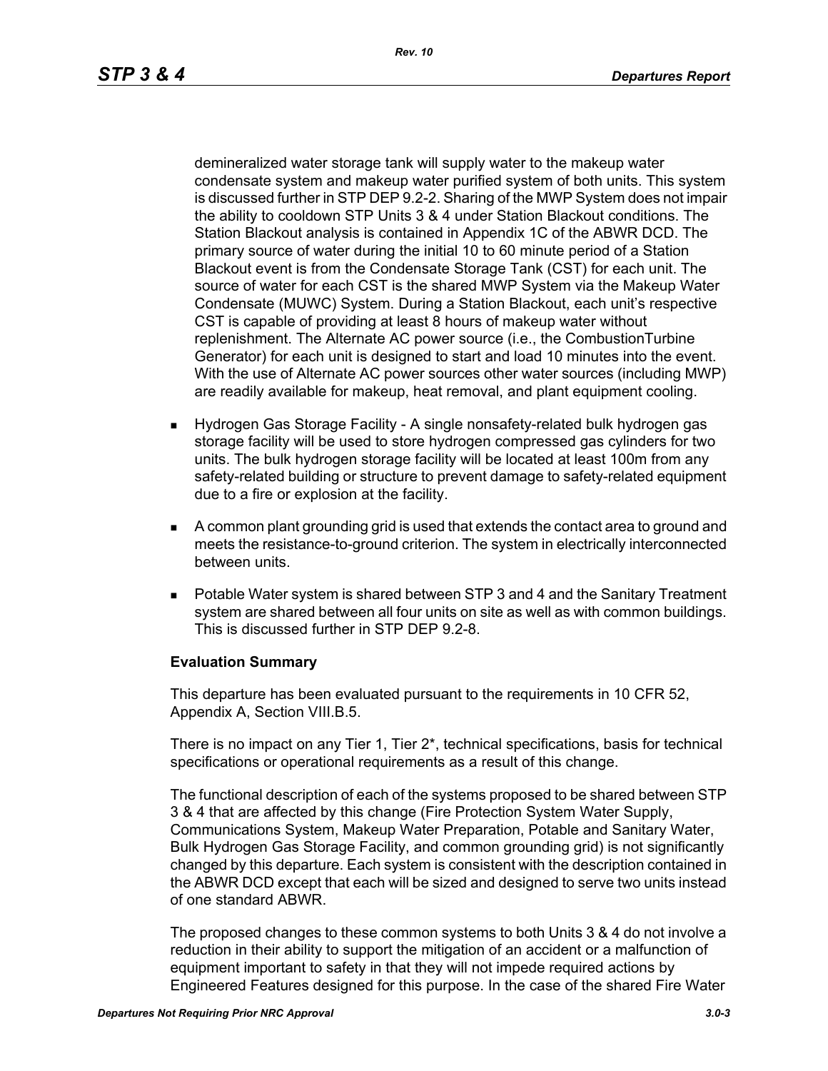demineralized water storage tank will supply water to the makeup water condensate system and makeup water purified system of both units. This system is discussed further in STP DEP 9.2-2. Sharing of the MWP System does not impair the ability to cooldown STP Units 3 & 4 under Station Blackout conditions. The Station Blackout analysis is contained in Appendix 1C of the ABWR DCD. The primary source of water during the initial 10 to 60 minute period of a Station Blackout event is from the Condensate Storage Tank (CST) for each unit. The source of water for each CST is the shared MWP System via the Makeup Water Condensate (MUWC) System. During a Station Blackout, each unit's respective CST is capable of providing at least 8 hours of makeup water without replenishment. The Alternate AC power source (i.e., the CombustionTurbine Generator) for each unit is designed to start and load 10 minutes into the event. With the use of Alternate AC power sources other water sources (including MWP) are readily available for makeup, heat removal, and plant equipment cooling.

- Hydrogen Gas Storage Facility - A single nonsafety-related bulk hydrogen gas storage facility will be used to store hydrogen compressed gas cylinders for two units. The bulk hydrogen storage facility will be located at least 100m from any safety-related building or structure to prevent damage to safety-related equipment due to a fire or explosion at the facility.
- A common plant grounding grid is used that extends the contact area to ground and meets the resistance-to-ground criterion. The system in electrically interconnected between units.
- Potable Water system is shared between STP 3 and 4 and the Sanitary Treatment system are shared between all four units on site as well as with common buildings. This is discussed further in STP DEP 9.2-8.

**Evaluation Summary**

This departure has been evaluated pursuant to the requirements in 10 CFR 52, Appendix A, Section VIII.B.5.

There is no impact on any Tier 1, Tier 2*, technical specifications, basis for technical specifications or operational requirements as a result of this change.

The functional description of each of the systems proposed to be shared between STP 3 & 4 that are affected by this change (Fire Protection System Water Supply, Communications System, Makeup Water Preparation, Potable and Sanitary Water, Bulk Hydrogen Gas Storage Facility, and common grounding grid) is not significantly changed by this departure. Each system is consistent with the description contained in the ABWR DCD except that each will be sized and designed to serve two units instead of one standard ABWR.

The proposed changes to these common systems to both Units 3 & 4 do not involve a reduction in their ability to support the mitigation of an accident or a malfunction of equipment important to safety in that they will not impede required actions by Engineered Features designed for this purpose. In the case of the shared Fire Water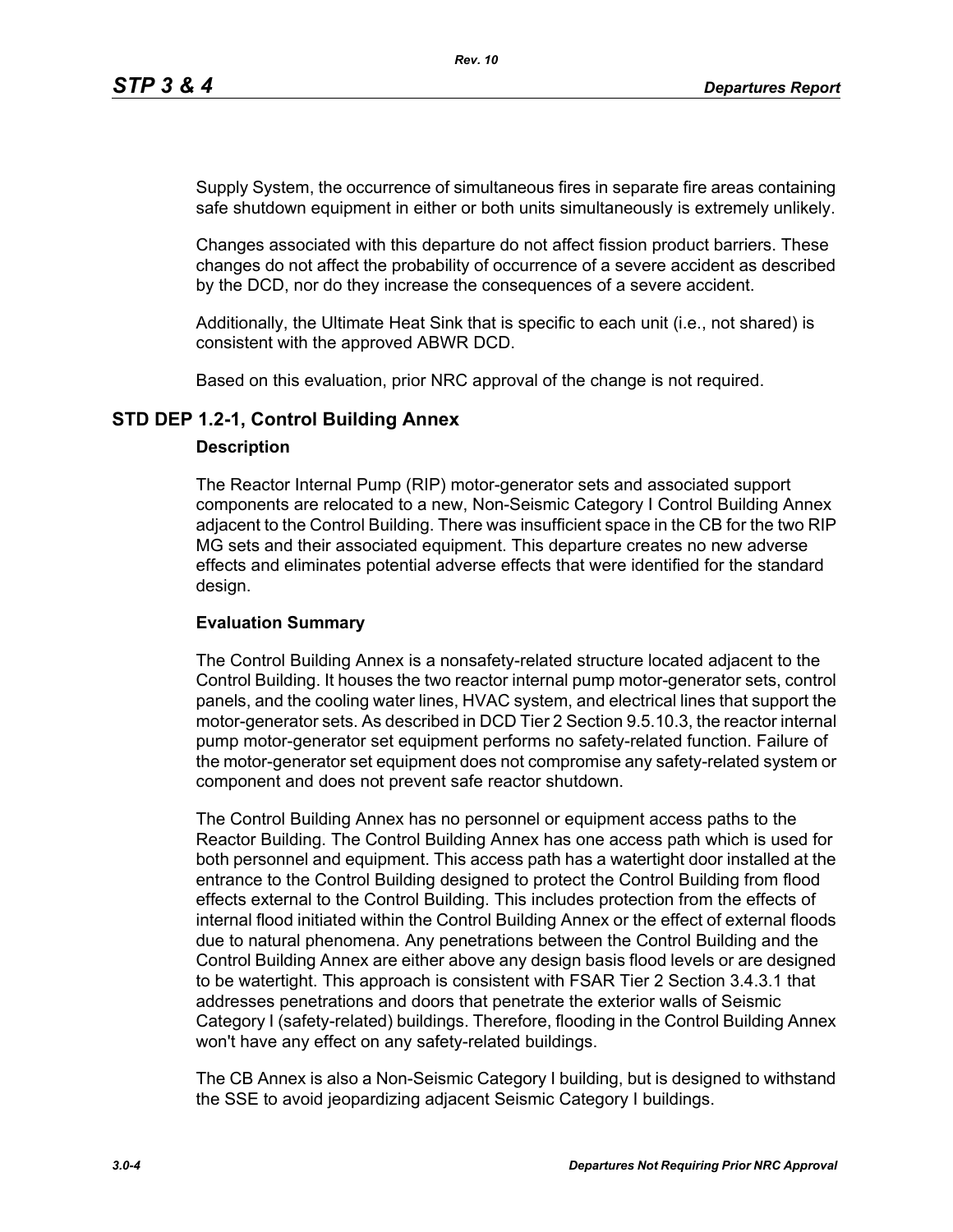Supply System, the occurrence of simultaneous fires in separate fire areas containing safe shutdown equipment in either or both units simultaneously is extremely unlikely.

Changes associated with this departure do not affect fission product barriers. These changes do not affect the probability of occurrence of a severe accident as described by the DCD, nor do they increase the consequences of a severe accident.

Additionally, the Ultimate Heat Sink that is specific to each unit (i.e., not shared) is consistent with the approved ABWR DCD.

Based on this evaluation, prior NRC approval of the change is not required.

## STD DEP 1.2-1, Control Building Annex

### Description

The Reactor Internal Pump (RIP) motor-generator sets and associated support components are relocated to a new, Non-Seismic Category I Control Building Annex adjacent to the Control Building. There was insufficient space in the CB for the two RIP MG sets and their associated equipment. This departure creates no new adverse effects and eliminates potential adverse effects that were identified for the standard design.

### Evaluation Summary

The Control Building Annex is a nonsafety-related structure located adjacent to the Control Building. It houses the two reactor internal pump motor-generator sets, control panels, and the cooling water lines, HVAC system, and electrical lines that support the motor-generator sets. As described in DCD Tier 2 Section 9.5.10.3, the reactor internal pump motor-generator set equipment performs no safety-related function. Failure of the motor-generator set equipment does not compromise any safety-related system or component and does not prevent safe reactor shutdown.

The Control Building Annex has no personnel or equipment access paths to the Reactor Building. The Control Building Annex has one access path which is used for both personnel and equipment. This access path has a watertight door installed at the entrance to the Control Building designed to protect the Control Building from flood effects external to the Control Building. This includes protection from the effects of internal flood initiated within the Control Building Annex or the effect of external floods due to natural phenomena. Any penetrations between the Control Building and the Control Building Annex are either above any design basis flood levels or are designed to be watertight. This approach is consistent with FSAR Tier 2 Section 3.4.3.1 that addresses penetrations and doors that penetrate the exterior walls of Seismic Category I (safety-related) buildings. Therefore, flooding in the Control Building Annex won't have any effect on any safety-related buildings.

The CB Annex is also a Non-Seismic Category I building, but is designed to withstand the SSE to avoid jeopardizing adjacent Seismic Category I buildings.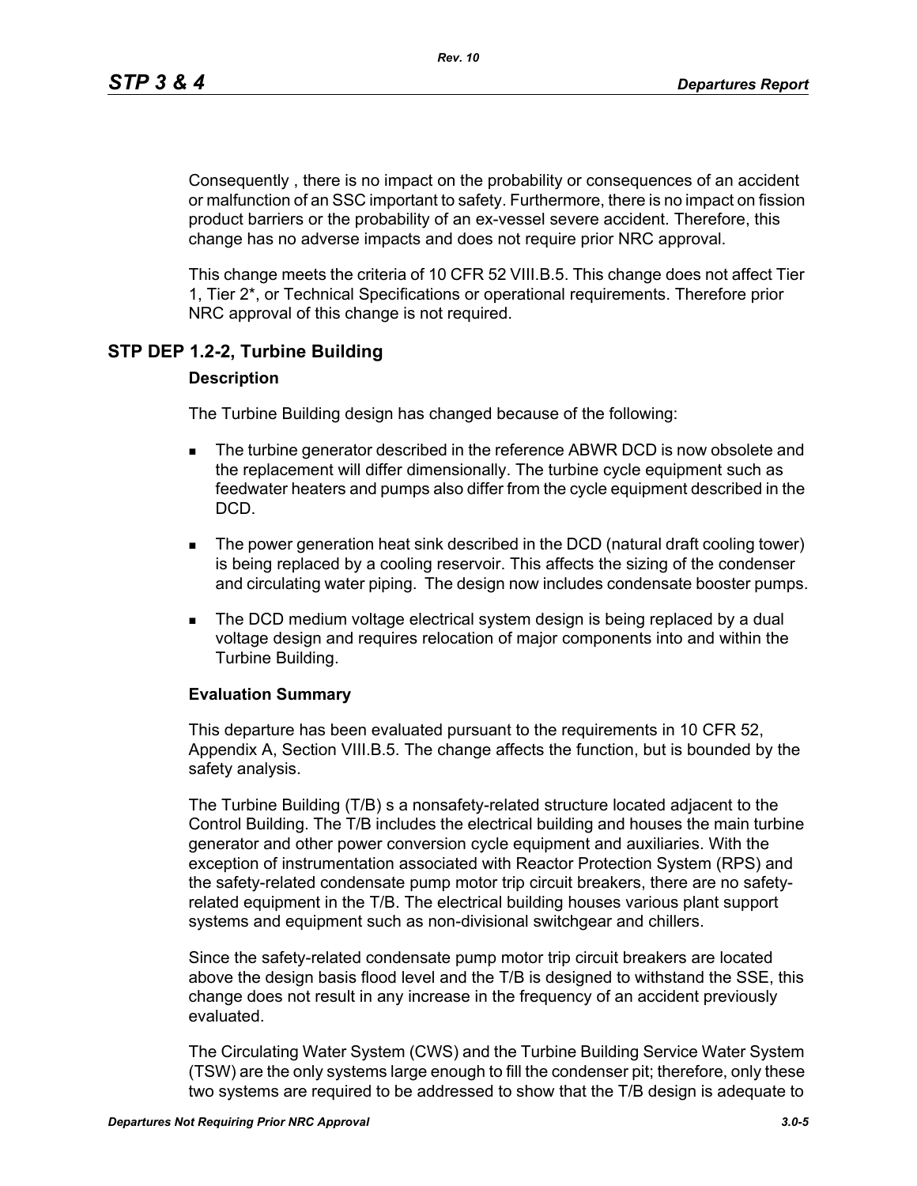Consequently , there is no impact on the probability or consequences of an accident or malfunction of an SSC important to safety. Furthermore, there is no impact on fission product barriers or the probability of an ex-vessel severe accident. Therefore, this change has no adverse impacts and does not require prior NRC approval.

This change meets the criteria of 10 CFR 52 VIII.B.5. This change does not affect Tier 1, Tier 2*, or Technical Specifications or operational requirements. Therefore prior NRC approval of this change is not required.

## STP DEP 1.2-2, Turbine Building

### Description

The Turbine Building design has changed because of the following:

- The turbine generator described in the reference ABWR DCD is now obsolete and the replacement will differ dimensionally. The turbine cycle equipment such as feedwater heaters and pumps also differ from the cycle equipment described in the DCD.
- The power generation heat sink described in the DCD (natural draft cooling tower) is being replaced by a cooling reservoir. This affects the sizing of the condenser and circulating water piping. The design now includes condensate booster pumps.
- The DCD medium voltage electrical system design is being replaced by a dual voltage design and requires relocation of major components into and within the Turbine Building.

### Evaluation Summary

This departure has been evaluated pursuant to the requirements in 10 CFR 52, Appendix A, Section VIII.B.5. The change affects the function, but is bounded by the safety analysis.

The Turbine Building (T/B) s a nonsafety-related structure located adjacent to the Control Building. The T/B includes the electrical building and houses the main turbine generator and other power conversion cycle equipment and auxiliaries. With the exception of instrumentation associated with Reactor Protection System (RPS) and the safety-related condensate pump motor trip circuit breakers, there are no safety-related equipment in the T/B. The electrical building houses various plant support systems and equipment such as non-divisional switchgear and chillers.

Since the safety-related condensate pump motor trip circuit breakers are located above the design basis flood level and the T/B is designed to withstand the SSE, this change does not result in any increase in the frequency of an accident previously evaluated.

The Circulating Water System (CWS) and the Turbine Building Service Water System (TSW) are the only systems large enough to fill the condenser pit; therefore, only these two systems are required to be addressed to show that the T/B design is adequate to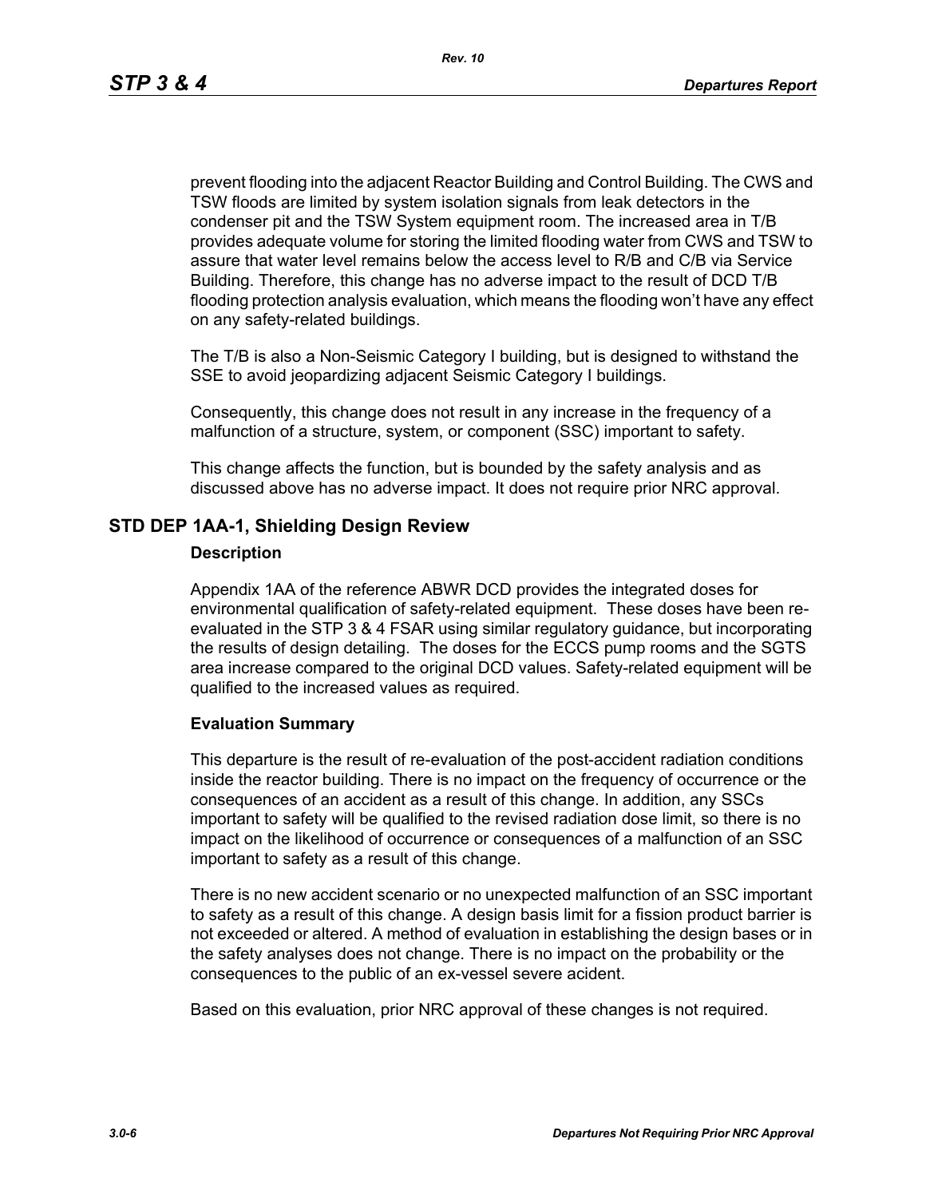prevent flooding into the adjacent Reactor Building and Control Building. The CWS and TSW floods are limited by system isolation signals from leak detectors in the condenser pit and the TSW System equipment room. The increased area in T/B provides adequate volume for storing the limited flooding water from CWS and TSW to assure that water level remains below the access level to R/B and C/B via Service Building. Therefore, this change has no adverse impact to the result of DCD T/B flooding protection analysis evaluation, which means the flooding won't have any effect on any safety-related buildings.

The T/B is also a Non-Seismic Category I building, but is designed to withstand the SSE to avoid jeopardizing adjacent Seismic Category I buildings.

Consequently, this change does not result in any increase in the frequency of a malfunction of a structure, system, or component (SSC) important to safety.

This change affects the function, but is bounded by the safety analysis and as discussed above has no adverse impact. It does not require prior NRC approval.

## STD DEP 1AA-1, Shielding Design Review

### Description

Appendix 1AA of the reference ABWR DCD provides the integrated doses for environmental qualification of safety-related equipment. These doses have been re-evaluated in the STP 3 & 4 FSAR using similar regulatory guidance, but incorporating the results of design detailing. The doses for the ECCS pump rooms and the SGTS area increase compared to the original DCD values. Safety-related equipment will be qualified to the increased values as required.

### Evaluation Summary

This departure is the result of re-evaluation of the post-accident radiation conditions inside the reactor building. There is no impact on the frequency of occurrence or the consequences of an accident as a result of this change. In addition, any SSCs important to safety will be qualified to the revised radiation dose limit, so there is no impact on the likelihood of occurrence or consequences of a malfunction of an SSC important to safety as a result of this change.

There is no new accident scenario or no unexpected malfunction of an SSC important to safety as a result of this change. A design basis limit for a fission product barrier is not exceeded or altered. A method of evaluation in establishing the design bases or in the safety analyses does not change. There is no impact on the probability or the consequences to the public of an ex-vessel severe acident.

Based on this evaluation, prior NRC approval of these changes is not required.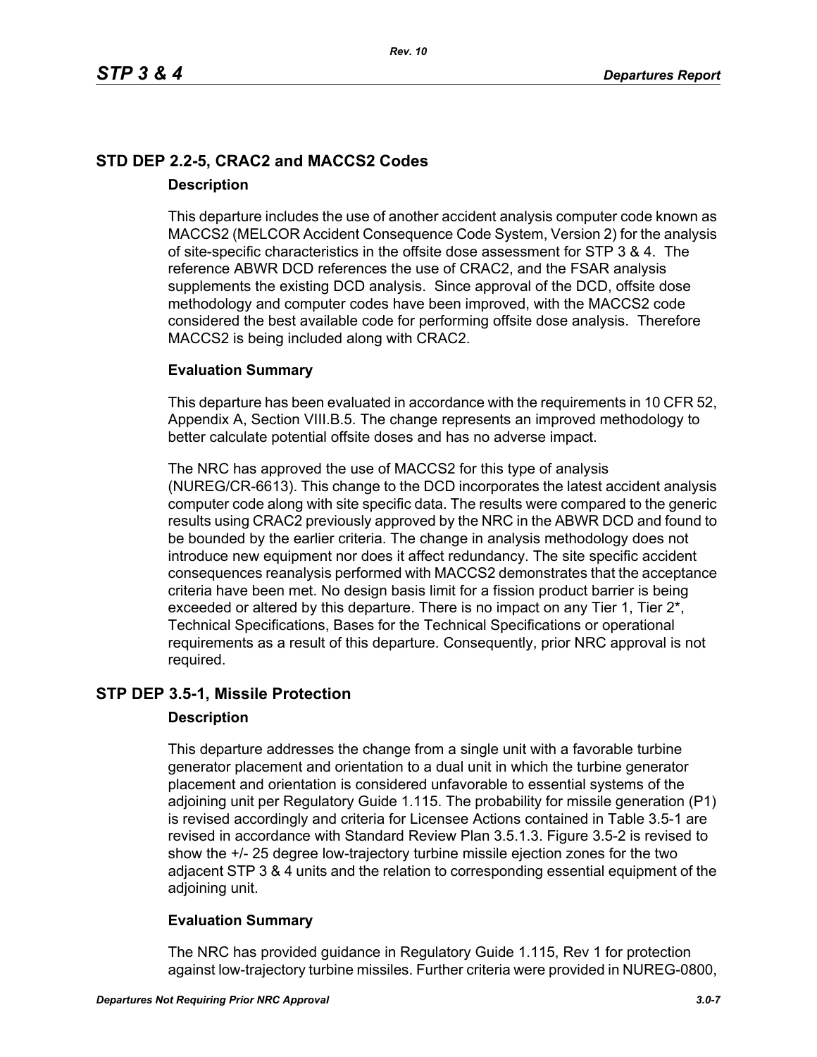## STD DEP 2.2-5, CRAC2 and MACCS2 Codes

### Description

This departure includes the use of another accident analysis computer code known as MACCS2 (MELCOR Accident Consequence Code System, Version 2) for the analysis of site-specific characteristics in the offsite dose assessment for STP 3 & 4. The reference ABWR DCD references the use of CRAC2, and the FSAR analysis supplements the existing DCD analysis. Since approval of the DCD, offsite dose methodology and computer codes have been improved, with the MACCS2 code considered the best available code for performing offsite dose analysis. Therefore MACCS2 is being included along with CRAC2.

### Evaluation Summary

This departure has been evaluated in accordance with the requirements in 10 CFR 52, Appendix A, Section VIII.B.5. The change represents an improved methodology to better calculate potential offsite doses and has no adverse impact.

The NRC has approved the use of MACCS2 for this type of analysis (NUREG/CR-6613). This change to the DCD incorporates the latest accident analysis computer code along with site specific data. The results were compared to the generic results using CRAC2 previously approved by the NRC in the ABWR DCD and found to be bounded by the earlier criteria. The change in analysis methodology does not introduce new equipment nor does it affect redundancy. The site specific accident consequences reanalysis performed with MACCS2 demonstrates that the acceptance criteria have been met. No design basis limit for a fission product barrier is being exceeded or altered by this departure. There is no impact on any Tier 1, Tier 2*, Technical Specifications, Bases for the Technical Specifications or operational requirements as a result of this departure. Consequently, prior NRC approval is not required.

## STP DEP 3.5-1, Missile Protection

### Description

This departure addresses the change from a single unit with a favorable turbine generator placement and orientation to a dual unit in which the turbine generator placement and orientation is considered unfavorable to essential systems of the adjoining unit per Regulatory Guide 1.115. The probability for missile generation (P1) is revised accordingly and criteria for Licensee Actions contained in Table 3.5-1 are revised in accordance with Standard Review Plan 3.5.1.3. Figure 3.5-2 is revised to show the +/- 25 degree low-trajectory turbine missile ejection zones for the two adjacent STP 3 & 4 units and the relation to corresponding essential equipment of the adjoining unit.

### Evaluation Summary

The NRC has provided guidance in Regulatory Guide 1.115, Rev 1 for protection against low-trajectory turbine missiles. Further criteria were provided in NUREG-0800,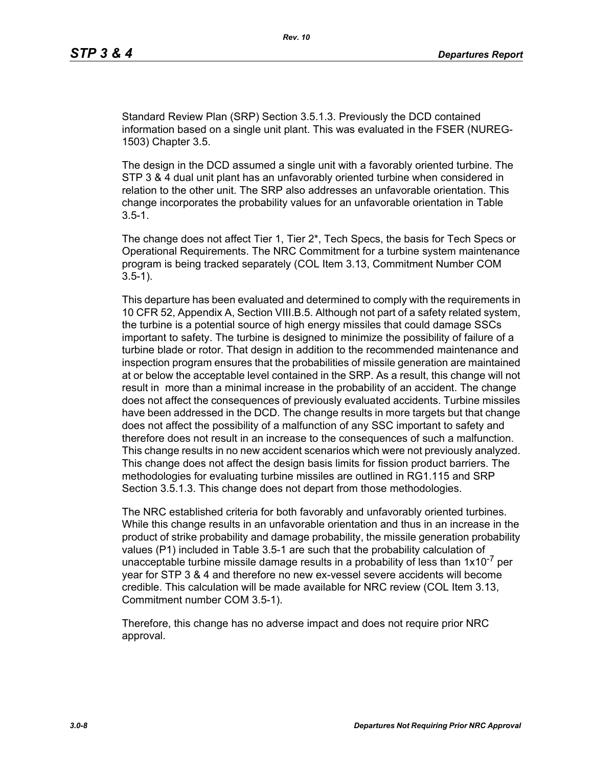Standard Review Plan (SRP) Section 3.5.1.3. Previously the DCD contained information based on a single unit plant. This was evaluated in the FSER (NUREG-1503) Chapter 3.5.

The design in the DCD assumed a single unit with a favorably oriented turbine. The STP 3 & 4 dual unit plant has an unfavorably oriented turbine when considered in relation to the other unit. The SRP also addresses an unfavorable orientation. This change incorporates the probability values for an unfavorable orientation in Table 3.5-1.

The change does not affect Tier 1, Tier 2*, Tech Specs, the basis for Tech Specs or Operational Requirements. The NRC Commitment for a turbine system maintenance program is being tracked separately (COL Item 3.13, Commitment Number COM 3.5-1).

This departure has been evaluated and determined to comply with the requirements in 10 CFR 52, Appendix A, Section VIII.B.5. Although not part of a safety related system, the turbine is a potential source of high energy missiles that could damage SSCs important to safety. The turbine is designed to minimize the possibility of failure of a turbine blade or rotor. That design in addition to the recommended maintenance and inspection program ensures that the probabilities of missile generation are maintained at or below the acceptable level contained in the SRP. As a result, this change will not result in more than a minimal increase in the probability of an accident. The change does not affect the consequences of previously evaluated accidents. Turbine missiles have been addressed in the DCD. The change results in more targets but that change does not affect the possibility of a malfunction of any SSC important to safety and therefore does not result in an increase to the consequences of such a malfunction. This change results in no new accident scenarios which were not previously analyzed. This change does not affect the design basis limits for fission product barriers. The methodologies for evaluating turbine missiles are outlined in RG1.115 and SRP Section 3.5.1.3. This change does not depart from those methodologies.

The NRC established criteria for both favorably and unfavorably oriented turbines. While this change results in an unfavorable orientation and thus in an increase in the product of strike probability and damage probability, the missile generation probability values (P1) included in Table 3.5-1 are such that the probability calculation of unacceptable turbine missile damage results in a probability of less than $1 \times 10^{-7}$ per year for STP 3 & 4 and therefore no new ex-vessel severe accidents will become credible. This calculation will be made available for NRC review (COL Item 3.13, Commitment number COM 3.5-1).

Therefore, this change has no adverse impact and does not require prior NRC approval.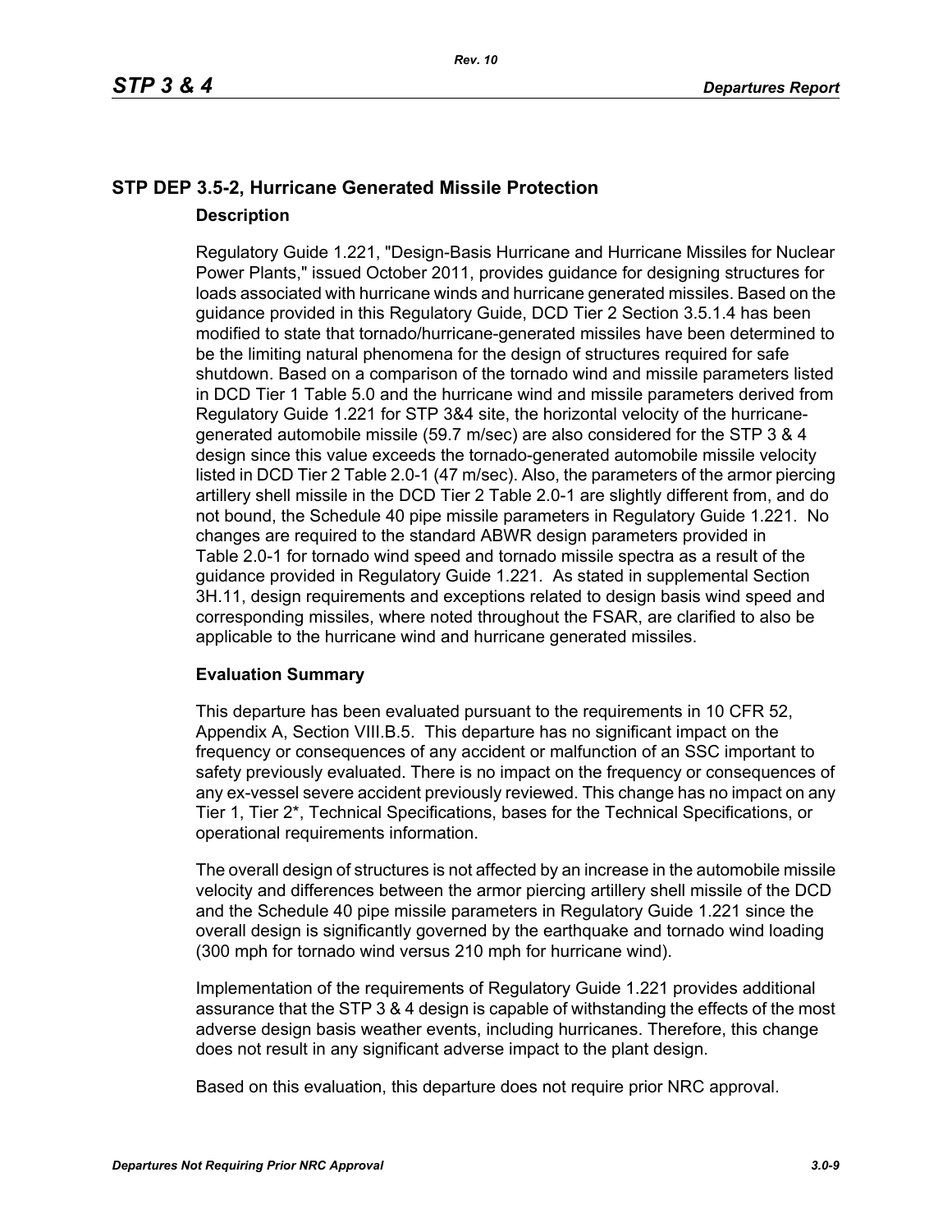## STP DEP 3.5-2, Hurricane Generated Missile Protection

### Description

Regulatory Guide 1.221, "Design-Basis Hurricane and Hurricane Missiles for Nuclear Power Plants," issued October 2011, provides guidance for designing structures for loads associated with hurricane winds and hurricane generated missiles. Based on the guidance provided in this Regulatory Guide, DCD Tier 2 Section 3.5.1.4 has been modified to state that tornado/hurricane-generated missiles have been determined to be the limiting natural phenomena for the design of structures required for safe shutdown. Based on a comparison of the tornado wind and missile parameters listed in DCD Tier 1 Table 5.0 and the hurricane wind and missile parameters derived from Regulatory Guide 1.221 for STP 3&4 site, the horizontal velocity of the hurricane-generated automobile missile (59.7 m/sec) are also considered for the STP 3 & 4 design since this value exceeds the tornado-generated automobile missile velocity listed in DCD Tier 2 Table 2.0-1 (47 m/sec). Also, the parameters of the armor piercing artillery shell missile in the DCD Tier 2 Table 2.0-1 are slightly different from, and do not bound, the Schedule 40 pipe missile parameters in Regulatory Guide 1.221. No changes are required to the standard ABWR design parameters provided in Table 2.0-1 for tornado wind speed and tornado missile spectra as a result of the guidance provided in Regulatory Guide 1.221. As stated in supplemental Section 3H.11, design requirements and exceptions related to design basis wind speed and corresponding missiles, where noted throughout the FSAR, are clarified to also be applicable to the hurricane wind and hurricane generated missiles.

### Evaluation Summary

This departure has been evaluated pursuant to the requirements in 10 CFR 52, Appendix A, Section VIII.B.5. This departure has no significant impact on the frequency or consequences of any accident or malfunction of an SSC important to safety previously evaluated. There is no impact on the frequency or consequences of any ex-vessel severe accident previously reviewed. This change has no impact on any Tier 1, Tier 2*, Technical Specifications, bases for the Technical Specifications, or operational requirements information.

The overall design of structures is not affected by an increase in the automobile missile velocity and differences between the armor piercing artillery shell missile of the DCD and the Schedule 40 pipe missile parameters in Regulatory Guide 1.221 since the overall design is significantly governed by the earthquake and tornado wind loading (300 mph for tornado wind versus 210 mph for hurricane wind).

Implementation of the requirements of Regulatory Guide 1.221 provides additional assurance that the STP 3 & 4 design is capable of withstanding the effects of the most adverse design basis weather events, including hurricanes. Therefore, this change does not result in any significant adverse impact to the plant design.

Based on this evaluation, this departure does not require prior NRC approval.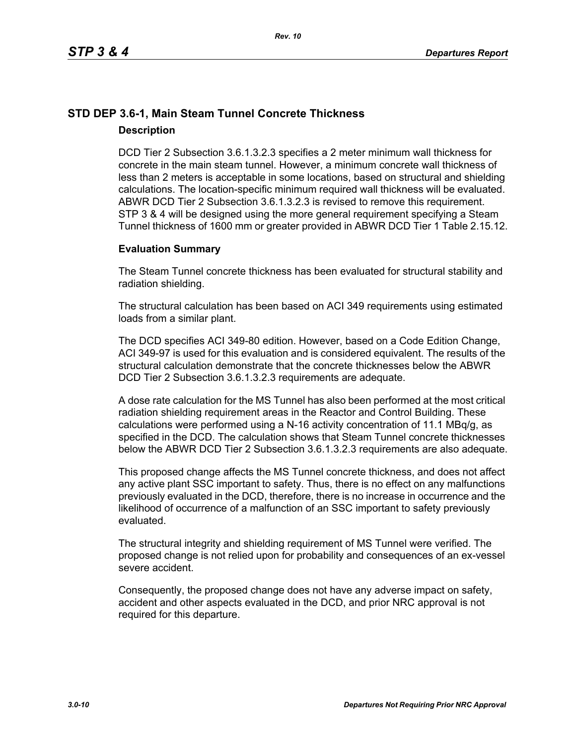## STD DEP 3.6-1, Main Steam Tunnel Concrete Thickness

### Description

DCD Tier 2 Subsection 3.6.1.3.2.3 specifies a 2 meter minimum wall thickness for concrete in the main steam tunnel. However, a minimum concrete wall thickness of less than 2 meters is acceptable in some locations, based on structural and shielding calculations. The location-specific minimum required wall thickness will be evaluated. ABWR DCD Tier 2 Subsection 3.6.1.3.2.3 is revised to remove this requirement. STP 3 & 4 will be designed using the more general requirement specifying a Steam Tunnel thickness of 1600 mm or greater provided in ABWR DCD Tier 1 Table 2.15.12.

### Evaluation Summary

The Steam Tunnel concrete thickness has been evaluated for structural stability and radiation shielding.

The structural calculation has been based on ACI 349 requirements using estimated loads from a similar plant.

The DCD specifies ACI 349-80 edition. However, based on a Code Edition Change, ACI 349-97 is used for this evaluation and is considered equivalent. The results of the structural calculation demonstrate that the concrete thicknesses below the ABWR DCD Tier 2 Subsection 3.6.1.3.2.3 requirements are adequate.

A dose rate calculation for the MS Tunnel has also been performed at the most critical radiation shielding requirement areas in the Reactor and Control Building. These calculations were performed using a N-16 activity concentration of 11.1 MBq/g, as specified in the DCD. The calculation shows that Steam Tunnel concrete thicknesses below the ABWR DCD Tier 2 Subsection 3.6.1.3.2.3 requirements are also adequate.

This proposed change affects the MS Tunnel concrete thickness, and does not affect any active plant SSC important to safety. Thus, there is no effect on any malfunctions previously evaluated in the DCD, therefore, there is no increase in occurrence and the likelihood of occurrence of a malfunction of an SSC important to safety previously evaluated.

The structural integrity and shielding requirement of MS Tunnel were verified. The proposed change is not relied upon for probability and consequences of an ex-vessel severe accident.

Consequently, the proposed change does not have any adverse impact on safety, accident and other aspects evaluated in the DCD, and prior NRC approval is not required for this departure.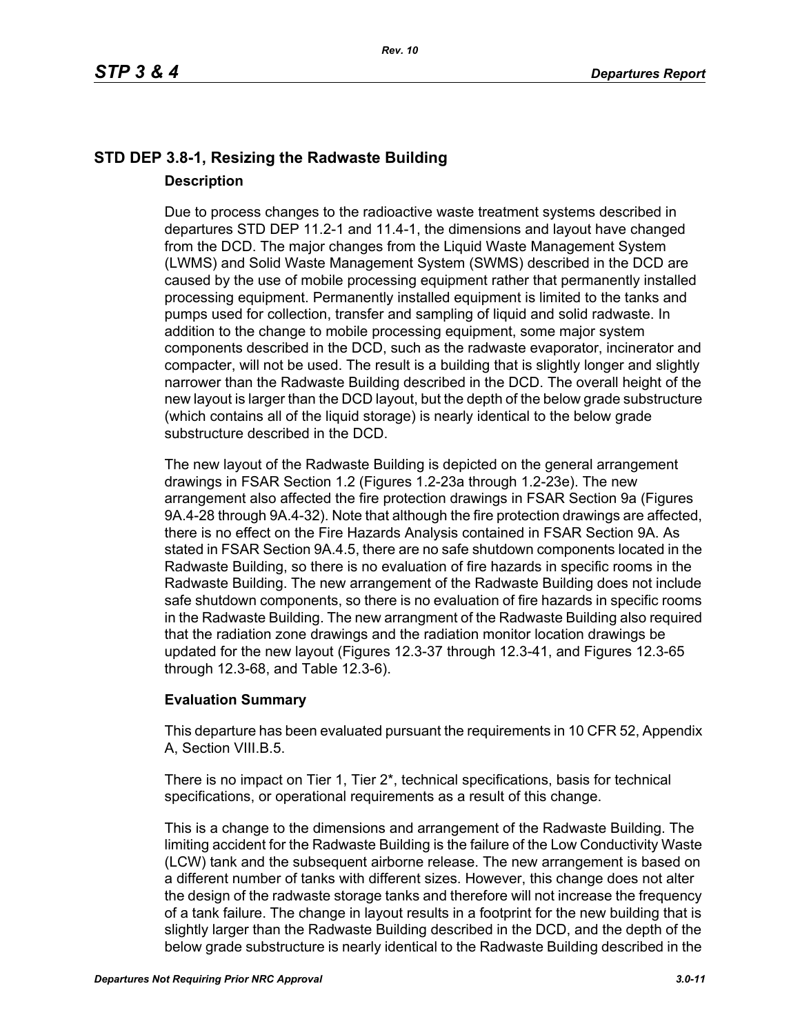## STD DEP 3.8-1, Resizing the Radwaste Building

### Description

Due to process changes to the radioactive waste treatment systems described in departures STD DEP 11.2-1 and 11.4-1, the dimensions and layout have changed from the DCD. The major changes from the Liquid Waste Management System (LWMS) and Solid Waste Management System (SWMS) described in the DCD are caused by the use of mobile processing equipment rather that permanently installed processing equipment. Permanently installed equipment is limited to the tanks and pumps used for collection, transfer and sampling of liquid and solid radwaste. In addition to the change to mobile processing equipment, some major system components described in the DCD, such as the radwaste evaporator, incinerator and compacter, will not be used. The result is a building that is slightly longer and slightly narrower than the Radwaste Building described in the DCD. The overall height of the new layout is larger than the DCD layout, but the depth of the below grade substructure (which contains all of the liquid storage) is nearly identical to the below grade substructure described in the DCD.

The new layout of the Radwaste Building is depicted on the general arrangement drawings in FSAR Section 1.2 (Figures 1.2-23a through 1.2-23e). The new arrangement also affected the fire protection drawings in FSAR Section 9a (Figures 9A.4-28 through 9A.4-32). Note that although the fire protection drawings are affected, there is no effect on the Fire Hazards Analysis contained in FSAR Section 9A. As stated in FSAR Section 9A.4.5, there are no safe shutdown components located in the Radwaste Building, so there is no evaluation of fire hazards in specific rooms in the Radwaste Building. The new arrangement of the Radwaste Building does not include safe shutdown components, so there is no evaluation of fire hazards in specific rooms in the Radwaste Building. The new arrangment of the Radwaste Building also required that the radiation zone drawings and the radiation monitor location drawings be updated for the new layout (Figures 12.3-37 through 12.3-41, and Figures 12.3-65 through 12.3-68, and Table 12.3-6).

### Evaluation Summary

This departure has been evaluated pursuant the requirements in 10 CFR 52, Appendix A, Section VIII.B.5.

There is no impact on Tier 1, Tier 2*, technical specifications, basis for technical specifications, or operational requirements as a result of this change.

This is a change to the dimensions and arrangement of the Radwaste Building. The limiting accident for the Radwaste Building is the failure of the Low Conductivity Waste (LCW) tank and the subsequent airborne release. The new arrangement is based on a different number of tanks with different sizes. However, this change does not alter the design of the radwaste storage tanks and therefore will not increase the frequency of a tank failure. The change in layout results in a footprint for the new building that is slightly larger than the Radwaste Building described in the DCD, and the depth of the below grade substructure is nearly identical to the Radwaste Building described in the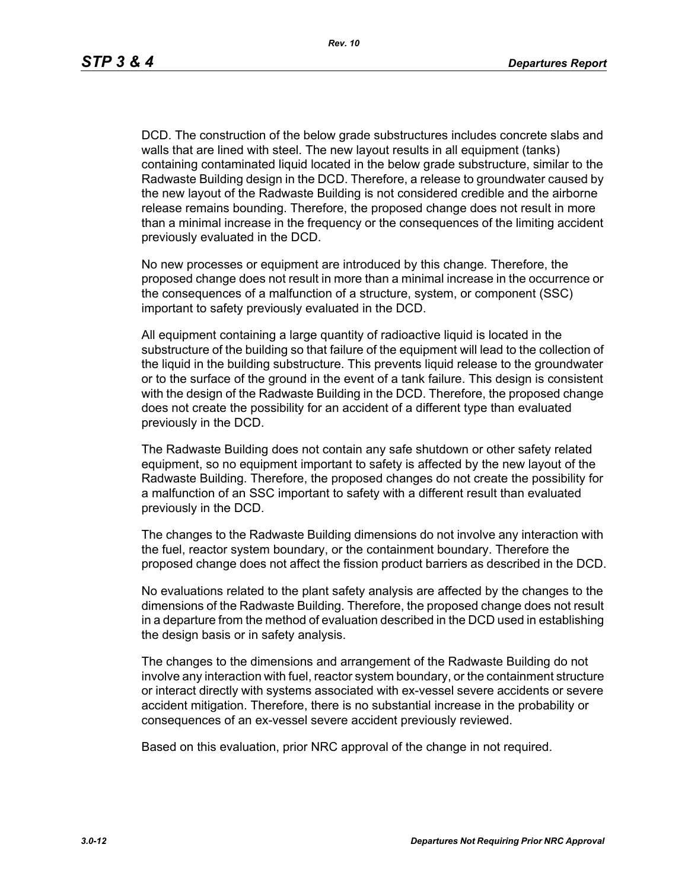DCD. The construction of the below grade substructures includes concrete slabs and walls that are lined with steel. The new layout results in all equipment (tanks) containing contaminated liquid located in the below grade substructure, similar to the Radwaste Building design in the DCD. Therefore, a release to groundwater caused by the new layout of the Radwaste Building is not considered credible and the airborne release remains bounding. Therefore, the proposed change does not result in more than a minimal increase in the frequency or the consequences of the limiting accident previously evaluated in the DCD.

No new processes or equipment are introduced by this change. Therefore, the proposed change does not result in more than a minimal increase in the occurrence or the consequences of a malfunction of a structure, system, or component (SSC) important to safety previously evaluated in the DCD.

All equipment containing a large quantity of radioactive liquid is located in the substructure of the building so that failure of the equipment will lead to the collection of the liquid in the building substructure. This prevents liquid release to the groundwater or to the surface of the ground in the event of a tank failure. This design is consistent with the design of the Radwaste Building in the DCD. Therefore, the proposed change does not create the possibility for an accident of a different type than evaluated previously in the DCD.

The Radwaste Building does not contain any safe shutdown or other safety related equipment, so no equipment important to safety is affected by the new layout of the Radwaste Building. Therefore, the proposed changes do not create the possibility for a malfunction of an SSC important to safety with a different result than evaluated previously in the DCD.

The changes to the Radwaste Building dimensions do not involve any interaction with the fuel, reactor system boundary, or the containment boundary. Therefore the proposed change does not affect the fission product barriers as described in the DCD.

No evaluations related to the plant safety analysis are affected by the changes to the dimensions of the Radwaste Building. Therefore, the proposed change does not result in a departure from the method of evaluation described in the DCD used in establishing the design basis or in safety analysis.

The changes to the dimensions and arrangement of the Radwaste Building do not involve any interaction with fuel, reactor system boundary, or the containment structure or interact directly with systems associated with ex-vessel severe accidents or severe accident mitigation. Therefore, there is no substantial increase in the probability or consequences of an ex-vessel severe accident previously reviewed.

Based on this evaluation, prior NRC approval of the change in not required.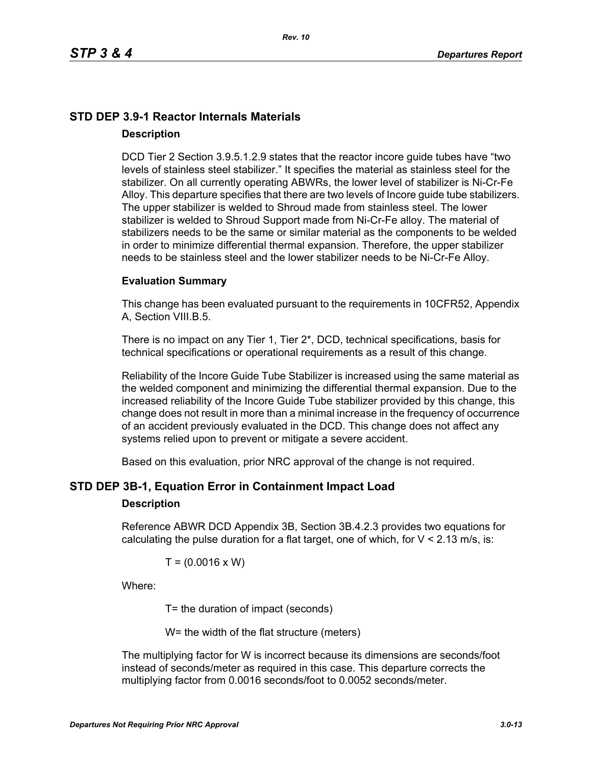## STD DEP 3.9-1 Reactor Internals Materials

### Description

DCD Tier 2 Section 3.9.5.1.2.9 states that the reactor incore guide tubes have “two levels of stainless steel stabilizer.” It specifies the material as stainless steel for the stabilizer. On all currently operating ABWRs, the lower level of stabilizer is Ni-Cr-Fe Alloy. This departure specifies that there are two levels of Incore guide tube stabilizers. The upper stabilizer is welded to Shroud made from stainless steel. The lower stabilizer is welded to Shroud Support made from Ni-Cr-Fe alloy. The material of stabilizers needs to be the same or similar material as the components to be welded in order to minimize differential thermal expansion. Therefore, the upper stabilizer needs to be stainless steel and the lower stabilizer needs to be Ni-Cr-Fe Alloy.

### Evaluation Summary

This change has been evaluated pursuant to the requirements in 10CFR52, Appendix A, Section VIII.B.5.

There is no impact on any Tier 1, Tier 2*, DCD, technical specifications, basis for technical specifications or operational requirements as a result of this change.

Reliability of the Incore Guide Tube Stabilizer is increased using the same material as the welded component and minimizing the differential thermal expansion. Due to the increased reliability of the Incore Guide Tube stabilizer provided by this change, this change does not result in more than a minimal increase in the frequency of occurrence of an accident previously evaluated in the DCD. This change does not affect any systems relied upon to prevent or mitigate a severe accident.

Based on this evaluation, prior NRC approval of the change is not required.

## STD DEP 3B-1, Equation Error in Containment Impact Load

### Description

Reference ABWR DCD Appendix 3B, Section 3B.4.2.3 provides two equations for calculating the pulse duration for a flat target, one of which, for $V < 2.13$ m/s, is:

$$T = (0.0016 \times W)$$

Where:

T= the duration of impact (seconds)

W= the width of the flat structure (meters)

The multiplying factor for W is incorrect because its dimensions are seconds/foot instead of seconds/meter as required in this case. This departure corrects the multiplying factor from 0.0016 seconds/foot to 0.0052 seconds/meter.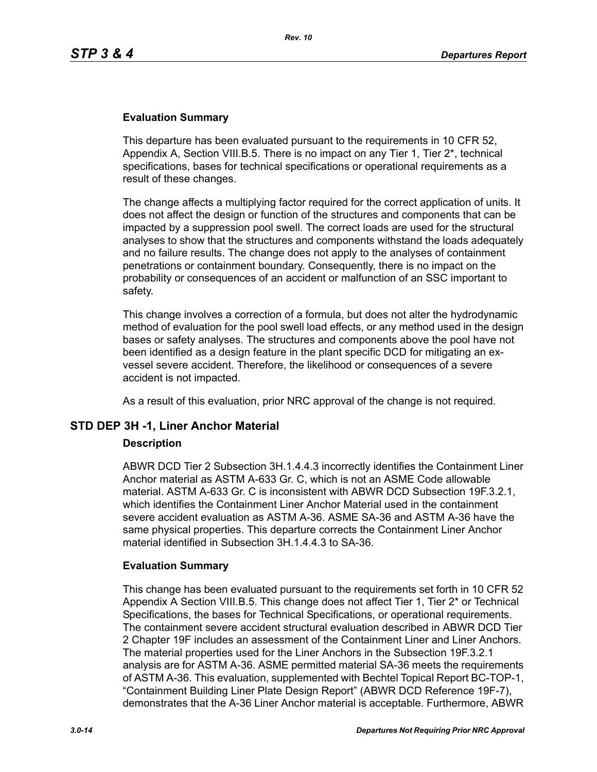#### Evaluation Summary

This departure has been evaluated pursuant to the requirements in 10 CFR 52, Appendix A, Section VIII.B.5. There is no impact on any Tier 1, Tier 2*, technical specifications, bases for technical specifications or operational requirements as a result of these changes.

The change affects a multiplying factor required for the correct application of units. It does not affect the design or function of the structures and components that can be impacted by a suppression pool swell. The correct loads are used for the structural analyses to show that the structures and components withstand the loads adequately and no failure results. The change does not apply to the analyses of containment penetrations or containment boundary. Consequently, there is no impact on the probability or consequences of an accident or malfunction of an SSC important to safety.

This change involves a correction of a formula, but does not alter the hydrodynamic method of evaluation for the pool swell load effects, or any method used in the design bases or safety analyses. The structures and components above the pool have not been identified as a design feature in the plant specific DCD for mitigating an ex-vessel severe accident. Therefore, the likelihood or consequences of a severe accident is not impacted.

As a result of this evaluation, prior NRC approval of the change is not required.

### STD DEP 3H -1, Liner Anchor Material

#### Description

ABWR DCD Tier 2 Subsection 3H.1.4.4.3 incorrectly identifies the Containment Liner Anchor material as ASTM A-633 Gr. C, which is not an ASME Code allowable material. ASTM A-633 Gr. C is inconsistent with ABWR DCD Subsection 19F.3.2.1, which identifies the Containment Liner Anchor Material used in the containment severe accident evaluation as ASTM A-36. ASME SA-36 and ASTM A-36 have the same physical properties. This departure corrects the Containment Liner Anchor material identified in Subsection 3H.1.4.4.3 to SA-36.

#### Evaluation Summary

This change has been evaluated pursuant to the requirements set forth in 10 CFR 52 Appendix A Section VIII.B.5. This change does not affect Tier 1, Tier 2* or Technical Specifications, the bases for Technical Specifications, or operational requirements. The containment severe accident structural evaluation described in ABWR DCD Tier 2 Chapter 19F includes an assessment of the Containment Liner and Liner Anchors. The material properties used for the Liner Anchors in the Subsection 19F.3.2.1 analysis are for ASTM A-36. ASME permitted material SA-36 meets the requirements of ASTM A-36. This evaluation, supplemented with Bechtel Topical Report BC-TOP-1, “Containment Building Liner Plate Design Report” (ABWR DCD Reference 19F-7), demonstrates that the A-36 Liner Anchor material is acceptable. Furthermore, ABWR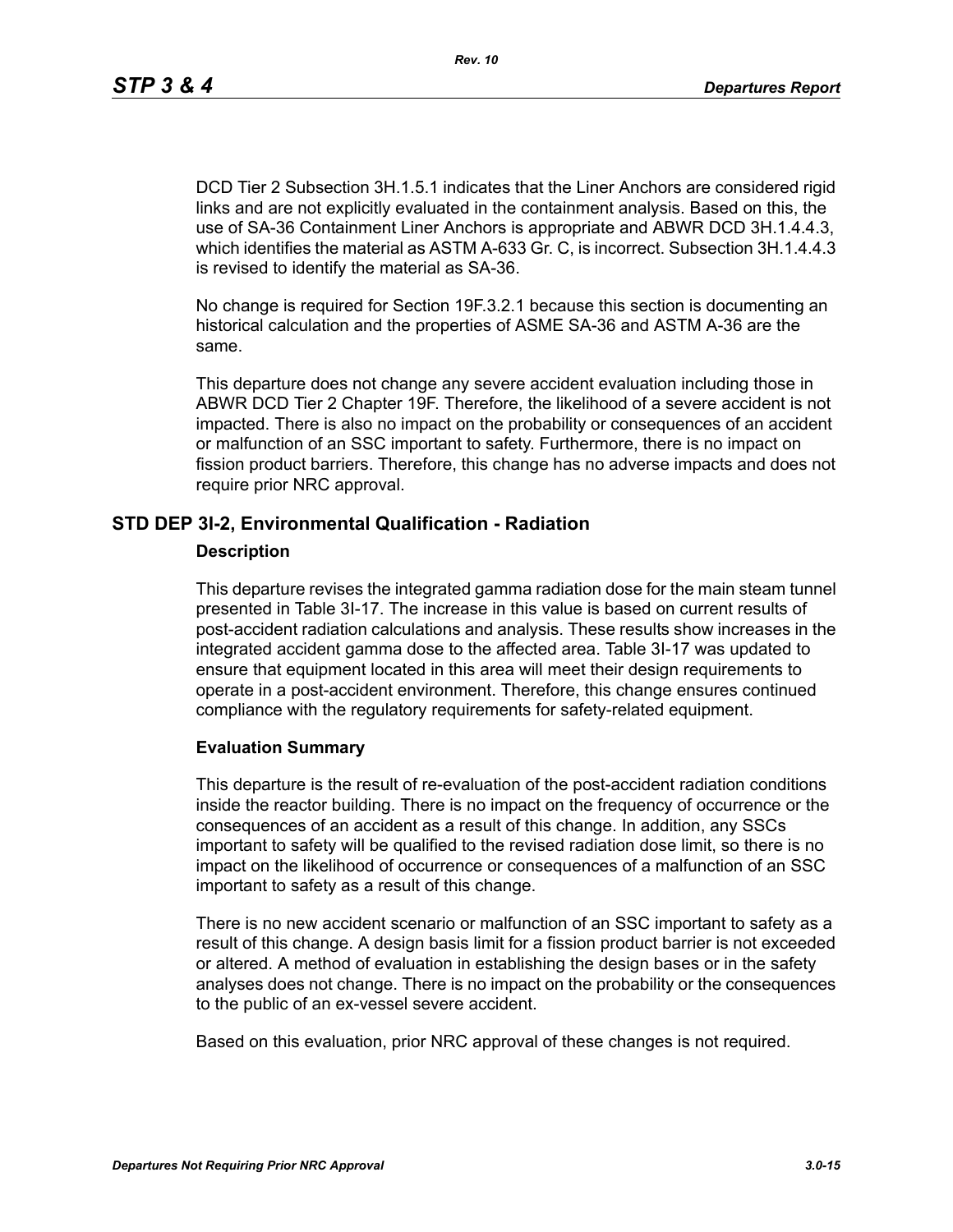DCD Tier 2 Subsection 3H.1.5.1 indicates that the Liner Anchors are considered rigid links and are not explicitly evaluated in the containment analysis. Based on this, the use of SA-36 Containment Liner Anchors is appropriate and ABWR DCD 3H.1.4.4.3, which identifies the material as ASTM A-633 Gr. C, is incorrect. Subsection 3H.1.4.4.3 is revised to identify the material as SA-36.

No change is required for Section 19F.3.2.1 because this section is documenting an historical calculation and the properties of ASME SA-36 and ASTM A-36 are the same.

This departure does not change any severe accident evaluation including those in ABWR DCD Tier 2 Chapter 19F. Therefore, the likelihood of a severe accident is not impacted. There is also no impact on the probability or consequences of an accident or malfunction of an SSC important to safety. Furthermore, there is no impact on fission product barriers. Therefore, this change has no adverse impacts and does not require prior NRC approval.

## STD DEP 3I-2, Environmental Qualification - Radiation

### Description

This departure revises the integrated gamma radiation dose for the main steam tunnel presented in Table 3I-17. The increase in this value is based on current results of post-accident radiation calculations and analysis. These results show increases in the integrated accident gamma dose to the affected area. Table 3I-17 was updated to ensure that equipment located in this area will meet their design requirements to operate in a post-accident environment. Therefore, this change ensures continued compliance with the regulatory requirements for safety-related equipment.

### Evaluation Summary

This departure is the result of re-evaluation of the post-accident radiation conditions inside the reactor building. There is no impact on the frequency of occurrence or the consequences of an accident as a result of this change. In addition, any SSCs important to safety will be qualified to the revised radiation dose limit, so there is no impact on the likelihood of occurrence or consequences of a malfunction of an SSC important to safety as a result of this change.

There is no new accident scenario or malfunction of an SSC important to safety as a result of this change. A design basis limit for a fission product barrier is not exceeded or altered. A method of evaluation in establishing the design bases or in the safety analyses does not change. There is no impact on the probability or the consequences to the public of an ex-vessel severe accident.

Based on this evaluation, prior NRC approval of these changes is not required.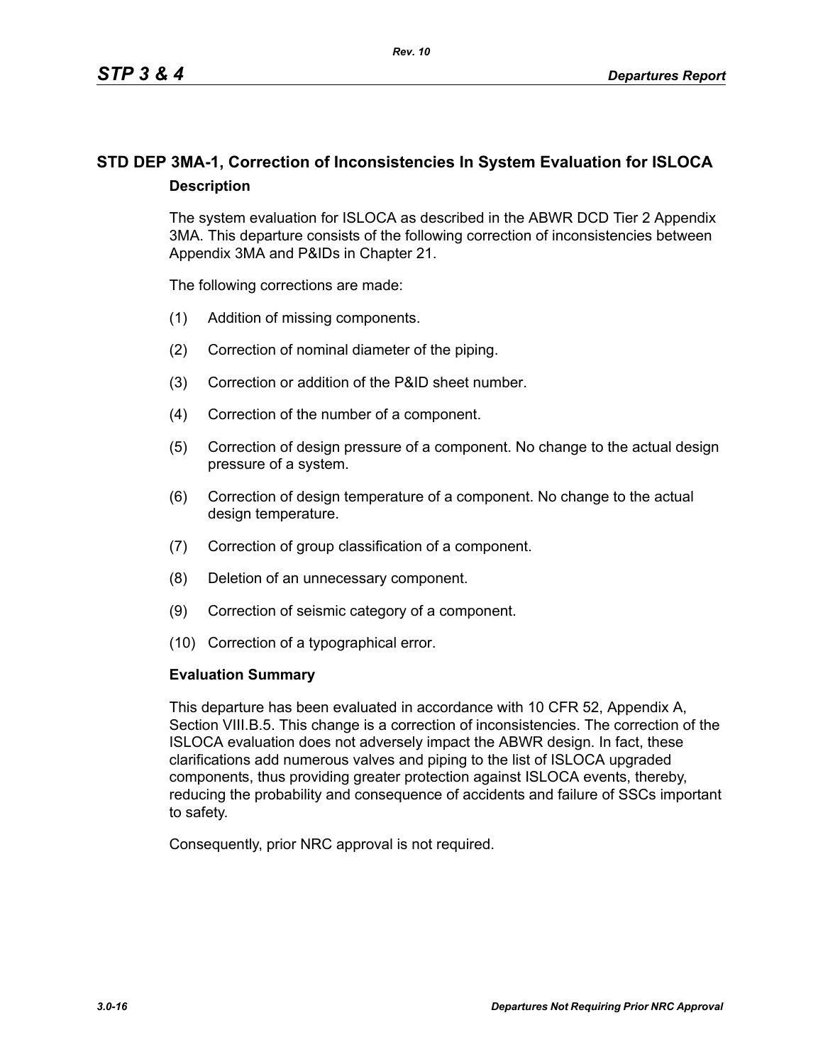## STD DEP 3MA-1, Correction of Inconsistencies In System Evaluation for ISLOCA

### Description

The system evaluation for ISLOCA as described in the ABWR DCD Tier 2 Appendix 3MA. This departure consists of the following correction of inconsistencies between Appendix 3MA and P&IDs in Chapter 21.

The following corrections are made:

(1) Addition of missing components.

(2) Correction of nominal diameter of the piping.

(3) Correction or addition of the P&ID sheet number.

(4) Correction of the number of a component.

(5) Correction of design pressure of a component. No change to the actual design pressure of a system.

(6) Correction of design temperature of a component. No change to the actual design temperature.

(7) Correction of group classification of a component.

(8) Deletion of an unnecessary component.

(9) Correction of seismic category of a component.

(10) Correction of a typographical error.

### Evaluation Summary

This departure has been evaluated in accordance with 10 CFR 52, Appendix A, Section VIII.B.5. This change is a correction of inconsistencies. The correction of the ISLOCA evaluation does not adversely impact the ABWR design. In fact, these clarifications add numerous valves and piping to the list of ISLOCA upgraded components, thus providing greater protection against ISLOCA events, thereby, reducing the probability and consequence of accidents and failure of SSCs important to safety.

Consequently, prior NRC approval is not required.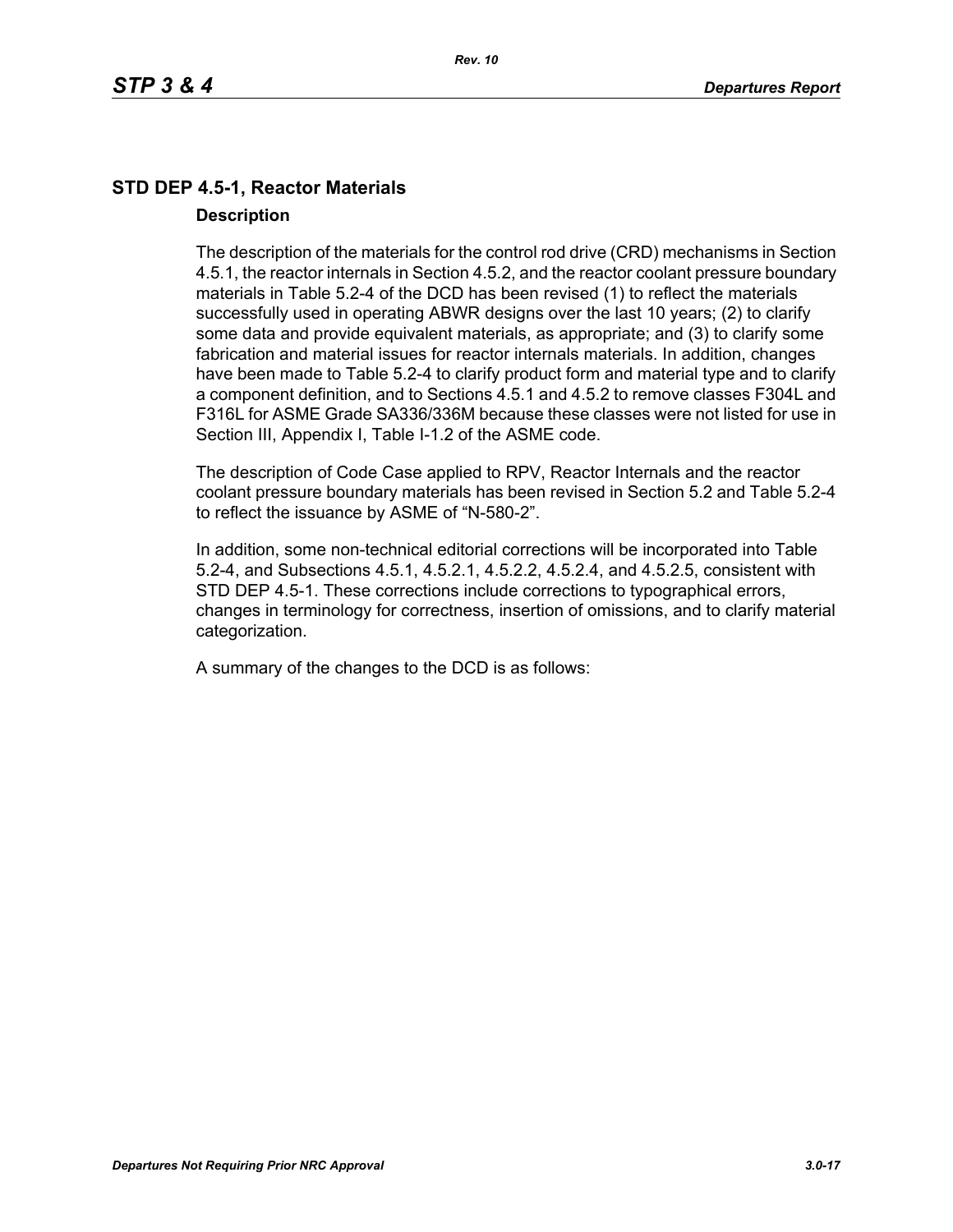## STD DEP 4.5-1, Reactor Materials

### Description

The description of the materials for the control rod drive (CRD) mechanisms in Section 4.5.1, the reactor internals in Section 4.5.2, and the reactor coolant pressure boundary materials in Table 5.2-4 of the DCD has been revised (1) to reflect the materials successfully used in operating ABWR designs over the last 10 years; (2) to clarify some data and provide equivalent materials, as appropriate; and (3) to clarify some fabrication and material issues for reactor internals materials. In addition, changes have been made to Table 5.2-4 to clarify product form and material type and to clarify a component definition, and to Sections 4.5.1 and 4.5.2 to remove classes F304L and F316L for ASME Grade SA336/336M because these classes were not listed for use in Section III, Appendix I, Table I-1.2 of the ASME code.

The description of Code Case applied to RPV, Reactor Internals and the reactor coolant pressure boundary materials has been revised in Section 5.2 and Table 5.2-4 to reflect the issuance by ASME of "N-580-2".

In addition, some non-technical editorial corrections will be incorporated into Table 5.2-4, and Subsections 4.5.1, 4.5.2.1, 4.5.2.2, 4.5.2.4, and 4.5.2.5, consistent with STD DEP 4.5-1. These corrections include corrections to typographical errors, changes in terminology for correctness, insertion of omissions, and to clarify material categorization.

A summary of the changes to the DCD is as follows: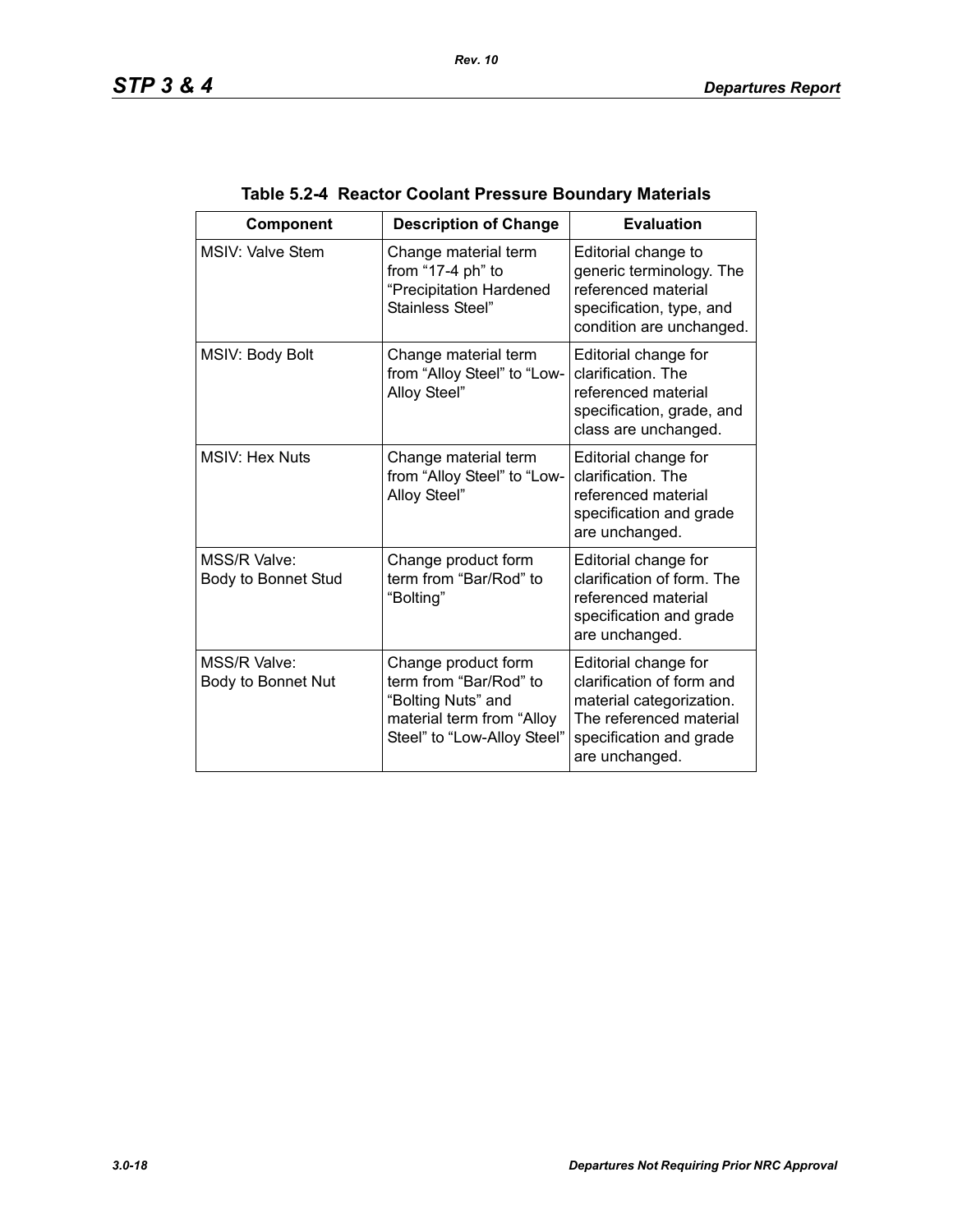**Table 5.2-4 Reactor Coolant Pressure Boundary Materials**

| Component | Description of Change | Evaluation |
|---|---|---|
| MSIV: Valve Stem | Change material term from "17-4 ph" to "Precipitation Hardened Stainless Steel" | Editorial change to generic terminology. The referenced material specification, type, and condition are unchanged. |
| MSIV: Body Bolt | Change material term from "Alloy Steel" to "Low-Alloy Steel" | Editorial change for clarification. The referenced material specification, grade, and class are unchanged. |
| MSIV: Hex Nuts | Change material term from "Alloy Steel" to "Low-Alloy Steel" | Editorial change for clarification. The referenced material specification and grade are unchanged. |
| MSS/R Valve: Body to Bonnet Stud | Change product form term from "Bar/Rod" to "Bolting" | Editorial change for clarification of form. The referenced material specification and grade are unchanged. |
| MSS/R Valve: Body to Bonnet Nut | Change product form term from "Bar/Rod" to "Bolting Nuts" and material term from "Alloy Steel" to "Low-Alloy Steel" | Editorial change for clarification of form and material categorization. The referenced material specification and grade are unchanged. |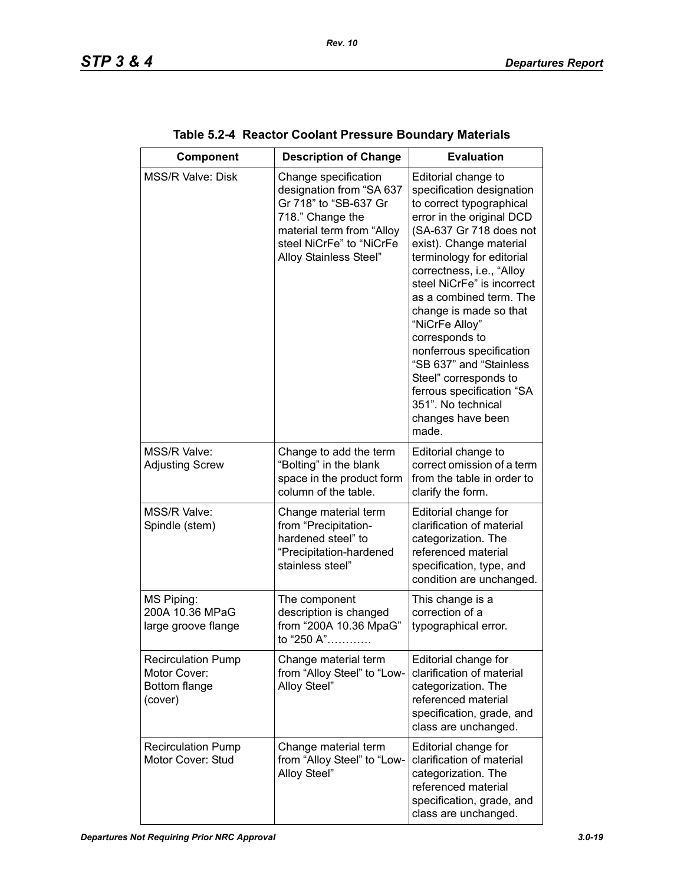**Table 5.2-4 Reactor Coolant Pressure Boundary Materials**

| Component | Description of Change | Evaluation |
|---|---|---|
| MSS/R Valve: Disk | Change specification designation from "SA 637 Gr 718" to "SB-637 Gr 718." Change the material term from "Alloy steel NiCrFe" to "NiCrFe Alloy Stainless Steel" | Editorial change to specification designation to correct typographical error in the original DCD (SA-637 Gr 718 does not exist). Change material terminology for editorial correctness, i.e., "Alloy steel NiCrFe" is incorrect as a combined term. The change is made so that "NiCrFe Alloy" corresponds to nonferrous specification "SB 637" and "Stainless Steel" corresponds to ferrous specification "SA 351". No technical changes have been made. |
| MSS/R Valve: Adjusting Screw | Change to add the term "Bolting" in the blank space in the product form column of the table. | Editorial change to correct omission of a term from the table in order to clarify the form. |
| MSS/R Valve: Spindle (stem) | Change material term from "Precipitation-hardened steel" to "Precipitation-hardened stainless steel" | Editorial change for clarification of material categorization. The referenced material specification, type, and condition are unchanged. |
| MS Piping: 200A 10.36 MPaG large groove flange | The component description is changed from "200A 10.36 MpaG" to "250 A"………… | This change is a correction of a typographical error. |
| Recirculation Pump Motor Cover: Bottom flange (cover) | Change material term from "Alloy Steel" to "Low-Alloy Steel" | Editorial change for clarification of material categorization. The referenced material specification, grade, and class are unchanged. |
| Recirculation Pump Motor Cover: Stud | Change material term from "Alloy Steel" to "Low-Alloy Steel" | Editorial change for clarification of material categorization. The referenced material specification, grade, and class are unchanged. |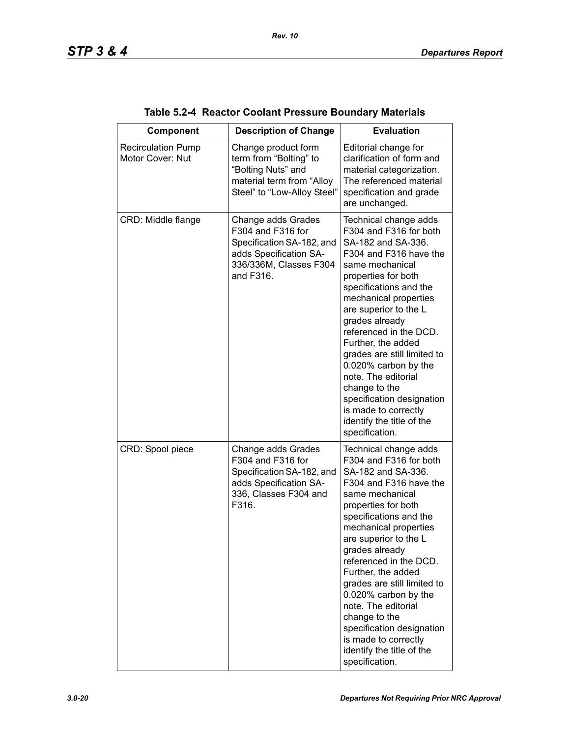**Table 5.2-4 Reactor Coolant Pressure Boundary Materials**

| Component | Description of Change | Evaluation |
|---|---|---|
| Recirculation Pump Motor Cover: Nut | Change product form term from “Bolting” to “Bolting Nuts” and material term from “Alloy Steel” to “Low-Alloy Steel” | Editorial change for clarification of form and material categorization. The referenced material specification and grade are unchanged. |
| CRD: Middle flange | Change adds Grades F304 and F316 for Specification SA-182, and adds Specification SA-336/336M, Classes F304 and F316. | Technical change adds F304 and F316 for both SA-182 and SA-336. F304 and F316 have the same mechanical properties for both specifications and the mechanical properties are superior to the L grades already referenced in the DCD. Further, the added grades are still limited to 0.020% carbon by the note. The editorial change to the specification designation is made to correctly identify the title of the specification. |
| CRD: Spool piece | Change adds Grades F304 and F316 for Specification SA-182, and adds Specification SA-336, Classes F304 and F316. | Technical change adds F304 and F316 for both SA-182 and SA-336. F304 and F316 have the same mechanical properties for both specifications and the mechanical properties are superior to the L grades already referenced in the DCD. Further, the added grades are still limited to 0.020% carbon by the note. The editorial change to the specification designation is made to correctly identify the title of the specification. |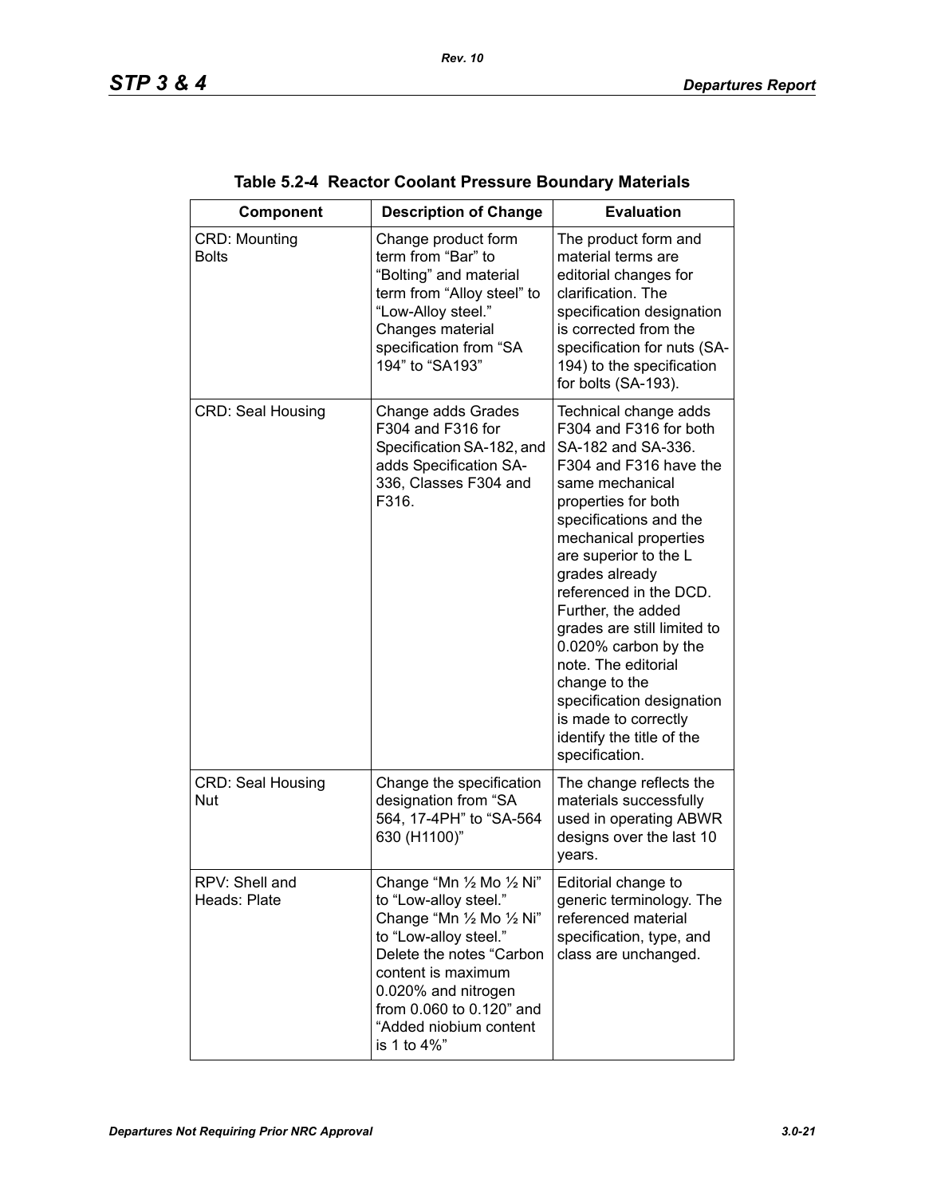**Table 5.2-4 Reactor Coolant Pressure Boundary Materials**

| Component | Description of Change | Evaluation |
|---|---|---|
| CRD: Mounting Bolts | Change product form term from "Bar" to "Bolting" and material term from "Alloy steel" to "Low-Alloy steel." Changes material specification from "SA 194" to "SA193" | The product form and material terms are editorial changes for clarification. The specification designation is corrected from the specification for nuts (SA-194) to the specification for bolts (SA-193). |
| CRD: Seal Housing | Change adds Grades F304 and F316 for Specification SA-182, and adds Specification SA-336, Classes F304 and F316. | Technical change adds F304 and F316 for both SA-182 and SA-336. F304 and F316 have the same mechanical properties for both specifications and the mechanical properties are superior to the L grades already referenced in the DCD. Further, the added grades are still limited to 0.020% carbon by the note. The editorial change to the specification designation is made to correctly identify the title of the specification. |
| CRD: Seal Housing Nut | Change the specification designation from "SA 564, 17-4PH" to "SA-564 630 (H1100)" | The change reflects the materials successfully used in operating ABWR designs over the last 10 years. |
| RPV: Shell and Heads: Plate | Change "Mn ½ Mo ½ Ni" to "Low-alloy steel." Change "Mn ½ Mo ½ Ni" to "Low-alloy steel." Delete the notes "Carbon content is maximum 0.020% and nitrogen from 0.060 to 0.120" and "Added niobium content is 1 to 4%" | Editorial change to generic terminology. The referenced material specification, type, and class are unchanged. |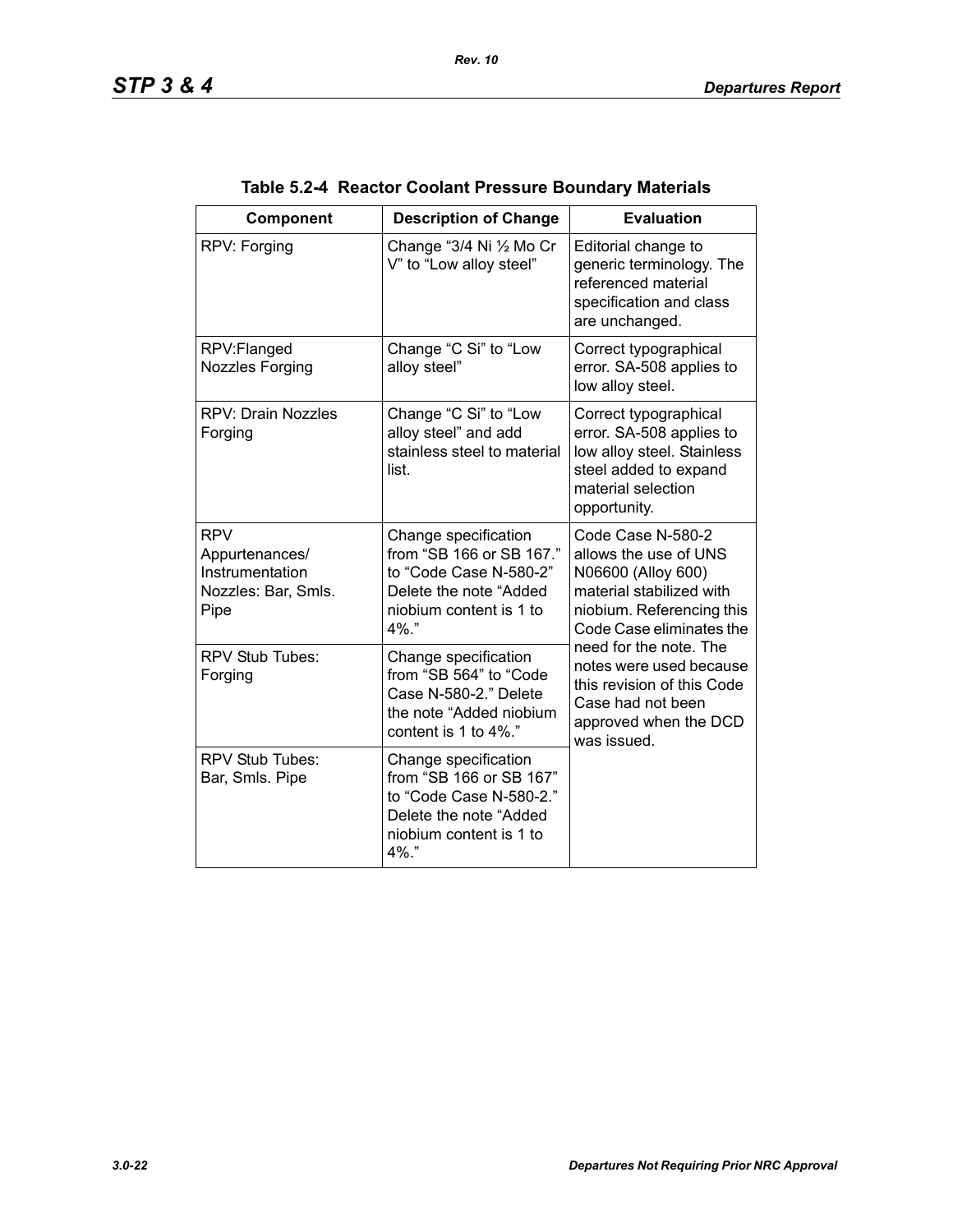**Table 5.2-4 Reactor Coolant Pressure Boundary Materials**

| Component | Description of Change | Evaluation |
|---|---|---|
| RPV: Forging | Change "3/4 Ni ½ Mo Cr V" to "Low alloy steel" | Editorial change to generic terminology. The referenced material specification and class are unchanged. |
| RPV:Flanged Nozzles Forging | Change "C Si" to "Low alloy steel" | Correct typographical error. SA-508 applies to low alloy steel. |
| RPV: Drain Nozzles Forging | Change "C Si" to "Low alloy steel" and add stainless steel to material list. | Correct typographical error. SA-508 applies to low alloy steel. Stainless steel added to expand material selection opportunity. |
| RPV Appurtenances/ Instrumentation Nozzles: Bar, Smls. Pipe | Change specification from "SB 166 or SB 167." to "Code Case N-580-2" Delete the note "Added niobium content is 1 to 4%." | Code Case N-580-2 allows the use of UNS N06600 (Alloy 600) material stabilized with niobium. Referencing this Code Case eliminates the need for the note. The notes were used because this revision of this Code Case had not been approved when the DCD was issued. |
| RPV Stub Tubes: Forging | Change specification from "SB 564" to "Code Case N-580-2." Delete the note "Added niobium content is 1 to 4%." | |
| RPV Stub Tubes: Bar, Smls. Pipe | Change specification from "SB 166 or SB 167" to "Code Case N-580-2." Delete the note "Added niobium content is 1 to 4%." | |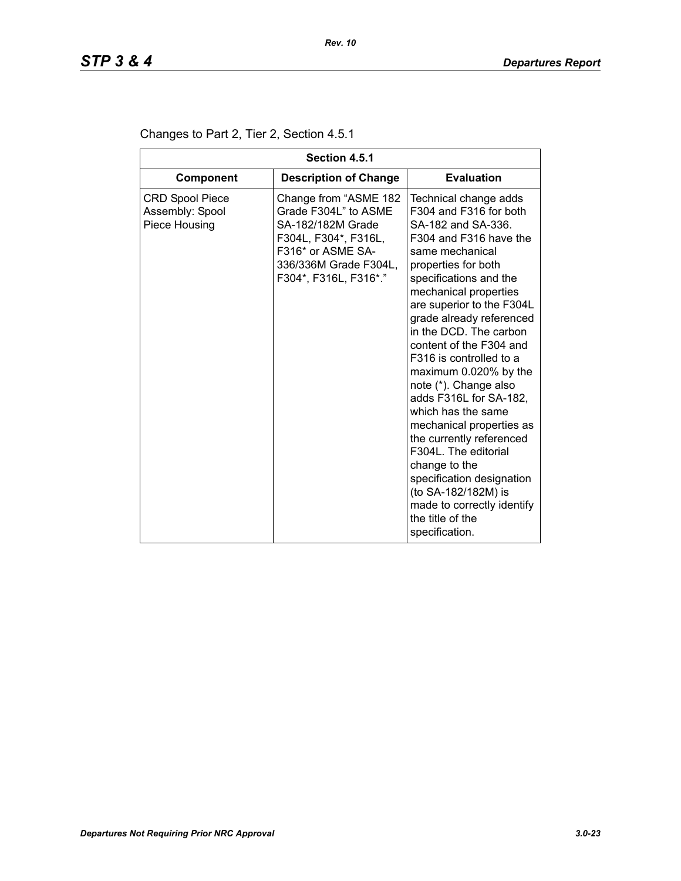Changes to Part 2, Tier 2, Section 4.5.1

| Section 4.5.1 | | |
|---|---|---|
| **Component** | **Description of Change** | **Evaluation** |
| CRD Spool Piece Assembly: Spool Piece Housing | Change from "ASME 182 Grade F304L" to ASME SA-182/182M Grade F304L, F304*, F316L, F316* or ASME SA-336/336M Grade F304L, F304*, F316L, F316*." | Technical change adds F304 and F316 for both SA-182 and SA-336. F304 and F316 have the same mechanical properties for both specifications and the mechanical properties are superior to the F304L grade already referenced in the DCD. The carbon content of the F304 and F316 is controlled to a maximum 0.020% by the note (*). Change also adds F316L for SA-182, which has the same mechanical properties as the currently referenced F304L. The editorial change to the specification designation (to SA-182/182M) is made to correctly identify the title of the specification. |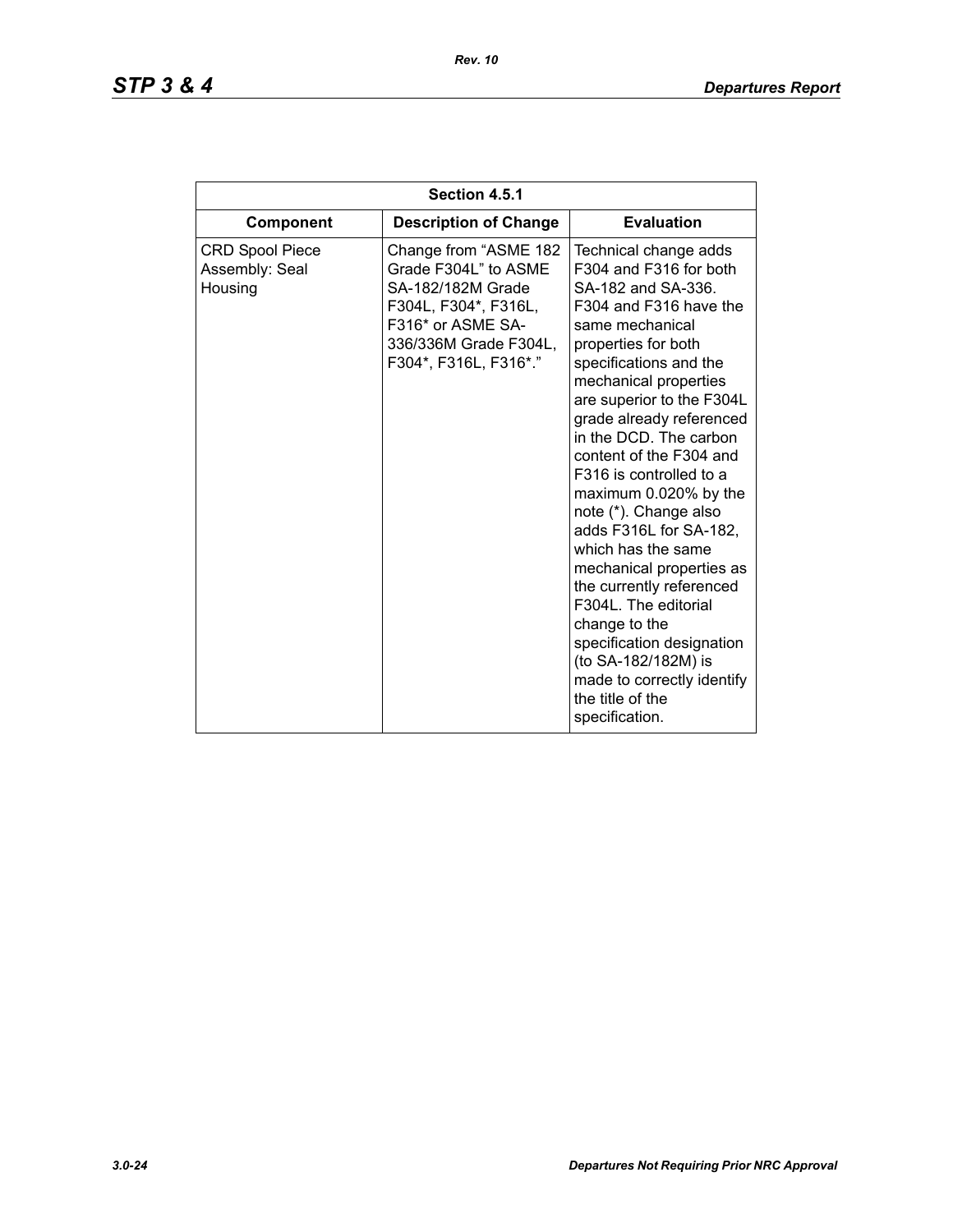| Section 4.5.1 | | |
|---|---|---|
| **Component** | **Description of Change** | **Evaluation** |
| CRD Spool Piece Assembly: Seal Housing | Change from "ASME 182 Grade F304L" to ASME SA-182/182M Grade F304L, F304*, F316L, F316* or ASME SA-336/336M Grade F304L, F304*, F316L, F316*." | Technical change adds F304 and F316 for both SA-182 and SA-336. F304 and F316 have the same mechanical properties for both specifications and the mechanical properties are superior to the F304L grade already referenced in the DCD. The carbon content of the F304 and F316 is controlled to a maximum 0.020% by the note (*). Change also adds F316L for SA-182, which has the same mechanical properties as the currently referenced F304L. The editorial change to the specification designation (to SA-182/182M) is made to correctly identify the title of the specification. |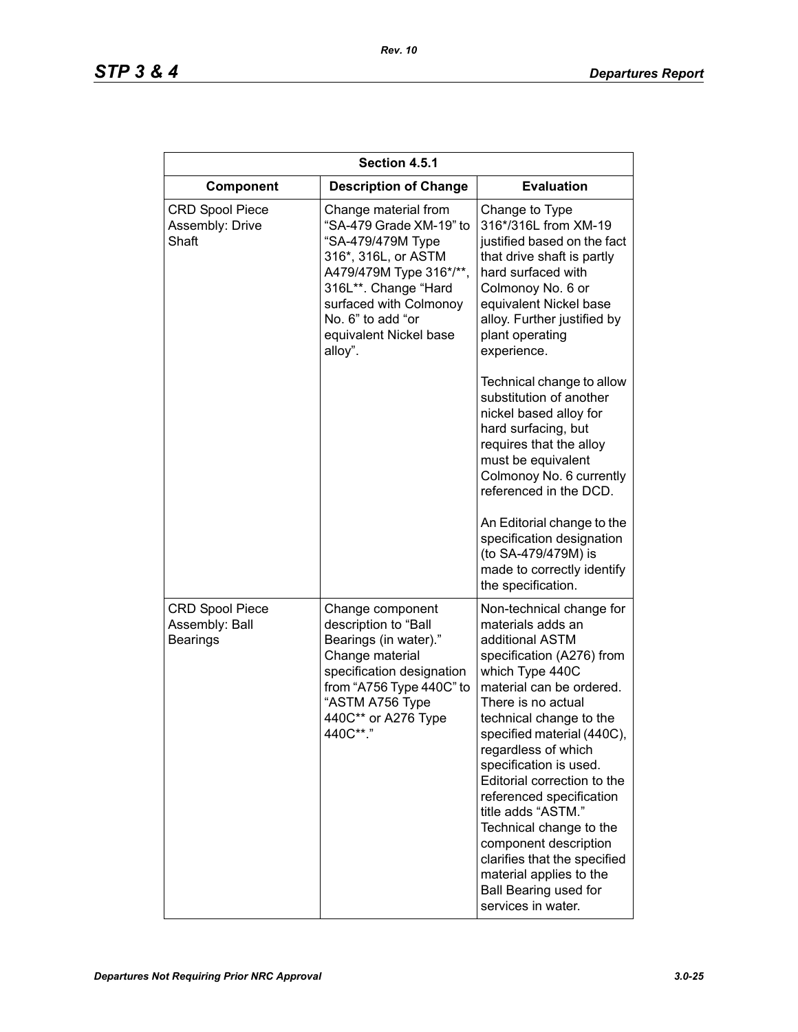| Section 4.5.1 | | |
|---|---|---|
| **Component** | **Description of Change** | **Evaluation** |
| CRD Spool Piece Assembly: Drive Shaft | Change material from "SA-479 Grade XM-19" to "SA-479/479M Type 316*, 316L, or ASTM A479/479M Type 316*/**, 316L**. Change "Hard surfaced with Colmonoy No. 6" to add "or equivalent Nickel base alloy". | Change to Type 316*/316L from XM-19 justified based on the fact that drive shaft is partly hard surfaced with Colmonoy No. 6 or equivalent Nickel base alloy. Further justified by plant operating experience.<br><br>Technical change to allow substitution of another nickel based alloy for hard surfacing, but requires that the alloy must be equivalent Colmonoy No. 6 currently referenced in the DCD.<br><br>An Editorial change to the specification designation (to SA-479/479M) is made to correctly identify the specification. |
| CRD Spool Piece Assembly: Ball Bearings | Change component description to "Ball Bearings (in water)." Change material specification designation from "A756 Type 440C" to "ASTM A756 Type 440C** or A276 Type 440C**." | Non-technical change for materials adds an additional ASTM specification (A276) from which Type 440C material can be ordered. There is no actual technical change to the specified material (440C), regardless of which specification is used. Editorial correction to the referenced specification title adds "ASTM." Technical change to the component description clarifies that the specified material applies to the Ball Bearing used for services in water. |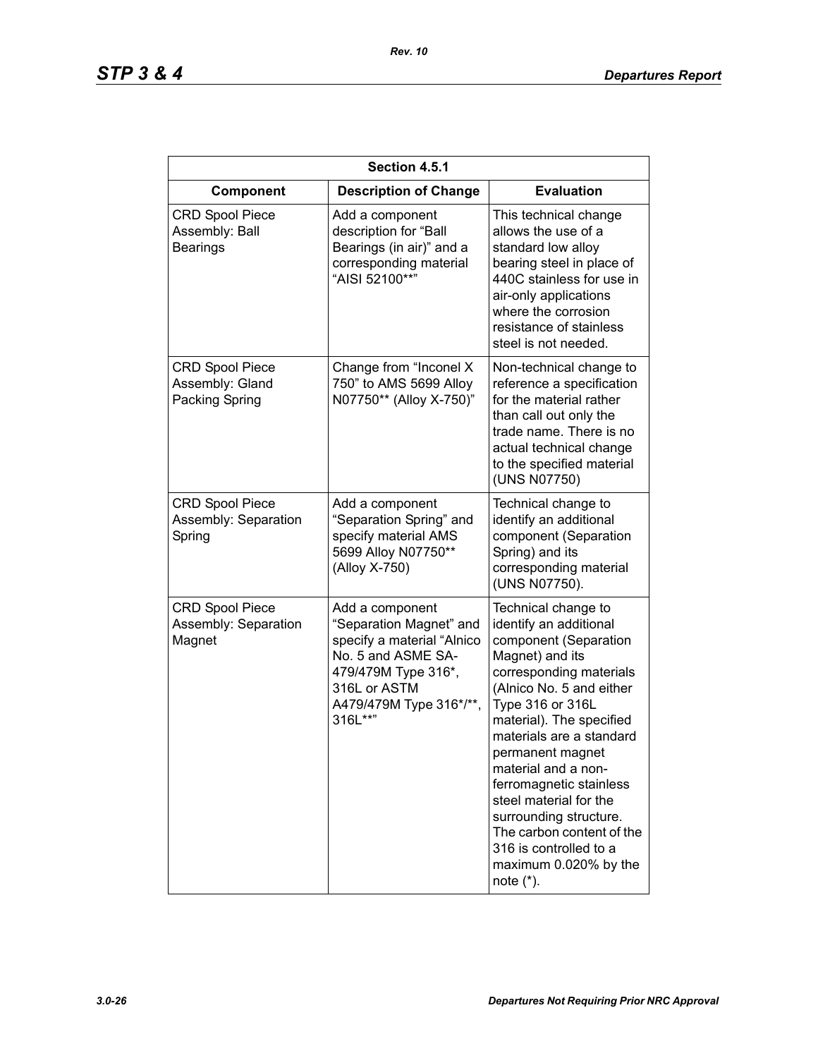| Section 4.5.1 | | |
|---|---|---|
| **Component** | **Description of Change** | **Evaluation** |
| CRD Spool Piece Assembly: Ball Bearings | Add a component description for "Ball Bearings (in air)" and a corresponding material "AISI 52100**" | This technical change allows the use of a standard low alloy bearing steel in place of 440C stainless for use in air-only applications where the corrosion resistance of stainless steel is not needed. |
| CRD Spool Piece Assembly: Gland Packing Spring | Change from "Inconel X 750" to AMS 5699 Alloy N07750** (Alloy X-750)" | Non-technical change to reference a specification for the material rather than call out only the trade name. There is no actual technical change to the specified material (UNS N07750) |
| CRD Spool Piece Assembly: Separation Spring | Add a component "Separation Spring" and specify material AMS 5699 Alloy N07750** (Alloy X-750) | Technical change to identify an additional component (Separation Spring) and its corresponding material (UNS N07750). |
| CRD Spool Piece Assembly: Separation Magnet | Add a component "Separation Magnet" and specify a material "Alnico No. 5 and ASME SA-479/479M Type 316*, 316L or ASTM A479/479M Type 316*/**, 316L**" | Technical change to identify an additional component (Separation Magnet) and its corresponding materials (Alnico No. 5 and either Type 316 or 316L material). The specified materials are a standard permanent magnet material and a non-ferromagnetic stainless steel material for the surrounding structure. The carbon content of the 316 is controlled to a maximum 0.020% by the note (*). |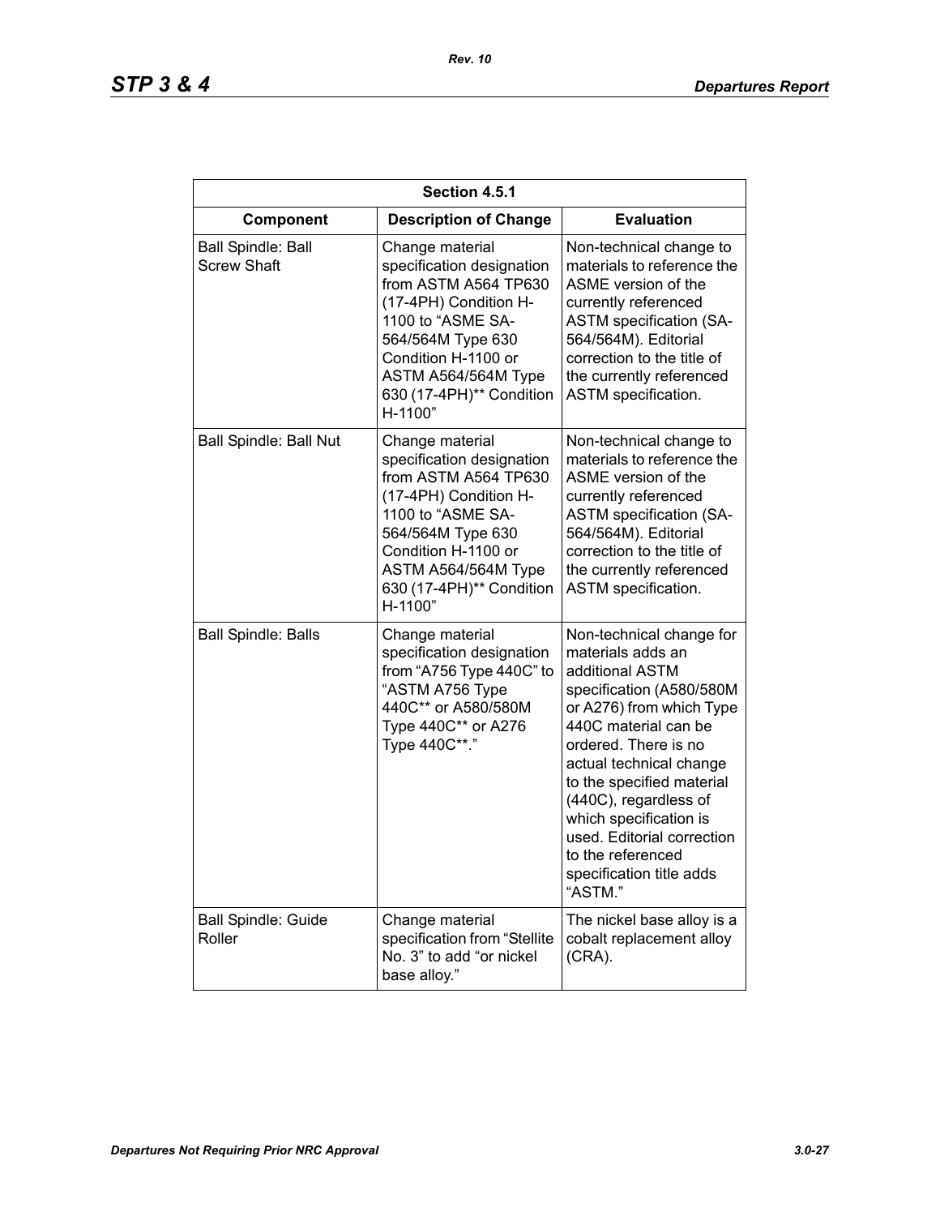| Section 4.5.1 | | |
|---|---|---|
| **Component** | **Description of Change** | **Evaluation** |
| Ball Spindle: Ball Screw Shaft | Change material specification designation from ASTM A564 TP630 (17-4PH) Condition H-1100 to "ASME SA-564/564M Type 630 Condition H-1100 or ASTM A564/564M Type 630 (17-4PH)** Condition H-1100" | Non-technical change to materials to reference the ASME version of the currently referenced ASTM specification (SA-564/564M). Editorial correction to the title of the currently referenced ASTM specification. |
| Ball Spindle: Ball Nut | Change material specification designation from ASTM A564 TP630 (17-4PH) Condition H-1100 to "ASME SA-564/564M Type 630 Condition H-1100 or ASTM A564/564M Type 630 (17-4PH)** Condition H-1100" | Non-technical change to materials to reference the ASME version of the currently referenced ASTM specification (SA-564/564M). Editorial correction to the title of the currently referenced ASTM specification. |
| Ball Spindle: Balls | Change material specification designation from "A756 Type 440C" to "ASTM A756 Type 440C** or A580/580M Type 440C** or A276 Type 440C**." | Non-technical change for materials adds an additional ASTM specification (A580/580M or A276) from which Type 440C material can be ordered. There is no actual technical change to the specified material (440C), regardless of which specification is used. Editorial correction to the referenced specification title adds "ASTM." |
| Ball Spindle: Guide Roller | Change material specification from "Stellite No. 3" to add "or nickel base alloy." | The nickel base alloy is a cobalt replacement alloy (CRA). |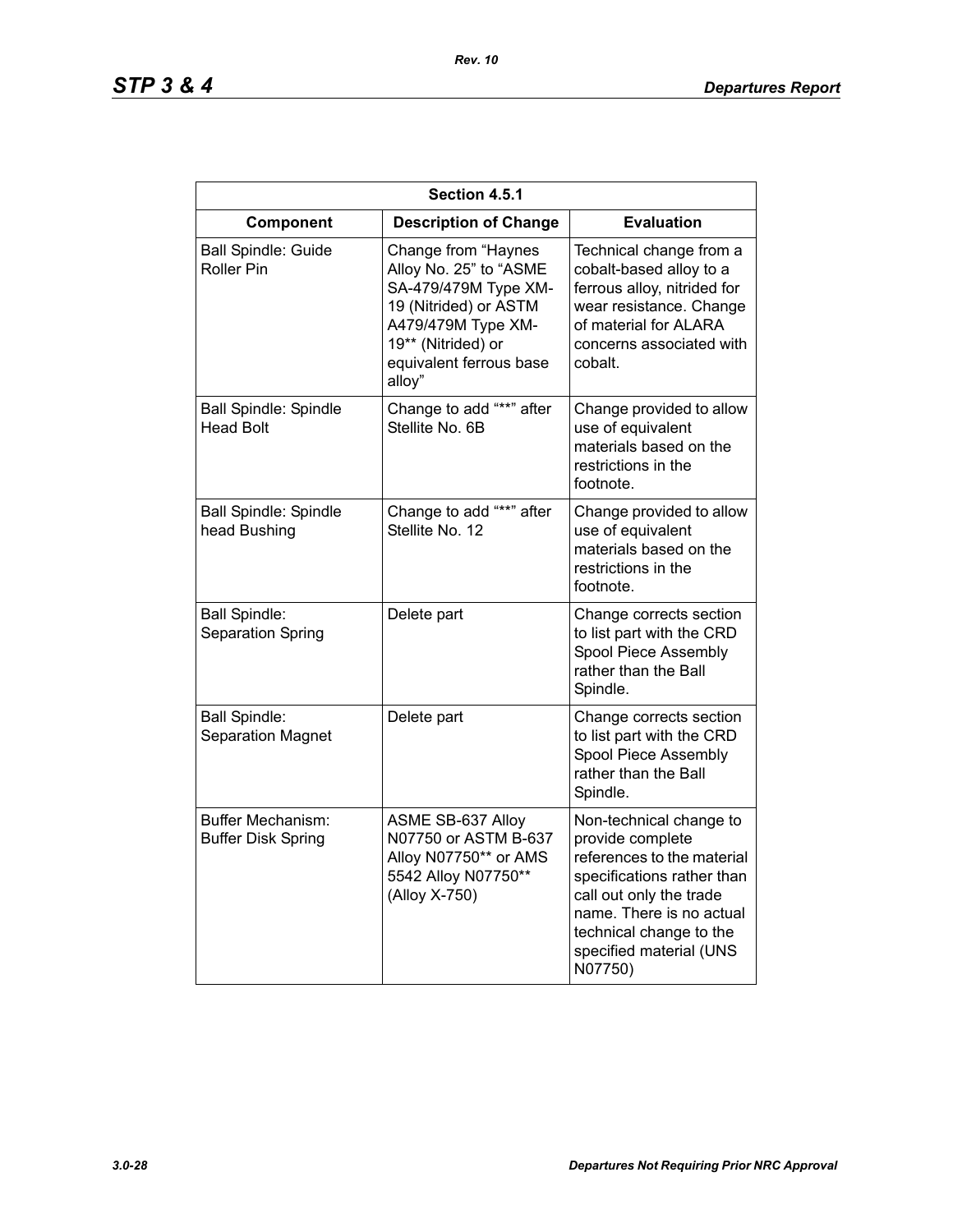| Section 4.5.1 | | |
|---|---|---|
| **Component** | **Description of Change** | **Evaluation** |
| Ball Spindle: Guide Roller Pin | Change from "Haynes Alloy No. 25" to "ASME SA-479/479M Type XM-19 (Nitrided) or ASTM A479/479M Type XM-19** (Nitrided) or equivalent ferrous base alloy" | Technical change from a cobalt-based alloy to a ferrous alloy, nitrided for wear resistance. Change of material for ALARA concerns associated with cobalt. |
| Ball Spindle: Spindle Head Bolt | Change to add "**" after Stellite No. 6B | Change provided to allow use of equivalent materials based on the restrictions in the footnote. |
| Ball Spindle: Spindle head Bushing | Change to add "**" after Stellite No. 12 | Change provided to allow use of equivalent materials based on the restrictions in the footnote. |
| Ball Spindle: Separation Spring | Delete part | Change corrects section to list part with the CRD Spool Piece Assembly rather than the Ball Spindle. |
| Ball Spindle: Separation Magnet | Delete part | Change corrects section to list part with the CRD Spool Piece Assembly rather than the Ball Spindle. |
| Buffer Mechanism: Buffer Disk Spring | ASME SB-637 Alloy N07750 or ASTM B-637 Alloy N07750** or AMS 5542 Alloy N07750** (Alloy X-750) | Non-technical change to provide complete references to the material specifications rather than call out only the trade name. There is no actual technical change to the specified material (UNS N07750) |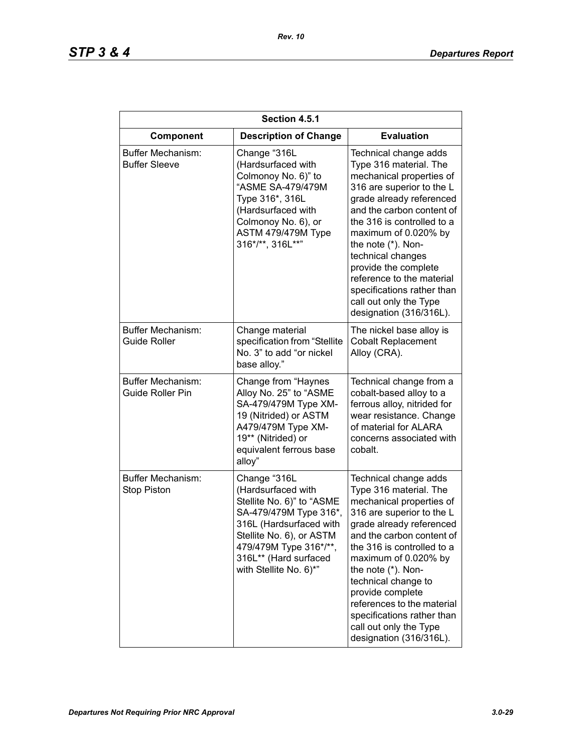| Section 4.5.1 | | |
|---|---|---|
| **Component** | **Description of Change** | **Evaluation** |
| Buffer Mechanism: Buffer Sleeve | Change "316L (Hardsurfaced with Colmonoy No. 6)" to "ASME SA-479/479M Type 316*, 316L (Hardsurfaced with Colmonoy No. 6), or ASTM 479/479M Type 316*/**, 316L**" | Technical change adds Type 316 material. The mechanical properties of 316 are superior to the L grade already referenced and the carbon content of the 316 is controlled to a maximum of 0.020% by the note (*). Non-technical changes provide the complete reference to the material specifications rather than call out only the Type designation (316/316L). |
| Buffer Mechanism: Guide Roller | Change material specification from "Stellite No. 3" to add "or nickel base alloy." | The nickel base alloy is Cobalt Replacement Alloy (CRA). |
| Buffer Mechanism: Guide Roller Pin | Change from "Haynes Alloy No. 25" to "ASME SA-479/479M Type XM-19 (Nitrided) or ASTM A479/479M Type XM-19** (Nitrided) or equivalent ferrous base alloy" | Technical change from a cobalt-based alloy to a ferrous alloy, nitrided for wear resistance. Change of material for ALARA concerns associated with cobalt. |
| Buffer Mechanism: Stop Piston | Change "316L (Hardsurfaced with Stellite No. 6)" to "ASME SA-479/479M Type 316*, 316L (Hardsurfaced with Stellite No. 6), or ASTM 479/479M Type 316*/**, 316L** (Hard surfaced with Stellite No. 6)*" | Technical change adds Type 316 material. The mechanical properties of 316 are superior to the L grade already referenced and the carbon content of the 316 is controlled to a maximum of 0.020% by the note (*). Non-technical change to provide complete references to the material specifications rather than call out only the Type designation (316/316L). |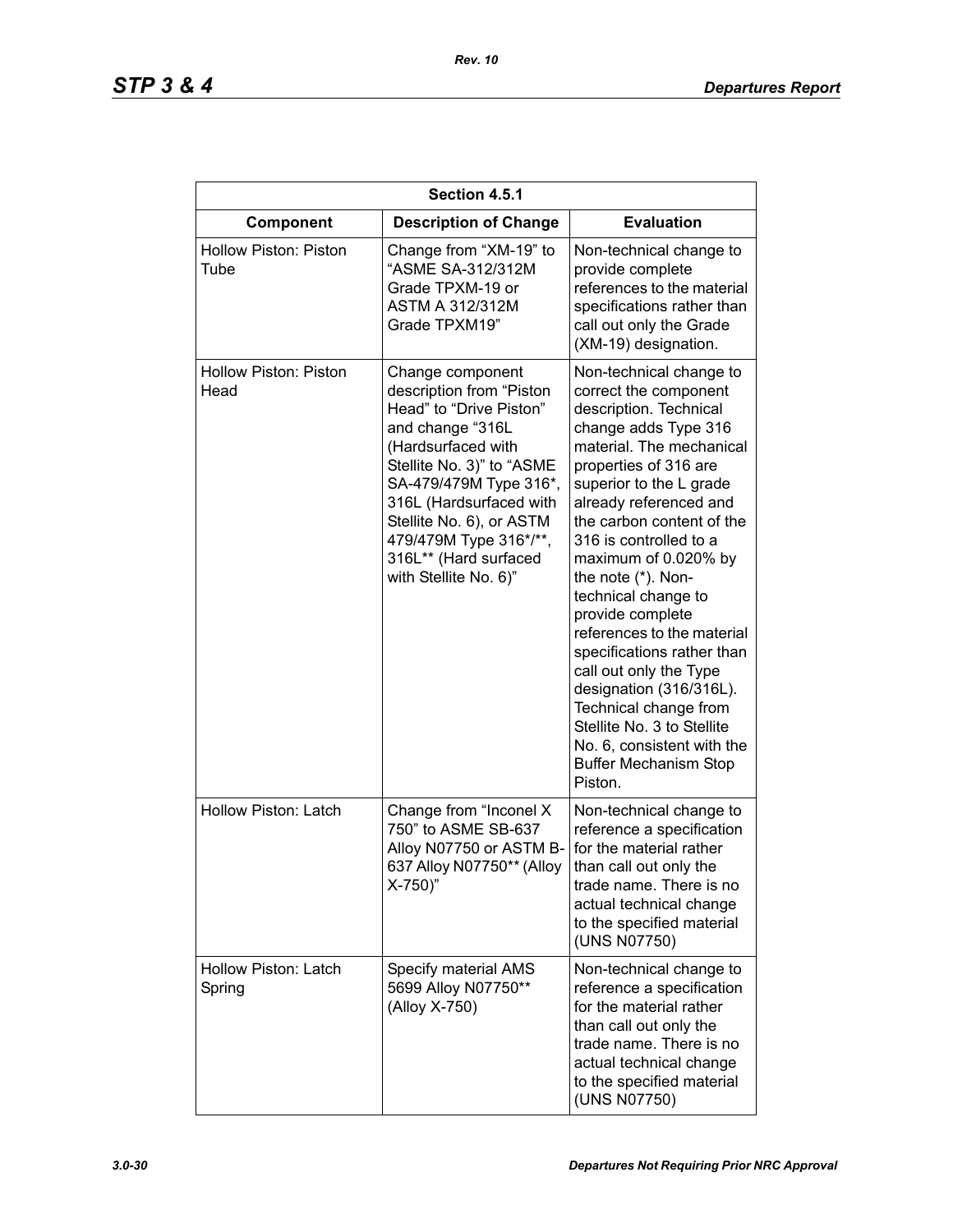| Section 4.5.1 | | |
|---|---|---|
| **Component** | **Description of Change** | **Evaluation** |
| Hollow Piston: Piston Tube | Change from "XM-19" to "ASME SA-312/312M Grade TPXM-19 or ASTM A 312/312M Grade TPXM19" | Non-technical change to provide complete references to the material specifications rather than call out only the Grade (XM-19) designation. |
| Hollow Piston: Piston Head | Change component description from "Piston Head" to "Drive Piston" and change "316L (Hardsurfaced with Stellite No. 3)" to "ASME SA-479/479M Type 316*, 316L (Hardsurfaced with Stellite No. 6), or ASTM 479/479M Type 316*/**, 316L** (Hard surfaced with Stellite No. 6)" | Non-technical change to correct the component description. Technical change adds Type 316 material. The mechanical properties of 316 are superior to the L grade already referenced and the carbon content of the 316 is controlled to a maximum of 0.020% by the note (*). Non-technical change to provide complete references to the material specifications rather than call out only the Type designation (316/316L). Technical change from Stellite No. 3 to Stellite No. 6, consistent with the Buffer Mechanism Stop Piston. |
| Hollow Piston: Latch | Change from "Inconel X 750" to ASME SB-637 Alloy N07750 or ASTM B-637 Alloy N07750** (Alloy X-750)" | Non-technical change to reference a specification for the material rather than call out only the trade name. There is no actual technical change to the specified material (UNS N07750) |
| Hollow Piston: Latch Spring | Specify material AMS 5699 Alloy N07750** (Alloy X-750) | Non-technical change to reference a specification for the material rather than call out only the trade name. There is no actual technical change to the specified material (UNS N07750) |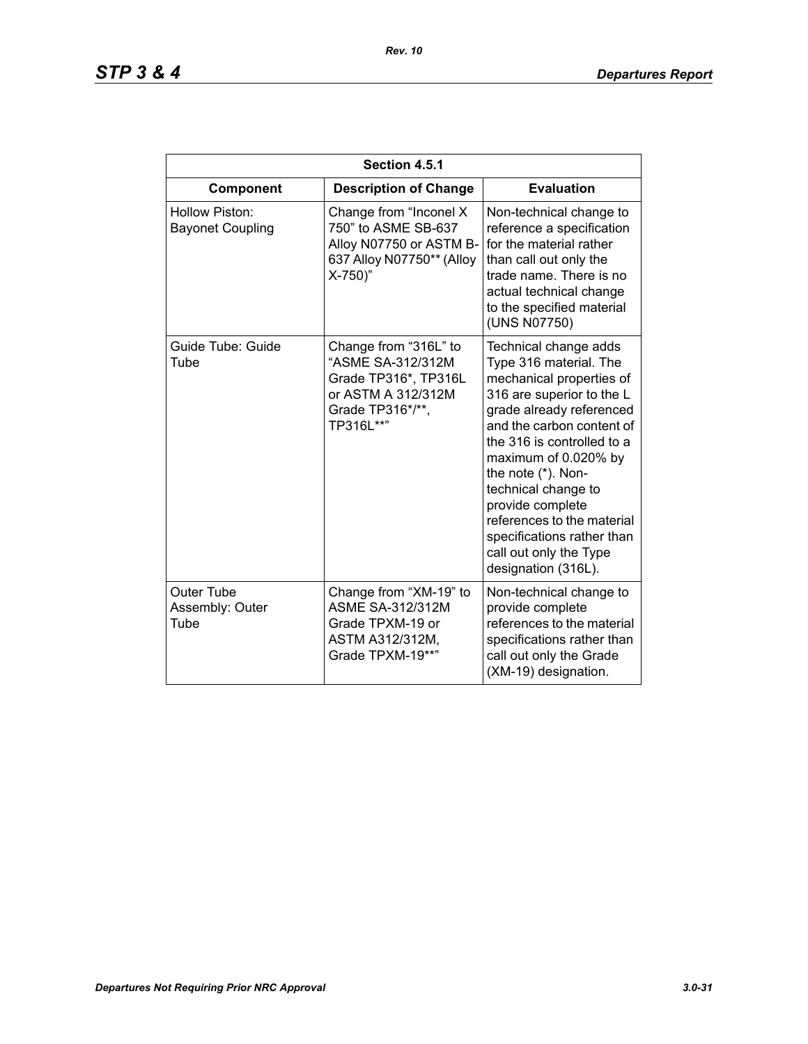| Section 4.5.1 | | |
|---|---|---|
| **Component** | **Description of Change** | **Evaluation** |
| Hollow Piston: Bayonet Coupling | Change from “Inconel X 750” to ASME SB-637 Alloy N07750 or ASTM B-637 Alloy N07750** (Alloy X-750)” | Non-technical change to reference a specification for the material rather than call out only the trade name. There is no actual technical change to the specified material (UNS N07750) |
| Guide Tube: Guide Tube | Change from “316L” to “ASME SA-312/312M Grade TP316*, TP316L or ASTM A 312/312M Grade TP316*/**, TP316L**” | Technical change adds Type 316 material. The mechanical properties of 316 are superior to the L grade already referenced and the carbon content of the 316 is controlled to a maximum of 0.020% by the note (*). Non-technical change to provide complete references to the material specifications rather than call out only the Type designation (316L). |
| Outer Tube Assembly: Outer Tube | Change from “XM-19” to ASME SA-312/312M Grade TPXM-19 or ASTM A312/312M, Grade TPXM-19**” | Non-technical change to provide complete references to the material specifications rather than call out only the Grade (XM-19) designation. |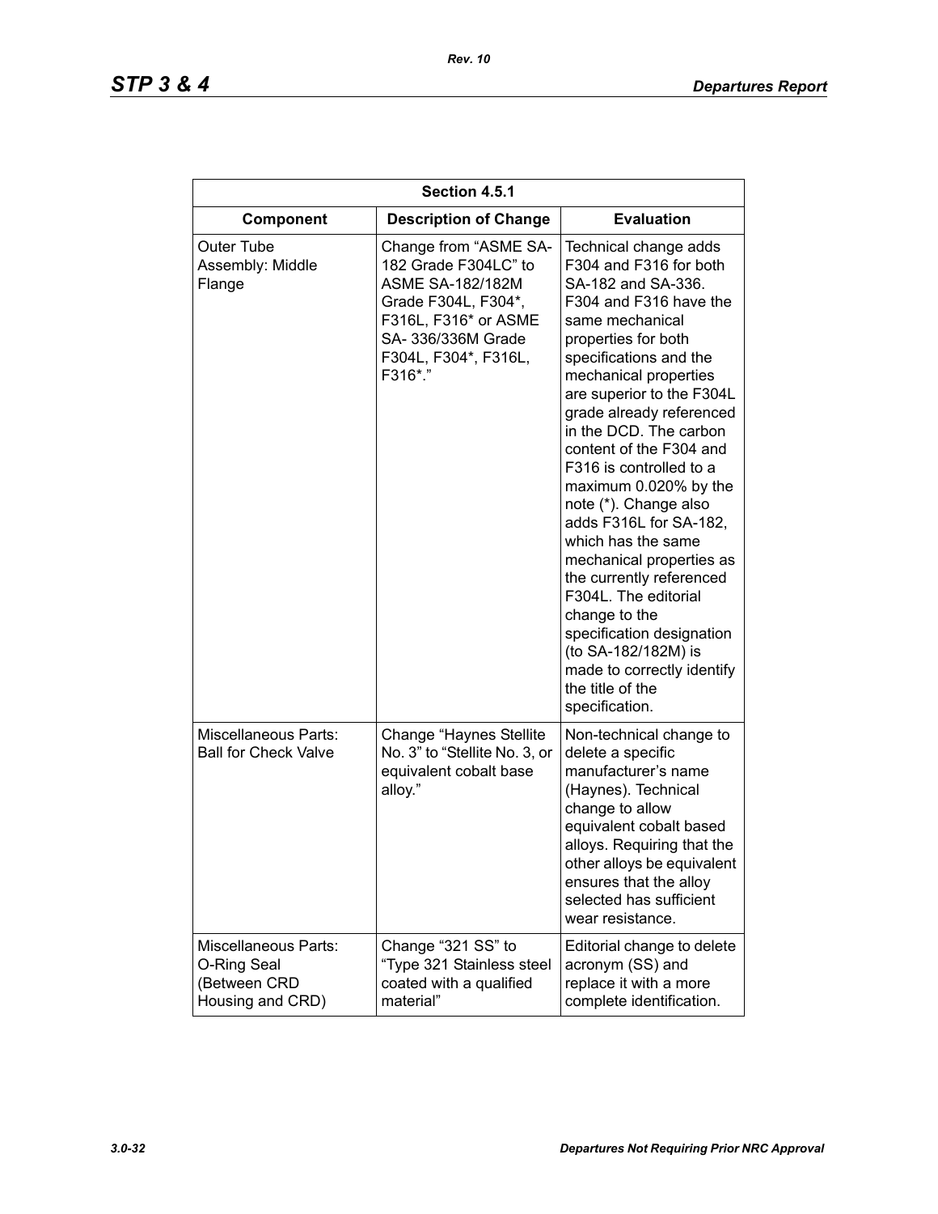| Section 4.5.1 | | |
|---|---|---|
| **Component** | **Description of Change** | **Evaluation** |
| Outer Tube Assembly: Middle Flange | Change from "ASME SA-182 Grade F304LC" to ASME SA-182/182M Grade F304L, F304*, F316L, F316* or ASME SA- 336/336M Grade F304L, F304*, F316L, F316*." | Technical change adds F304 and F316 for both SA-182 and SA-336. F304 and F316 have the same mechanical properties for both specifications and the mechanical properties are superior to the F304L grade already referenced in the DCD. The carbon content of the F304 and F316 is controlled to a maximum 0.020% by the note (*). Change also adds F316L for SA-182, which has the same mechanical properties as the currently referenced F304L. The editorial change to the specification designation (to SA-182/182M) is made to correctly identify the title of the specification. |
| Miscellaneous Parts: Ball for Check Valve | Change "Haynes Stellite No. 3" to "Stellite No. 3, or equivalent cobalt base alloy." | Non-technical change to delete a specific manufacturer's name (Haynes). Technical change to allow equivalent cobalt based alloys. Requiring that the other alloys be equivalent ensures that the alloy selected has sufficient wear resistance. |
| Miscellaneous Parts: O-Ring Seal (Between CRD Housing and CRD) | Change "321 SS" to "Type 321 Stainless steel coated with a qualified material" | Editorial change to delete acronym (SS) and replace it with a more complete identification. |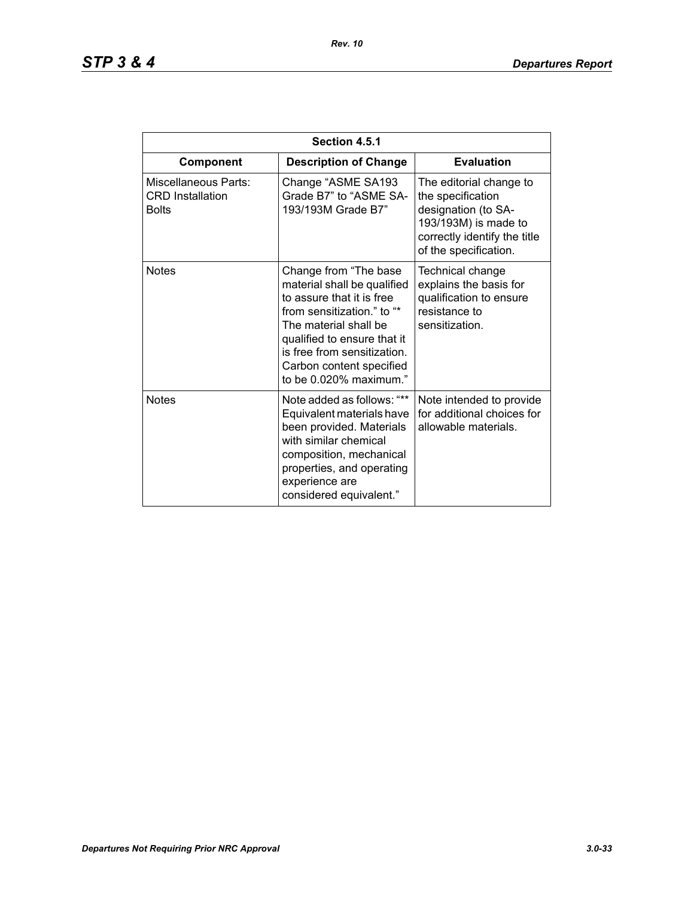| Section 4.5.1 | | |
|---|---|---|
| **Component** | **Description of Change** | **Evaluation** |
| Miscellaneous Parts: CRD Installation Bolts | Change "ASME SA193 Grade B7" to "ASME SA-193/193M Grade B7" | The editorial change to the specification designation (to SA-193/193M) is made to correctly identify the title of the specification. |
| Notes | Change from "The base material shall be qualified to assure that it is free from sensitization." to "* The material shall be qualified to ensure that it is free from sensitization. Carbon content specified to be 0.020% maximum." | Technical change explains the basis for qualification to ensure resistance to sensitization. |
| Notes | Note added as follows: "** Equivalent materials have been provided. Materials with similar chemical composition, mechanical properties, and operating experience are considered equivalent." | Note intended to provide for additional choices for allowable materials. |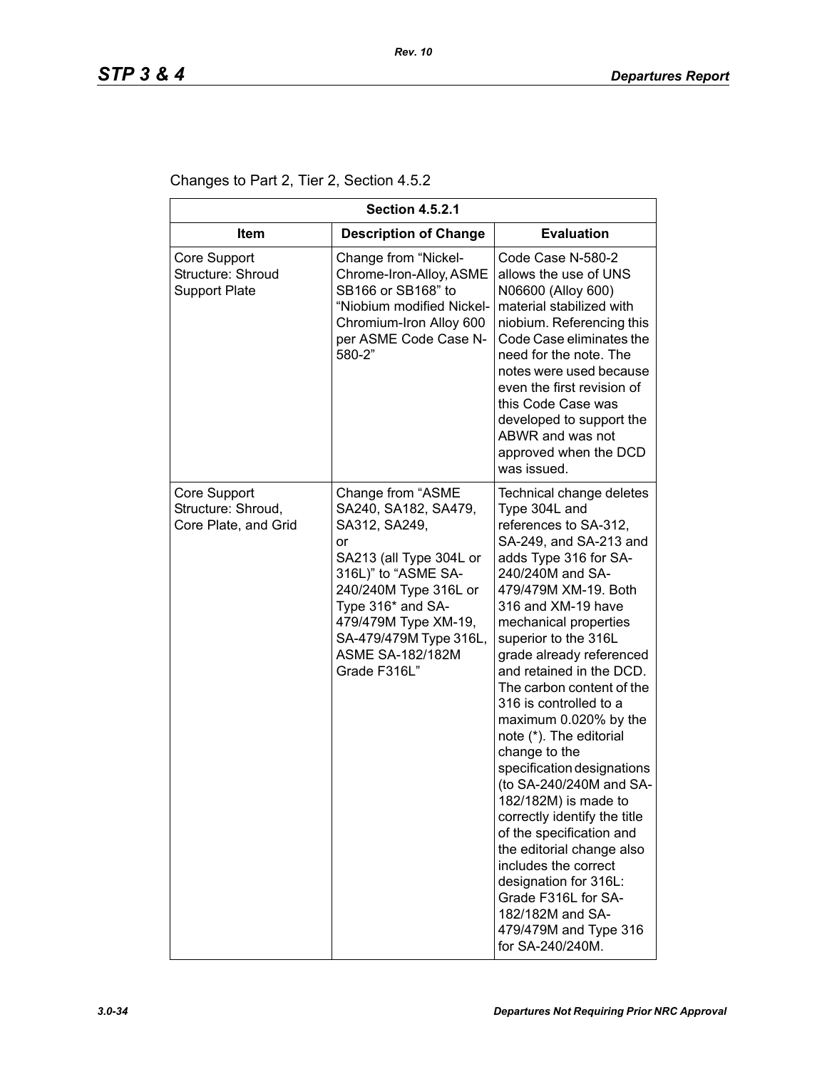Changes to Part 2, Tier 2, Section 4.5.2

| Section 4.5.2.1 | | |
|---|---|---|
| **Item** | **Description of Change** | **Evaluation** |
| Core Support Structure: Shroud Support Plate | Change from "Nickel-Chrome-Iron-Alloy, ASME SB166 or SB168" to "Niobium modified Nickel-Chromium-Iron Alloy 600 per ASME Code Case N-580-2" | Code Case N-580-2 allows the use of UNS N06600 (Alloy 600) material stabilized with niobium. Referencing this Code Case eliminates the need for the note. The notes were used because even the first revision of this Code Case was developed to support the ABWR and was not approved when the DCD was issued. |
| Core Support Structure: Shroud, Core Plate, and Grid | Change from "ASME SA240, SA182, SA479, SA312, SA249, or SA213 (all Type 304L or 316L)" to "ASME SA-240/240M Type 316L or Type 316* and SA-479/479M Type XM-19, SA-479/479M Type 316L, ASME SA-182/182M Grade F316L" | Technical change deletes Type 304L and references to SA-312, SA-249, and SA-213 and adds Type 316 for SA-240/240M and SA-479/479M XM-19. Both 316 and XM-19 have mechanical properties superior to the 316L grade already referenced and retained in the DCD. The carbon content of the 316 is controlled to a maximum 0.020% by the note (*). The editorial change to the specification designations (to SA-240/240M and SA-182/182M) is made to correctly identify the title of the specification and the editorial change also includes the correct designation for 316L: Grade F316L for SA-182/182M and SA-479/479M and Type 316 for SA-240/240M. |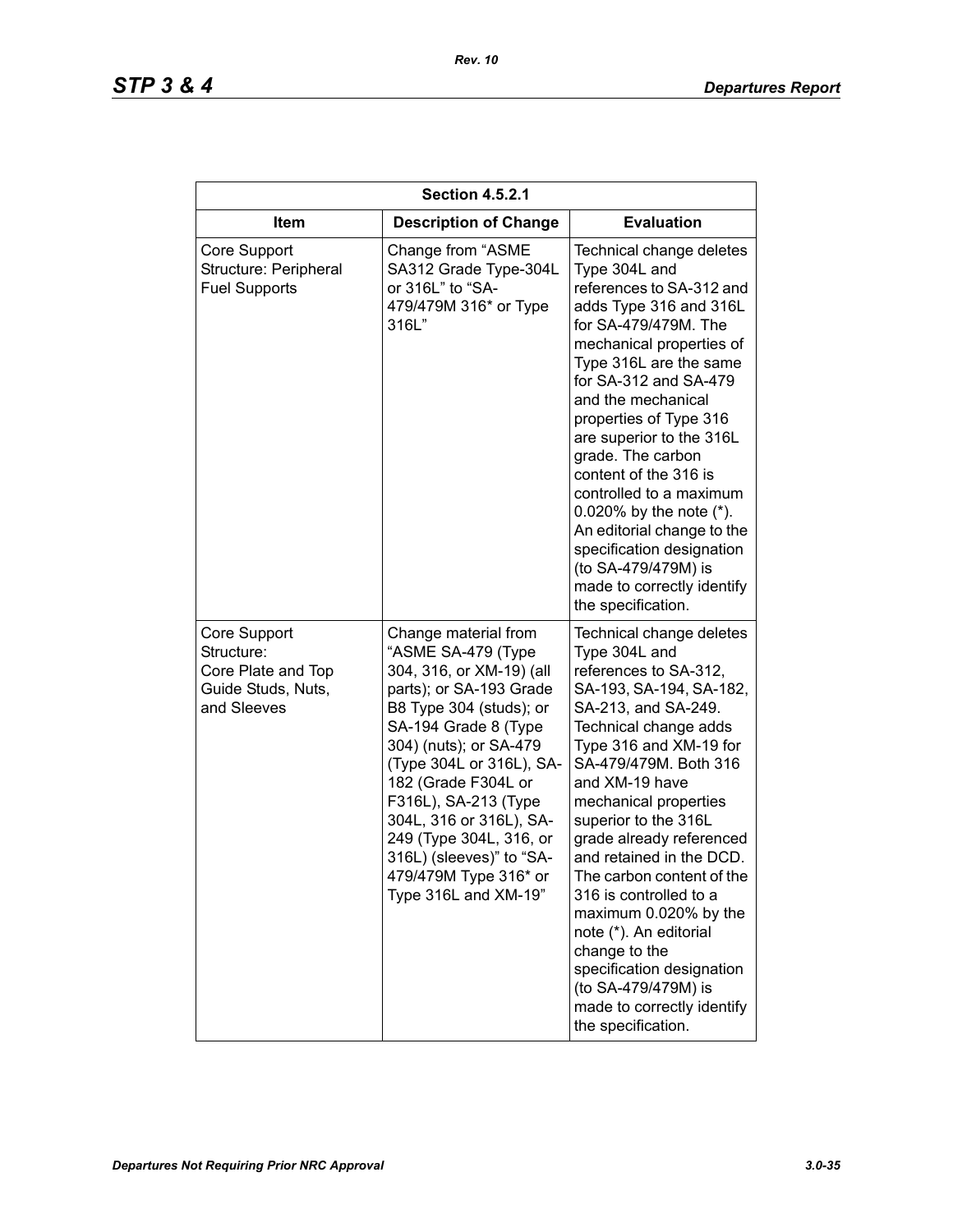| Section 4.5.2.1 | | |
|---|---|---|
| **Item** | **Description of Change** | **Evaluation** |
| Core Support Structure: Peripheral Fuel Supports | Change from "ASME SA312 Grade Type-304L or 316L" to "SA-479/479M 316* or Type 316L" | Technical change deletes Type 304L and references to SA-312 and adds Type 316 and 316L for SA-479/479M. The mechanical properties of Type 316L are the same for SA-312 and SA-479 and the mechanical properties of Type 316 are superior to the 316L grade. The carbon content of the 316 is controlled to a maximum 0.020% by the note (*). An editorial change to the specification designation (to SA-479/479M) is made to correctly identify the specification. |
| Core Support Structure: Core Plate and Top Guide Studs, Nuts, and Sleeves | Change material from "ASME SA-479 (Type 304, 316, or XM-19) (all parts); or SA-193 Grade B8 Type 304 (studs); or SA-194 Grade 8 (Type 304) (nuts); or SA-479 (Type 304L or 316L), SA-182 (Grade F304L or F316L), SA-213 (Type 304L, 316 or 316L), SA-249 (Type 304L, 316, or 316L) (sleeves)" to "SA-479/479M Type 316* or Type 316L and XM-19" | Technical change deletes Type 304L and references to SA-312, SA-193, SA-194, SA-182, SA-213, and SA-249. Technical change adds Type 316 and XM-19 for SA-479/479M. Both 316 and XM-19 have mechanical properties superior to the 316L grade already referenced and retained in the DCD. The carbon content of the 316 is controlled to a maximum 0.020% by the note (*). An editorial change to the specification designation (to SA-479/479M) is made to correctly identify the specification. |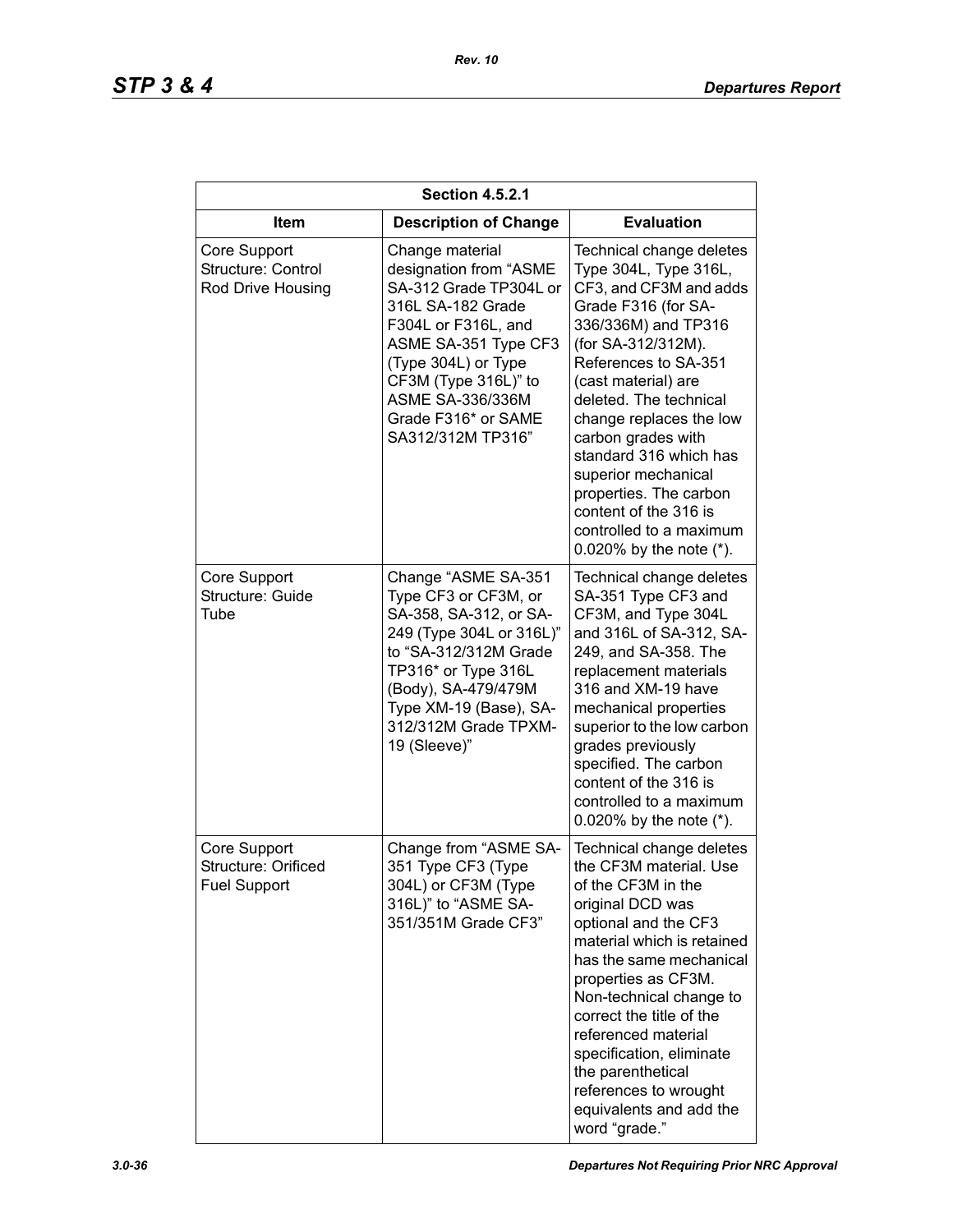| Section 4.5.2.1 | | |
|---|---|---|
| **Item** | **Description of Change** | **Evaluation** |
| Core Support Structure: Control Rod Drive Housing | Change material designation from "ASME SA-312 Grade TP304L or 316L SA-182 Grade F304L or F316L, and ASME SA-351 Type CF3 (Type 304L) or Type CF3M (Type 316L)" to ASME SA-336/336M Grade F316* or SAME SA312/312M TP316" | Technical change deletes Type 304L, Type 316L, CF3, and CF3M and adds Grade F316 (for SA-336/336M) and TP316 (for SA-312/312M). References to SA-351 (cast material) are deleted. The technical change replaces the low carbon grades with standard 316 which has superior mechanical properties. The carbon content of the 316 is controlled to a maximum 0.020% by the note (*). |
| Core Support Structure: Guide Tube | Change "ASME SA-351 Type CF3 or CF3M, or SA-358, SA-312, or SA-249 (Type 304L or 316L)" to "SA-312/312M Grade TP316* or Type 316L (Body), SA-479/479M Type XM-19 (Base), SA-312/312M Grade TPXM-19 (Sleeve)" | Technical change deletes SA-351 Type CF3 and CF3M, and Type 304L and 316L of SA-312, SA-249, and SA-358. The replacement materials 316 and XM-19 have mechanical properties superior to the low carbon grades previously specified. The carbon content of the 316 is controlled to a maximum 0.020% by the note (*). |
| Core Support Structure: Orificed Fuel Support | Change from "ASME SA-351 Type CF3 (Type 304L) or CF3M (Type 316L)" to "ASME SA-351/351M Grade CF3" | Technical change deletes the CF3M material. Use of the CF3M in the original DCD was optional and the CF3 material which is retained has the same mechanical properties as CF3M. Non-technical change to correct the title of the referenced material specification, eliminate the parenthetical references to wrought equivalents and add the word "grade." |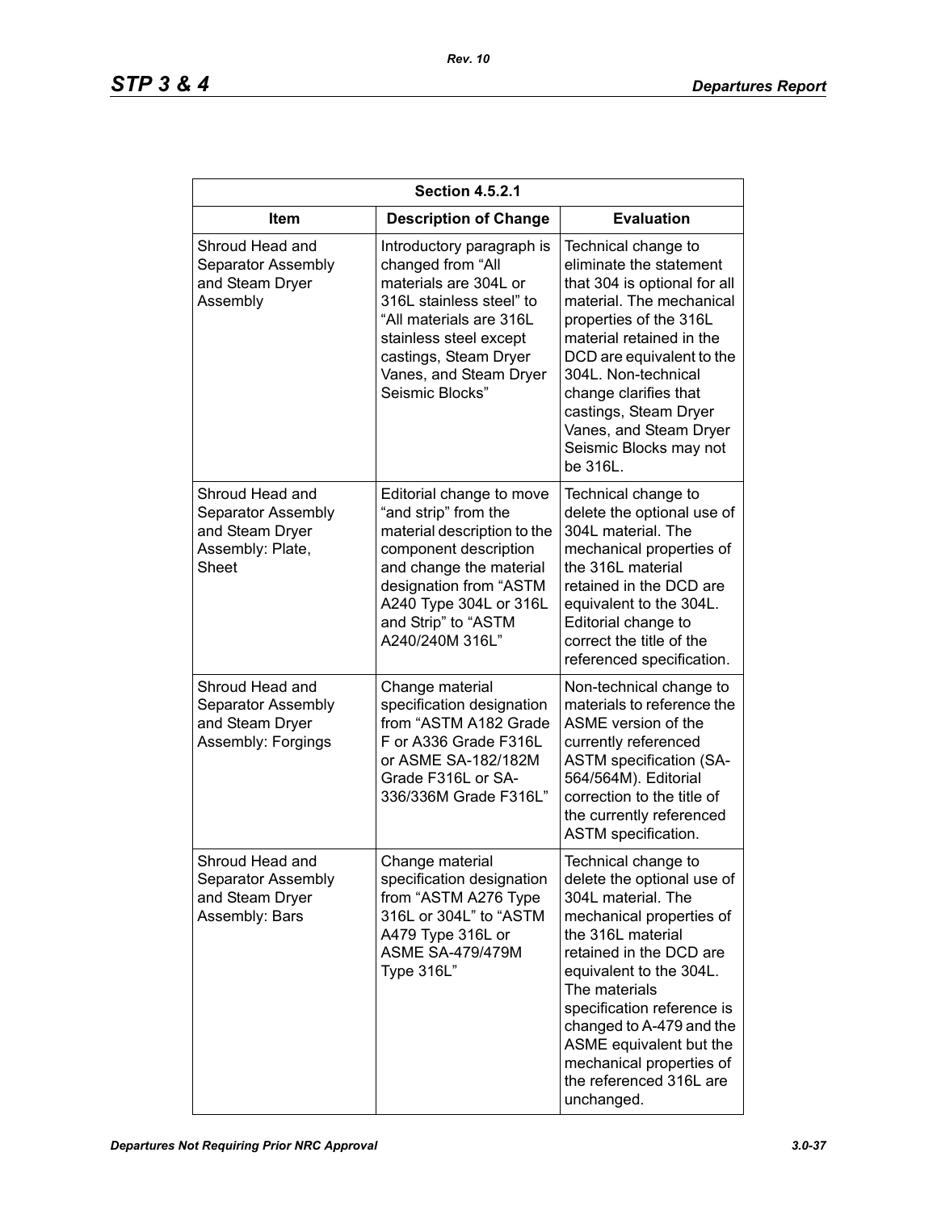| Section 4.5.2.1 | | |
|---|---|---|
| **Item** | **Description of Change** | **Evaluation** |
| Shroud Head and Separator Assembly and Steam Dryer Assembly | Introductory paragraph is changed from “All materials are 304L or 316L stainless steel” to “All materials are 316L stainless steel except castings, Steam Dryer Vanes, and Steam Dryer Seismic Blocks” | Technical change to eliminate the statement that 304 is optional for all material. The mechanical properties of the 316L material retained in the DCD are equivalent to the 304L. Non-technical change clarifies that castings, Steam Dryer Vanes, and Steam Dryer Seismic Blocks may not be 316L. |
| Shroud Head and Separator Assembly and Steam Dryer Assembly: Plate, Sheet | Editorial change to move “and strip” from the material description to the component description and change the material designation from “ASTM A240 Type 304L or 316L and Strip” to “ASTM A240/240M 316L” | Technical change to delete the optional use of 304L material. The mechanical properties of the 316L material retained in the DCD are equivalent to the 304L. Editorial change to correct the title of the referenced specification. |
| Shroud Head and Separator Assembly and Steam Dryer Assembly: Forgings | Change material specification designation from “ASTM A182 Grade F or A336 Grade F316L or ASME SA-182/182M Grade F316L or SA-336/336M Grade F316L” | Non-technical change to materials to reference the ASME version of the currently referenced ASTM specification (SA-564/564M). Editorial correction to the title of the currently referenced ASTM specification. |
| Shroud Head and Separator Assembly and Steam Dryer Assembly: Bars | Change material specification designation from “ASTM A276 Type 316L or 304L” to “ASTM A479 Type 316L or ASME SA-479/479M Type 316L” | Technical change to delete the optional use of 304L material. The mechanical properties of the 316L material retained in the DCD are equivalent to the 304L. The materials specification reference is changed to A-479 and the ASME equivalent but the mechanical properties of the referenced 316L are unchanged. |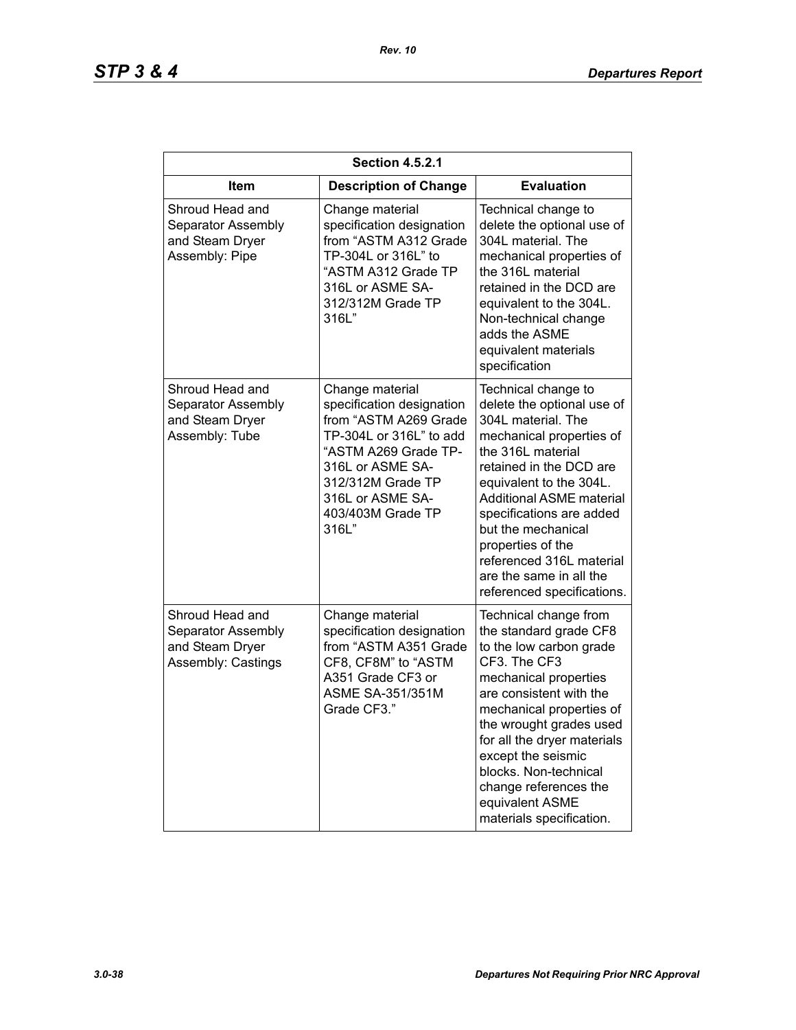| Section 4.5.2.1 | | |
|---|---|---|
| **Item** | **Description of Change** | **Evaluation** |
| Shroud Head and Separator Assembly and Steam Dryer Assembly: Pipe | Change material specification designation from "ASTM A312 Grade TP-304L or 316L" to "ASTM A312 Grade TP 316L or ASME SA-312/312M Grade TP 316L" | Technical change to delete the optional use of 304L material. The mechanical properties of the 316L material retained in the DCD are equivalent to the 304L. Non-technical change adds the ASME equivalent materials specification |
| Shroud Head and Separator Assembly and Steam Dryer Assembly: Tube | Change material specification designation from "ASTM A269 Grade TP-304L or 316L" to add "ASTM A269 Grade TP-316L or ASME SA-312/312M Grade TP 316L or ASME SA-403/403M Grade TP 316L" | Technical change to delete the optional use of 304L material. The mechanical properties of the 316L material retained in the DCD are equivalent to the 304L. Additional ASME material specifications are added but the mechanical properties of the referenced 316L material are the same in all the referenced specifications. |
| Shroud Head and Separator Assembly and Steam Dryer Assembly: Castings | Change material specification designation from "ASTM A351 Grade CF8, CF8M" to "ASTM A351 Grade CF3 or ASME SA-351/351M Grade CF3." | Technical change from the standard grade CF8 to the low carbon grade CF3. The CF3 mechanical properties are consistent with the mechanical properties of the wrought grades used for all the dryer materials except the seismic blocks. Non-technical change references the equivalent ASME materials specification. |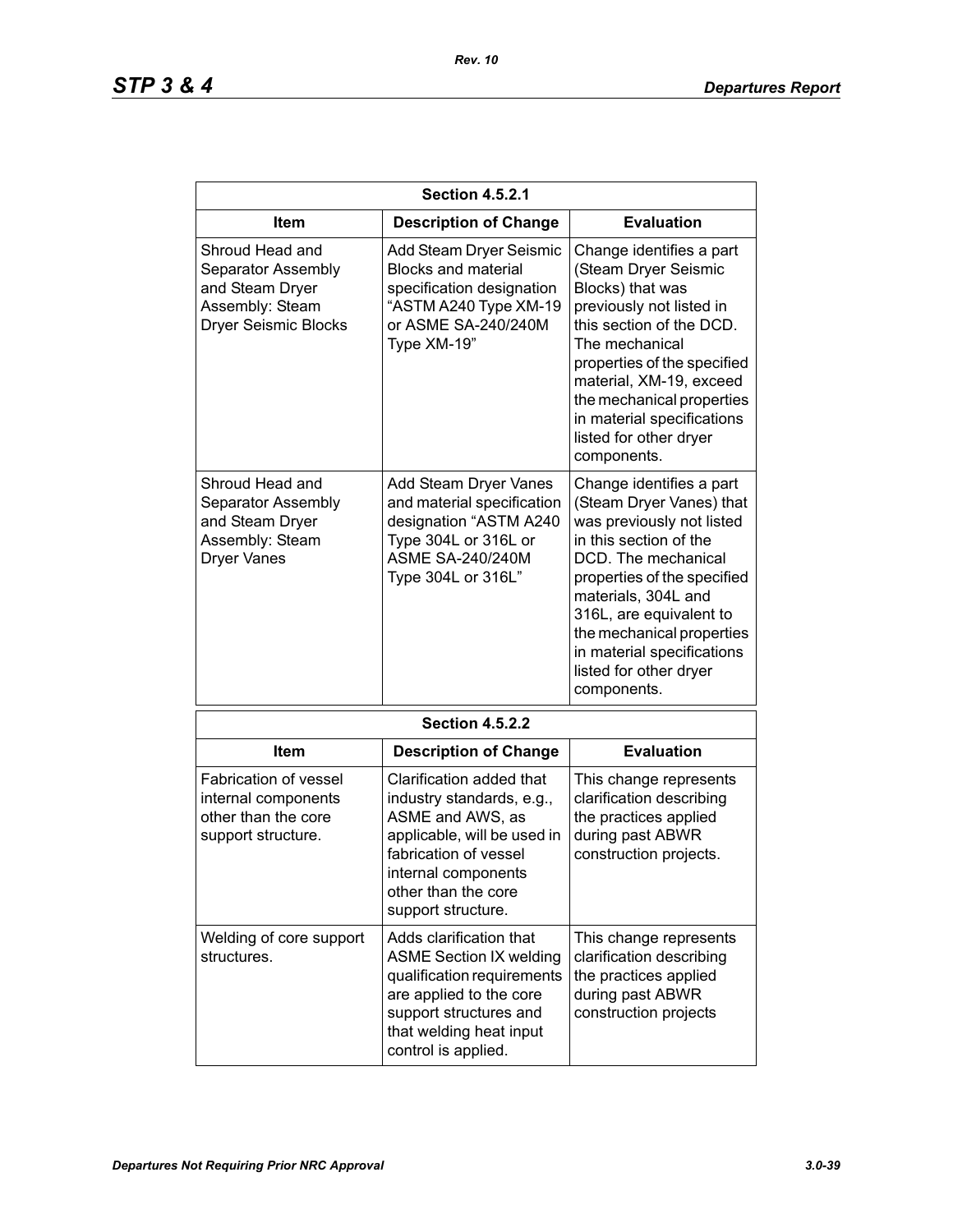| Section 4.5.2.1 | | |
|---|---|---|
| **Item** | **Description of Change** | **Evaluation** |
| Shroud Head and Separator Assembly and Steam Dryer Assembly: Steam Dryer Seismic Blocks | Add Steam Dryer Seismic Blocks and material specification designation "ASTM A240 Type XM-19 or ASME SA-240/240M Type XM-19" | Change identifies a part (Steam Dryer Seismic Blocks) that was previously not listed in this section of the DCD. The mechanical properties of the specified material, XM-19, exceed the mechanical properties in material specifications listed for other dryer components. |
| Shroud Head and Separator Assembly and Steam Dryer Assembly: Steam Dryer Vanes | Add Steam Dryer Vanes and material specification designation "ASTM A240 Type 304L or 316L or ASME SA-240/240M Type 304L or 316L" | Change identifies a part (Steam Dryer Vanes) that was previously not listed in this section of the DCD. The mechanical properties of the specified materials, 304L and 316L, are equivalent to the mechanical properties in material specifications listed for other dryer components. |

| Section 4.5.2.2 | | |
|---|---|---|
| **Item** | **Description of Change** | **Evaluation** |
| Fabrication of vessel internal components other than the core support structure. | Clarification added that industry standards, e.g., ASME and AWS, as applicable, will be used in fabrication of vessel internal components other than the core support structure. | This change represents clarification describing the practices applied during past ABWR construction projects. |
| Welding of core support structures. | Adds clarification that ASME Section IX welding qualification requirements are applied to the core support structures and that welding heat input control is applied. | This change represents clarification describing the practices applied during past ABWR construction projects |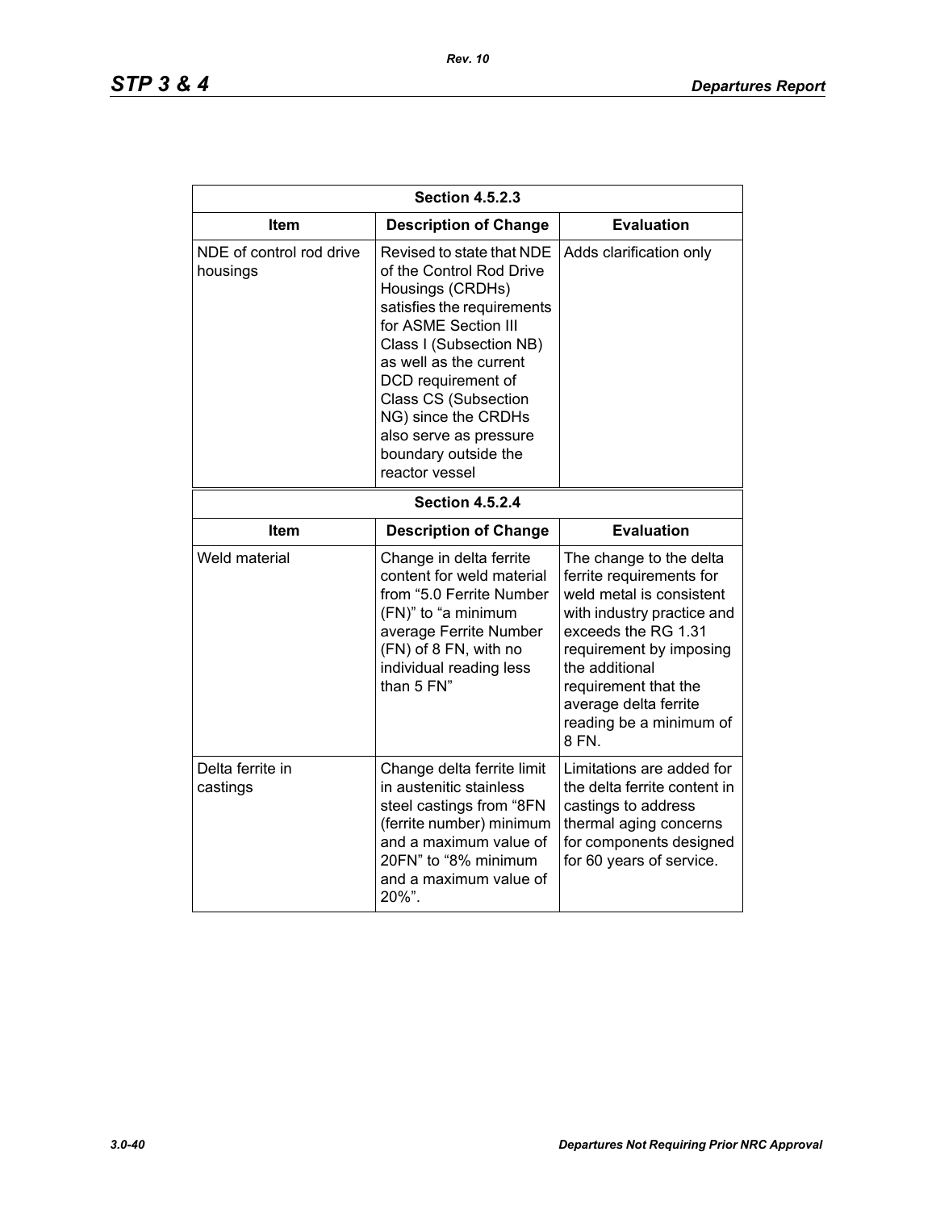| Section 4.5.2.3 | | |
|---|---|---|
| **Item** | **Description of Change** | **Evaluation** |
| NDE of control rod drive housings | Revised to state that NDE of the Control Rod Drive Housings (CRDHs) satisfies the requirements for ASME Section III Class I (Subsection NB) as well as the current DCD requirement of Class CS (Subsection NG) since the CRDHs also serve as pressure boundary outside the reactor vessel | Adds clarification only |

| Section 4.5.2.4 | | |
|---|---|---|
| **Item** | **Description of Change** | **Evaluation** |
| Weld material | Change in delta ferrite content for weld material from "5.0 Ferrite Number (FN)" to "a minimum average Ferrite Number (FN) of 8 FN, with no individual reading less than 5 FN" | The change to the delta ferrite requirements for weld metal is consistent with industry practice and exceeds the RG 1.31 requirement by imposing the additional requirement that the average delta ferrite reading be a minimum of 8 FN. |
| Delta ferrite in castings | Change delta ferrite limit in austenitic stainless steel castings from "8FN (ferrite number) minimum and a maximum value of 20FN" to "8% minimum and a maximum value of 20%". | Limitations are added for the delta ferrite content in castings to address thermal aging concerns for components designed for 60 years of service. |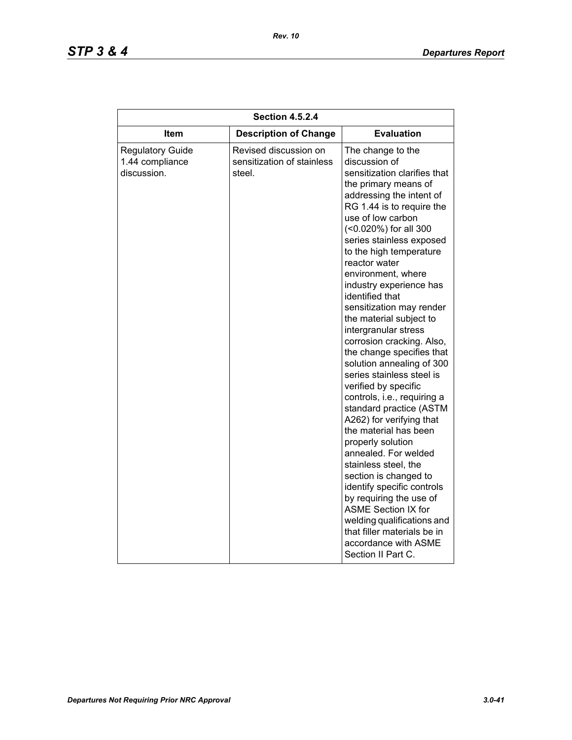| Section 4.5.2.4 | | |
|---|---|---|
| **Item** | **Description of Change** | **Evaluation** |
| Regulatory Guide 1.44 compliance discussion. | Revised discussion on sensitization of stainless steel. | The change to the discussion of sensitization clarifies that the primary means of addressing the intent of RG 1.44 is to require the use of low carbon (<0.020%) for all 300 series stainless exposed to the high temperature reactor water environment, where industry experience has identified that sensitization may render the material subject to intergranular stress corrosion cracking. Also, the change specifies that solution annealing of 300 series stainless steel is verified by specific controls, i.e., requiring a standard practice (ASTM A262) for verifying that the material has been properly solution annealed. For welded stainless steel, the section is changed to identify specific controls by requiring the use of ASME Section IX for welding qualifications and that filler materials be in accordance with ASME Section II Part C. |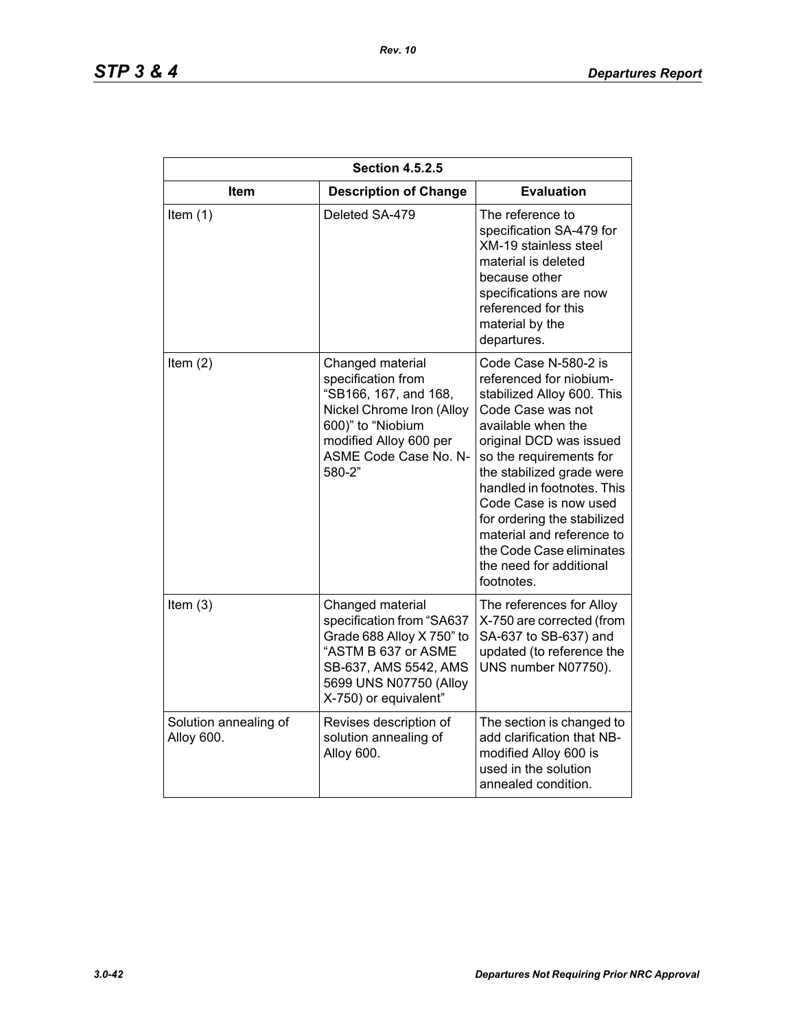| Section 4.5.2.5 | | |
|---|---|---|
| **Item** | **Description of Change** | **Evaluation** |
| Item (1) | Deleted SA-479 | The reference to specification SA-479 for XM-19 stainless steel material is deleted because other specifications are now referenced for this material by the departures. |
| Item (2) | Changed material specification from "SB166, 167, and 168, Nickel Chrome Iron (Alloy 600)" to "Niobium modified Alloy 600 per ASME Code Case No. N-580-2" | Code Case N-580-2 is referenced for niobium-stabilized Alloy 600. This Code Case was not available when the original DCD was issued so the requirements for the stabilized grade were handled in footnotes. This Code Case is now used for ordering the stabilized material and reference to the Code Case eliminates the need for additional footnotes. |
| Item (3) | Changed material specification from "SA637 Grade 688 Alloy X 750" to "ASTM B 637 or ASME SB-637, AMS 5542, AMS 5699 UNS N07750 (Alloy X-750) or equivalent" | The references for Alloy X-750 are corrected (from SA-637 to SB-637) and updated (to reference the UNS number N07750). |
| Solution annealing of Alloy 600. | Revises description of solution annealing of Alloy 600. | The section is changed to add clarification that NB-modified Alloy 600 is used in the solution annealed condition. |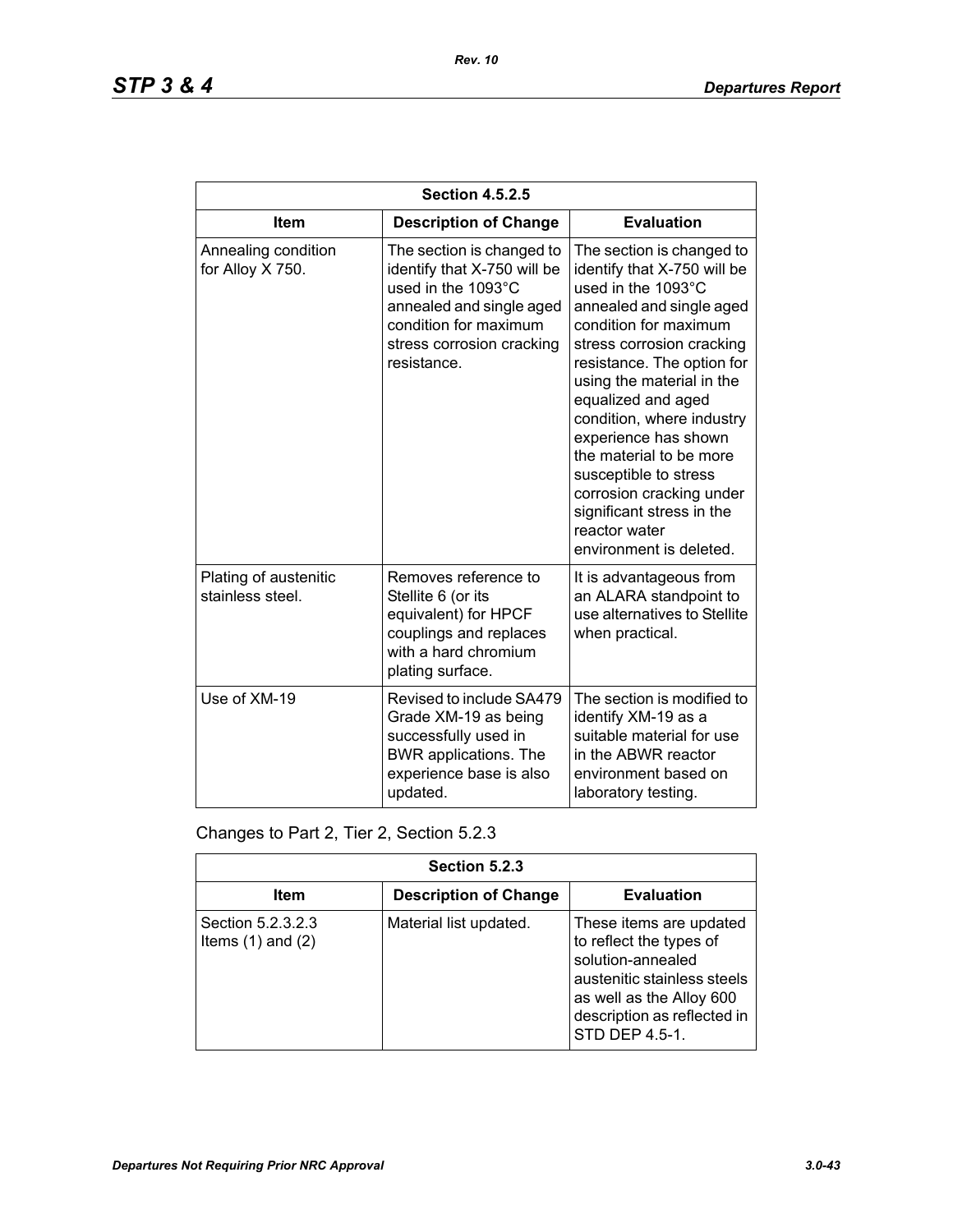| Section 4.5.2.5 | | |
|---|---|---|
| **Item** | **Description of Change** | **Evaluation** |
| Annealing condition for Alloy X 750. | The section is changed to identify that X-750 will be used in the 1093°C annealed and single aged condition for maximum stress corrosion cracking resistance. | The section is changed to identify that X-750 will be used in the 1093°C annealed and single aged condition for maximum stress corrosion cracking resistance. The option for using the material in the equalized and aged condition, where industry experience has shown the material to be more susceptible to stress corrosion cracking under significant stress in the reactor water environment is deleted. |
| Plating of austenitic stainless steel. | Removes reference to Stellite 6 (or its equivalent) for HPCF couplings and replaces with a hard chromium plating surface. | It is advantageous from an ALARA standpoint to use alternatives to Stellite when practical. |
| Use of XM-19 | Revised to include SA479 Grade XM-19 as being successfully used in BWR applications. The experience base is also updated. | The section is modified to identify XM-19 as a suitable material for use in the ABWR reactor environment based on laboratory testing. |

Changes to Part 2, Tier 2, Section 5.2.3

| Section 5.2.3 | | |
|---|---|---|
| **Item** | **Description of Change** | **Evaluation** |
| Section 5.2.3.2.3 Items (1) and (2) | Material list updated. | These items are updated to reflect the types of solution-annealed austenitic stainless steels as well as the Alloy 600 description as reflected in STD DEP 4.5-1. |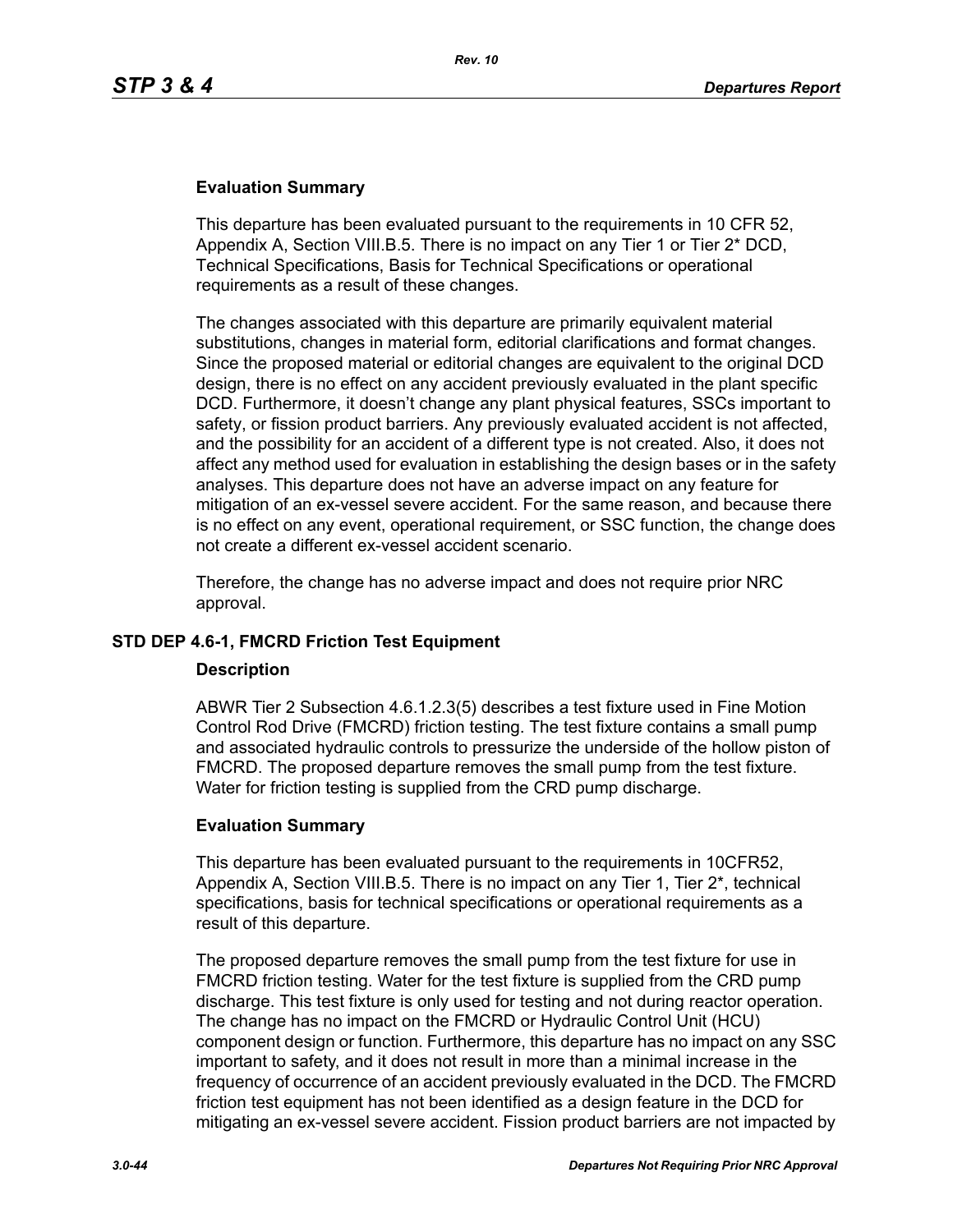**Evaluation Summary**

This departure has been evaluated pursuant to the requirements in 10 CFR 52, Appendix A, Section VIII.B.5. There is no impact on any Tier 1 or Tier 2* DCD, Technical Specifications, Basis for Technical Specifications or operational requirements as a result of these changes.

The changes associated with this departure are primarily equivalent material substitutions, changes in material form, editorial clarifications and format changes. Since the proposed material or editorial changes are equivalent to the original DCD design, there is no effect on any accident previously evaluated in the plant specific DCD. Furthermore, it doesn't change any plant physical features, SSCs important to safety, or fission product barriers. Any previously evaluated accident is not affected, and the possibility for an accident of a different type is not created. Also, it does not affect any method used for evaluation in establishing the design bases or in the safety analyses. This departure does not have an adverse impact on any feature for mitigation of an ex-vessel severe accident. For the same reason, and because there is no effect on any event, operational requirement, or SSC function, the change does not create a different ex-vessel accident scenario.

Therefore, the change has no adverse impact and does not require prior NRC approval.

### STD DEP 4.6-1, FMCRD Friction Test Equipment

**Description**

ABWR Tier 2 Subsection 4.6.1.2.3(5) describes a test fixture used in Fine Motion Control Rod Drive (FMCRD) friction testing. The test fixture contains a small pump and associated hydraulic controls to pressurize the underside of the hollow piston of FMCRD. The proposed departure removes the small pump from the test fixture. Water for friction testing is supplied from the CRD pump discharge.

**Evaluation Summary**

This departure has been evaluated pursuant to the requirements in 10CFR52, Appendix A, Section VIII.B.5. There is no impact on any Tier 1, Tier 2*, technical specifications, basis for technical specifications or operational requirements as a result of this departure.

The proposed departure removes the small pump from the test fixture for use in FMCRD friction testing. Water for the test fixture is supplied from the CRD pump discharge. This test fixture is only used for testing and not during reactor operation. The change has no impact on the FMCRD or Hydraulic Control Unit (HCU) component design or function. Furthermore, this departure has no impact on any SSC important to safety, and it does not result in more than a minimal increase in the frequency of occurrence of an accident previously evaluated in the DCD. The FMCRD friction test equipment has not been identified as a design feature in the DCD for mitigating an ex-vessel severe accident. Fission product barriers are not impacted by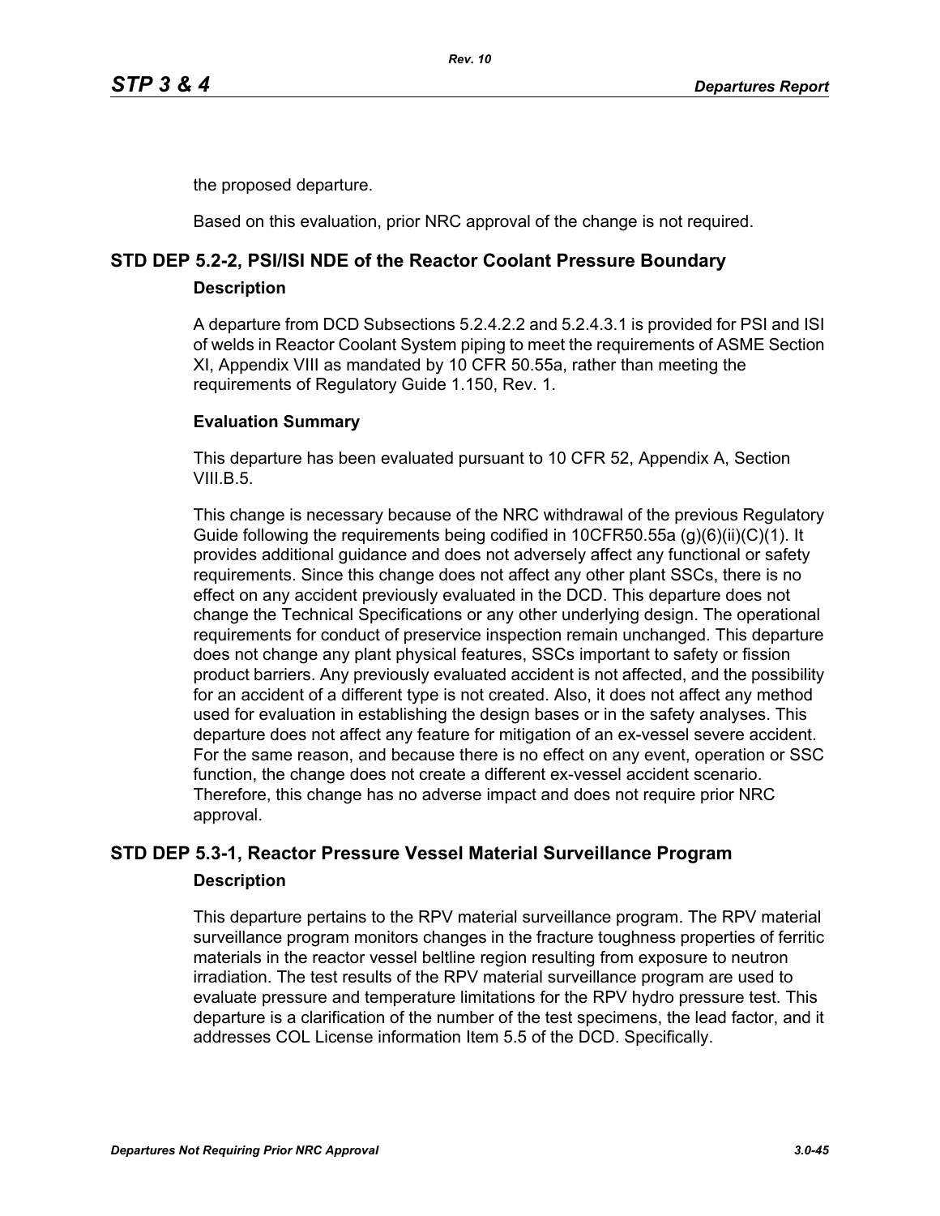the proposed departure.

Based on this evaluation, prior NRC approval of the change is not required.

## STD DEP 5.2-2, PSI/ISI NDE of the Reactor Coolant Pressure Boundary

### Description

A departure from DCD Subsections 5.2.4.2.2 and 5.2.4.3.1 is provided for PSI and ISI of welds in Reactor Coolant System piping to meet the requirements of ASME Section XI, Appendix VIII as mandated by 10 CFR 50.55a, rather than meeting the requirements of Regulatory Guide 1.150, Rev. 1.

### Evaluation Summary

This departure has been evaluated pursuant to 10 CFR 52, Appendix A, Section VIII.B.5.

This change is necessary because of the NRC withdrawal of the previous Regulatory Guide following the requirements being codified in 10CFR50.55a (g)(6)(ii)(C)(1). It provides additional guidance and does not adversely affect any functional or safety requirements. Since this change does not affect any other plant SSCs, there is no effect on any accident previously evaluated in the DCD. This departure does not change the Technical Specifications or any other underlying design. The operational requirements for conduct of preservice inspection remain unchanged. This departure does not change any plant physical features, SSCs important to safety or fission product barriers. Any previously evaluated accident is not affected, and the possibility for an accident of a different type is not created. Also, it does not affect any method used for evaluation in establishing the design bases or in the safety analyses. This departure does not affect any feature for mitigation of an ex-vessel severe accident. For the same reason, and because there is no effect on any event, operation or SSC function, the change does not create a different ex-vessel accident scenario. Therefore, this change has no adverse impact and does not require prior NRC approval.

## STD DEP 5.3-1, Reactor Pressure Vessel Material Surveillance Program

### Description

This departure pertains to the RPV material surveillance program. The RPV material surveillance program monitors changes in the fracture toughness properties of ferritic materials in the reactor vessel beltline region resulting from exposure to neutron irradiation. The test results of the RPV material surveillance program are used to evaluate pressure and temperature limitations for the RPV hydro pressure test. This departure is a clarification of the number of the test specimens, the lead factor, and it addresses COL License information Item 5.5 of the DCD. Specifically.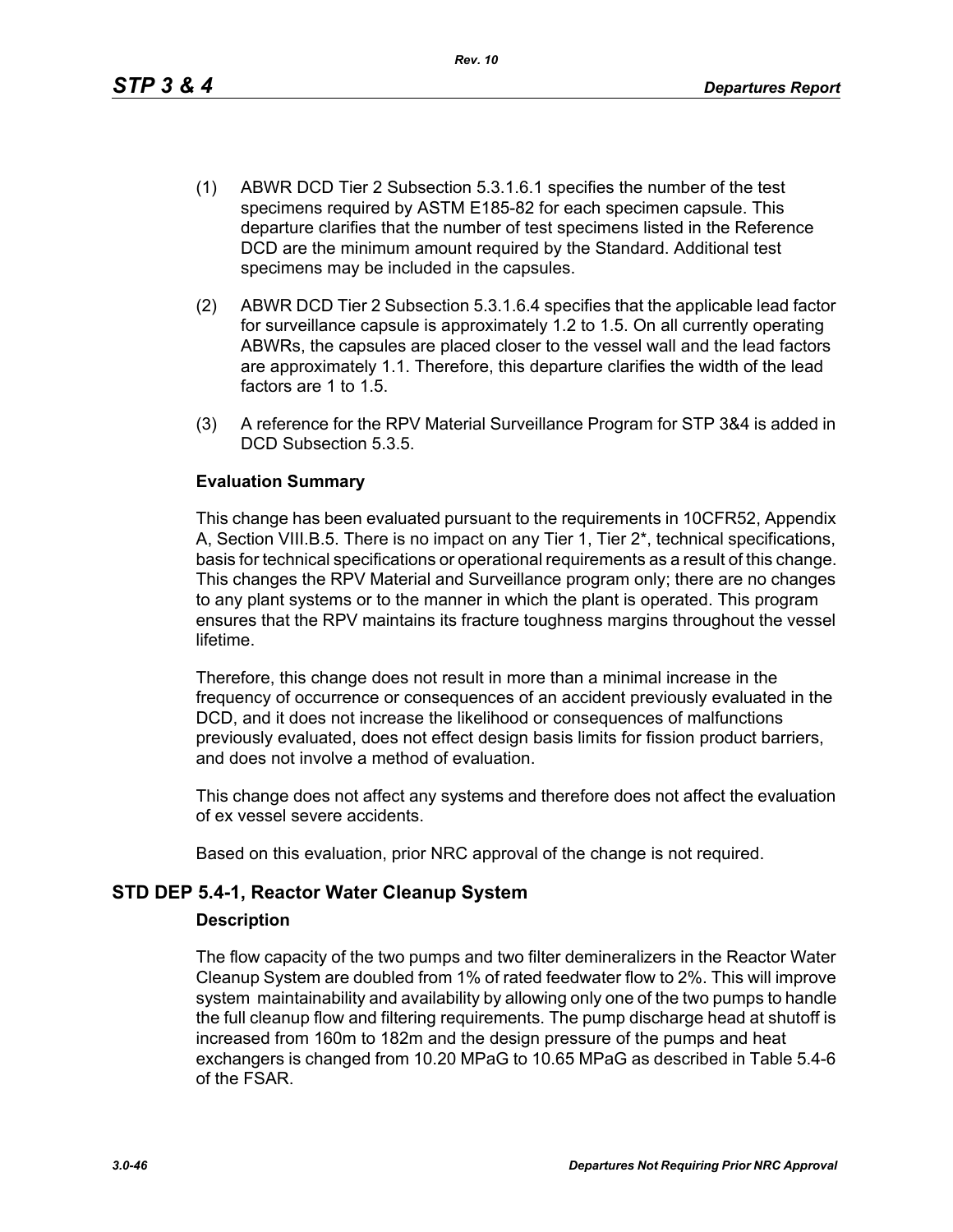(1) ABWR DCD Tier 2 Subsection 5.3.1.6.1 specifies the number of the test specimens required by ASTM E185-82 for each specimen capsule. This departure clarifies that the number of test specimens listed in the Reference DCD are the minimum amount required by the Standard. Additional test specimens may be included in the capsules.

(2) ABWR DCD Tier 2 Subsection 5.3.1.6.4 specifies that the applicable lead factor for surveillance capsule is approximately 1.2 to 1.5. On all currently operating ABWRs, the capsules are placed closer to the vessel wall and the lead factors are approximately 1.1. Therefore, this departure clarifies the width of the lead factors are 1 to 1.5.

(3) A reference for the RPV Material Surveillance Program for STP 3&4 is added in DCD Subsection 5.3.5.

**Evaluation Summary**

This change has been evaluated pursuant to the requirements in 10CFR52, Appendix A, Section VIII.B.5. There is no impact on any Tier 1, Tier 2*, technical specifications, basis for technical specifications or operational requirements as a result of this change. This changes the RPV Material and Surveillance program only; there are no changes to any plant systems or to the manner in which the plant is operated. This program ensures that the RPV maintains its fracture toughness margins throughout the vessel lifetime.

Therefore, this change does not result in more than a minimal increase in the frequency of occurrence or consequences of an accident previously evaluated in the DCD, and it does not increase the likelihood or consequences of malfunctions previously evaluated, does not effect design basis limits for fission product barriers, and does not involve a method of evaluation.

This change does not affect any systems and therefore does not affect the evaluation of ex vessel severe accidents.

Based on this evaluation, prior NRC approval of the change is not required.

## STD DEP 5.4-1, Reactor Water Cleanup System

**Description**

The flow capacity of the two pumps and two filter demineralizers in the Reactor Water Cleanup System are doubled from 1% of rated feedwater flow to 2%. This will improve system maintainability and availability by allowing only one of the two pumps to handle the full cleanup flow and filtering requirements. The pump discharge head at shutoff is increased from 160m to 182m and the design pressure of the pumps and heat exchangers is changed from 10.20 MPaG to 10.65 MPaG as described in Table 5.4-6 of the FSAR.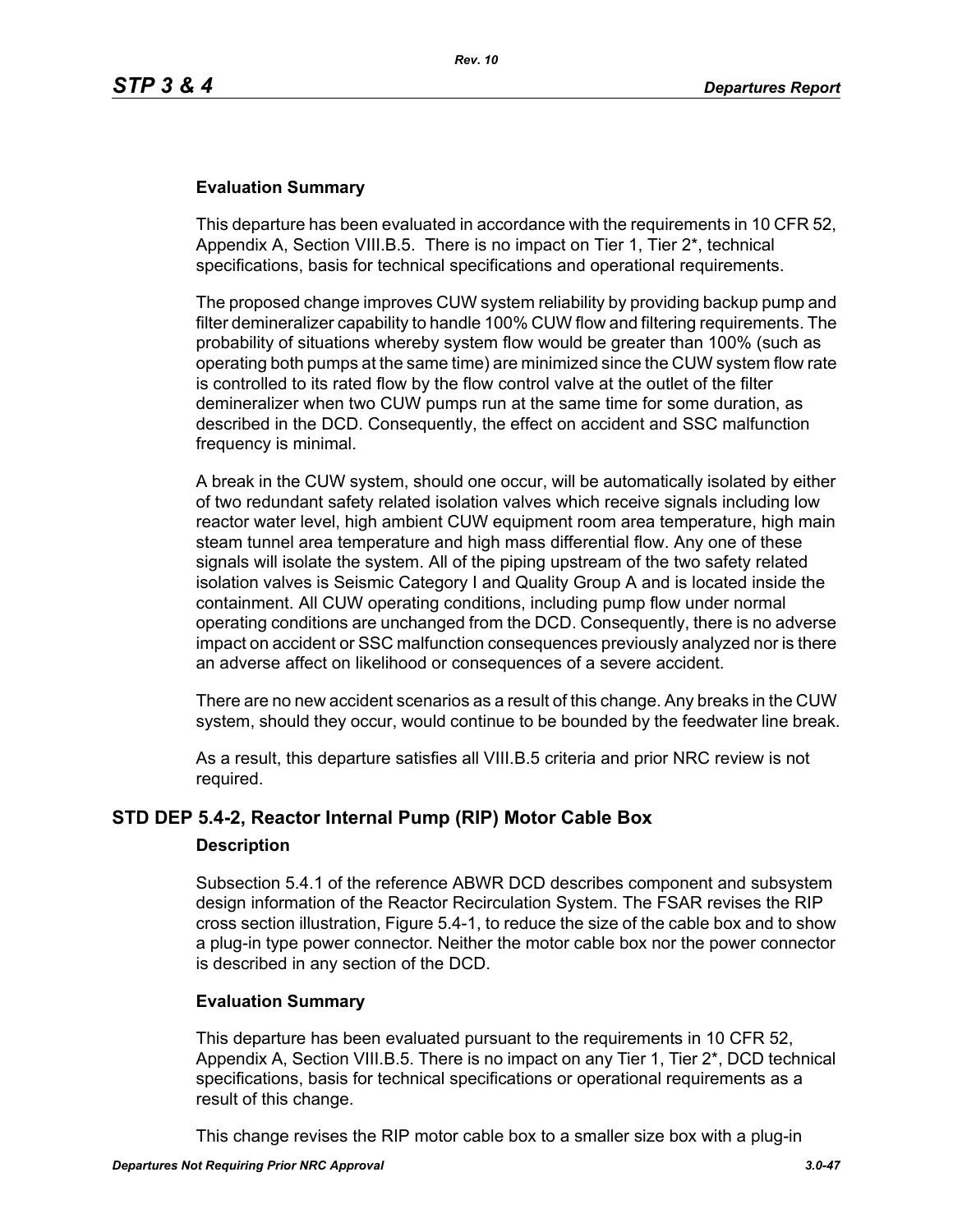### Evaluation Summary

This departure has been evaluated in accordance with the requirements in 10 CFR 52, Appendix A, Section VIII.B.5. There is no impact on Tier 1, Tier 2*, technical specifications, basis for technical specifications and operational requirements.

The proposed change improves CUW system reliability by providing backup pump and filter demineralizer capability to handle 100% CUW flow and filtering requirements. The probability of situations whereby system flow would be greater than 100% (such as operating both pumps at the same time) are minimized since the CUW system flow rate is controlled to its rated flow by the flow control valve at the outlet of the filter demineralizer when two CUW pumps run at the same time for some duration, as described in the DCD. Consequently, the effect on accident and SSC malfunction frequency is minimal.

A break in the CUW system, should one occur, will be automatically isolated by either of two redundant safety related isolation valves which receive signals including low reactor water level, high ambient CUW equipment room area temperature, high main steam tunnel area temperature and high mass differential flow. Any one of these signals will isolate the system. All of the piping upstream of the two safety related isolation valves is Seismic Category I and Quality Group A and is located inside the containment. All CUW operating conditions, including pump flow under normal operating conditions are unchanged from the DCD. Consequently, there is no adverse impact on accident or SSC malfunction consequences previously analyzed nor is there an adverse affect on likelihood or consequences of a severe accident.

There are no new accident scenarios as a result of this change. Any breaks in the CUW system, should they occur, would continue to be bounded by the feedwater line break.

As a result, this departure satisfies all VIII.B.5 criteria and prior NRC review is not required.

## STD DEP 5.4-2, Reactor Internal Pump (RIP) Motor Cable Box

### Description

Subsection 5.4.1 of the reference ABWR DCD describes component and subsystem design information of the Reactor Recirculation System. The FSAR revises the RIP cross section illustration, Figure 5.4-1, to reduce the size of the cable box and to show a plug-in type power connector. Neither the motor cable box nor the power connector is described in any section of the DCD.

### Evaluation Summary

This departure has been evaluated pursuant to the requirements in 10 CFR 52, Appendix A, Section VIII.B.5. There is no impact on any Tier 1, Tier 2*, DCD technical specifications, basis for technical specifications or operational requirements as a result of this change.

This change revises the RIP motor cable box to a smaller size box with a plug-in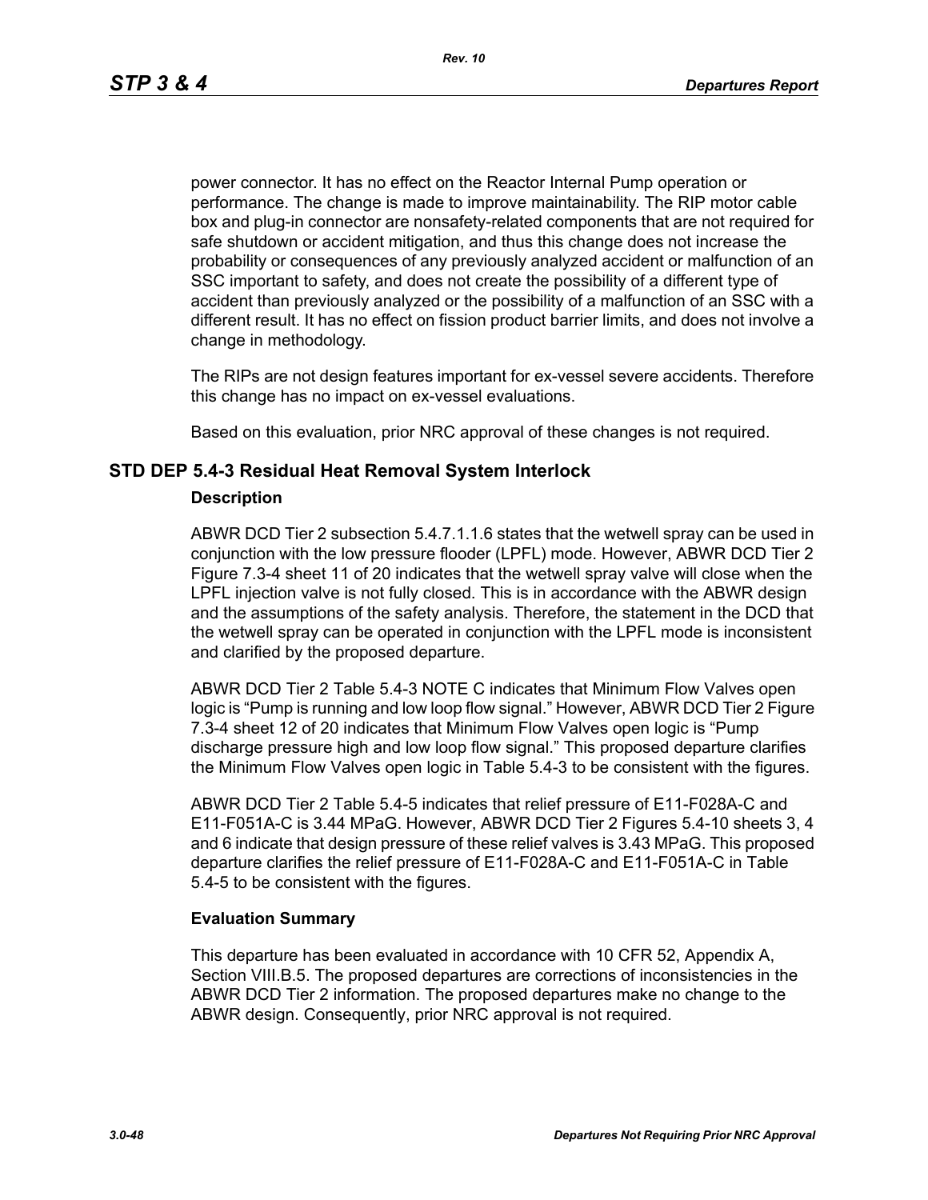power connector. It has no effect on the Reactor Internal Pump operation or performance. The change is made to improve maintainability. The RIP motor cable box and plug-in connector are nonsafety-related components that are not required for safe shutdown or accident mitigation, and thus this change does not increase the probability or consequences of any previously analyzed accident or malfunction of an SSC important to safety, and does not create the possibility of a different type of accident than previously analyzed or the possibility of a malfunction of an SSC with a different result. It has no effect on fission product barrier limits, and does not involve a change in methodology.

The RIPs are not design features important for ex-vessel severe accidents. Therefore this change has no impact on ex-vessel evaluations.

Based on this evaluation, prior NRC approval of these changes is not required.

## STD DEP 5.4-3 Residual Heat Removal System Interlock

### Description

ABWR DCD Tier 2 subsection 5.4.7.1.1.6 states that the wetwell spray can be used in conjunction with the low pressure flooder (LPFL) mode. However, ABWR DCD Tier 2 Figure 7.3-4 sheet 11 of 20 indicates that the wetwell spray valve will close when the LPFL injection valve is not fully closed. This is in accordance with the ABWR design and the assumptions of the safety analysis. Therefore, the statement in the DCD that the wetwell spray can be operated in conjunction with the LPFL mode is inconsistent and clarified by the proposed departure.

ABWR DCD Tier 2 Table 5.4-3 NOTE C indicates that Minimum Flow Valves open logic is “Pump is running and low loop flow signal.” However, ABWR DCD Tier 2 Figure 7.3-4 sheet 12 of 20 indicates that Minimum Flow Valves open logic is “Pump discharge pressure high and low loop flow signal.” This proposed departure clarifies the Minimum Flow Valves open logic in Table 5.4-3 to be consistent with the figures.

ABWR DCD Tier 2 Table 5.4-5 indicates that relief pressure of E11-F028A-C and E11-F051A-C is 3.44 MPaG. However, ABWR DCD Tier 2 Figures 5.4-10 sheets 3, 4 and 6 indicate that design pressure of these relief valves is 3.43 MPaG. This proposed departure clarifies the relief pressure of E11-F028A-C and E11-F051A-C in Table 5.4-5 to be consistent with the figures.

### Evaluation Summary

This departure has been evaluated in accordance with 10 CFR 52, Appendix A, Section VIII.B.5. The proposed departures are corrections of inconsistencies in the ABWR DCD Tier 2 information. The proposed departures make no change to the ABWR design. Consequently, prior NRC approval is not required.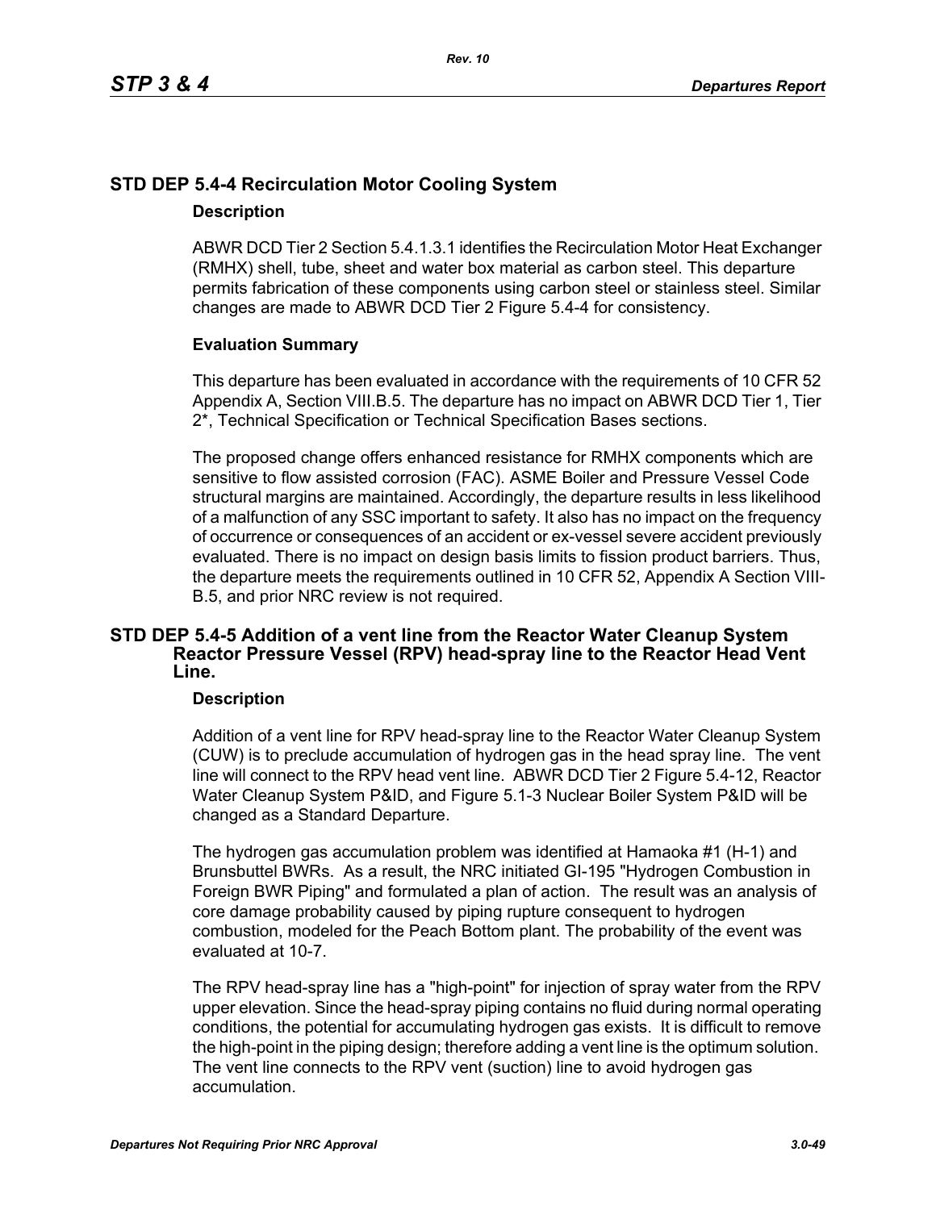## STD DEP 5.4-4 Recirculation Motor Cooling System

### Description

ABWR DCD Tier 2 Section 5.4.1.3.1 identifies the Recirculation Motor Heat Exchanger (RMHX) shell, tube, sheet and water box material as carbon steel. This departure permits fabrication of these components using carbon steel or stainless steel. Similar changes are made to ABWR DCD Tier 2 Figure 5.4-4 for consistency.

### Evaluation Summary

This departure has been evaluated in accordance with the requirements of 10 CFR 52 Appendix A, Section VIII.B.5. The departure has no impact on ABWR DCD Tier 1, Tier 2*, Technical Specification or Technical Specification Bases sections.

The proposed change offers enhanced resistance for RMHX components which are sensitive to flow assisted corrosion (FAC). ASME Boiler and Pressure Vessel Code structural margins are maintained. Accordingly, the departure results in less likelihood of a malfunction of any SSC important to safety. It also has no impact on the frequency of occurrence or consequences of an accident or ex-vessel severe accident previously evaluated. There is no impact on design basis limits to fission product barriers. Thus, the departure meets the requirements outlined in 10 CFR 52, Appendix A Section VIII-B.5, and prior NRC review is not required.

## STD DEP 5.4-5 Addition of a vent line from the Reactor Water Cleanup System Reactor Pressure Vessel (RPV) head-spray line to the Reactor Head Vent Line.

### Description

Addition of a vent line for RPV head-spray line to the Reactor Water Cleanup System (CUW) is to preclude accumulation of hydrogen gas in the head spray line. The vent line will connect to the RPV head vent line. ABWR DCD Tier 2 Figure 5.4-12, Reactor Water Cleanup System P&ID, and Figure 5.1-3 Nuclear Boiler System P&ID will be changed as a Standard Departure.

The hydrogen gas accumulation problem was identified at Hamaoka #1 (H-1) and Brunsbuttel BWRs. As a result, the NRC initiated GI-195 "Hydrogen Combustion in Foreign BWR Piping" and formulated a plan of action. The result was an analysis of core damage probability caused by piping rupture consequent to hydrogen combustion, modeled for the Peach Bottom plant. The probability of the event was evaluated at 10-7.

The RPV head-spray line has a "high-point" for injection of spray water from the RPV upper elevation. Since the head-spray piping contains no fluid during normal operating conditions, the potential for accumulating hydrogen gas exists. It is difficult to remove the high-point in the piping design; therefore adding a vent line is the optimum solution. The vent line connects to the RPV vent (suction) line to avoid hydrogen gas accumulation.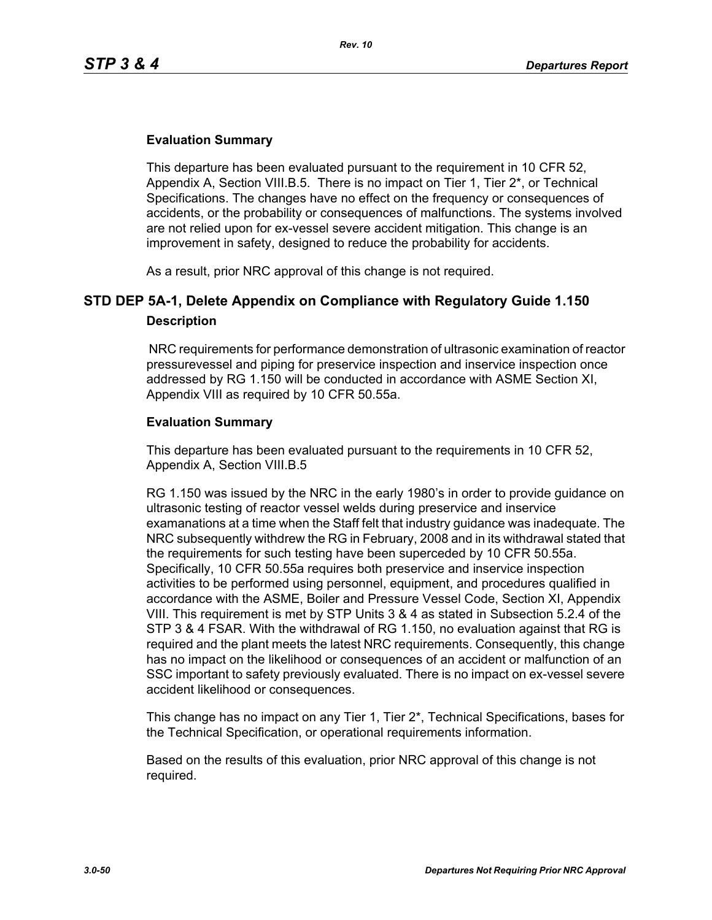### Evaluation Summary

This departure has been evaluated pursuant to the requirement in 10 CFR 52, Appendix A, Section VIII.B.5. There is no impact on Tier 1, Tier 2*, or Technical Specifications. The changes have no effect on the frequency or consequences of accidents, or the probability or consequences of malfunctions. The systems involved are not relied upon for ex-vessel severe accident mitigation. This change is an improvement in safety, designed to reduce the probability for accidents.

As a result, prior NRC approval of this change is not required.

## STD DEP 5A-1, Delete Appendix on Compliance with Regulatory Guide 1.150

### Description

NRC requirements for performance demonstration of ultrasonic examination of reactor pressurevessel and piping for preservice inspection and inservice inspection once addressed by RG 1.150 will be conducted in accordance with ASME Section XI, Appendix VIII as required by 10 CFR 50.55a.

### Evaluation Summary

This departure has been evaluated pursuant to the requirements in 10 CFR 52, Appendix A, Section VIII.B.5

RG 1.150 was issued by the NRC in the early 1980's in order to provide guidance on ultrasonic testing of reactor vessel welds during preservice and inservice examanations at a time when the Staff felt that industry guidance was inadequate. The NRC subsequently withdrew the RG in February, 2008 and in its withdrawal stated that the requirements for such testing have been superceded by 10 CFR 50.55a. Specifically, 10 CFR 50.55a requires both preservice and inservice inspection activities to be performed using personnel, equipment, and procedures qualified in accordance with the ASME, Boiler and Pressure Vessel Code, Section XI, Appendix VIII. This requirement is met by STP Units 3 & 4 as stated in Subsection 5.2.4 of the STP 3 & 4 FSAR. With the withdrawal of RG 1.150, no evaluation against that RG is required and the plant meets the latest NRC requirements. Consequently, this change has no impact on the likelihood or consequences of an accident or malfunction of an SSC important to safety previously evaluated. There is no impact on ex-vessel severe accident likelihood or consequences.

This change has no impact on any Tier 1, Tier 2*, Technical Specifications, bases for the Technical Specification, or operational requirements information.

Based on the results of this evaluation, prior NRC approval of this change is not required.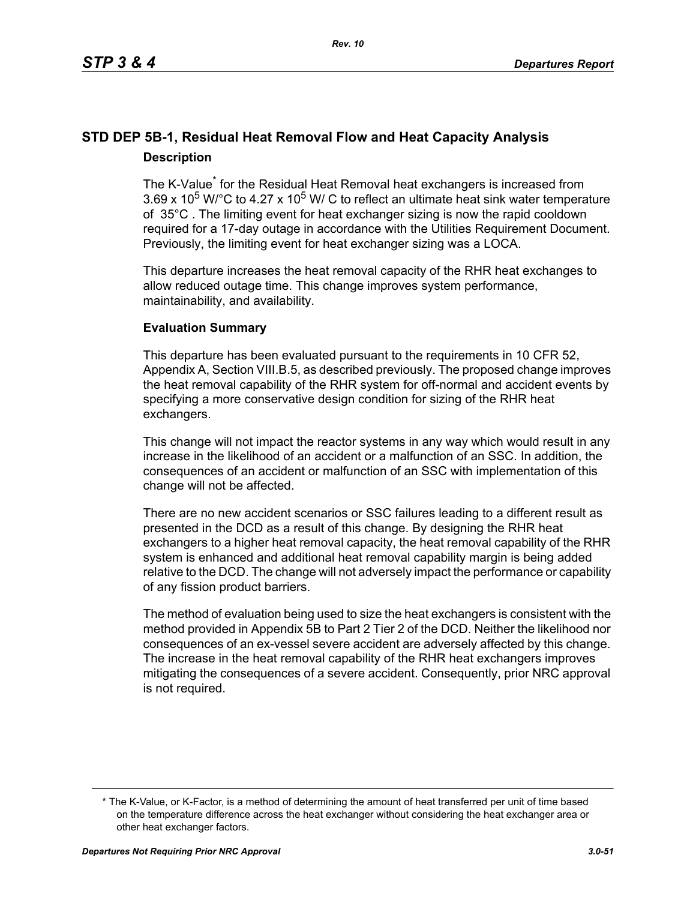## STD DEP 5B-1, Residual Heat Removal Flow and Heat Capacity Analysis

### Description

The K-Value* for the Residual Heat Removal heat exchangers is increased from $3.69 \times 10^5$ W/°C to $4.27 \times 10^5$ W/ C to reflect an ultimate heat sink water temperature of 35°C . The limiting event for heat exchanger sizing is now the rapid cooldown required for a 17-day outage in accordance with the Utilities Requirement Document. Previously, the limiting event for heat exchanger sizing was a LOCA.

This departure increases the heat removal capacity of the RHR heat exchanges to allow reduced outage time. This change improves system performance, maintainability, and availability.

### Evaluation Summary

This departure has been evaluated pursuant to the requirements in 10 CFR 52, Appendix A, Section VIII.B.5, as described previously. The proposed change improves the heat removal capability of the RHR system for off-normal and accident events by specifying a more conservative design condition for sizing of the RHR heat exchangers.

This change will not impact the reactor systems in any way which would result in any increase in the likelihood of an accident or a malfunction of an SSC. In addition, the consequences of an accident or malfunction of an SSC with implementation of this change will not be affected.

There are no new accident scenarios or SSC failures leading to a different result as presented in the DCD as a result of this change. By designing the RHR heat exchangers to a higher heat removal capacity, the heat removal capability of the RHR system is enhanced and additional heat removal capability margin is being added relative to the DCD. The change will not adversely impact the performance or capability of any fission product barriers.

The method of evaluation being used to size the heat exchangers is consistent with the method provided in Appendix 5B to Part 2 Tier 2 of the DCD. Neither the likelihood nor consequences of an ex-vessel severe accident are adversely affected by this change. The increase in the heat removal capability of the RHR heat exchangers improves mitigating the consequences of a severe accident. Consequently, prior NRC approval is not required.

---

\* The K-Value, or K-Factor, is a method of determining the amount of heat transferred per unit of time based on the temperature difference across the heat exchanger without considering the heat exchanger area or other heat exchanger factors.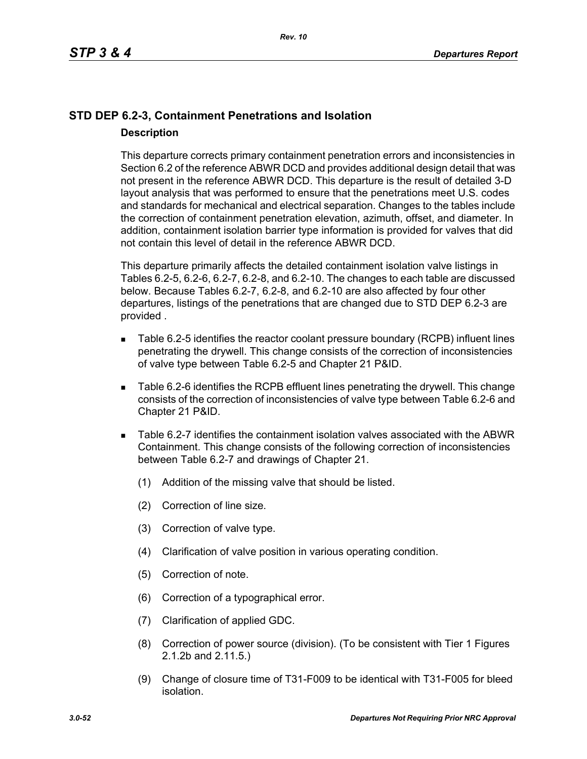## STD DEP 6.2-3, Containment Penetrations and Isolation

### Description

This departure corrects primary containment penetration errors and inconsistencies in Section 6.2 of the reference ABWR DCD and provides additional design detail that was not present in the reference ABWR DCD. This departure is the result of detailed 3-D layout analysis that was performed to ensure that the penetrations meet U.S. codes and standards for mechanical and electrical separation. Changes to the tables include the correction of containment penetration elevation, azimuth, offset, and diameter. In addition, containment isolation barrier type information is provided for valves that did not contain this level of detail in the reference ABWR DCD.

This departure primarily affects the detailed containment isolation valve listings in Tables 6.2-5, 6.2-6, 6.2-7, 6.2-8, and 6.2-10. The changes to each table are discussed below. Because Tables 6.2-7, 6.2-8, and 6.2-10 are also affected by four other departures, listings of the penetrations that are changed due to STD DEP 6.2-3 are provided .

- Table 6.2-5 identifies the reactor coolant pressure boundary (RCPB) influent lines penetrating the drywell. This change consists of the correction of inconsistencies of valve type between Table 6.2-5 and Chapter 21 P&ID.
- Table 6.2-6 identifies the RCPB effluent lines penetrating the drywell. This change consists of the correction of inconsistencies of valve type between Table 6.2-6 and Chapter 21 P&ID.
- Table 6.2-7 identifies the containment isolation valves associated with the ABWR Containment. This change consists of the following correction of inconsistencies between Table 6.2-7 and drawings of Chapter 21.
  1. Addition of the missing valve that should be listed.
  2. Correction of line size.
  3. Correction of valve type.
  4. Clarification of valve position in various operating condition.
  5. Correction of note.
  6. Correction of a typographical error.
  7. Clarification of applied GDC.
  8. Correction of power source (division). (To be consistent with Tier 1 Figures 2.1.2b and 2.11.5.)
  9. Change of closure time of T31-F009 to be identical with T31-F005 for bleed isolation.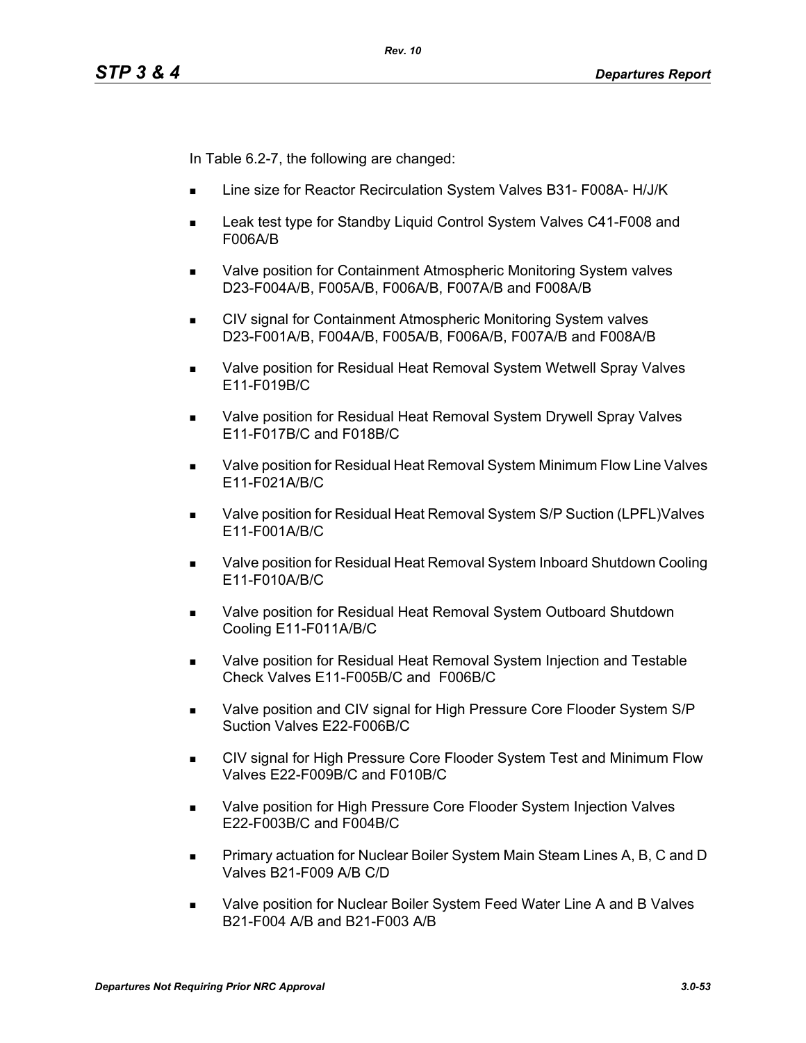In Table 6.2-7, the following are changed:

- Line size for Reactor Recirculation System Valves B31- F008A- H/J/K
- Leak test type for Standby Liquid Control System Valves C41-F008 and F006A/B
- Valve position for Containment Atmospheric Monitoring System valves D23-F004A/B, F005A/B, F006A/B, F007A/B and F008A/B
- CIV signal for Containment Atmospheric Monitoring System valves D23-F001A/B, F004A/B, F005A/B, F006A/B, F007A/B and F008A/B
- Valve position for Residual Heat Removal System Wetwell Spray Valves E11-F019B/C
- Valve position for Residual Heat Removal System Drywell Spray Valves E11-F017B/C and F018B/C
- Valve position for Residual Heat Removal System Minimum Flow Line Valves E11-F021A/B/C
- Valve position for Residual Heat Removal System S/P Suction (LPFL)Valves E11-F001A/B/C
- Valve position for Residual Heat Removal System Inboard Shutdown Cooling E11-F010A/B/C
- Valve position for Residual Heat Removal System Outboard Shutdown Cooling E11-F011A/B/C
- Valve position for Residual Heat Removal System Injection and Testable Check Valves E11-F005B/C and F006B/C
- Valve position and CIV signal for High Pressure Core Flooder System S/P Suction Valves E22-F006B/C
- CIV signal for High Pressure Core Flooder System Test and Minimum Flow Valves E22-F009B/C and F010B/C
- Valve position for High Pressure Core Flooder System Injection Valves E22-F003B/C and F004B/C
- Primary actuation for Nuclear Boiler System Main Steam Lines A, B, C and D Valves B21-F009 A/B C/D
- Valve position for Nuclear Boiler System Feed Water Line A and B Valves B21-F004 A/B and B21-F003 A/B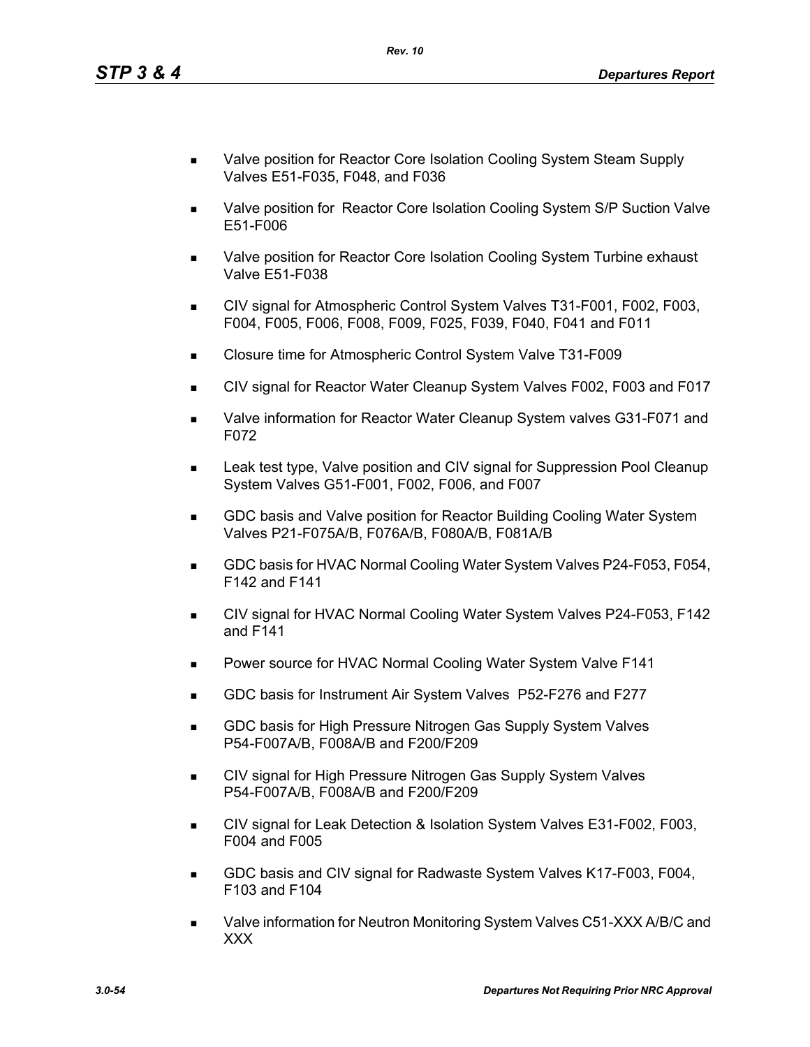- Valve position for Reactor Core Isolation Cooling System Steam Supply Valves E51-F035, F048, and F036
- Valve position for Reactor Core Isolation Cooling System S/P Suction Valve E51-F006
- Valve position for Reactor Core Isolation Cooling System Turbine exhaust Valve E51-F038
- CIV signal for Atmospheric Control System Valves T31-F001, F002, F003, F004, F005, F006, F008, F009, F025, F039, F040, F041 and F011
- Closure time for Atmospheric Control System Valve T31-F009
- CIV signal for Reactor Water Cleanup System Valves F002, F003 and F017
- Valve information for Reactor Water Cleanup System valves G31-F071 and F072
- Leak test type, Valve position and CIV signal for Suppression Pool Cleanup System Valves G51-F001, F002, F006, and F007
- GDC basis and Valve position for Reactor Building Cooling Water System Valves P21-F075A/B, F076A/B, F080A/B, F081A/B
- GDC basis for HVAC Normal Cooling Water System Valves P24-F053, F054, F142 and F141
- CIV signal for HVAC Normal Cooling Water System Valves P24-F053, F142 and F141
- Power source for HVAC Normal Cooling Water System Valve F141
- GDC basis for Instrument Air System Valves P52-F276 and F277
- GDC basis for High Pressure Nitrogen Gas Supply System Valves P54-F007A/B, F008A/B and F200/F209
- CIV signal for High Pressure Nitrogen Gas Supply System Valves P54-F007A/B, F008A/B and F200/F209
- CIV signal for Leak Detection & Isolation System Valves E31-F002, F003, F004 and F005
- GDC basis and CIV signal for Radwaste System Valves K17-F003, F004, F103 and F104
- Valve information for Neutron Monitoring System Valves C51-XXX A/B/C and XXX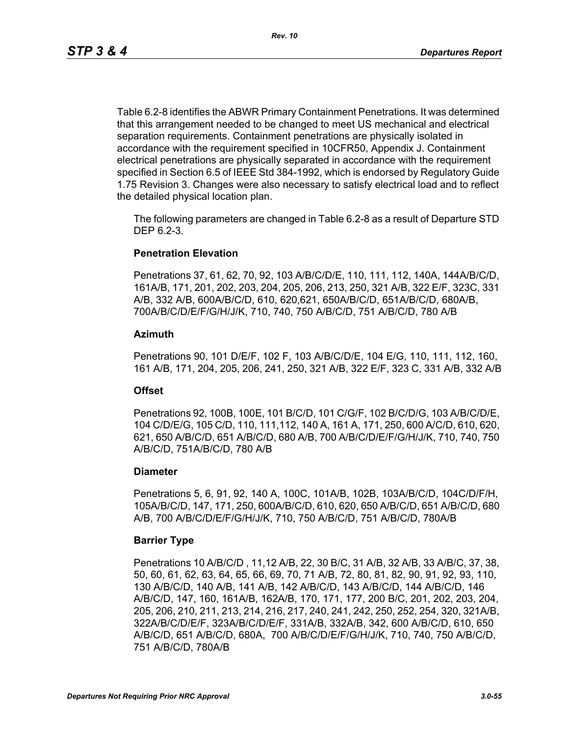Table 6.2-8 identifies the ABWR Primary Containment Penetrations. It was determined that this arrangement needed to be changed to meet US mechanical and electrical separation requirements. Containment penetrations are physically isolated in accordance with the requirement specified in 10CFR50, Appendix J. Containment electrical penetrations are physically separated in accordance with the requirement specified in Section 6.5 of IEEE Std 384-1992, which is endorsed by Regulatory Guide 1.75 Revision 3. Changes were also necessary to satisfy electrical load and to reflect the detailed physical location plan.

The following parameters are changed in Table 6.2-8 as a result of Departure STD DEP 6.2-3.

**Penetration Elevation**

Penetrations 37, 61, 62, 70, 92, 103 A/B/C/D/E, 110, 111, 112, 140A, 144A/B/C/D, 161A/B, 171, 201, 202, 203, 204, 205, 206, 213, 250, 321 A/B, 322 E/F, 323C, 331 A/B, 332 A/B, 600A/B/C/D, 610, 620,621, 650A/B/C/D, 651A/B/C/D, 680A/B, 700A/B/C/D/E/F/G/H/J/K, 710, 740, 750 A/B/C/D, 751 A/B/C/D, 780 A/B

**Azimuth**

Penetrations 90, 101 D/E/F, 102 F, 103 A/B/C/D/E, 104 E/G, 110, 111, 112, 160, 161 A/B, 171, 204, 205, 206, 241, 250, 321 A/B, 322 E/F, 323 C, 331 A/B, 332 A/B

**Offset**

Penetrations 92, 100B, 100E, 101 B/C/D, 101 C/G/F, 102 B/C/D/G, 103 A/B/C/D/E, 104 C/D/E/G, 105 C/D, 110, 111,112, 140 A, 161 A, 171, 250, 600 A/C/D, 610, 620, 621, 650 A/B/C/D, 651 A/B/C/D, 680 A/B, 700 A/B/C/D/E/F/G/H/J/K, 710, 740, 750 A/B/C/D, 751A/B/C/D, 780 A/B

**Diameter**

Penetrations 5, 6, 91, 92, 140 A, 100C, 101A/B, 102B, 103A/B/C/D, 104C/D/F/H, 105A/B/C/D, 147, 171, 250, 600A/B/C/D, 610, 620, 650 A/B/C/D, 651 A/B/C/D, 680 A/B, 700 A/B/C/D/E/F/G/H/J/K, 710, 750 A/B/C/D, 751 A/B/C/D, 780A/B

**Barrier Type**

Penetrations 10 A/B/C/D , 11,12 A/B, 22, 30 B/C, 31 A/B, 32 A/B, 33 A/B/C, 37, 38, 50, 60, 61, 62, 63, 64, 65, 66, 69, 70, 71 A/B, 72, 80, 81, 82, 90, 91, 92, 93, 110, 130 A/B/C/D, 140 A/B, 141 A/B, 142 A/B/C/D, 143 A/B/C/D, 144 A/B/C/D, 146 A/B/C/D, 147, 160, 161A/B, 162A/B, 170, 171, 177, 200 B/C, 201, 202, 203, 204, 205, 206, 210, 211, 213, 214, 216, 217, 240, 241, 242, 250, 252, 254, 320, 321A/B, 322A/B/C/D/E/F, 323A/B/C/D/E/F, 331A/B, 332A/B, 342, 600 A/B/C/D, 610, 650 A/B/C/D, 651 A/B/C/D, 680A, 700 A/B/C/D/E/F/G/H/J/K, 710, 740, 750 A/B/C/D, 751 A/B/C/D, 780A/B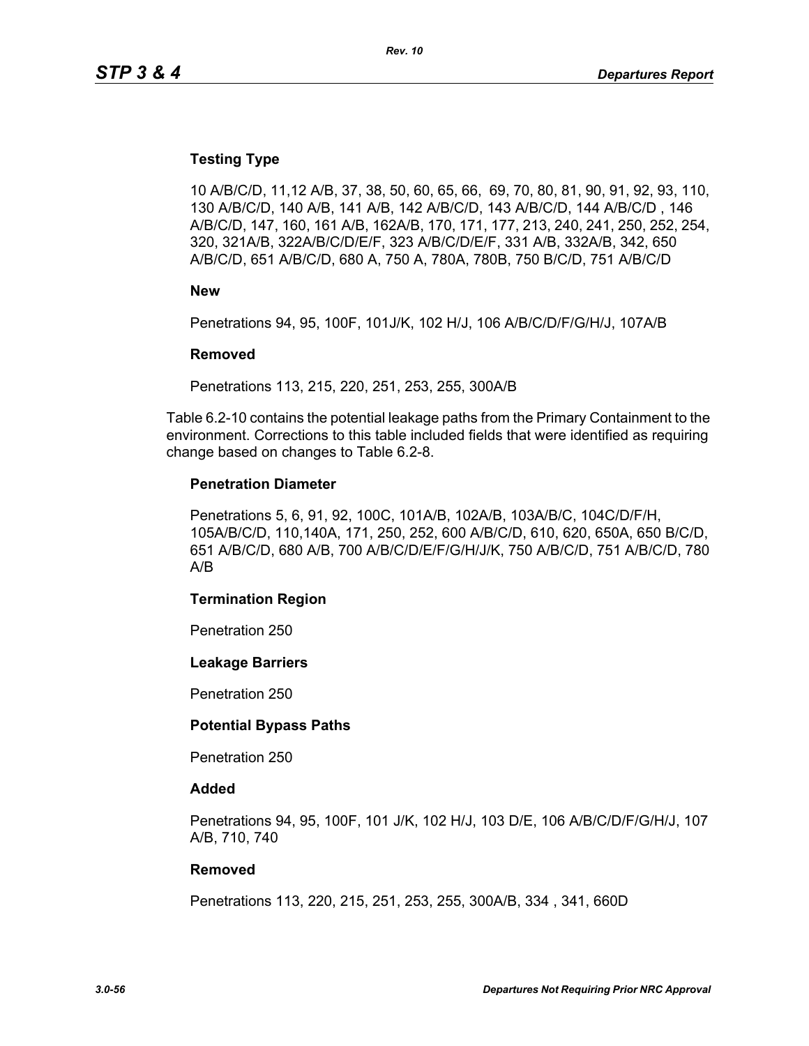**Testing Type**

10 A/B/C/D, 11,12 A/B, 37, 38, 50, 60, 65, 66,  69, 70, 80, 81, 90, 91, 92, 93, 110, 130 A/B/C/D, 140 A/B, 141 A/B, 142 A/B/C/D, 143 A/B/C/D, 144 A/B/C/D , 146 A/B/C/D, 147, 160, 161 A/B, 162A/B, 170, 171, 177, 213, 240, 241, 250, 252, 254, 320, 321A/B, 322A/B/C/D/E/F, 323 A/B/C/D/E/F, 331 A/B, 332A/B, 342, 650 A/B/C/D, 651 A/B/C/D, 680 A, 750 A, 780A, 780B, 750 B/C/D, 751 A/B/C/D

**New**

Penetrations 94, 95, 100F, 101J/K, 102 H/J, 106 A/B/C/D/F/G/H/J, 107A/B

**Removed**

Penetrations 113, 215, 220, 251, 253, 255, 300A/B

Table 6.2-10 contains the potential leakage paths from the Primary Containment to the environment. Corrections to this table included fields that were identified as requiring change based on changes to Table 6.2-8.

**Penetration Diameter**

Penetrations 5, 6, 91, 92, 100C, 101A/B, 102A/B, 103A/B/C, 104C/D/F/H, 105A/B/C/D, 110,140A, 171, 250, 252, 600 A/B/C/D, 610, 620, 650A, 650 B/C/D, 651 A/B/C/D, 680 A/B, 700 A/B/C/D/E/F/G/H/J/K, 750 A/B/C/D, 751 A/B/C/D, 780 A/B

**Termination Region**

Penetration 250

**Leakage Barriers**

Penetration 250

**Potential Bypass Paths**

Penetration 250

**Added**

Penetrations 94, 95, 100F, 101 J/K, 102 H/J, 103 D/E, 106 A/B/C/D/F/G/H/J, 107 A/B, 710, 740

**Removed**

Penetrations 113, 220, 215, 251, 253, 255, 300A/B, 334 , 341, 660D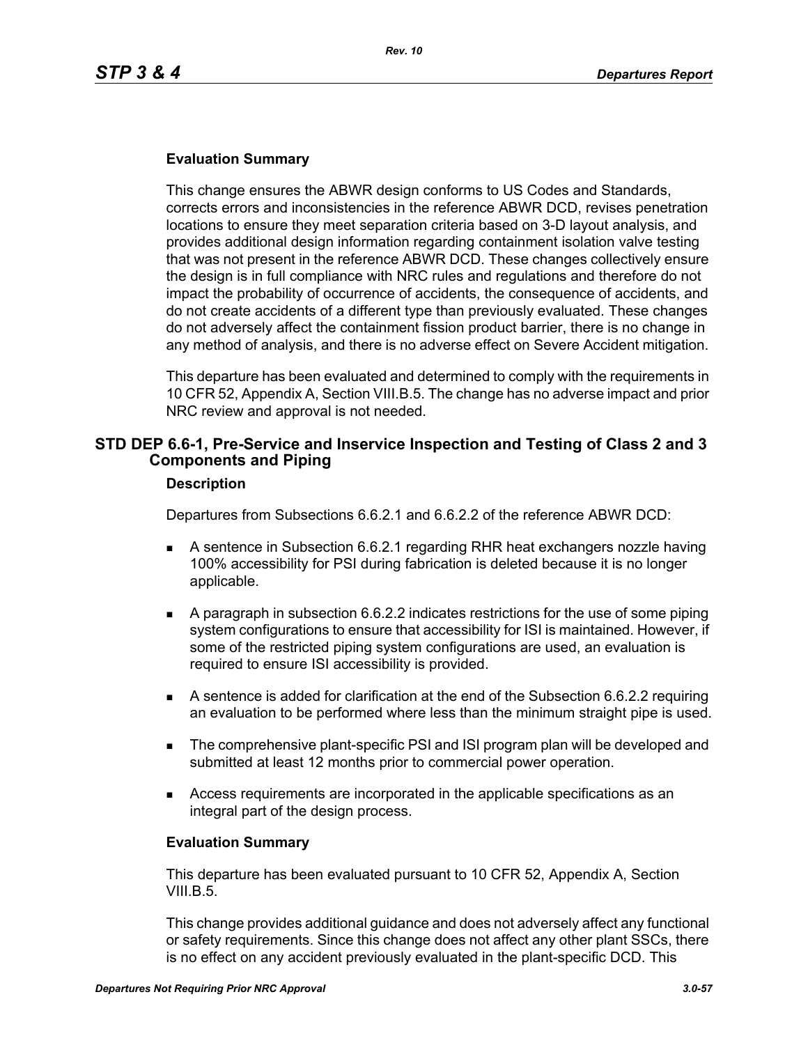### Evaluation Summary

This change ensures the ABWR design conforms to US Codes and Standards, corrects errors and inconsistencies in the reference ABWR DCD, revises penetration locations to ensure they meet separation criteria based on 3-D layout analysis, and provides additional design information regarding containment isolation valve testing that was not present in the reference ABWR DCD. These changes collectively ensure the design is in full compliance with NRC rules and regulations and therefore do not impact the probability of occurrence of accidents, the consequence of accidents, and do not create accidents of a different type than previously evaluated. These changes do not adversely affect the containment fission product barrier, there is no change in any method of analysis, and there is no adverse effect on Severe Accident mitigation.

This departure has been evaluated and determined to comply with the requirements in 10 CFR 52, Appendix A, Section VIII.B.5. The change has no adverse impact and prior NRC review and approval is not needed.

## STD DEP 6.6-1, Pre-Service and Inservice Inspection and Testing of Class 2 and 3 Components and Piping

### Description

Departures from Subsections 6.6.2.1 and 6.6.2.2 of the reference ABWR DCD:

- A sentence in Subsection 6.6.2.1 regarding RHR heat exchangers nozzle having 100% accessibility for PSI during fabrication is deleted because it is no longer applicable.
- A paragraph in subsection 6.6.2.2 indicates restrictions for the use of some piping system configurations to ensure that accessibility for ISI is maintained. However, if some of the restricted piping system configurations are used, an evaluation is required to ensure ISI accessibility is provided.
- A sentence is added for clarification at the end of the Subsection 6.6.2.2 requiring an evaluation to be performed where less than the minimum straight pipe is used.
- The comprehensive plant-specific PSI and ISI program plan will be developed and submitted at least 12 months prior to commercial power operation.
- Access requirements are incorporated in the applicable specifications as an integral part of the design process.

### Evaluation Summary

This departure has been evaluated pursuant to 10 CFR 52, Appendix A, Section VIII.B.5.

This change provides additional guidance and does not adversely affect any functional or safety requirements. Since this change does not affect any other plant SSCs, there is no effect on any accident previously evaluated in the plant-specific DCD. This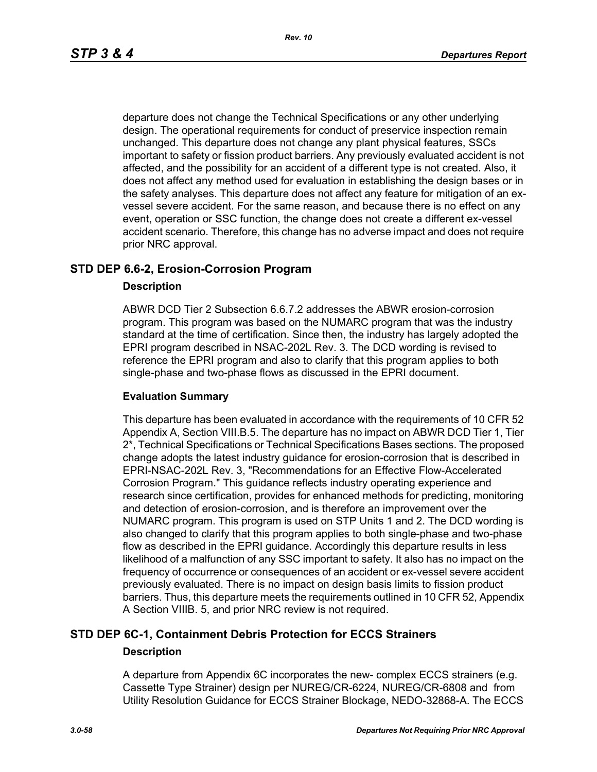departure does not change the Technical Specifications or any other underlying design. The operational requirements for conduct of preservice inspection remain unchanged. This departure does not change any plant physical features, SSCs important to safety or fission product barriers. Any previously evaluated accident is not affected, and the possibility for an accident of a different type is not created. Also, it does not affect any method used for evaluation in establishing the design bases or in the safety analyses. This departure does not affect any feature for mitigation of an ex-vessel severe accident. For the same reason, and because there is no effect on any event, operation or SSC function, the change does not create a different ex-vessel accident scenario. Therefore, this change has no adverse impact and does not require prior NRC approval.

## STD DEP 6.6-2, Erosion-Corrosion Program

### Description

ABWR DCD Tier 2 Subsection 6.6.7.2 addresses the ABWR erosion-corrosion program. This program was based on the NUMARC program that was the industry standard at the time of certification. Since then, the industry has largely adopted the EPRI program described in NSAC-202L Rev. 3. The DCD wording is revised to reference the EPRI program and also to clarify that this program applies to both single-phase and two-phase flows as discussed in the EPRI document.

### Evaluation Summary

This departure has been evaluated in accordance with the requirements of 10 CFR 52 Appendix A, Section VIII.B.5. The departure has no impact on ABWR DCD Tier 1, Tier 2*, Technical Specifications or Technical Specifications Bases sections. The proposed change adopts the latest industry guidance for erosion-corrosion that is described in EPRI-NSAC-202L Rev. 3, "Recommendations for an Effective Flow-Accelerated Corrosion Program." This guidance reflects industry operating experience and research since certification, provides for enhanced methods for predicting, monitoring and detection of erosion-corrosion, and is therefore an improvement over the NUMARC program. This program is used on STP Units 1 and 2. The DCD wording is also changed to clarify that this program applies to both single-phase and two-phase flow as described in the EPRI guidance. Accordingly this departure results in less likelihood of a malfunction of any SSC important to safety. It also has no impact on the frequency of occurrence or consequences of an accident or ex-vessel severe accident previously evaluated. There is no impact on design basis limits to fission product barriers. Thus, this departure meets the requirements outlined in 10 CFR 52, Appendix A Section VIIIB. 5, and prior NRC review is not required.

## STD DEP 6C-1, Containment Debris Protection for ECCS Strainers

### Description

A departure from Appendix 6C incorporates the new- complex ECCS strainers (e.g. Cassette Type Strainer) design per NUREG/CR-6224, NUREG/CR-6808 and from Utility Resolution Guidance for ECCS Strainer Blockage, NEDO-32868-A. The ECCS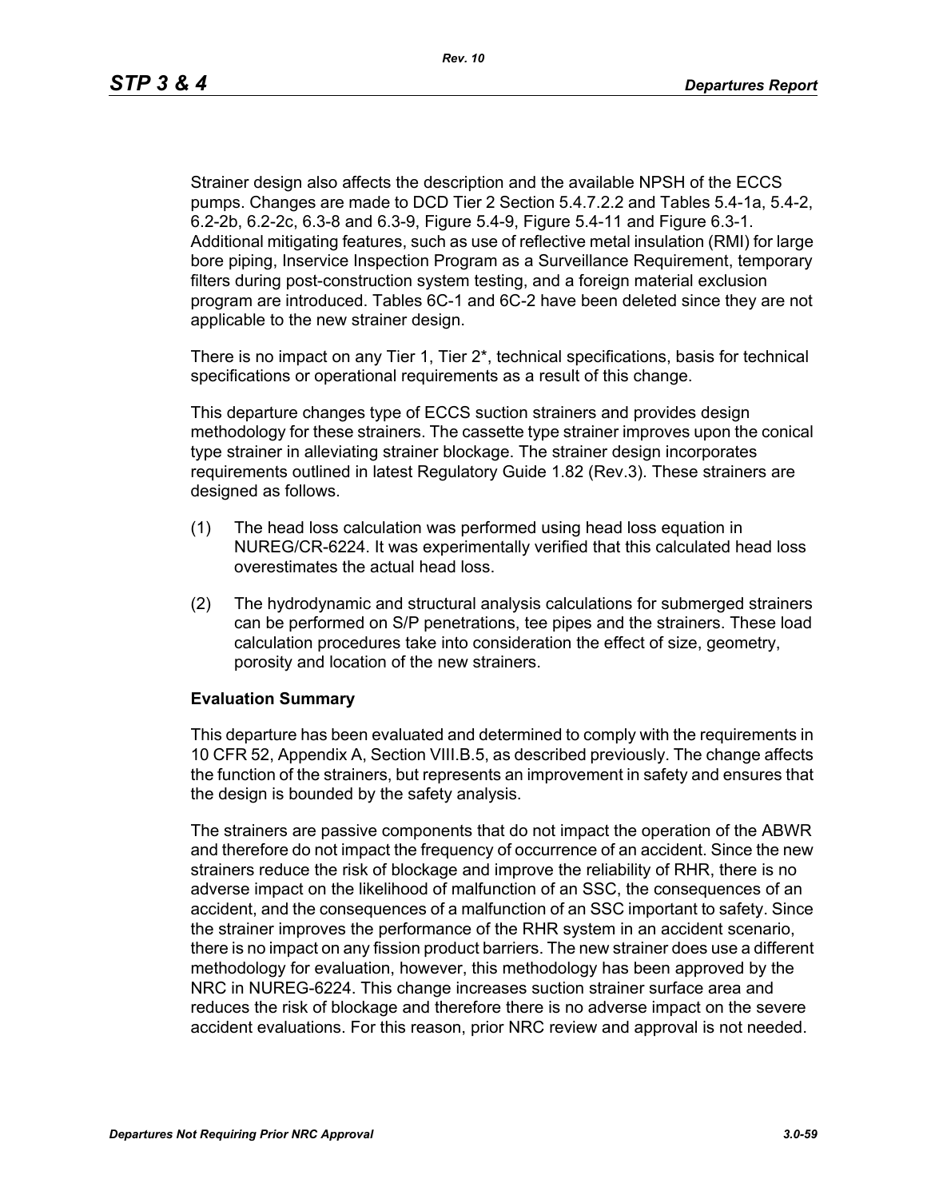Strainer design also affects the description and the available NPSH of the ECCS pumps. Changes are made to DCD Tier 2 Section 5.4.7.2.2 and Tables 5.4-1a, 5.4-2, 6.2-2b, 6.2-2c, 6.3-8 and 6.3-9, Figure 5.4-9, Figure 5.4-11 and Figure 6.3-1. Additional mitigating features, such as use of reflective metal insulation (RMI) for large bore piping, Inservice Inspection Program as a Surveillance Requirement, temporary filters during post-construction system testing, and a foreign material exclusion program are introduced. Tables 6C-1 and 6C-2 have been deleted since they are not applicable to the new strainer design.

There is no impact on any Tier 1, Tier 2*, technical specifications, basis for technical specifications or operational requirements as a result of this change.

This departure changes type of ECCS suction strainers and provides design methodology for these strainers. The cassette type strainer improves upon the conical type strainer in alleviating strainer blockage. The strainer design incorporates requirements outlined in latest Regulatory Guide 1.82 (Rev.3). These strainers are designed as follows.

(1) The head loss calculation was performed using head loss equation in NUREG/CR-6224. It was experimentally verified that this calculated head loss overestimates the actual head loss.

(2) The hydrodynamic and structural analysis calculations for submerged strainers can be performed on S/P penetrations, tee pipes and the strainers. These load calculation procedures take into consideration the effect of size, geometry, porosity and location of the new strainers.

**Evaluation Summary**

This departure has been evaluated and determined to comply with the requirements in 10 CFR 52, Appendix A, Section VIII.B.5, as described previously. The change affects the function of the strainers, but represents an improvement in safety and ensures that the design is bounded by the safety analysis.

The strainers are passive components that do not impact the operation of the ABWR and therefore do not impact the frequency of occurrence of an accident. Since the new strainers reduce the risk of blockage and improve the reliability of RHR, there is no adverse impact on the likelihood of malfunction of an SSC, the consequences of an accident, and the consequences of a malfunction of an SSC important to safety. Since the strainer improves the performance of the RHR system in an accident scenario, there is no impact on any fission product barriers. The new strainer does use a different methodology for evaluation, however, this methodology has been approved by the NRC in NUREG-6224. This change increases suction strainer surface area and reduces the risk of blockage and therefore there is no adverse impact on the severe accident evaluations. For this reason, prior NRC review and approval is not needed.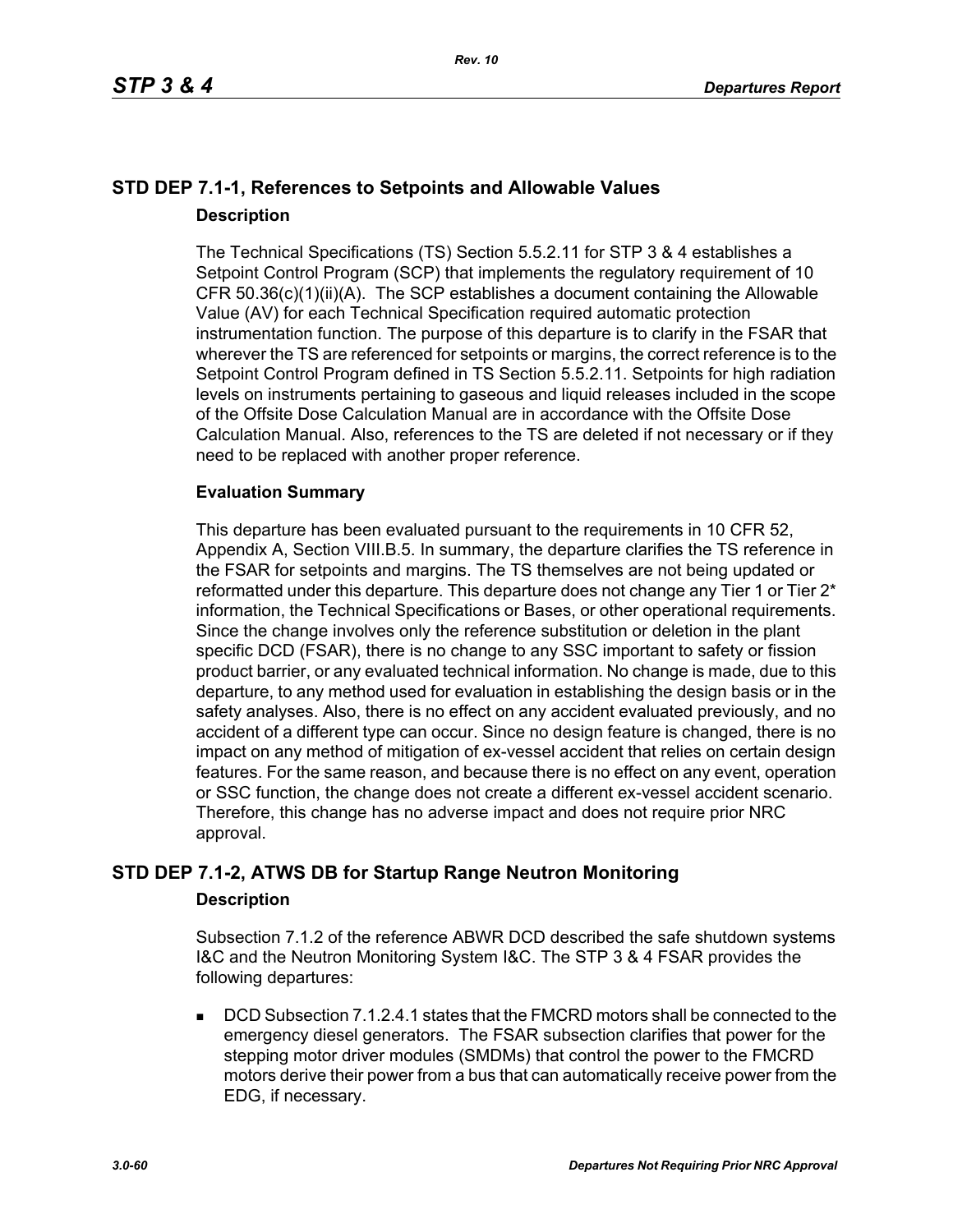## STD DEP 7.1-1, References to Setpoints and Allowable Values

### Description

The Technical Specifications (TS) Section 5.5.2.11 for STP 3 & 4 establishes a Setpoint Control Program (SCP) that implements the regulatory requirement of 10 CFR 50.36(c)(1)(ii)(A). The SCP establishes a document containing the Allowable Value (AV) for each Technical Specification required automatic protection instrumentation function. The purpose of this departure is to clarify in the FSAR that wherever the TS are referenced for setpoints or margins, the correct reference is to the Setpoint Control Program defined in TS Section 5.5.2.11. Setpoints for high radiation levels on instruments pertaining to gaseous and liquid releases included in the scope of the Offsite Dose Calculation Manual are in accordance with the Offsite Dose Calculation Manual. Also, references to the TS are deleted if not necessary or if they need to be replaced with another proper reference.

### Evaluation Summary

This departure has been evaluated pursuant to the requirements in 10 CFR 52, Appendix A, Section VIII.B.5. In summary, the departure clarifies the TS reference in the FSAR for setpoints and margins. The TS themselves are not being updated or reformatted under this departure. This departure does not change any Tier 1 or Tier 2* information, the Technical Specifications or Bases, or other operational requirements. Since the change involves only the reference substitution or deletion in the plant specific DCD (FSAR), there is no change to any SSC important to safety or fission product barrier, or any evaluated technical information. No change is made, due to this departure, to any method used for evaluation in establishing the design basis or in the safety analyses. Also, there is no effect on any accident evaluated previously, and no accident of a different type can occur. Since no design feature is changed, there is no impact on any method of mitigation of ex-vessel accident that relies on certain design features. For the same reason, and because there is no effect on any event, operation or SSC function, the change does not create a different ex-vessel accident scenario. Therefore, this change has no adverse impact and does not require prior NRC approval.

## STD DEP 7.1-2, ATWS DB for Startup Range Neutron Monitoring

### Description

Subsection 7.1.2 of the reference ABWR DCD described the safe shutdown systems I&C and the Neutron Monitoring System I&C. The STP 3 & 4 FSAR provides the following departures:

- DCD Subsection 7.1.2.4.1 states that the FMCRD motors shall be connected to the emergency diesel generators. The FSAR subsection clarifies that power for the stepping motor driver modules (SMDMs) that control the power to the FMCRD motors derive their power from a bus that can automatically receive power from the EDG, if necessary.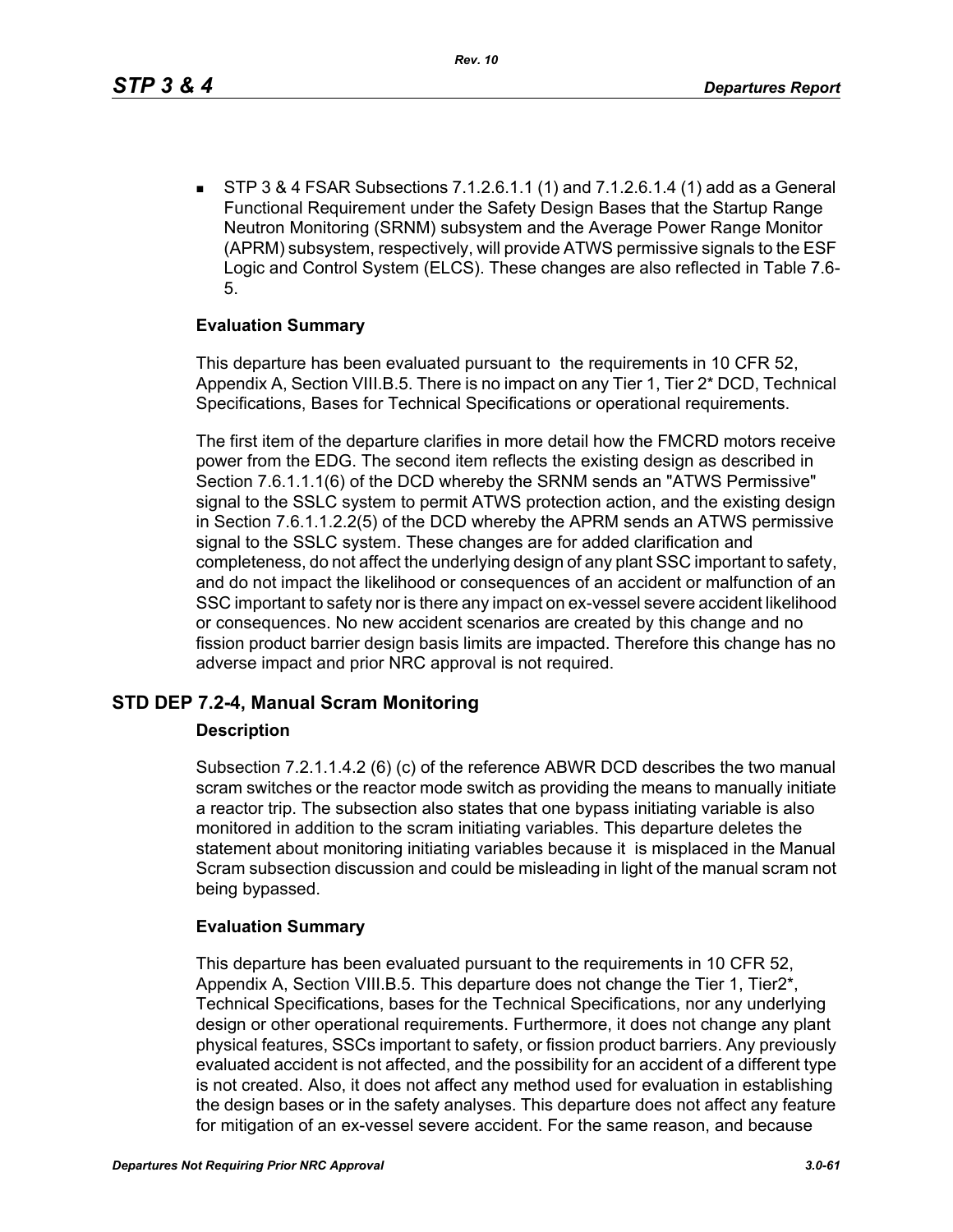- STP 3 & 4 FSAR Subsections 7.1.2.6.1.1 (1) and 7.1.2.6.1.4 (1) add as a General Functional Requirement under the Safety Design Bases that the Startup Range Neutron Monitoring (SRNM) subsystem and the Average Power Range Monitor (APRM) subsystem, respectively, will provide ATWS permissive signals to the ESF Logic and Control System (ELCS). These changes are also reflected in Table 7.6-5.

**Evaluation Summary**

This departure has been evaluated pursuant to the requirements in 10 CFR 52, Appendix A, Section VIII.B.5. There is no impact on any Tier 1, Tier 2* DCD, Technical Specifications, Bases for Technical Specifications or operational requirements.

The first item of the departure clarifies in more detail how the FMCRD motors receive power from the EDG. The second item reflects the existing design as described in Section 7.6.1.1.1(6) of the DCD whereby the SRNM sends an "ATWS Permissive" signal to the SSLC system to permit ATWS protection action, and the existing design in Section 7.6.1.1.2.2(5) of the DCD whereby the APRM sends an ATWS permissive signal to the SSLC system. These changes are for added clarification and completeness, do not affect the underlying design of any plant SSC important to safety, and do not impact the likelihood or consequences of an accident or malfunction of an SSC important to safety nor is there any impact on ex-vessel severe accident likelihood or consequences. No new accident scenarios are created by this change and no fission product barrier design basis limits are impacted. Therefore this change has no adverse impact and prior NRC approval is not required.

## STD DEP 7.2-4, Manual Scram Monitoring

**Description**

Subsection 7.2.1.1.4.2 (6) (c) of the reference ABWR DCD describes the two manual scram switches or the reactor mode switch as providing the means to manually initiate a reactor trip. The subsection also states that one bypass initiating variable is also monitored in addition to the scram initiating variables. This departure deletes the statement about monitoring initiating variables because it is misplaced in the Manual Scram subsection discussion and could be misleading in light of the manual scram not being bypassed.

**Evaluation Summary**

This departure has been evaluated pursuant to the requirements in 10 CFR 52, Appendix A, Section VIII.B.5. This departure does not change the Tier 1, Tier2*, Technical Specifications, bases for the Technical Specifications, nor any underlying design or other operational requirements. Furthermore, it does not change any plant physical features, SSCs important to safety, or fission product barriers. Any previously evaluated accident is not affected, and the possibility for an accident of a different type is not created. Also, it does not affect any method used for evaluation in establishing the design bases or in the safety analyses. This departure does not affect any feature for mitigation of an ex-vessel severe accident. For the same reason, and because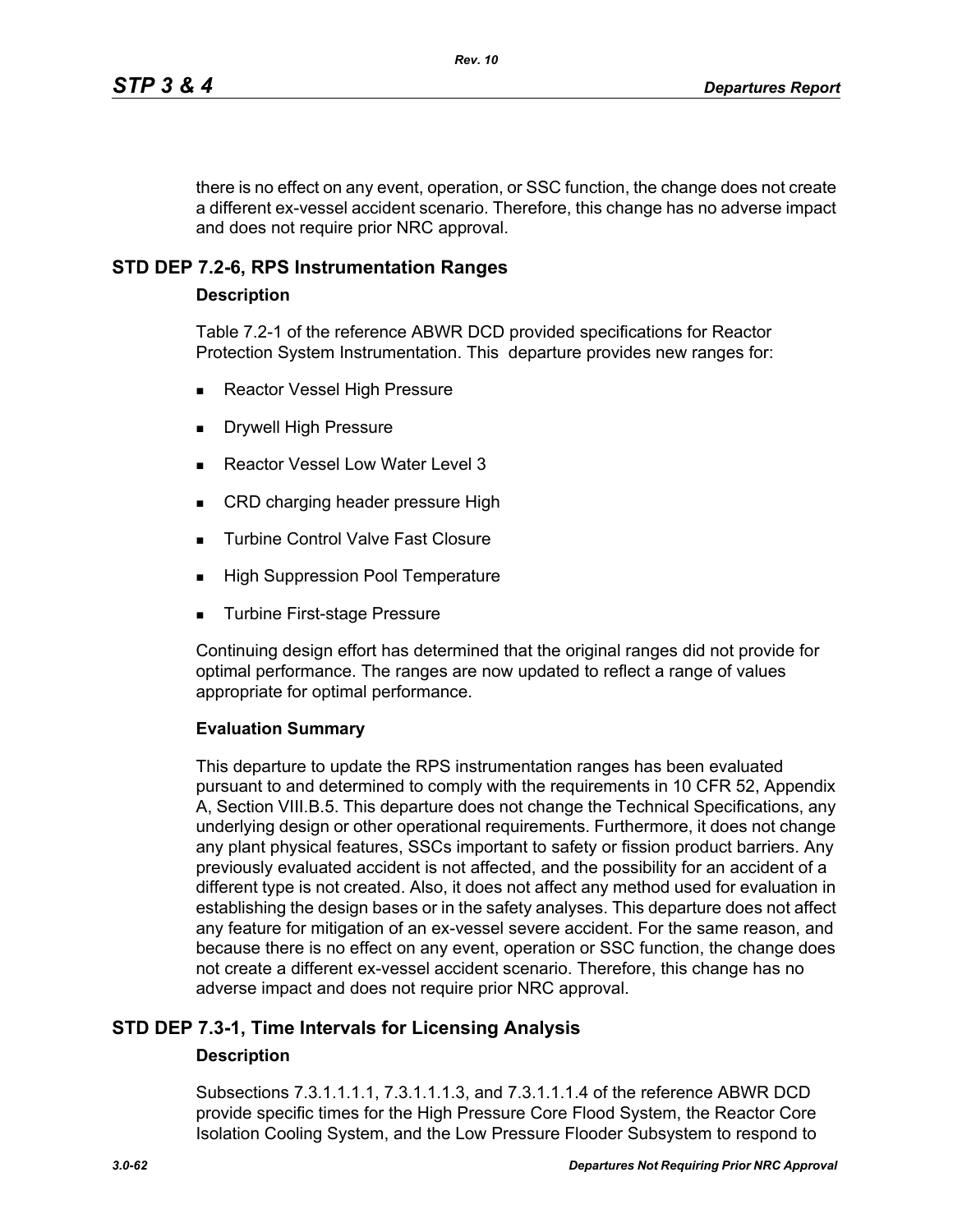there is no effect on any event, operation, or SSC function, the change does not create a different ex-vessel accident scenario. Therefore, this change has no adverse impact and does not require prior NRC approval.

## STD DEP 7.2-6, RPS Instrumentation Ranges

### Description

Table 7.2-1 of the reference ABWR DCD provided specifications for Reactor Protection System Instrumentation. This departure provides new ranges for:

- Reactor Vessel High Pressure
- Drywell High Pressure
- Reactor Vessel Low Water Level 3
- CRD charging header pressure High
- Turbine Control Valve Fast Closure
- High Suppression Pool Temperature
- Turbine First-stage Pressure

Continuing design effort has determined that the original ranges did not provide for optimal performance. The ranges are now updated to reflect a range of values appropriate for optimal performance.

### Evaluation Summary

This departure to update the RPS instrumentation ranges has been evaluated pursuant to and determined to comply with the requirements in 10 CFR 52, Appendix A, Section VIII.B.5. This departure does not change the Technical Specifications, any underlying design or other operational requirements. Furthermore, it does not change any plant physical features, SSCs important to safety or fission product barriers. Any previously evaluated accident is not affected, and the possibility for an accident of a different type is not created. Also, it does not affect any method used for evaluation in establishing the design bases or in the safety analyses. This departure does not affect any feature for mitigation of an ex-vessel severe accident. For the same reason, and because there is no effect on any event, operation or SSC function, the change does not create a different ex-vessel accident scenario. Therefore, this change has no adverse impact and does not require prior NRC approval.

## STD DEP 7.3-1, Time Intervals for Licensing Analysis

### Description

Subsections 7.3.1.1.1.1, 7.3.1.1.1.3, and 7.3.1.1.1.4 of the reference ABWR DCD provide specific times for the High Pressure Core Flood System, the Reactor Core Isolation Cooling System, and the Low Pressure Flooder Subsystem to respond to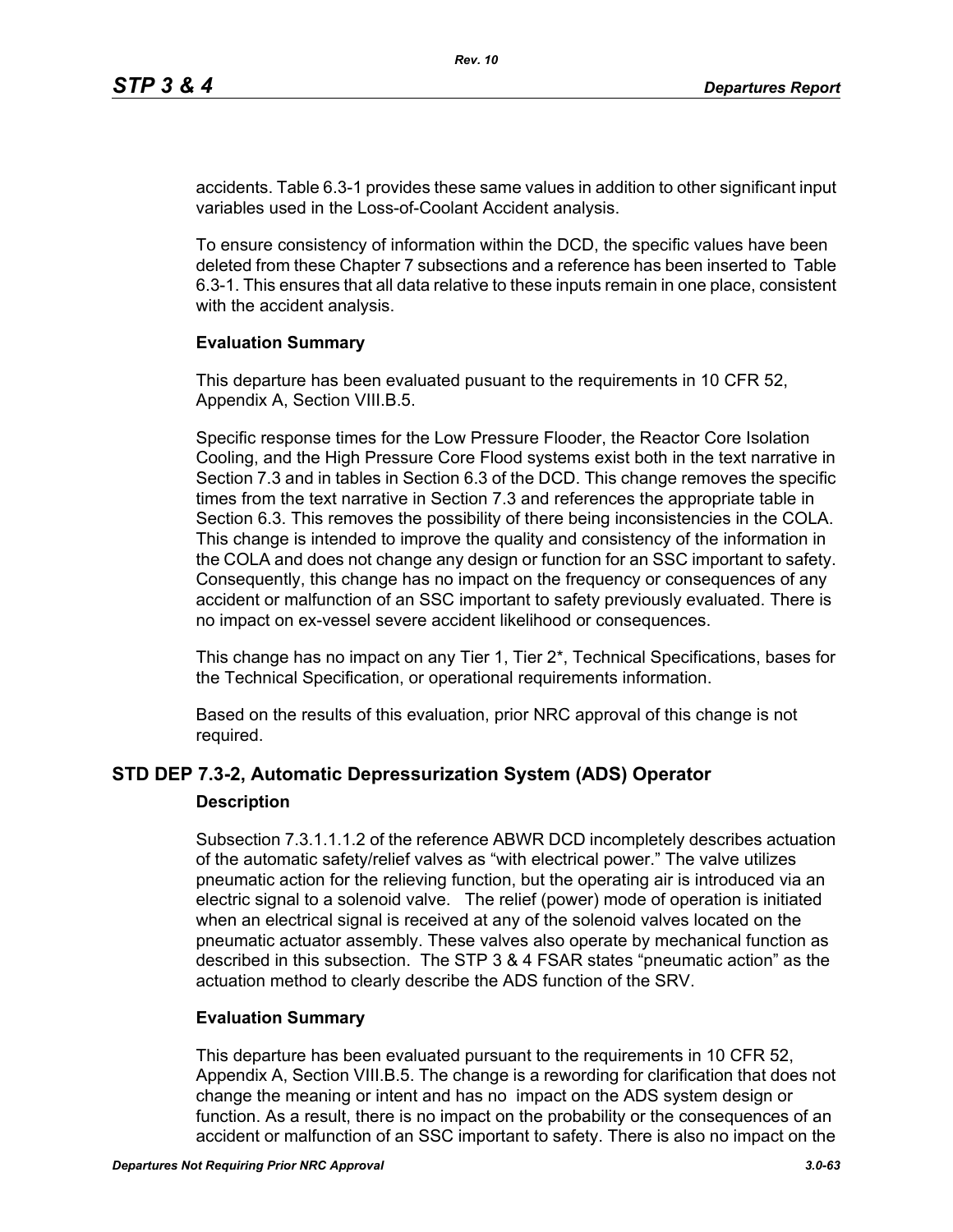accidents. Table 6.3-1 provides these same values in addition to other significant input variables used in the Loss-of-Coolant Accident analysis.

To ensure consistency of information within the DCD, the specific values have been deleted from these Chapter 7 subsections and a reference has been inserted to Table 6.3-1. This ensures that all data relative to these inputs remain in one place, consistent with the accident analysis.

**Evaluation Summary**

This departure has been evaluated pusuant to the requirements in 10 CFR 52, Appendix A, Section VIII.B.5.

Specific response times for the Low Pressure Flooder, the Reactor Core Isolation Cooling, and the High Pressure Core Flood systems exist both in the text narrative in Section 7.3 and in tables in Section 6.3 of the DCD. This change removes the specific times from the text narrative in Section 7.3 and references the appropriate table in Section 6.3. This removes the possibility of there being inconsistencies in the COLA. This change is intended to improve the quality and consistency of the information in the COLA and does not change any design or function for an SSC important to safety. Consequently, this change has no impact on the frequency or consequences of any accident or malfunction of an SSC important to safety previously evaluated. There is no impact on ex-vessel severe accident likelihood or consequences.

This change has no impact on any Tier 1, Tier 2*, Technical Specifications, bases for the Technical Specification, or operational requirements information.

Based on the results of this evaluation, prior NRC approval of this change is not required.

## STD DEP 7.3-2, Automatic Depressurization System (ADS) Operator

**Description**

Subsection 7.3.1.1.1.2 of the reference ABWR DCD incompletely describes actuation of the automatic safety/relief valves as “with electrical power.” The valve utilizes pneumatic action for the relieving function, but the operating air is introduced via an electric signal to a solenoid valve. The relief (power) mode of operation is initiated when an electrical signal is received at any of the solenoid valves located on the pneumatic actuator assembly. These valves also operate by mechanical function as described in this subsection. The STP 3 & 4 FSAR states “pneumatic action” as the actuation method to clearly describe the ADS function of the SRV.

**Evaluation Summary**

This departure has been evaluated pursuant to the requirements in 10 CFR 52, Appendix A, Section VIII.B.5. The change is a rewording for clarification that does not change the meaning or intent and has no impact on the ADS system design or function. As a result, there is no impact on the probability or the consequences of an accident or malfunction of an SSC important to safety. There is also no impact on the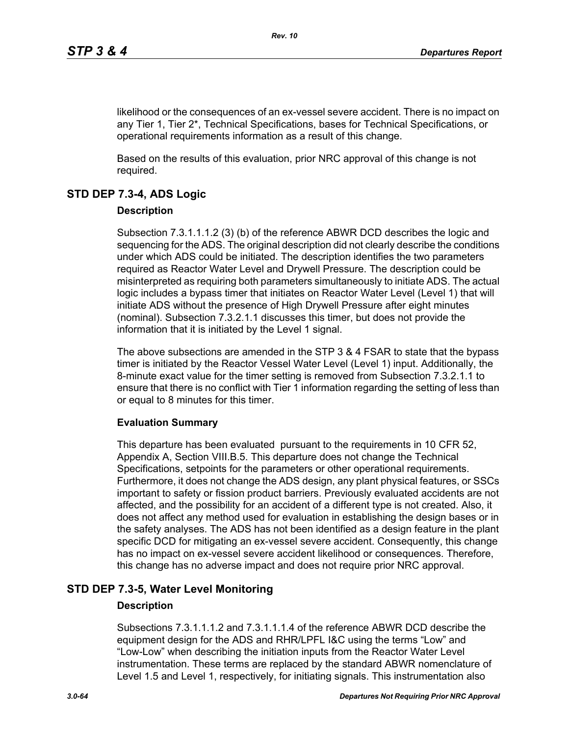likelihood or the consequences of an ex-vessel severe accident. There is no impact on any Tier 1, Tier 2*, Technical Specifications, bases for Technical Specifications, or operational requirements information as a result of this change.

Based on the results of this evaluation, prior NRC approval of this change is not required.

## STD DEP 7.3-4, ADS Logic

### Description

Subsection 7.3.1.1.1.2 (3) (b) of the reference ABWR DCD describes the logic and sequencing for the ADS. The original description did not clearly describe the conditions under which ADS could be initiated. The description identifies the two parameters required as Reactor Water Level and Drywell Pressure. The description could be misinterpreted as requiring both parameters simultaneously to initiate ADS. The actual logic includes a bypass timer that initiates on Reactor Water Level (Level 1) that will initiate ADS without the presence of High Drywell Pressure after eight minutes (nominal). Subsection 7.3.2.1.1 discusses this timer, but does not provide the information that it is initiated by the Level 1 signal.

The above subsections are amended in the STP 3 & 4 FSAR to state that the bypass timer is initiated by the Reactor Vessel Water Level (Level 1) input. Additionally, the 8-minute exact value for the timer setting is removed from Subsection 7.3.2.1.1 to ensure that there is no conflict with Tier 1 information regarding the setting of less than or equal to 8 minutes for this timer.

### Evaluation Summary

This departure has been evaluated pursuant to the requirements in 10 CFR 52, Appendix A, Section VIII.B.5. This departure does not change the Technical Specifications, setpoints for the parameters or other operational requirements. Furthermore, it does not change the ADS design, any plant physical features, or SSCs important to safety or fission product barriers. Previously evaluated accidents are not affected, and the possibility for an accident of a different type is not created. Also, it does not affect any method used for evaluation in establishing the design bases or in the safety analyses. The ADS has not been identified as a design feature in the plant specific DCD for mitigating an ex-vessel severe accident. Consequently, this change has no impact on ex-vessel severe accident likelihood or consequences. Therefore, this change has no adverse impact and does not require prior NRC approval.

## STD DEP 7.3-5, Water Level Monitoring

### Description

Subsections 7.3.1.1.1.2 and 7.3.1.1.1.4 of the reference ABWR DCD describe the equipment design for the ADS and RHR/LPFL I&C using the terms “Low” and “Low-Low” when describing the initiation inputs from the Reactor Water Level instrumentation. These terms are replaced by the standard ABWR nomenclature of Level 1.5 and Level 1, respectively, for initiating signals. This instrumentation also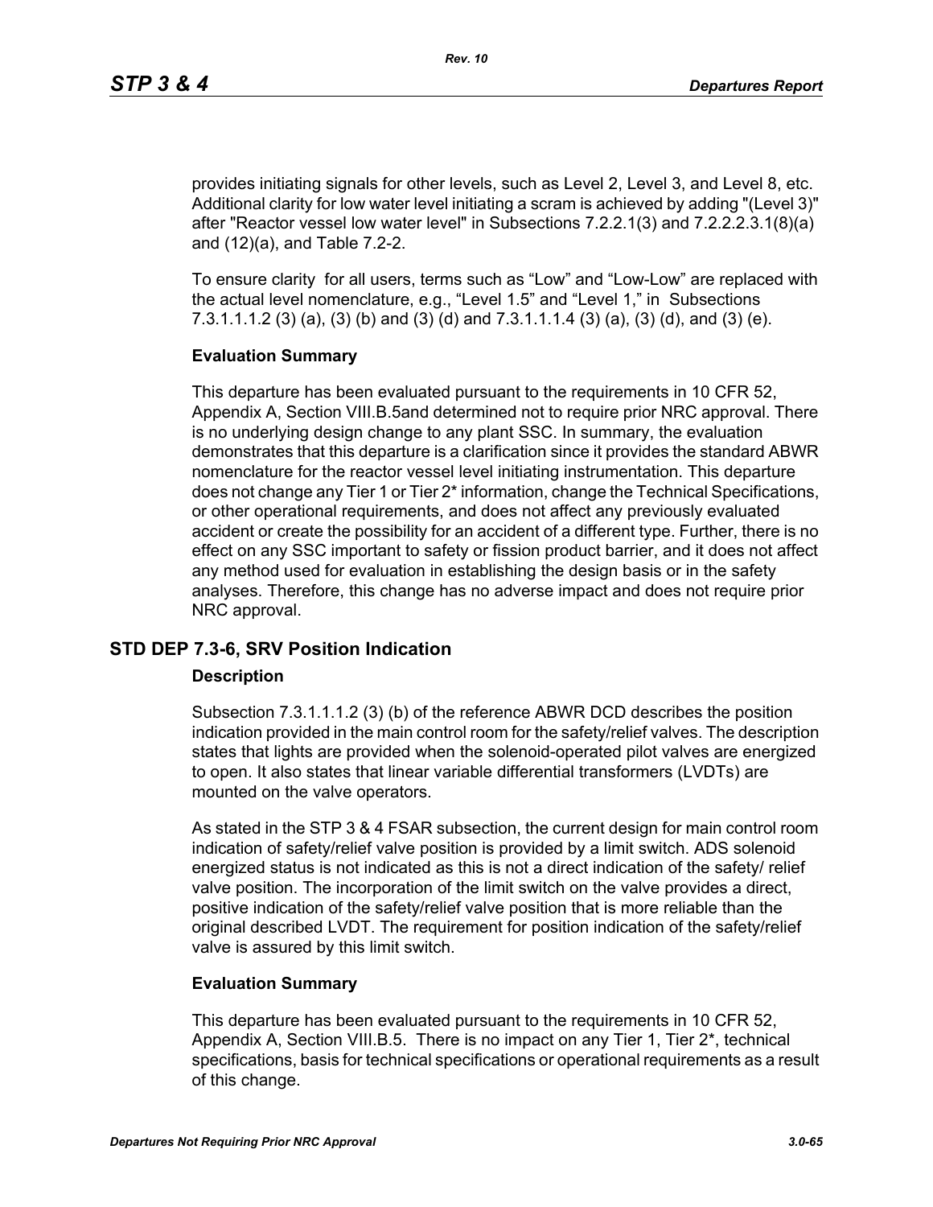provides initiating signals for other levels, such as Level 2, Level 3, and Level 8, etc. Additional clarity for low water level initiating a scram is achieved by adding "(Level 3)" after "Reactor vessel low water level" in Subsections 7.2.2.1(3) and 7.2.2.2.3.1(8)(a) and (12)(a), and Table 7.2-2.

To ensure clarity for all users, terms such as “Low” and “Low-Low” are replaced with the actual level nomenclature, e.g., “Level 1.5” and “Level 1,” in Subsections 7.3.1.1.1.2 (3) (a), (3) (b) and (3) (d) and 7.3.1.1.1.4 (3) (a), (3) (d), and (3) (e).

**Evaluation Summary**

This departure has been evaluated pursuant to the requirements in 10 CFR 52, Appendix A, Section VIII.B.5and determined not to require prior NRC approval. There is no underlying design change to any plant SSC. In summary, the evaluation demonstrates that this departure is a clarification since it provides the standard ABWR nomenclature for the reactor vessel level initiating instrumentation. This departure does not change any Tier 1 or Tier 2* information, change the Technical Specifications, or other operational requirements, and does not affect any previously evaluated accident or create the possibility for an accident of a different type. Further, there is no effect on any SSC important to safety or fission product barrier, and it does not affect any method used for evaluation in establishing the design basis or in the safety analyses. Therefore, this change has no adverse impact and does not require prior NRC approval.

## STD DEP 7.3-6, SRV Position Indication

**Description**

Subsection 7.3.1.1.1.2 (3) (b) of the reference ABWR DCD describes the position indication provided in the main control room for the safety/relief valves. The description states that lights are provided when the solenoid-operated pilot valves are energized to open. It also states that linear variable differential transformers (LVDTs) are mounted on the valve operators.

As stated in the STP 3 & 4 FSAR subsection, the current design for main control room indication of safety/relief valve position is provided by a limit switch. ADS solenoid energized status is not indicated as this is not a direct indication of the safety/ relief valve position. The incorporation of the limit switch on the valve provides a direct, positive indication of the safety/relief valve position that is more reliable than the original described LVDT. The requirement for position indication of the safety/relief valve is assured by this limit switch.

**Evaluation Summary**

This departure has been evaluated pursuant to the requirements in 10 CFR 52, Appendix A, Section VIII.B.5. There is no impact on any Tier 1, Tier 2*, technical specifications, basis for technical specifications or operational requirements as a result of this change.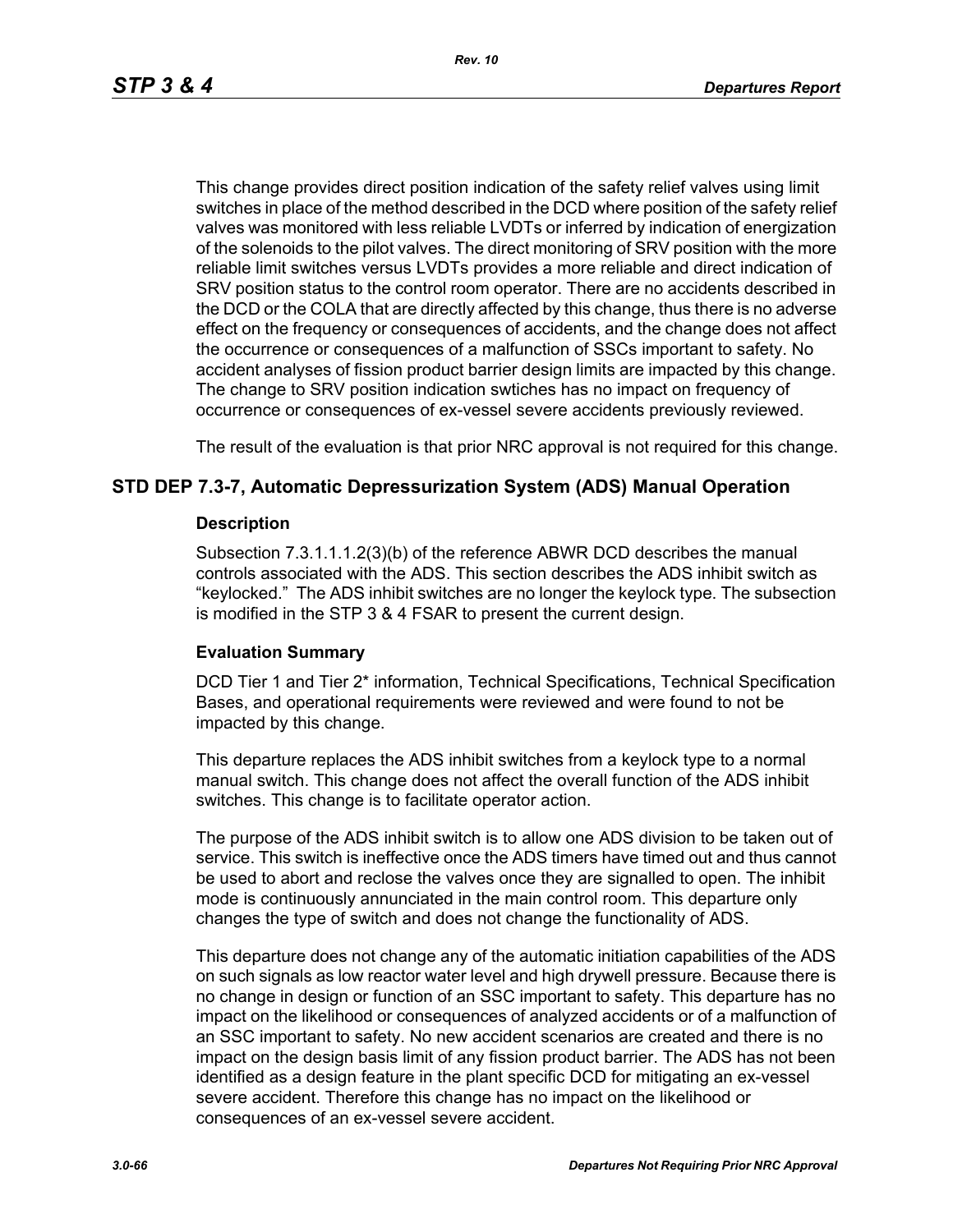This change provides direct position indication of the safety relief valves using limit switches in place of the method described in the DCD where position of the safety relief valves was monitored with less reliable LVDTs or inferred by indication of energization of the solenoids to the pilot valves. The direct monitoring of SRV position with the more reliable limit switches versus LVDTs provides a more reliable and direct indication of SRV position status to the control room operator. There are no accidents described in the DCD or the COLA that are directly affected by this change, thus there is no adverse effect on the frequency or consequences of accidents, and the change does not affect the occurrence or consequences of a malfunction of SSCs important to safety. No accident analyses of fission product barrier design limits are impacted by this change. The change to SRV position indication swtiches has no impact on frequency of occurrence or consequences of ex-vessel severe accidents previously reviewed.

The result of the evaluation is that prior NRC approval is not required for this change.

## STD DEP 7.3-7, Automatic Depressurization System (ADS) Manual Operation

### Description

Subsection 7.3.1.1.1.2(3)(b) of the reference ABWR DCD describes the manual controls associated with the ADS. This section describes the ADS inhibit switch as "keylocked." The ADS inhibit switches are no longer the keylock type. The subsection is modified in the STP 3 & 4 FSAR to present the current design.

### Evaluation Summary

DCD Tier 1 and Tier 2* information, Technical Specifications, Technical Specification Bases, and operational requirements were reviewed and were found to not be impacted by this change.

This departure replaces the ADS inhibit switches from a keylock type to a normal manual switch. This change does not affect the overall function of the ADS inhibit switches. This change is to facilitate operator action.

The purpose of the ADS inhibit switch is to allow one ADS division to be taken out of service. This switch is ineffective once the ADS timers have timed out and thus cannot be used to abort and reclose the valves once they are signalled to open. The inhibit mode is continuously annunciated in the main control room. This departure only changes the type of switch and does not change the functionality of ADS.

This departure does not change any of the automatic initiation capabilities of the ADS on such signals as low reactor water level and high drywell pressure. Because there is no change in design or function of an SSC important to safety. This departure has no impact on the likelihood or consequences of analyzed accidents or of a malfunction of an SSC important to safety. No new accident scenarios are created and there is no impact on the design basis limit of any fission product barrier. The ADS has not been identified as a design feature in the plant specific DCD for mitigating an ex-vessel severe accident. Therefore this change has no impact on the likelihood or consequences of an ex-vessel severe accident.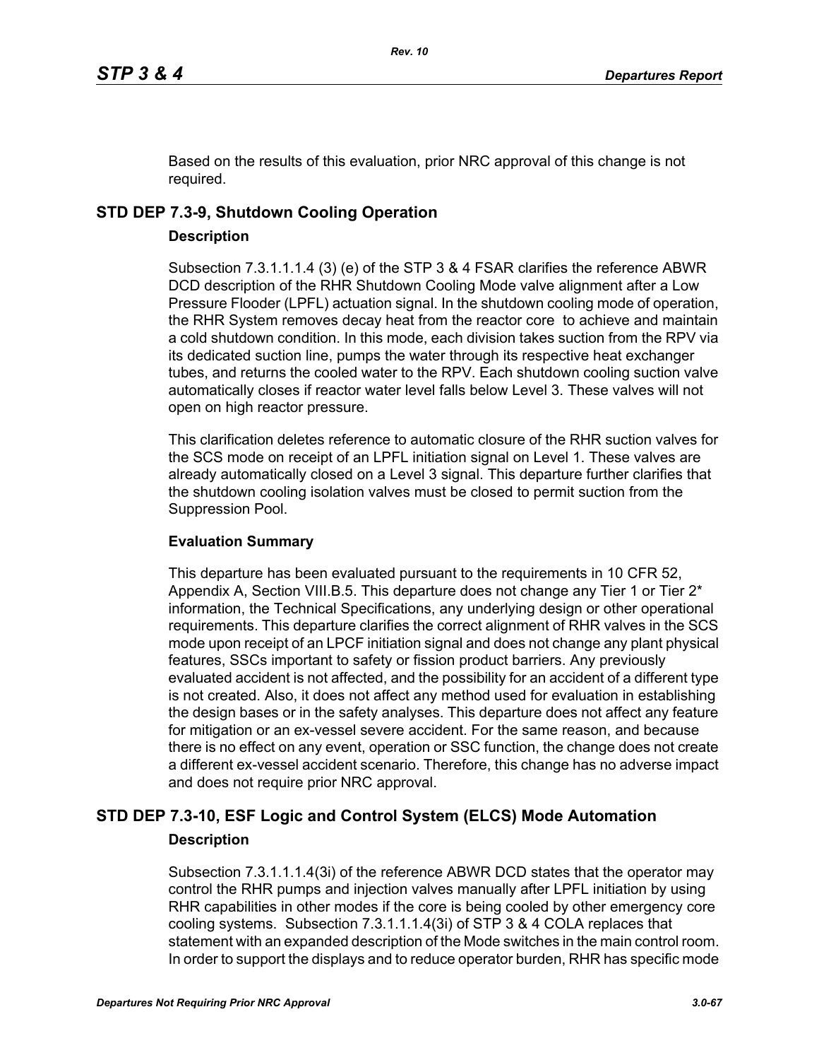Based on the results of this evaluation, prior NRC approval of this change is not required.

## STD DEP 7.3-9, Shutdown Cooling Operation

### Description

Subsection 7.3.1.1.1.4 (3) (e) of the STP 3 & 4 FSAR clarifies the reference ABWR DCD description of the RHR Shutdown Cooling Mode valve alignment after a Low Pressure Flooder (LPFL) actuation signal. In the shutdown cooling mode of operation, the RHR System removes decay heat from the reactor core to achieve and maintain a cold shutdown condition. In this mode, each division takes suction from the RPV via its dedicated suction line, pumps the water through its respective heat exchanger tubes, and returns the cooled water to the RPV. Each shutdown cooling suction valve automatically closes if reactor water level falls below Level 3. These valves will not open on high reactor pressure.

This clarification deletes reference to automatic closure of the RHR suction valves for the SCS mode on receipt of an LPFL initiation signal on Level 1. These valves are already automatically closed on a Level 3 signal. This departure further clarifies that the shutdown cooling isolation valves must be closed to permit suction from the Suppression Pool.

### Evaluation Summary

This departure has been evaluated pursuant to the requirements in 10 CFR 52, Appendix A, Section VIII.B.5. This departure does not change any Tier 1 or Tier 2* information, the Technical Specifications, any underlying design or other operational requirements. This departure clarifies the correct alignment of RHR valves in the SCS mode upon receipt of an LPCF initiation signal and does not change any plant physical features, SSCs important to safety or fission product barriers. Any previously evaluated accident is not affected, and the possibility for an accident of a different type is not created. Also, it does not affect any method used for evaluation in establishing the design bases or in the safety analyses. This departure does not affect any feature for mitigation or an ex-vessel severe accident. For the same reason, and because there is no effect on any event, operation or SSC function, the change does not create a different ex-vessel accident scenario. Therefore, this change has no adverse impact and does not require prior NRC approval.

## STD DEP 7.3-10, ESF Logic and Control System (ELCS) Mode Automation

### Description

Subsection 7.3.1.1.1.4(3i) of the reference ABWR DCD states that the operator may control the RHR pumps and injection valves manually after LPFL initiation by using RHR capabilities in other modes if the core is being cooled by other emergency core cooling systems. Subsection 7.3.1.1.1.4(3i) of STP 3 & 4 COLA replaces that statement with an expanded description of the Mode switches in the main control room. In order to support the displays and to reduce operator burden, RHR has specific mode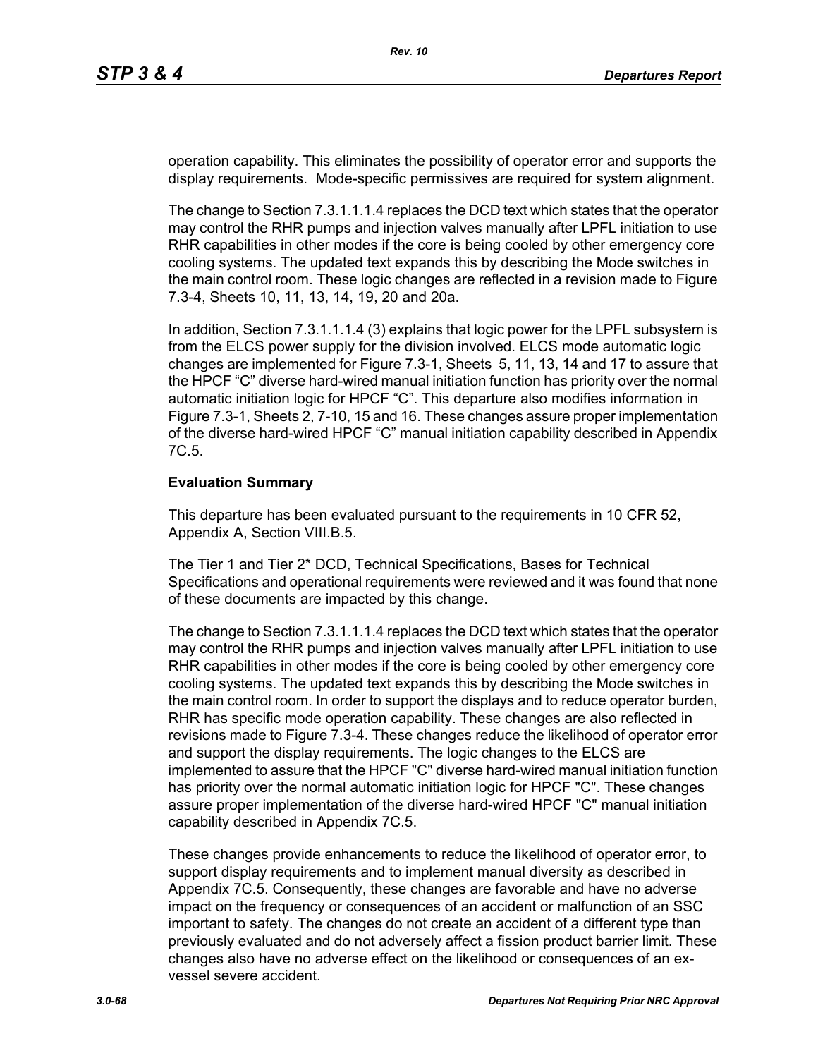operation capability. This eliminates the possibility of operator error and supports the display requirements. Mode-specific permissives are required for system alignment.

The change to Section 7.3.1.1.1.4 replaces the DCD text which states that the operator may control the RHR pumps and injection valves manually after LPFL initiation to use RHR capabilities in other modes if the core is being cooled by other emergency core cooling systems. The updated text expands this by describing the Mode switches in the main control room. These logic changes are reflected in a revision made to Figure 7.3-4, Sheets 10, 11, 13, 14, 19, 20 and 20a.

In addition, Section 7.3.1.1.1.4 (3) explains that logic power for the LPFL subsystem is from the ELCS power supply for the division involved. ELCS mode automatic logic changes are implemented for Figure 7.3-1, Sheets 5, 11, 13, 14 and 17 to assure that the HPCF “C” diverse hard-wired manual initiation function has priority over the normal automatic initiation logic for HPCF “C”. This departure also modifies information in Figure 7.3-1, Sheets 2, 7-10, 15 and 16. These changes assure proper implementation of the diverse hard-wired HPCF “C” manual initiation capability described in Appendix 7C.5.

**Evaluation Summary**

This departure has been evaluated pursuant to the requirements in 10 CFR 52, Appendix A, Section VIII.B.5.

The Tier 1 and Tier 2* DCD, Technical Specifications, Bases for Technical Specifications and operational requirements were reviewed and it was found that none of these documents are impacted by this change.

The change to Section 7.3.1.1.1.4 replaces the DCD text which states that the operator may control the RHR pumps and injection valves manually after LPFL initiation to use RHR capabilities in other modes if the core is being cooled by other emergency core cooling systems. The updated text expands this by describing the Mode switches in the main control room. In order to support the displays and to reduce operator burden, RHR has specific mode operation capability. These changes are also reflected in revisions made to Figure 7.3-4. These changes reduce the likelihood of operator error and support the display requirements. The logic changes to the ELCS are implemented to assure that the HPCF "C" diverse hard-wired manual initiation function has priority over the normal automatic initiation logic for HPCF "C". These changes assure proper implementation of the diverse hard-wired HPCF "C" manual initiation capability described in Appendix 7C.5.

These changes provide enhancements to reduce the likelihood of operator error, to support display requirements and to implement manual diversity as described in Appendix 7C.5. Consequently, these changes are favorable and have no adverse impact on the frequency or consequences of an accident or malfunction of an SSC important to safety. The changes do not create an accident of a different type than previously evaluated and do not adversely affect a fission product barrier limit. These changes also have no adverse effect on the likelihood or consequences of an ex-vessel severe accident.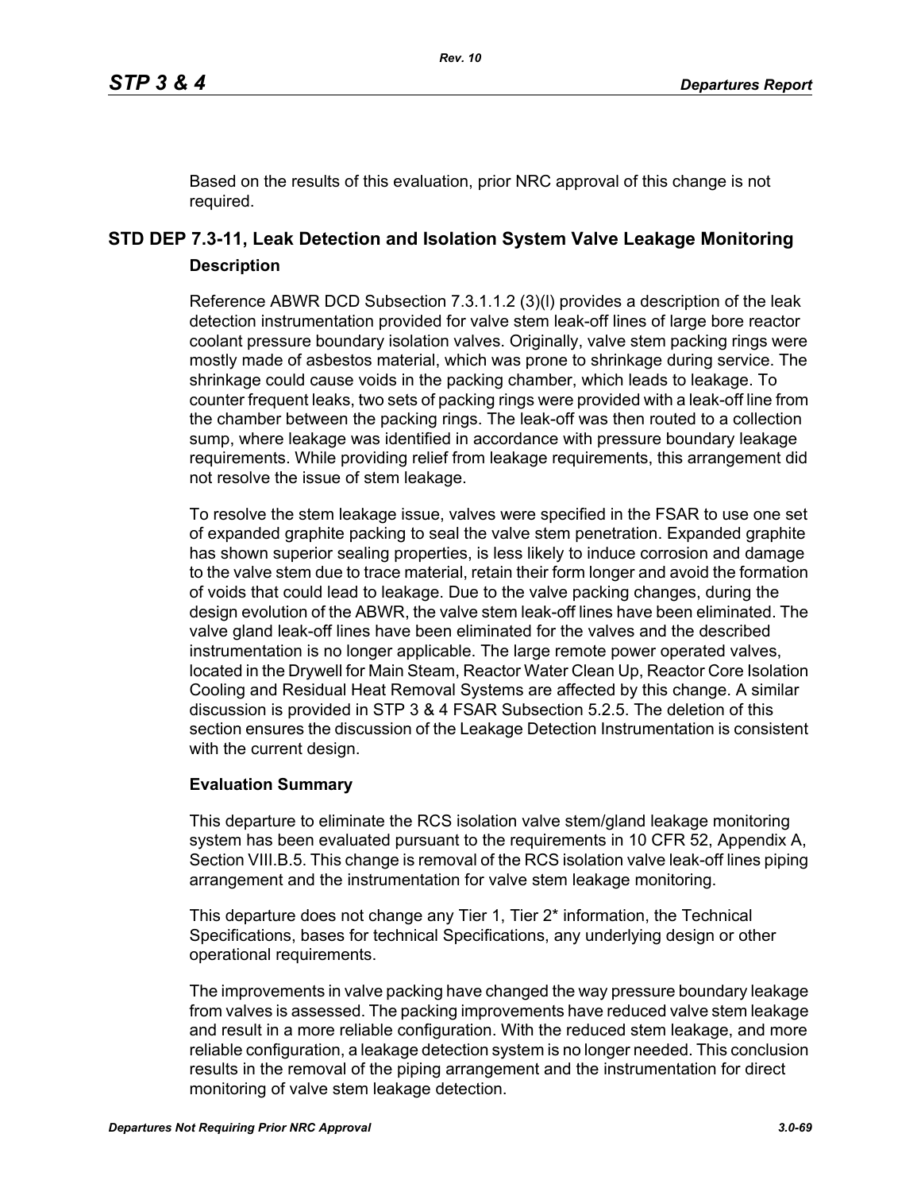Based on the results of this evaluation, prior NRC approval of this change is not required.

## STD DEP 7.3-11, Leak Detection and Isolation System Valve Leakage Monitoring

### Description

Reference ABWR DCD Subsection 7.3.1.1.2 (3)(l) provides a description of the leak detection instrumentation provided for valve stem leak-off lines of large bore reactor coolant pressure boundary isolation valves. Originally, valve stem packing rings were mostly made of asbestos material, which was prone to shrinkage during service. The shrinkage could cause voids in the packing chamber, which leads to leakage. To counter frequent leaks, two sets of packing rings were provided with a leak-off line from the chamber between the packing rings. The leak-off was then routed to a collection sump, where leakage was identified in accordance with pressure boundary leakage requirements. While providing relief from leakage requirements, this arrangement did not resolve the issue of stem leakage.

To resolve the stem leakage issue, valves were specified in the FSAR to use one set of expanded graphite packing to seal the valve stem penetration. Expanded graphite has shown superior sealing properties, is less likely to induce corrosion and damage to the valve stem due to trace material, retain their form longer and avoid the formation of voids that could lead to leakage. Due to the valve packing changes, during the design evolution of the ABWR, the valve stem leak-off lines have been eliminated. The valve gland leak-off lines have been eliminated for the valves and the described instrumentation is no longer applicable. The large remote power operated valves, located in the Drywell for Main Steam, Reactor Water Clean Up, Reactor Core Isolation Cooling and Residual Heat Removal Systems are affected by this change. A similar discussion is provided in STP 3 & 4 FSAR Subsection 5.2.5. The deletion of this section ensures the discussion of the Leakage Detection Instrumentation is consistent with the current design.

### Evaluation Summary

This departure to eliminate the RCS isolation valve stem/gland leakage monitoring system has been evaluated pursuant to the requirements in 10 CFR 52, Appendix A, Section VIII.B.5. This change is removal of the RCS isolation valve leak-off lines piping arrangement and the instrumentation for valve stem leakage monitoring.

This departure does not change any Tier 1, Tier 2* information, the Technical Specifications, bases for technical Specifications, any underlying design or other operational requirements.

The improvements in valve packing have changed the way pressure boundary leakage from valves is assessed. The packing improvements have reduced valve stem leakage and result in a more reliable configuration. With the reduced stem leakage, and more reliable configuration, a leakage detection system is no longer needed. This conclusion results in the removal of the piping arrangement and the instrumentation for direct monitoring of valve stem leakage detection.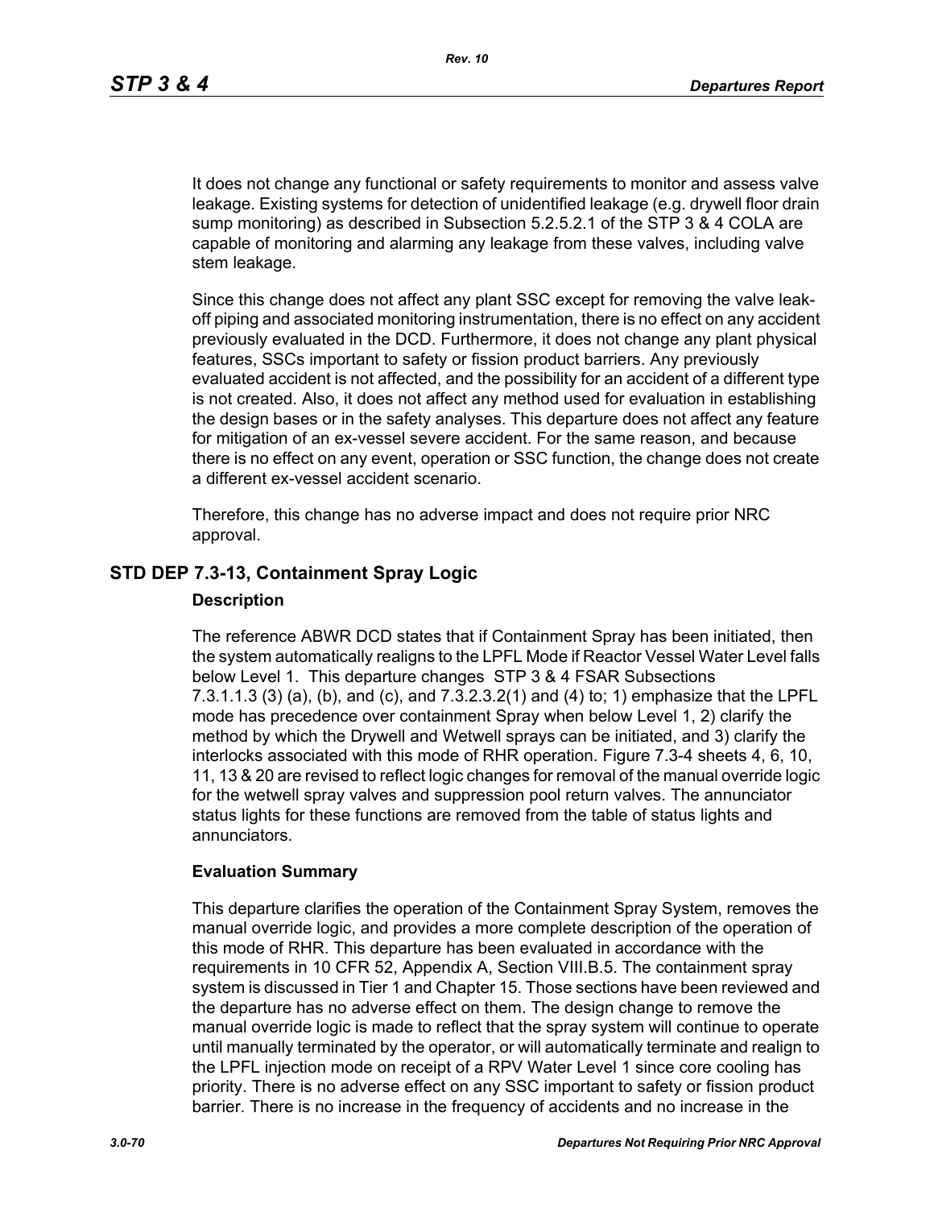It does not change any functional or safety requirements to monitor and assess valve leakage. Existing systems for detection of unidentified leakage (e.g. drywell floor drain sump monitoring) as described in Subsection 5.2.5.2.1 of the STP 3 & 4 COLA are capable of monitoring and alarming any leakage from these valves, including valve stem leakage.

Since this change does not affect any plant SSC except for removing the valve leak-off piping and associated monitoring instrumentation, there is no effect on any accident previously evaluated in the DCD. Furthermore, it does not change any plant physical features, SSCs important to safety or fission product barriers. Any previously evaluated accident is not affected, and the possibility for an accident of a different type is not created. Also, it does not affect any method used for evaluation in establishing the design bases or in the safety analyses. This departure does not affect any feature for mitigation of an ex-vessel severe accident. For the same reason, and because there is no effect on any event, operation or SSC function, the change does not create a different ex-vessel accident scenario.

Therefore, this change has no adverse impact and does not require prior NRC approval.

## STD DEP 7.3-13, Containment Spray Logic

### Description

The reference ABWR DCD states that if Containment Spray has been initiated, then the system automatically realigns to the LPFL Mode if Reactor Vessel Water Level falls below Level 1. This departure changes STP 3 & 4 FSAR Subsections 7.3.1.1.3 (3) (a), (b), and (c), and 7.3.2.3.2(1) and (4) to; 1) emphasize that the LPFL mode has precedence over containment Spray when below Level 1, 2) clarify the method by which the Drywell and Wetwell sprays can be initiated, and 3) clarify the interlocks associated with this mode of RHR operation. Figure 7.3-4 sheets 4, 6, 10, 11, 13 & 20 are revised to reflect logic changes for removal of the manual override logic for the wetwell spray valves and suppression pool return valves. The annunciator status lights for these functions are removed from the table of status lights and annunciators.

### Evaluation Summary

This departure clarifies the operation of the Containment Spray System, removes the manual override logic, and provides a more complete description of the operation of this mode of RHR. This departure has been evaluated in accordance with the requirements in 10 CFR 52, Appendix A, Section VIII.B.5. The containment spray system is discussed in Tier 1 and Chapter 15. Those sections have been reviewed and the departure has no adverse effect on them. The design change to remove the manual override logic is made to reflect that the spray system will continue to operate until manually terminated by the operator, or will automatically terminate and realign to the LPFL injection mode on receipt of a RPV Water Level 1 since core cooling has priority. There is no adverse effect on any SSC important to safety or fission product barrier. There is no increase in the frequency of accidents and no increase in the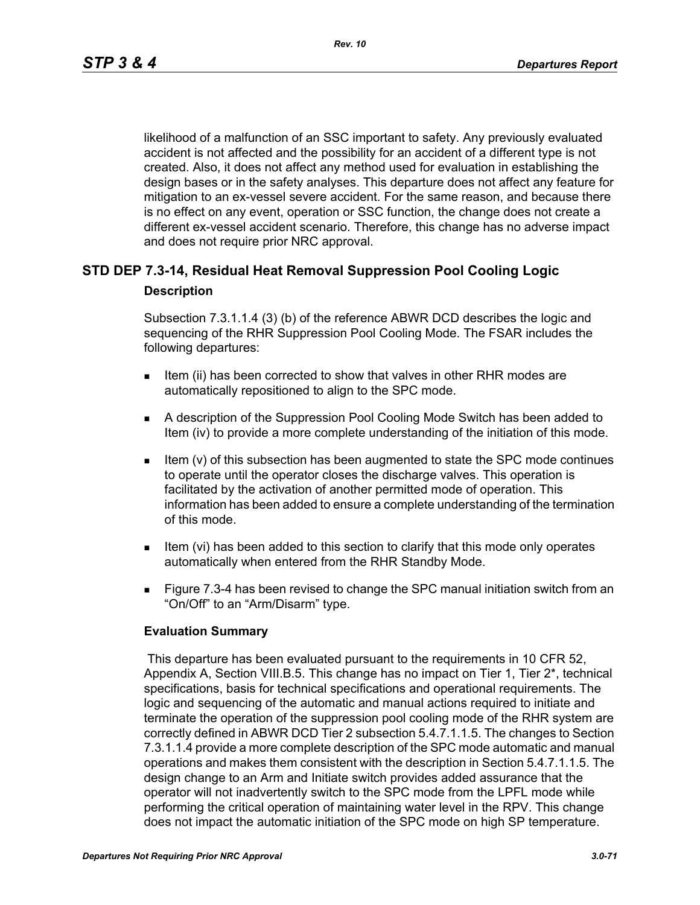likelihood of a malfunction of an SSC important to safety. Any previously evaluated accident is not affected and the possibility for an accident of a different type is not created. Also, it does not affect any method used for evaluation in establishing the design bases or in the safety analyses. This departure does not affect any feature for mitigation to an ex-vessel severe accident. For the same reason, and because there is no effect on any event, operation or SSC function, the change does not create a different ex-vessel accident scenario. Therefore, this change has no adverse impact and does not require prior NRC approval.

## STD DEP 7.3-14, Residual Heat Removal Suppression Pool Cooling Logic

### Description

Subsection 7.3.1.1.4 (3) (b) of the reference ABWR DCD describes the logic and sequencing of the RHR Suppression Pool Cooling Mode. The FSAR includes the following departures:

- Item (ii) has been corrected to show that valves in other RHR modes are automatically repositioned to align to the SPC mode.
- A description of the Suppression Pool Cooling Mode Switch has been added to Item (iv) to provide a more complete understanding of the initiation of this mode.
- Item (v) of this subsection has been augmented to state the SPC mode continues to operate until the operator closes the discharge valves. This operation is facilitated by the activation of another permitted mode of operation. This information has been added to ensure a complete understanding of the termination of this mode.
- Item (vi) has been added to this section to clarify that this mode only operates automatically when entered from the RHR Standby Mode.
- Figure 7.3-4 has been revised to change the SPC manual initiation switch from an “On/Off” to an “Arm/Disarm” type.

### Evaluation Summary

This departure has been evaluated pursuant to the requirements in 10 CFR 52, Appendix A, Section VIII.B.5. This change has no impact on Tier 1, Tier 2*, technical specifications, basis for technical specifications and operational requirements. The logic and sequencing of the automatic and manual actions required to initiate and terminate the operation of the suppression pool cooling mode of the RHR system are correctly defined in ABWR DCD Tier 2 subsection 5.4.7.1.1.5. The changes to Section 7.3.1.1.4 provide a more complete description of the SPC mode automatic and manual operations and makes them consistent with the description in Section 5.4.7.1.1.5. The design change to an Arm and Initiate switch provides added assurance that the operator will not inadvertently switch to the SPC mode from the LPFL mode while performing the critical operation of maintaining water level in the RPV. This change does not impact the automatic initiation of the SPC mode on high SP temperature.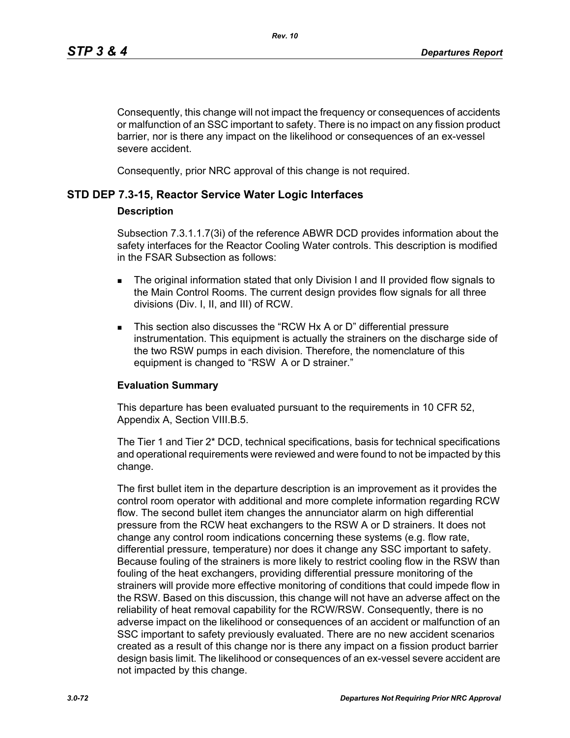Consequently, this change will not impact the frequency or consequences of accidents or malfunction of an SSC important to safety. There is no impact on any fission product barrier, nor is there any impact on the likelihood or consequences of an ex-vessel severe accident.

Consequently, prior NRC approval of this change is not required.

## STD DEP 7.3-15, Reactor Service Water Logic Interfaces

### Description

Subsection 7.3.1.1.7(3i) of the reference ABWR DCD provides information about the safety interfaces for the Reactor Cooling Water controls. This description is modified in the FSAR Subsection as follows:

- The original information stated that only Division I and II provided flow signals to the Main Control Rooms. The current design provides flow signals for all three divisions (Div. I, II, and III) of RCW.
- This section also discusses the "RCW Hx A or D" differential pressure instrumentation. This equipment is actually the strainers on the discharge side of the two RSW pumps in each division. Therefore, the nomenclature of this equipment is changed to "RSW A or D strainer."

### Evaluation Summary

This departure has been evaluated pursuant to the requirements in 10 CFR 52, Appendix A, Section VIII.B.5.

The Tier 1 and Tier 2* DCD, technical specifications, basis for technical specifications and operational requirements were reviewed and were found to not be impacted by this change.

The first bullet item in the departure description is an improvement as it provides the control room operator with additional and more complete information regarding RCW flow. The second bullet item changes the annunciator alarm on high differential pressure from the RCW heat exchangers to the RSW A or D strainers. It does not change any control room indications concerning these systems (e.g. flow rate, differential pressure, temperature) nor does it change any SSC important to safety. Because fouling of the strainers is more likely to restrict cooling flow in the RSW than fouling of the heat exchangers, providing differential pressure monitoring of the strainers will provide more effective monitoring of conditions that could impede flow in the RSW. Based on this discussion, this change will not have an adverse affect on the reliability of heat removal capability for the RCW/RSW. Consequently, there is no adverse impact on the likelihood or consequences of an accident or malfunction of an SSC important to safety previously evaluated. There are no new accident scenarios created as a result of this change nor is there any impact on a fission product barrier design basis limit. The likelihood or consequences of an ex-vessel severe accident are not impacted by this change.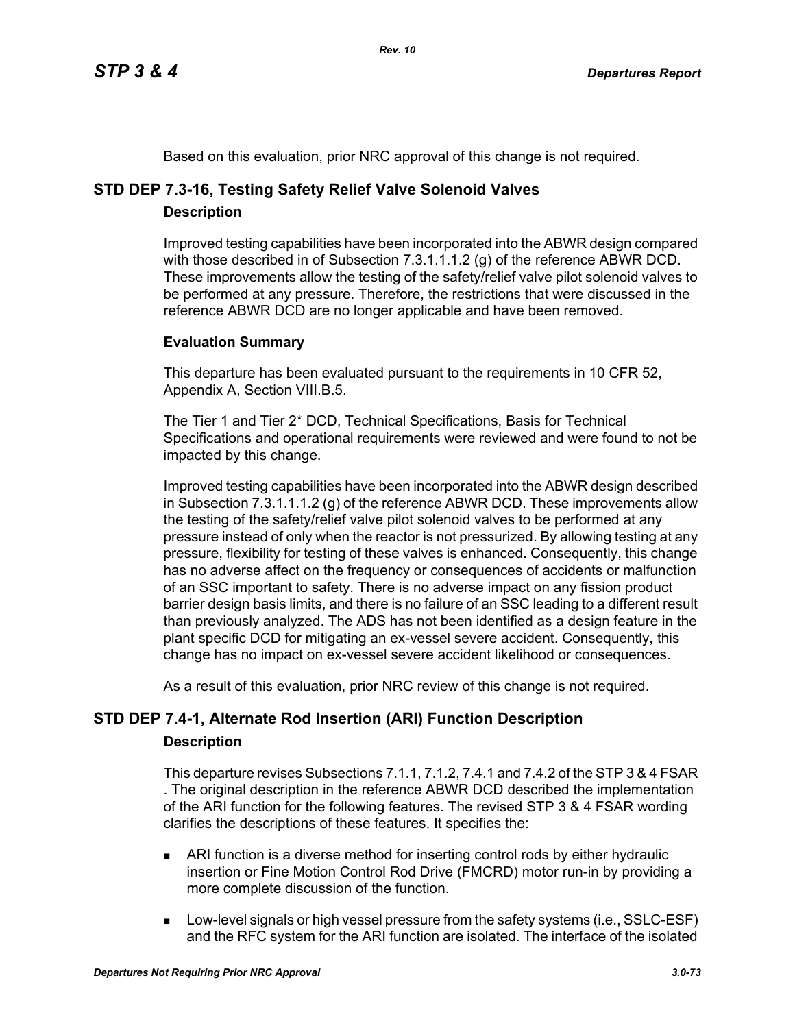Based on this evaluation, prior NRC approval of this change is not required.

## STD DEP 7.3-16, Testing Safety Relief Valve Solenoid Valves

### Description

Improved testing capabilities have been incorporated into the ABWR design compared with those described in of Subsection 7.3.1.1.1.2 (g) of the reference ABWR DCD. These improvements allow the testing of the safety/relief valve pilot solenoid valves to be performed at any pressure. Therefore, the restrictions that were discussed in the reference ABWR DCD are no longer applicable and have been removed.

### Evaluation Summary

This departure has been evaluated pursuant to the requirements in 10 CFR 52, Appendix A, Section VIII.B.5.

The Tier 1 and Tier 2* DCD, Technical Specifications, Basis for Technical Specifications and operational requirements were reviewed and were found to not be impacted by this change.

Improved testing capabilities have been incorporated into the ABWR design described in Subsection 7.3.1.1.1.2 (g) of the reference ABWR DCD. These improvements allow the testing of the safety/relief valve pilot solenoid valves to be performed at any pressure instead of only when the reactor is not pressurized. By allowing testing at any pressure, flexibility for testing of these valves is enhanced. Consequently, this change has no adverse affect on the frequency or consequences of accidents or malfunction of an SSC important to safety. There is no adverse impact on any fission product barrier design basis limits, and there is no failure of an SSC leading to a different result than previously analyzed. The ADS has not been identified as a design feature in the plant specific DCD for mitigating an ex-vessel severe accident. Consequently, this change has no impact on ex-vessel severe accident likelihood or consequences.

As a result of this evaluation, prior NRC review of this change is not required.

## STD DEP 7.4-1, Alternate Rod Insertion (ARI) Function Description

### Description

This departure revises Subsections 7.1.1, 7.1.2, 7.4.1 and 7.4.2 of the STP 3 & 4 FSAR . The original description in the reference ABWR DCD described the implementation of the ARI function for the following features. The revised STP 3 & 4 FSAR wording clarifies the descriptions of these features. It specifies the:

- ARI function is a diverse method for inserting control rods by either hydraulic insertion or Fine Motion Control Rod Drive (FMCRD) motor run-in by providing a more complete discussion of the function.
- Low-level signals or high vessel pressure from the safety systems (i.e., SSLC-ESF) and the RFC system for the ARI function are isolated. The interface of the isolated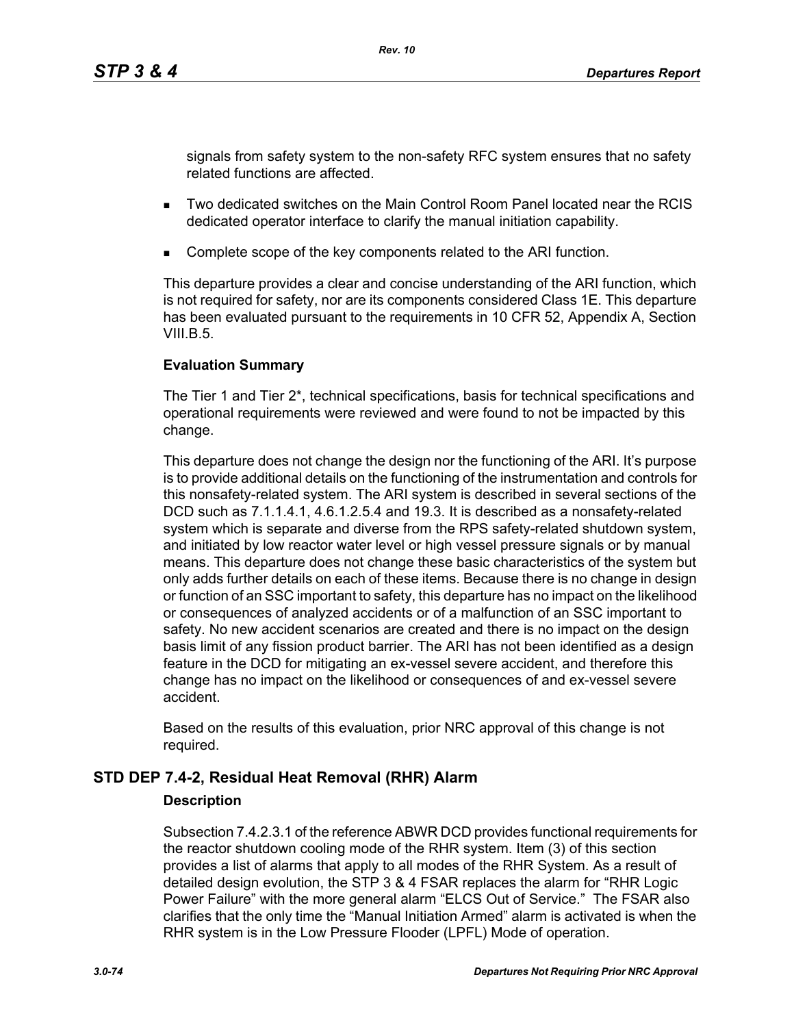signals from safety system to the non-safety RFC system ensures that no safety related functions are affected.

- Two dedicated switches on the Main Control Room Panel located near the RCIS dedicated operator interface to clarify the manual initiation capability.
- Complete scope of the key components related to the ARI function.

This departure provides a clear and concise understanding of the ARI function, which is not required for safety, nor are its components considered Class 1E. This departure has been evaluated pursuant to the requirements in 10 CFR 52, Appendix A, Section VIII.B.5.

**Evaluation Summary**

The Tier 1 and Tier 2*, technical specifications, basis for technical specifications and operational requirements were reviewed and were found to not be impacted by this change.

This departure does not change the design nor the functioning of the ARI. It's purpose is to provide additional details on the functioning of the instrumentation and controls for this nonsafety-related system. The ARI system is described in several sections of the DCD such as 7.1.1.4.1, 4.6.1.2.5.4 and 19.3. It is described as a nonsafety-related system which is separate and diverse from the RPS safety-related shutdown system, and initiated by low reactor water level or high vessel pressure signals or by manual means. This departure does not change these basic characteristics of the system but only adds further details on each of these items. Because there is no change in design or function of an SSC important to safety, this departure has no impact on the likelihood or consequences of analyzed accidents or of a malfunction of an SSC important to safety. No new accident scenarios are created and there is no impact on the design basis limit of any fission product barrier. The ARI has not been identified as a design feature in the DCD for mitigating an ex-vessel severe accident, and therefore this change has no impact on the likelihood or consequences of and ex-vessel severe accident.

Based on the results of this evaluation, prior NRC approval of this change is not required.

## STD DEP 7.4-2, Residual Heat Removal (RHR) Alarm

**Description**

Subsection 7.4.2.3.1 of the reference ABWR DCD provides functional requirements for the reactor shutdown cooling mode of the RHR system. Item (3) of this section provides a list of alarms that apply to all modes of the RHR System. As a result of detailed design evolution, the STP 3 & 4 FSAR replaces the alarm for "RHR Logic Power Failure" with the more general alarm "ELCS Out of Service." The FSAR also clarifies that the only time the "Manual Initiation Armed" alarm is activated is when the RHR system is in the Low Pressure Flooder (LPFL) Mode of operation.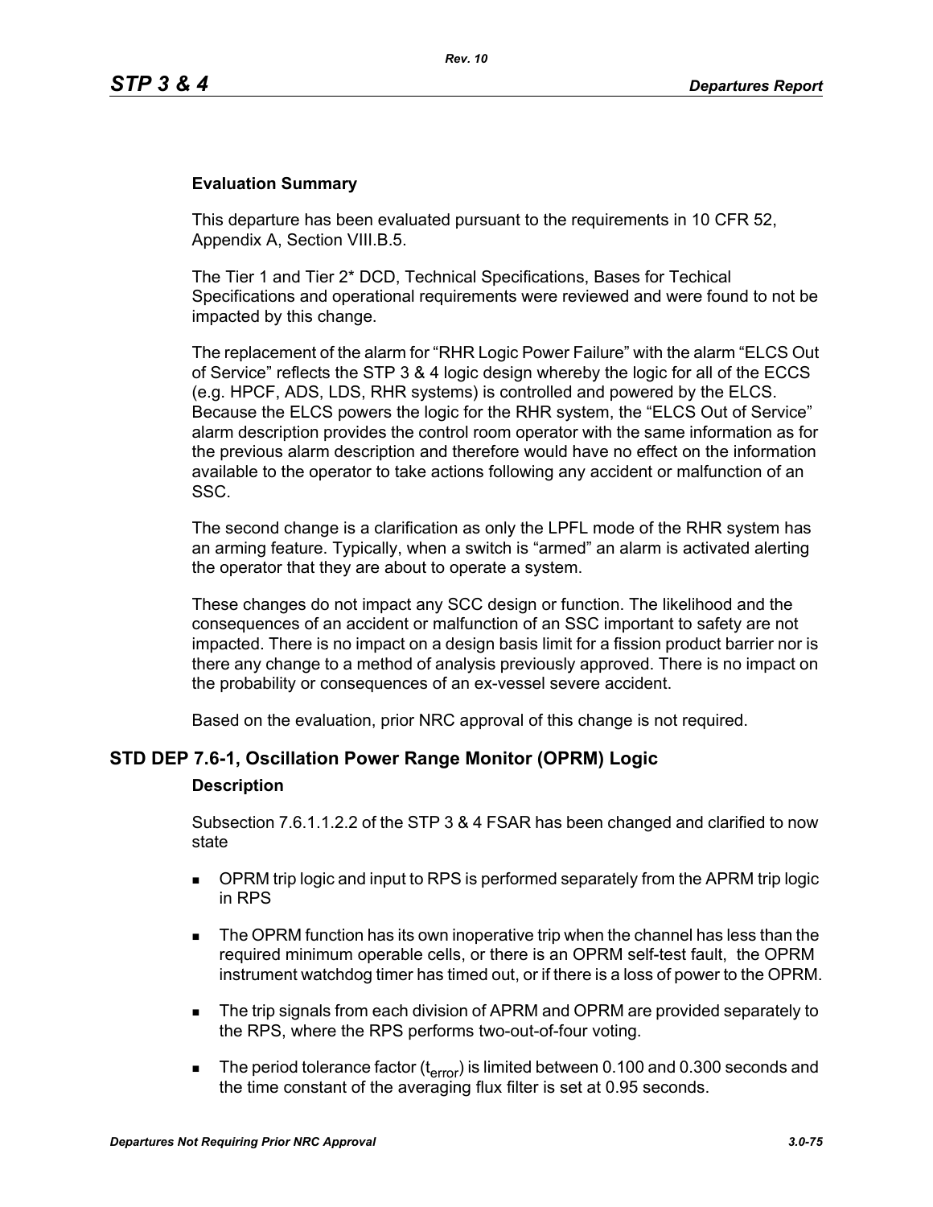**Evaluation Summary**

This departure has been evaluated pursuant to the requirements in 10 CFR 52, Appendix A, Section VIII.B.5.

The Tier 1 and Tier 2* DCD, Technical Specifications, Bases for Techical Specifications and operational requirements were reviewed and were found to not be impacted by this change.

The replacement of the alarm for "RHR Logic Power Failure" with the alarm "ELCS Out of Service" reflects the STP 3 & 4 logic design whereby the logic for all of the ECCS (e.g. HPCF, ADS, LDS, RHR systems) is controlled and powered by the ELCS. Because the ELCS powers the logic for the RHR system, the "ELCS Out of Service" alarm description provides the control room operator with the same information as for the previous alarm description and therefore would have no effect on the information available to the operator to take actions following any accident or malfunction of an SSC.

The second change is a clarification as only the LPFL mode of the RHR system has an arming feature. Typically, when a switch is "armed" an alarm is activated alerting the operator that they are about to operate a system.

These changes do not impact any SCC design or function. The likelihood and the consequences of an accident or malfunction of an SSC important to safety are not impacted. There is no impact on a design basis limit for a fission product barrier nor is there any change to a method of analysis previously approved. There is no impact on the probability or consequences of an ex-vessel severe accident.

Based on the evaluation, prior NRC approval of this change is not required.

## STD DEP 7.6-1, Oscillation Power Range Monitor (OPRM) Logic

**Description**

Subsection 7.6.1.1.2.2 of the STP 3 & 4 FSAR has been changed and clarified to now state

- OPRM trip logic and input to RPS is performed separately from the APRM trip logic in RPS
- The OPRM function has its own inoperative trip when the channel has less than the required minimum operable cells, or there is an OPRM self-test fault, the OPRM instrument watchdog timer has timed out, or if there is a loss of power to the OPRM.
- The trip signals from each division of APRM and OPRM are provided separately to the RPS, where the RPS performs two-out-of-four voting.
- The period tolerance factor ($t_{error}$) is limited between 0.100 and 0.300 seconds and the time constant of the averaging flux filter is set at 0.95 seconds.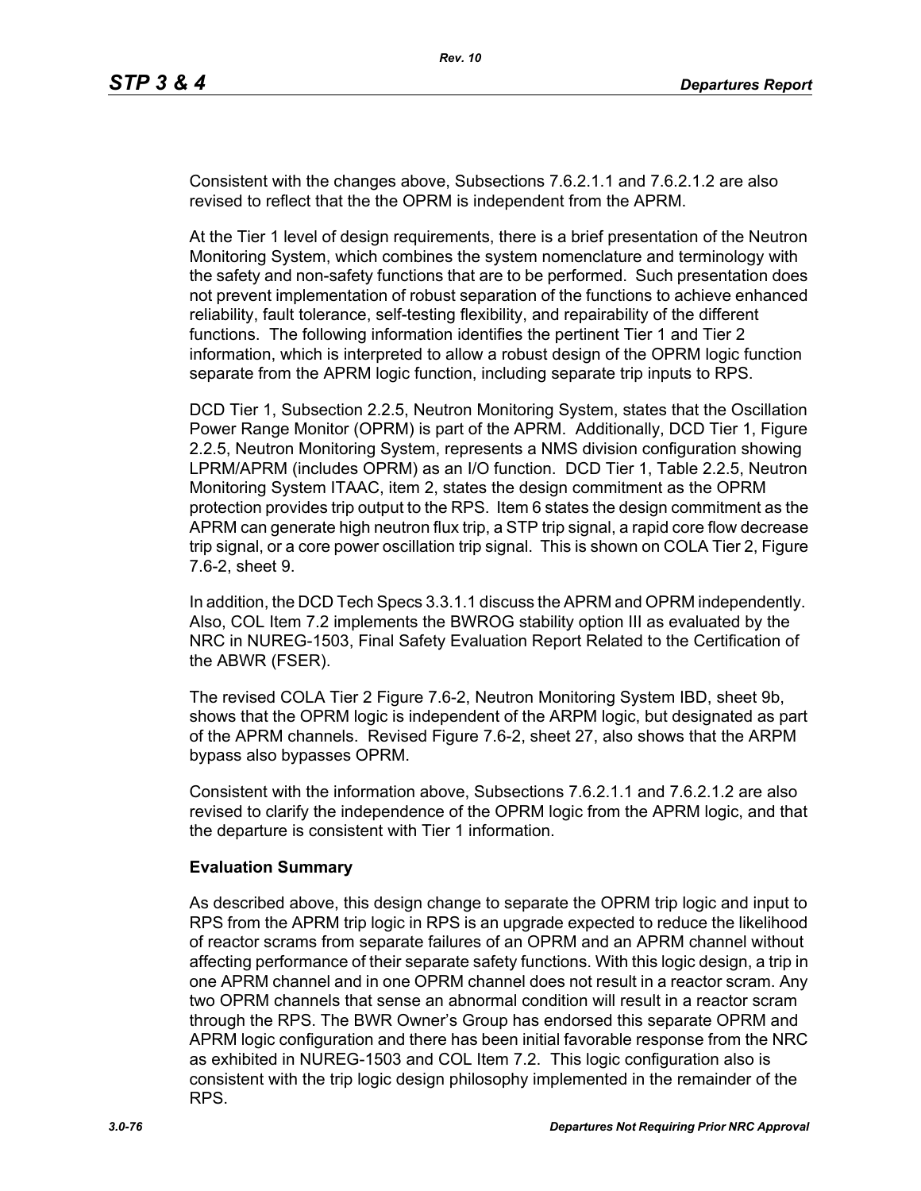Consistent with the changes above, Subsections 7.6.2.1.1 and 7.6.2.1.2 are also revised to reflect that the the OPRM is independent from the APRM.

At the Tier 1 level of design requirements, there is a brief presentation of the Neutron Monitoring System, which combines the system nomenclature and terminology with the safety and non-safety functions that are to be performed. Such presentation does not prevent implementation of robust separation of the functions to achieve enhanced reliability, fault tolerance, self-testing flexibility, and repairability of the different functions. The following information identifies the pertinent Tier 1 and Tier 2 information, which is interpreted to allow a robust design of the OPRM logic function separate from the APRM logic function, including separate trip inputs to RPS.

DCD Tier 1, Subsection 2.2.5, Neutron Monitoring System, states that the Oscillation Power Range Monitor (OPRM) is part of the APRM. Additionally, DCD Tier 1, Figure 2.2.5, Neutron Monitoring System, represents a NMS division configuration showing LPRM/APRM (includes OPRM) as an I/O function. DCD Tier 1, Table 2.2.5, Neutron Monitoring System ITAAC, item 2, states the design commitment as the OPRM protection provides trip output to the RPS. Item 6 states the design commitment as the APRM can generate high neutron flux trip, a STP trip signal, a rapid core flow decrease trip signal, or a core power oscillation trip signal. This is shown on COLA Tier 2, Figure 7.6-2, sheet 9.

In addition, the DCD Tech Specs 3.3.1.1 discuss the APRM and OPRM independently. Also, COL Item 7.2 implements the BWROG stability option III as evaluated by the NRC in NUREG-1503, Final Safety Evaluation Report Related to the Certification of the ABWR (FSER).

The revised COLA Tier 2 Figure 7.6-2, Neutron Monitoring System IBD, sheet 9b, shows that the OPRM logic is independent of the ARPM logic, but designated as part of the APRM channels. Revised Figure 7.6-2, sheet 27, also shows that the ARPM bypass also bypasses OPRM.

Consistent with the information above, Subsections 7.6.2.1.1 and 7.6.2.1.2 are also revised to clarify the independence of the OPRM logic from the APRM logic, and that the departure is consistent with Tier 1 information.

**Evaluation Summary**

As described above, this design change to separate the OPRM trip logic and input to RPS from the APRM trip logic in RPS is an upgrade expected to reduce the likelihood of reactor scrams from separate failures of an OPRM and an APRM channel without affecting performance of their separate safety functions. With this logic design, a trip in one APRM channel and in one OPRM channel does not result in a reactor scram. Any two OPRM channels that sense an abnormal condition will result in a reactor scram through the RPS. The BWR Owner's Group has endorsed this separate OPRM and APRM logic configuration and there has been initial favorable response from the NRC as exhibited in NUREG-1503 and COL Item 7.2. This logic configuration also is consistent with the trip logic design philosophy implemented in the remainder of the RPS.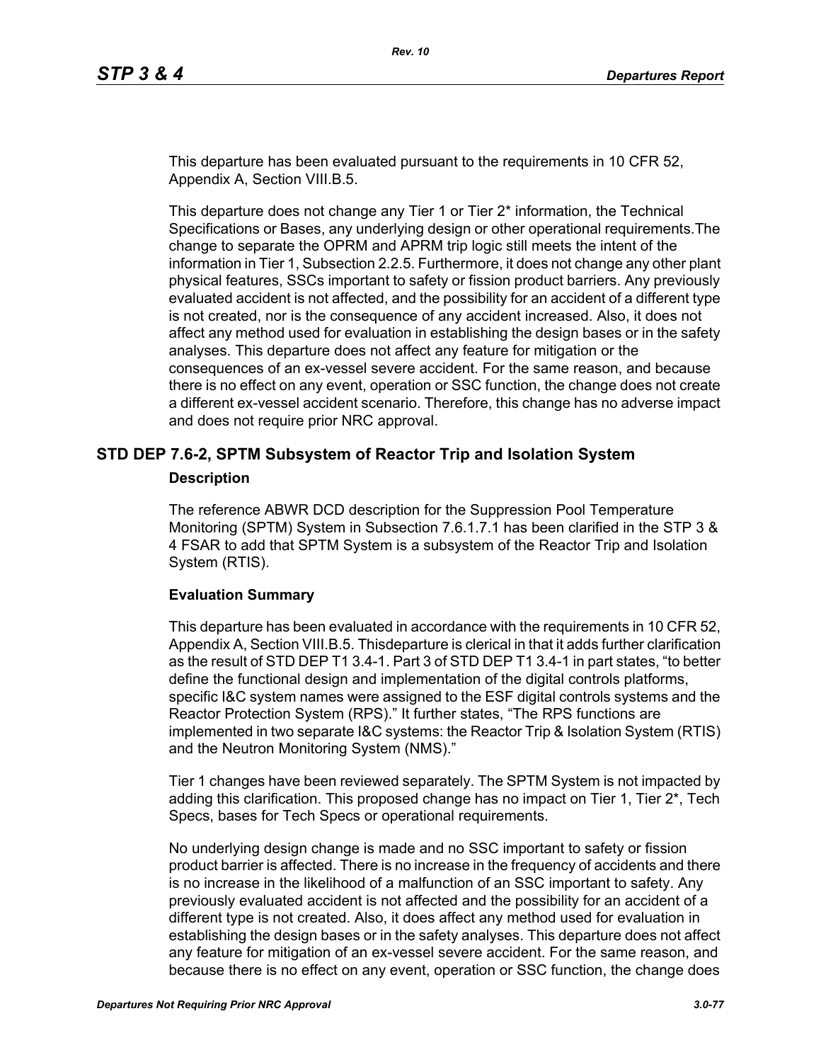This departure has been evaluated pursuant to the requirements in 10 CFR 52, Appendix A, Section VIII.B.5.

This departure does not change any Tier 1 or Tier 2* information, the Technical Specifications or Bases, any underlying design or other operational requirements.The change to separate the OPRM and APRM trip logic still meets the intent of the information in Tier 1, Subsection 2.2.5. Furthermore, it does not change any other plant physical features, SSCs important to safety or fission product barriers. Any previously evaluated accident is not affected, and the possibility for an accident of a different type is not created, nor is the consequence of any accident increased. Also, it does not affect any method used for evaluation in establishing the design bases or in the safety analyses. This departure does not affect any feature for mitigation or the consequences of an ex-vessel severe accident. For the same reason, and because there is no effect on any event, operation or SSC function, the change does not create a different ex-vessel accident scenario. Therefore, this change has no adverse impact and does not require prior NRC approval.

## STD DEP 7.6-2, SPTM Subsystem of Reactor Trip and Isolation System

### Description

The reference ABWR DCD description for the Suppression Pool Temperature Monitoring (SPTM) System in Subsection 7.6.1.7.1 has been clarified in the STP 3 & 4 FSAR to add that SPTM System is a subsystem of the Reactor Trip and Isolation System (RTIS).

### Evaluation Summary

This departure has been evaluated in accordance with the requirements in 10 CFR 52, Appendix A, Section VIII.B.5. Thisdeparture is clerical in that it adds further clarification as the result of STD DEP T1 3.4-1. Part 3 of STD DEP T1 3.4-1 in part states, "to better define the functional design and implementation of the digital controls platforms, specific I&C system names were assigned to the ESF digital controls systems and the Reactor Protection System (RPS)." It further states, "The RPS functions are implemented in two separate I&C systems: the Reactor Trip & Isolation System (RTIS) and the Neutron Monitoring System (NMS)."

Tier 1 changes have been reviewed separately. The SPTM System is not impacted by adding this clarification. This proposed change has no impact on Tier 1, Tier 2*, Tech Specs, bases for Tech Specs or operational requirements.

No underlying design change is made and no SSC important to safety or fission product barrier is affected. There is no increase in the frequency of accidents and there is no increase in the likelihood of a malfunction of an SSC important to safety. Any previously evaluated accident is not affected and the possibility for an accident of a different type is not created. Also, it does affect any method used for evaluation in establishing the design bases or in the safety analyses. This departure does not affect any feature for mitigation of an ex-vessel severe accident. For the same reason, and because there is no effect on any event, operation or SSC function, the change does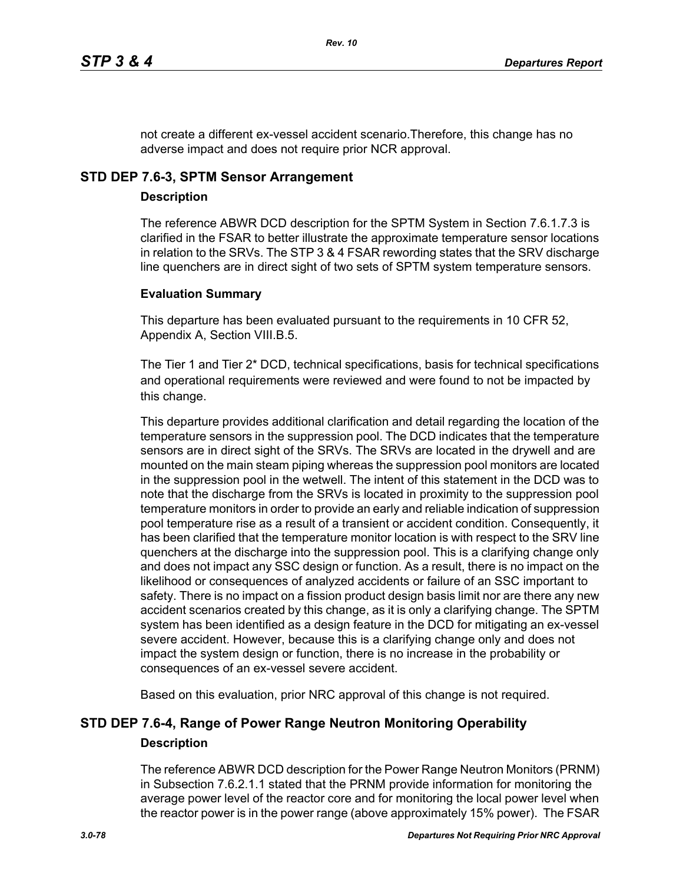not create a different ex-vessel accident scenario.Therefore, this change has no adverse impact and does not require prior NCR approval.

## STD DEP 7.6-3, SPTM Sensor Arrangement

### Description

The reference ABWR DCD description for the SPTM System in Section 7.6.1.7.3 is clarified in the FSAR to better illustrate the approximate temperature sensor locations in relation to the SRVs. The STP 3 & 4 FSAR rewording states that the SRV discharge line quenchers are in direct sight of two sets of SPTM system temperature sensors.

### Evaluation Summary

This departure has been evaluated pursuant to the requirements in 10 CFR 52, Appendix A, Section VIII.B.5.

The Tier 1 and Tier 2* DCD, technical specifications, basis for technical specifications and operational requirements were reviewed and were found to not be impacted by this change.

This departure provides additional clarification and detail regarding the location of the temperature sensors in the suppression pool. The DCD indicates that the temperature sensors are in direct sight of the SRVs. The SRVs are located in the drywell and are mounted on the main steam piping whereas the suppression pool monitors are located in the suppression pool in the wetwell. The intent of this statement in the DCD was to note that the discharge from the SRVs is located in proximity to the suppression pool temperature monitors in order to provide an early and reliable indication of suppression pool temperature rise as a result of a transient or accident condition. Consequently, it has been clarified that the temperature monitor location is with respect to the SRV line quenchers at the discharge into the suppression pool. This is a clarifying change only and does not impact any SSC design or function. As a result, there is no impact on the likelihood or consequences of analyzed accidents or failure of an SSC important to safety. There is no impact on a fission product design basis limit nor are there any new accident scenarios created by this change, as it is only a clarifying change. The SPTM system has been identified as a design feature in the DCD for mitigating an ex-vessel severe accident. However, because this is a clarifying change only and does not impact the system design or function, there is no increase in the probability or consequences of an ex-vessel severe accident.

Based on this evaluation, prior NRC approval of this change is not required.

## STD DEP 7.6-4, Range of Power Range Neutron Monitoring Operability

### Description

The reference ABWR DCD description for the Power Range Neutron Monitors (PRNM) in Subsection 7.6.2.1.1 stated that the PRNM provide information for monitoring the average power level of the reactor core and for monitoring the local power level when the reactor power is in the power range (above approximately 15% power). The FSAR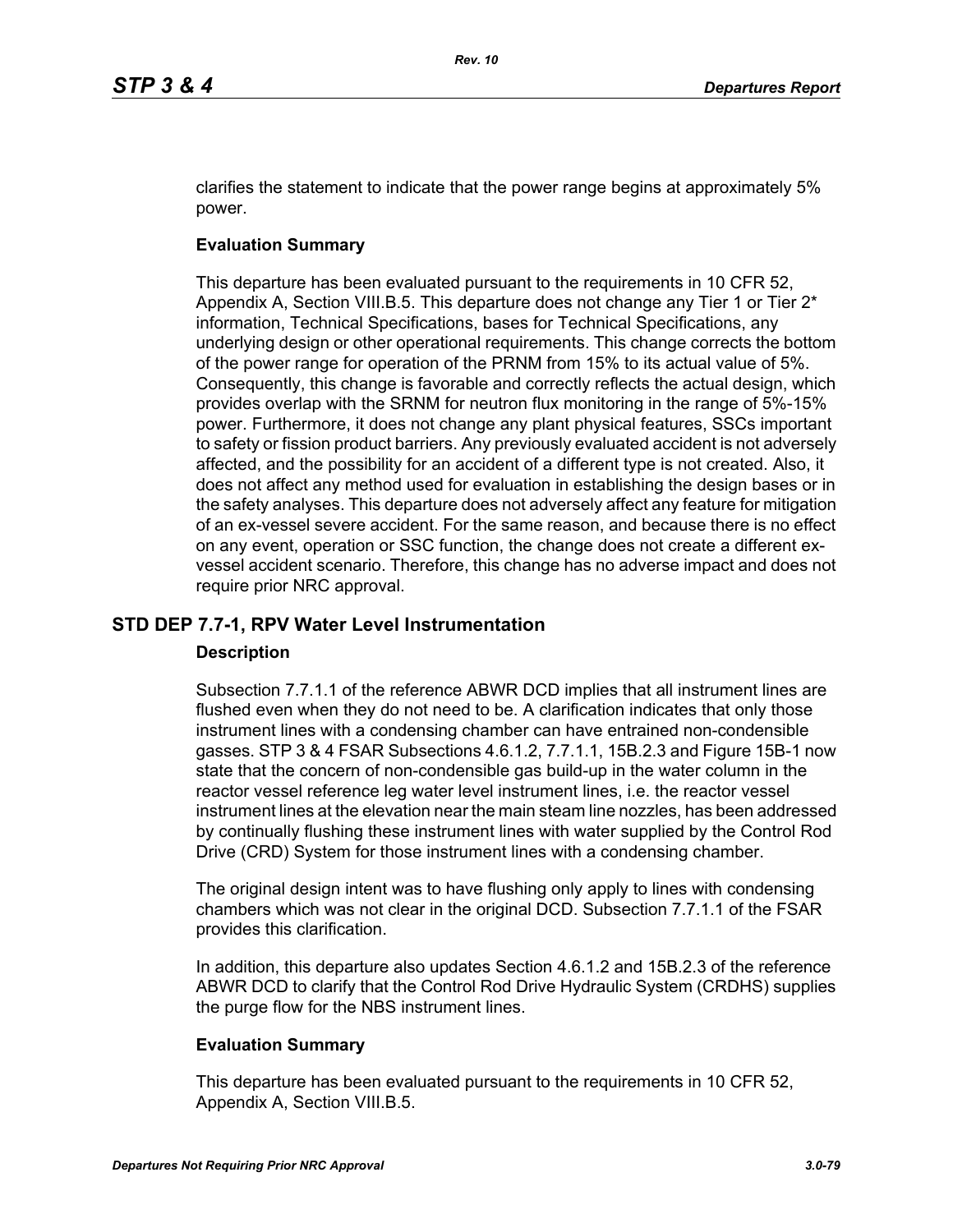clarifies the statement to indicate that the power range begins at approximately 5% power.

**Evaluation Summary**

This departure has been evaluated pursuant to the requirements in 10 CFR 52, Appendix A, Section VIII.B.5. This departure does not change any Tier 1 or Tier 2* information, Technical Specifications, bases for Technical Specifications, any underlying design or other operational requirements. This change corrects the bottom of the power range for operation of the PRNM from 15% to its actual value of 5%. Consequently, this change is favorable and correctly reflects the actual design, which provides overlap with the SRNM for neutron flux monitoring in the range of 5%-15% power. Furthermore, it does not change any plant physical features, SSCs important to safety or fission product barriers. Any previously evaluated accident is not adversely affected, and the possibility for an accident of a different type is not created. Also, it does not affect any method used for evaluation in establishing the design bases or in the safety analyses. This departure does not adversely affect any feature for mitigation of an ex-vessel severe accident. For the same reason, and because there is no effect on any event, operation or SSC function, the change does not create a different ex-vessel accident scenario. Therefore, this change has no adverse impact and does not require prior NRC approval.

## STD DEP 7.7-1, RPV Water Level Instrumentation

**Description**

Subsection 7.7.1.1 of the reference ABWR DCD implies that all instrument lines are flushed even when they do not need to be. A clarification indicates that only those instrument lines with a condensing chamber can have entrained non-condensible gasses. STP 3 & 4 FSAR Subsections 4.6.1.2, 7.7.1.1, 15B.2.3 and Figure 15B-1 now state that the concern of non-condensible gas build-up in the water column in the reactor vessel reference leg water level instrument lines, i.e. the reactor vessel instrument lines at the elevation near the main steam line nozzles, has been addressed by continually flushing these instrument lines with water supplied by the Control Rod Drive (CRD) System for those instrument lines with a condensing chamber.

The original design intent was to have flushing only apply to lines with condensing chambers which was not clear in the original DCD. Subsection 7.7.1.1 of the FSAR provides this clarification.

In addition, this departure also updates Section 4.6.1.2 and 15B.2.3 of the reference ABWR DCD to clarify that the Control Rod Drive Hydraulic System (CRDHS) supplies the purge flow for the NBS instrument lines.

**Evaluation Summary**

This departure has been evaluated pursuant to the requirements in 10 CFR 52, Appendix A, Section VIII.B.5.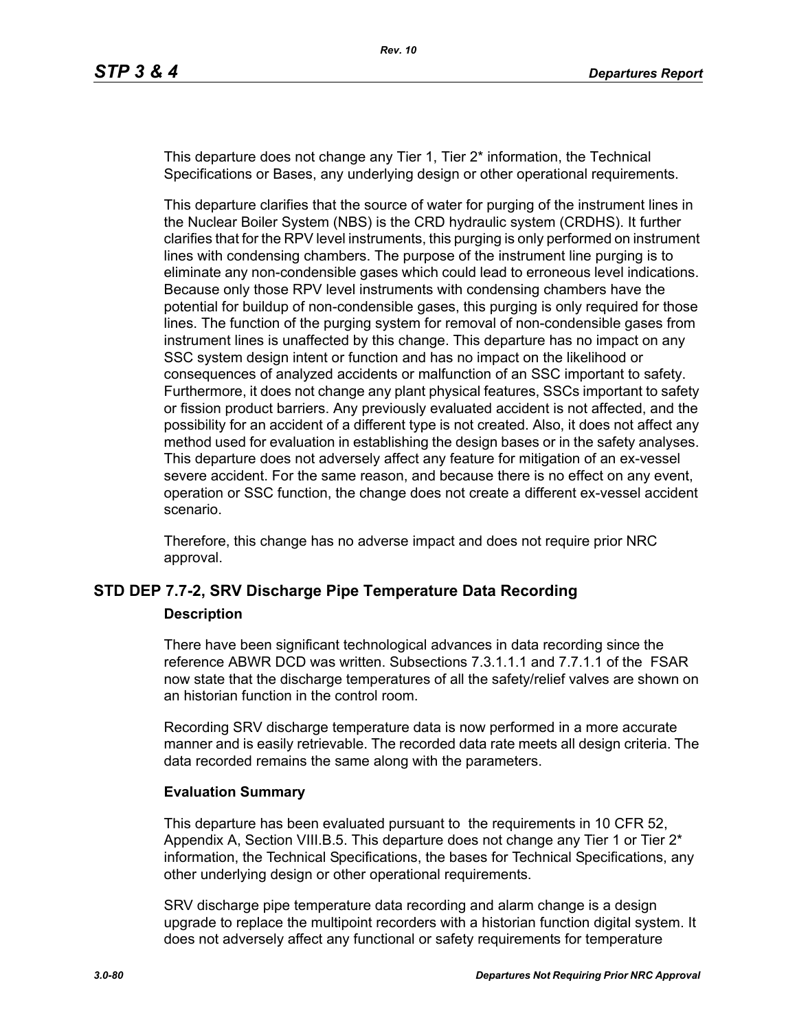This departure does not change any Tier 1, Tier 2* information, the Technical Specifications or Bases, any underlying design or other operational requirements.

This departure clarifies that the source of water for purging of the instrument lines in the Nuclear Boiler System (NBS) is the CRD hydraulic system (CRDHS). It further clarifies that for the RPV level instruments, this purging is only performed on instrument lines with condensing chambers. The purpose of the instrument line purging is to eliminate any non-condensible gases which could lead to erroneous level indications. Because only those RPV level instruments with condensing chambers have the potential for buildup of non-condensible gases, this purging is only required for those lines. The function of the purging system for removal of non-condensible gases from instrument lines is unaffected by this change. This departure has no impact on any SSC system design intent or function and has no impact on the likelihood or consequences of analyzed accidents or malfunction of an SSC important to safety. Furthermore, it does not change any plant physical features, SSCs important to safety or fission product barriers. Any previously evaluated accident is not affected, and the possibility for an accident of a different type is not created. Also, it does not affect any method used for evaluation in establishing the design bases or in the safety analyses. This departure does not adversely affect any feature for mitigation of an ex-vessel severe accident. For the same reason, and because there is no effect on any event, operation or SSC function, the change does not create a different ex-vessel accident scenario.

Therefore, this change has no adverse impact and does not require prior NRC approval.

## STD DEP 7.7-2, SRV Discharge Pipe Temperature Data Recording

### Description

There have been significant technological advances in data recording since the reference ABWR DCD was written. Subsections 7.3.1.1.1 and 7.7.1.1 of the FSAR now state that the discharge temperatures of all the safety/relief valves are shown on an historian function in the control room.

Recording SRV discharge temperature data is now performed in a more accurate manner and is easily retrievable. The recorded data rate meets all design criteria. The data recorded remains the same along with the parameters.

### Evaluation Summary

This departure has been evaluated pursuant to the requirements in 10 CFR 52, Appendix A, Section VIII.B.5. This departure does not change any Tier 1 or Tier 2* information, the Technical Specifications, the bases for Technical Specifications, any other underlying design or other operational requirements.

SRV discharge pipe temperature data recording and alarm change is a design upgrade to replace the multipoint recorders with a historian function digital system. It does not adversely affect any functional or safety requirements for temperature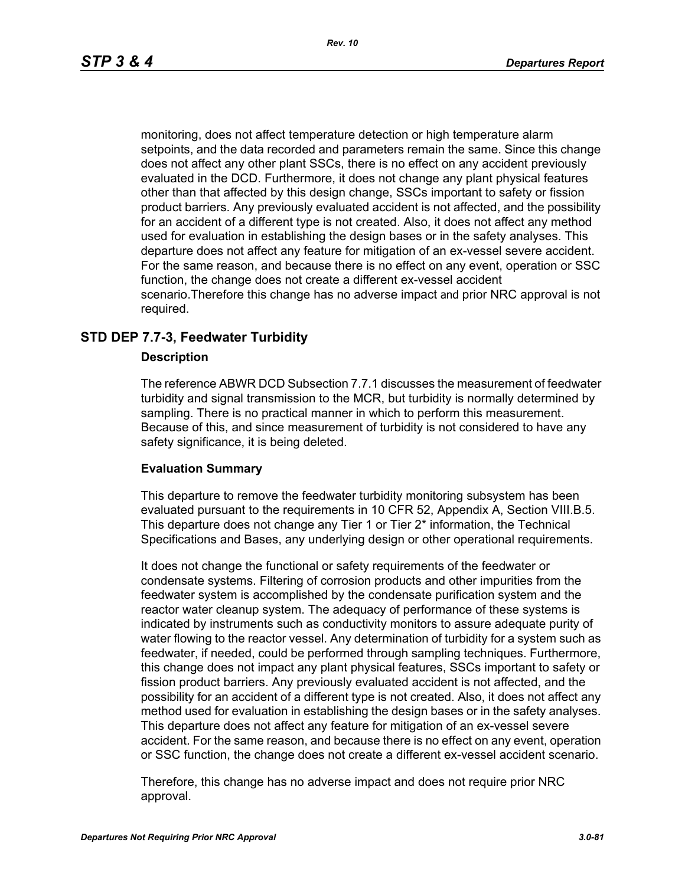monitoring, does not affect temperature detection or high temperature alarm setpoints, and the data recorded and parameters remain the same. Since this change does not affect any other plant SSCs, there is no effect on any accident previously evaluated in the DCD. Furthermore, it does not change any plant physical features other than that affected by this design change, SSCs important to safety or fission product barriers. Any previously evaluated accident is not affected, and the possibility for an accident of a different type is not created. Also, it does not affect any method used for evaluation in establishing the design bases or in the safety analyses. This departure does not affect any feature for mitigation of an ex-vessel severe accident. For the same reason, and because there is no effect on any event, operation or SSC function, the change does not create a different ex-vessel accident scenario.Therefore this change has no adverse impact and prior NRC approval is not required.

## STD DEP 7.7-3, Feedwater Turbidity

### Description

The reference ABWR DCD Subsection 7.7.1 discusses the measurement of feedwater turbidity and signal transmission to the MCR, but turbidity is normally determined by sampling. There is no practical manner in which to perform this measurement. Because of this, and since measurement of turbidity is not considered to have any safety significance, it is being deleted.

### Evaluation Summary

This departure to remove the feedwater turbidity monitoring subsystem has been evaluated pursuant to the requirements in 10 CFR 52, Appendix A, Section VIII.B.5. This departure does not change any Tier 1 or Tier 2* information, the Technical Specifications and Bases, any underlying design or other operational requirements.

It does not change the functional or safety requirements of the feedwater or condensate systems. Filtering of corrosion products and other impurities from the feedwater system is accomplished by the condensate purification system and the reactor water cleanup system. The adequacy of performance of these systems is indicated by instruments such as conductivity monitors to assure adequate purity of water flowing to the reactor vessel. Any determination of turbidity for a system such as feedwater, if needed, could be performed through sampling techniques. Furthermore, this change does not impact any plant physical features, SSCs important to safety or fission product barriers. Any previously evaluated accident is not affected, and the possibility for an accident of a different type is not created. Also, it does not affect any method used for evaluation in establishing the design bases or in the safety analyses. This departure does not affect any feature for mitigation of an ex-vessel severe accident. For the same reason, and because there is no effect on any event, operation or SSC function, the change does not create a different ex-vessel accident scenario.

Therefore, this change has no adverse impact and does not require prior NRC approval.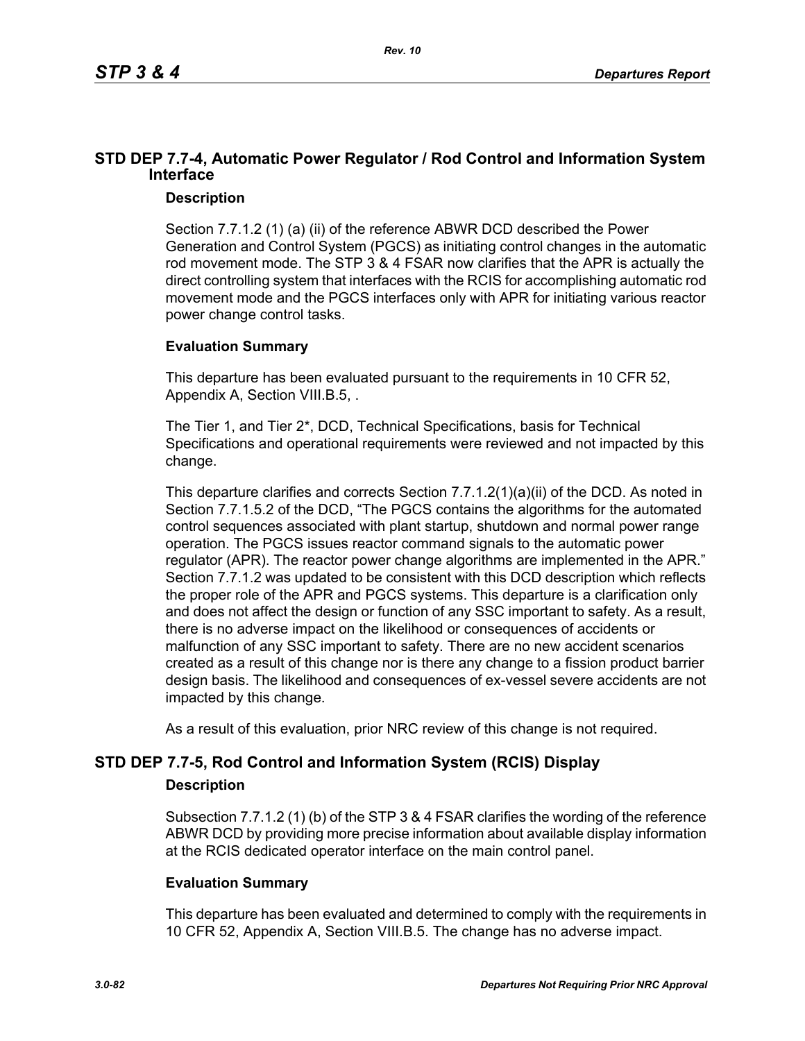## STD DEP 7.7-4, Automatic Power Regulator / Rod Control and Information System Interface

### Description

Section 7.7.1.2 (1) (a) (ii) of the reference ABWR DCD described the Power Generation and Control System (PGCS) as initiating control changes in the automatic rod movement mode. The STP 3 & 4 FSAR now clarifies that the APR is actually the direct controlling system that interfaces with the RCIS for accomplishing automatic rod movement mode and the PGCS interfaces only with APR for initiating various reactor power change control tasks.

### Evaluation Summary

This departure has been evaluated pursuant to the requirements in 10 CFR 52, Appendix A, Section VIII.B.5, .

The Tier 1, and Tier 2*, DCD, Technical Specifications, basis for Technical Specifications and operational requirements were reviewed and not impacted by this change.

This departure clarifies and corrects Section 7.7.1.2(1)(a)(ii) of the DCD. As noted in Section 7.7.1.5.2 of the DCD, "The PGCS contains the algorithms for the automated control sequences associated with plant startup, shutdown and normal power range operation. The PGCS issues reactor command signals to the automatic power regulator (APR). The reactor power change algorithms are implemented in the APR." Section 7.7.1.2 was updated to be consistent with this DCD description which reflects the proper role of the APR and PGCS systems. This departure is a clarification only and does not affect the design or function of any SSC important to safety. As a result, there is no adverse impact on the likelihood or consequences of accidents or malfunction of any SSC important to safety. There are no new accident scenarios created as a result of this change nor is there any change to a fission product barrier design basis. The likelihood and consequences of ex-vessel severe accidents are not impacted by this change.

As a result of this evaluation, prior NRC review of this change is not required.

## STD DEP 7.7-5, Rod Control and Information System (RCIS) Display

### Description

Subsection 7.7.1.2 (1) (b) of the STP 3 & 4 FSAR clarifies the wording of the reference ABWR DCD by providing more precise information about available display information at the RCIS dedicated operator interface on the main control panel.

### Evaluation Summary

This departure has been evaluated and determined to comply with the requirements in 10 CFR 52, Appendix A, Section VIII.B.5. The change has no adverse impact.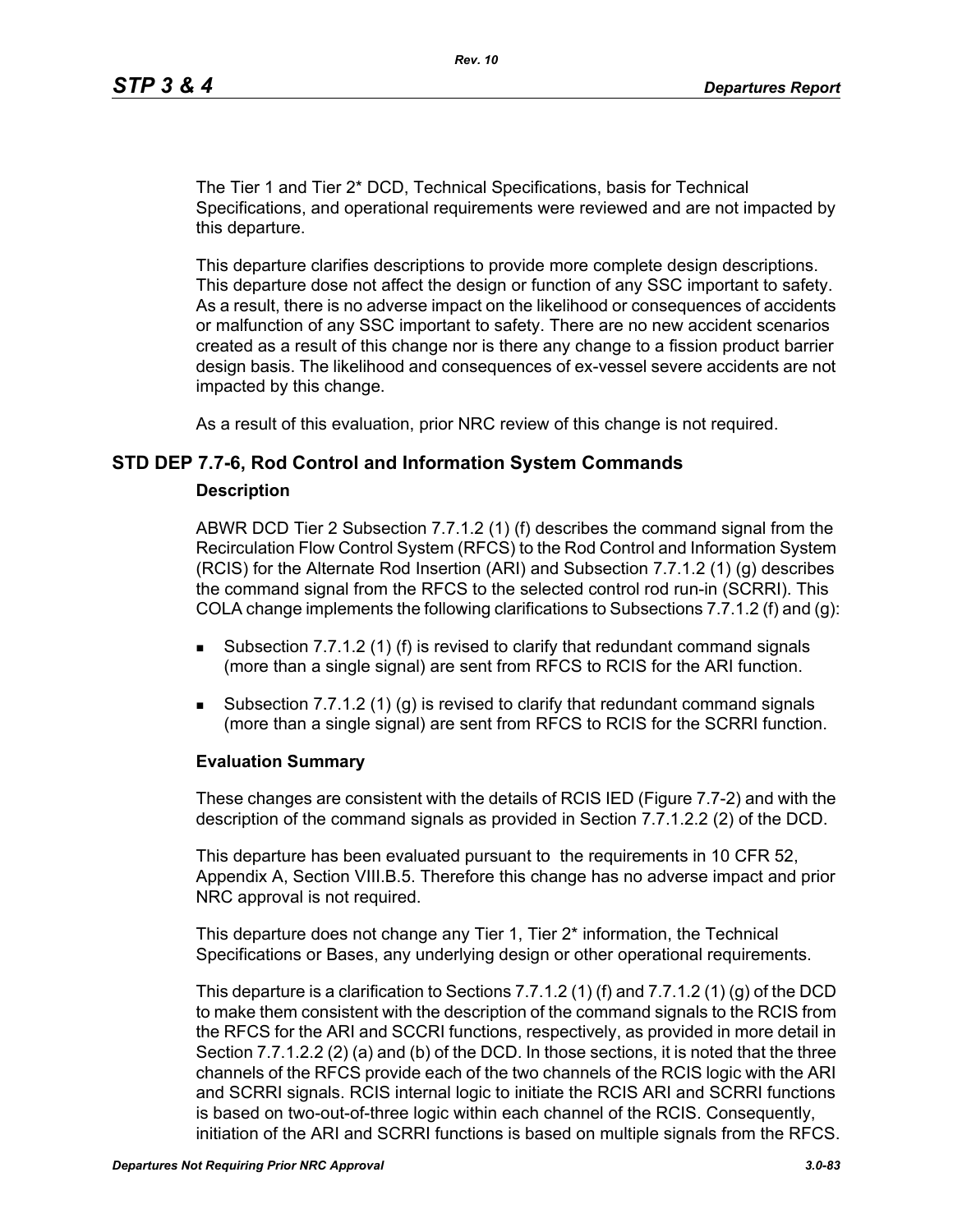The Tier 1 and Tier 2* DCD, Technical Specifications, basis for Technical Specifications, and operational requirements were reviewed and are not impacted by this departure.

This departure clarifies descriptions to provide more complete design descriptions. This departure dose not affect the design or function of any SSC important to safety. As a result, there is no adverse impact on the likelihood or consequences of accidents or malfunction of any SSC important to safety. There are no new accident scenarios created as a result of this change nor is there any change to a fission product barrier design basis. The likelihood and consequences of ex-vessel severe accidents are not impacted by this change.

As a result of this evaluation, prior NRC review of this change is not required.

## STD DEP 7.7-6, Rod Control and Information System Commands

### Description

ABWR DCD Tier 2 Subsection 7.7.1.2 (1) (f) describes the command signal from the Recirculation Flow Control System (RFCS) to the Rod Control and Information System (RCIS) for the Alternate Rod Insertion (ARI) and Subsection 7.7.1.2 (1) (g) describes the command signal from the RFCS to the selected control rod run-in (SCRRI). This COLA change implements the following clarifications to Subsections 7.7.1.2 (f) and (g):

- Subsection 7.7.1.2 (1) (f) is revised to clarify that redundant command signals (more than a single signal) are sent from RFCS to RCIS for the ARI function.
- Subsection 7.7.1.2 (1) (g) is revised to clarify that redundant command signals (more than a single signal) are sent from RFCS to RCIS for the SCRRI function.

### Evaluation Summary

These changes are consistent with the details of RCIS IED (Figure 7.7-2) and with the description of the command signals as provided in Section 7.7.1.2.2 (2) of the DCD.

This departure has been evaluated pursuant to  the requirements in 10 CFR 52, Appendix A, Section VIII.B.5. Therefore this change has no adverse impact and prior NRC approval is not required.

This departure does not change any Tier 1, Tier 2* information, the Technical Specifications or Bases, any underlying design or other operational requirements.

This departure is a clarification to Sections 7.7.1.2 (1) (f) and 7.7.1.2 (1) (g) of the DCD to make them consistent with the description of the command signals to the RCIS from the RFCS for the ARI and SCCRI functions, respectively, as provided in more detail in Section 7.7.1.2.2 (2) (a) and (b) of the DCD. In those sections, it is noted that the three channels of the RFCS provide each of the two channels of the RCIS logic with the ARI and SCRRI signals. RCIS internal logic to initiate the RCIS ARI and SCRRI functions is based on two-out-of-three logic within each channel of the RCIS. Consequently, initiation of the ARI and SCRRI functions is based on multiple signals from the RFCS.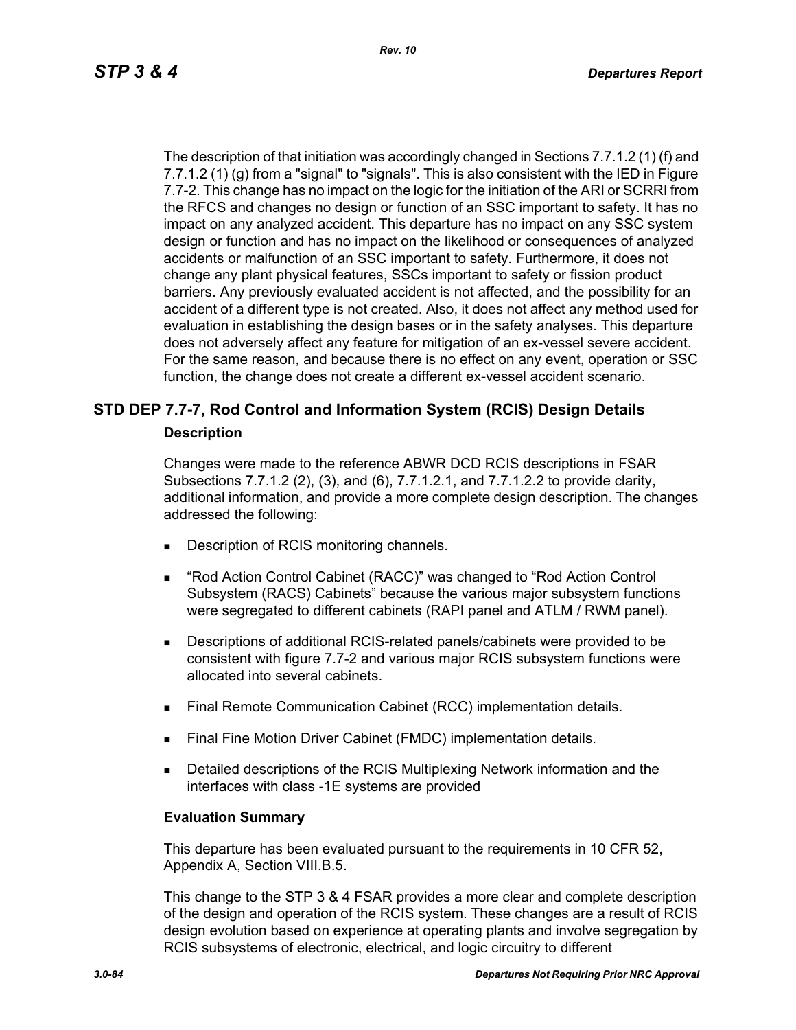The description of that initiation was accordingly changed in Sections 7.7.1.2 (1) (f) and 7.7.1.2 (1) (g) from a "signal" to "signals". This is also consistent with the IED in Figure 7.7-2. This change has no impact on the logic for the initiation of the ARI or SCRRI from the RFCS and changes no design or function of an SSC important to safety. It has no impact on any analyzed accident. This departure has no impact on any SSC system design or function and has no impact on the likelihood or consequences of analyzed accidents or malfunction of an SSC important to safety. Furthermore, it does not change any plant physical features, SSCs important to safety or fission product barriers. Any previously evaluated accident is not affected, and the possibility for an accident of a different type is not created. Also, it does not affect any method used for evaluation in establishing the design bases or in the safety analyses. This departure does not adversely affect any feature for mitigation of an ex-vessel severe accident. For the same reason, and because there is no effect on any event, operation or SSC function, the change does not create a different ex-vessel accident scenario.

## STD DEP 7.7-7, Rod Control and Information System (RCIS) Design Details

**Description**

Changes were made to the reference ABWR DCD RCIS descriptions in FSAR Subsections 7.7.1.2 (2), (3), and (6), 7.7.1.2.1, and 7.7.1.2.2 to provide clarity, additional information, and provide a more complete design description. The changes addressed the following:

- Description of RCIS monitoring channels.
- “Rod Action Control Cabinet (RACC)” was changed to “Rod Action Control Subsystem (RACS) Cabinets” because the various major subsystem functions were segregated to different cabinets (RAPI panel and ATLM / RWM panel).
- Descriptions of additional RCIS-related panels/cabinets were provided to be consistent with figure 7.7-2 and various major RCIS subsystem functions were allocated into several cabinets.
- Final Remote Communication Cabinet (RCC) implementation details.
- Final Fine Motion Driver Cabinet (FMDC) implementation details.
- Detailed descriptions of the RCIS Multiplexing Network information and the interfaces with class -1E systems are provided

**Evaluation Summary**

This departure has been evaluated pursuant to the requirements in 10 CFR 52, Appendix A, Section VIII.B.5.

This change to the STP 3 & 4 FSAR provides a more clear and complete description of the design and operation of the RCIS system. These changes are a result of RCIS design evolution based on experience at operating plants and involve segregation by RCIS subsystems of electronic, electrical, and logic circuitry to different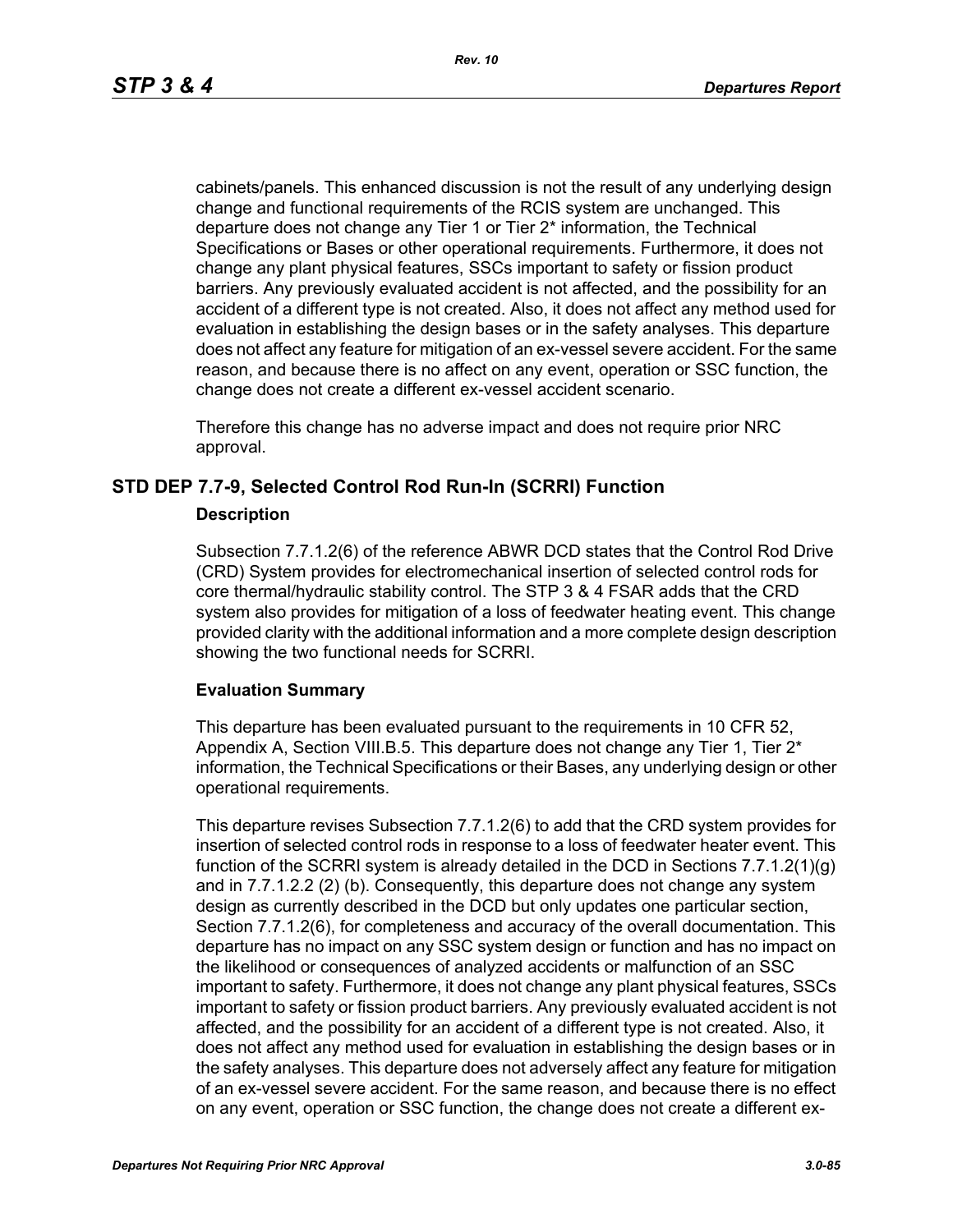cabinets/panels. This enhanced discussion is not the result of any underlying design change and functional requirements of the RCIS system are unchanged. This departure does not change any Tier 1 or Tier 2* information, the Technical Specifications or Bases or other operational requirements. Furthermore, it does not change any plant physical features, SSCs important to safety or fission product barriers. Any previously evaluated accident is not affected, and the possibility for an accident of a different type is not created. Also, it does not affect any method used for evaluation in establishing the design bases or in the safety analyses. This departure does not affect any feature for mitigation of an ex-vessel severe accident. For the same reason, and because there is no affect on any event, operation or SSC function, the change does not create a different ex-vessel accident scenario.

Therefore this change has no adverse impact and does not require prior NRC approval.

## STD DEP 7.7-9, Selected Control Rod Run-In (SCRRI) Function

### Description

Subsection 7.7.1.2(6) of the reference ABWR DCD states that the Control Rod Drive (CRD) System provides for electromechanical insertion of selected control rods for core thermal/hydraulic stability control. The STP 3 & 4 FSAR adds that the CRD system also provides for mitigation of a loss of feedwater heating event. This change provided clarity with the additional information and a more complete design description showing the two functional needs for SCRRI.

### Evaluation Summary

This departure has been evaluated pursuant to the requirements in 10 CFR 52, Appendix A, Section VIII.B.5. This departure does not change any Tier 1, Tier 2* information, the Technical Specifications or their Bases, any underlying design or other operational requirements.

This departure revises Subsection 7.7.1.2(6) to add that the CRD system provides for insertion of selected control rods in response to a loss of feedwater heater event. This function of the SCRRI system is already detailed in the DCD in Sections 7.7.1.2(1)(g) and in 7.7.1.2.2 (2) (b). Consequently, this departure does not change any system design as currently described in the DCD but only updates one particular section, Section 7.7.1.2(6), for completeness and accuracy of the overall documentation. This departure has no impact on any SSC system design or function and has no impact on the likelihood or consequences of analyzed accidents or malfunction of an SSC important to safety. Furthermore, it does not change any plant physical features, SSCs important to safety or fission product barriers. Any previously evaluated accident is not affected, and the possibility for an accident of a different type is not created. Also, it does not affect any method used for evaluation in establishing the design bases or in the safety analyses. This departure does not adversely affect any feature for mitigation of an ex-vessel severe accident. For the same reason, and because there is no effect on any event, operation or SSC function, the change does not create a different ex-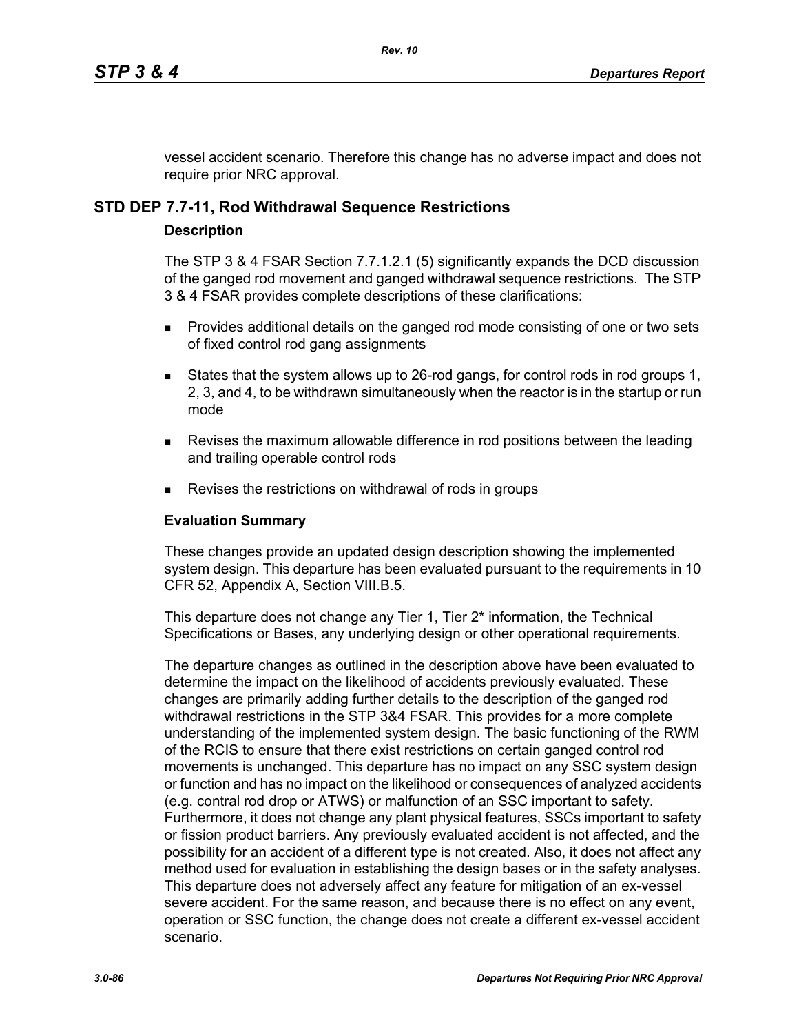vessel accident scenario. Therefore this change has no adverse impact and does not require prior NRC approval.

## STD DEP 7.7-11, Rod Withdrawal Sequence Restrictions

### Description

The STP 3 & 4 FSAR Section 7.7.1.2.1 (5) significantly expands the DCD discussion of the ganged rod movement and ganged withdrawal sequence restrictions. The STP 3 & 4 FSAR provides complete descriptions of these clarifications:

- Provides additional details on the ganged rod mode consisting of one or two sets of fixed control rod gang assignments
- States that the system allows up to 26-rod gangs, for control rods in rod groups 1, 2, 3, and 4, to be withdrawn simultaneously when the reactor is in the startup or run mode
- Revises the maximum allowable difference in rod positions between the leading and trailing operable control rods
- Revises the restrictions on withdrawal of rods in groups

### Evaluation Summary

These changes provide an updated design description showing the implemented system design. This departure has been evaluated pursuant to the requirements in 10 CFR 52, Appendix A, Section VIII.B.5.

This departure does not change any Tier 1, Tier 2* information, the Technical Specifications or Bases, any underlying design or other operational requirements.

The departure changes as outlined in the description above have been evaluated to determine the impact on the likelihood of accidents previously evaluated. These changes are primarily adding further details to the description of the ganged rod withdrawal restrictions in the STP 3&4 FSAR. This provides for a more complete understanding of the implemented system design. The basic functioning of the RWM of the RCIS to ensure that there exist restrictions on certain ganged control rod movements is unchanged. This departure has no impact on any SSC system design or function and has no impact on the likelihood or consequences of analyzed accidents (e.g. contral rod drop or ATWS) or malfunction of an SSC important to safety. Furthermore, it does not change any plant physical features, SSCs important to safety or fission product barriers. Any previously evaluated accident is not affected, and the possibility for an accident of a different type is not created. Also, it does not affect any method used for evaluation in establishing the design bases or in the safety analyses. This departure does not adversely affect any feature for mitigation of an ex-vessel severe accident. For the same reason, and because there is no effect on any event, operation or SSC function, the change does not create a different ex-vessel accident scenario.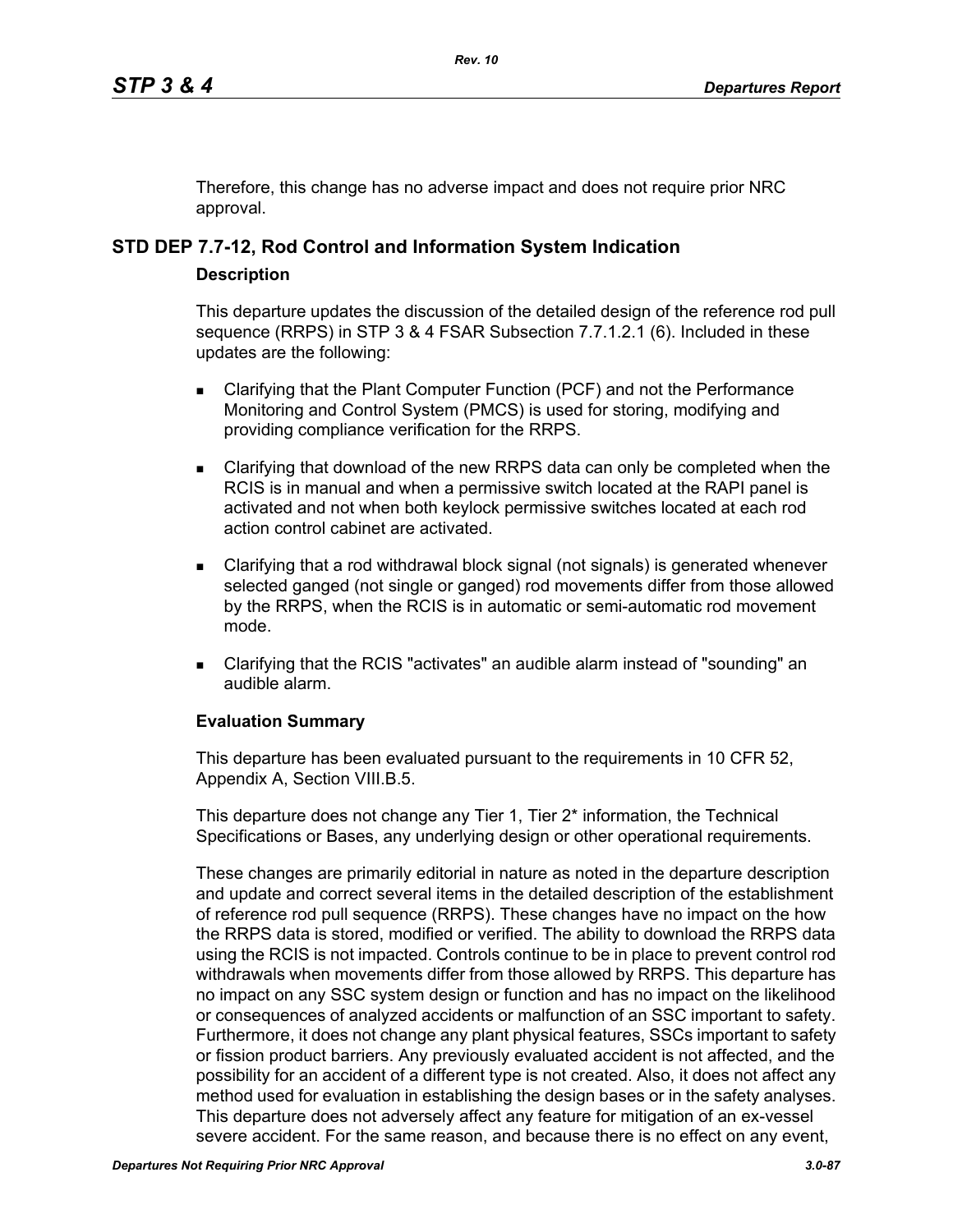Therefore, this change has no adverse impact and does not require prior NRC approval.

## STD DEP 7.7-12, Rod Control and Information System Indication

### Description

This departure updates the discussion of the detailed design of the reference rod pull sequence (RRPS) in STP 3 & 4 FSAR Subsection 7.7.1.2.1 (6). Included in these updates are the following:

- Clarifying that the Plant Computer Function (PCF) and not the Performance Monitoring and Control System (PMCS) is used for storing, modifying and providing compliance verification for the RRPS.
- Clarifying that download of the new RRPS data can only be completed when the RCIS is in manual and when a permissive switch located at the RAPI panel is activated and not when both keylock permissive switches located at each rod action control cabinet are activated.
- Clarifying that a rod withdrawal block signal (not signals) is generated whenever selected ganged (not single or ganged) rod movements differ from those allowed by the RRPS, when the RCIS is in automatic or semi-automatic rod movement mode.
- Clarifying that the RCIS "activates" an audible alarm instead of "sounding" an audible alarm.

### Evaluation Summary

This departure has been evaluated pursuant to the requirements in 10 CFR 52, Appendix A, Section VIII.B.5.

This departure does not change any Tier 1, Tier 2* information, the Technical Specifications or Bases, any underlying design or other operational requirements.

These changes are primarily editorial in nature as noted in the departure description and update and correct several items in the detailed description of the establishment of reference rod pull sequence (RRPS). These changes have no impact on the how the RRPS data is stored, modified or verified. The ability to download the RRPS data using the RCIS is not impacted. Controls continue to be in place to prevent control rod withdrawals when movements differ from those allowed by RRPS. This departure has no impact on any SSC system design or function and has no impact on the likelihood or consequences of analyzed accidents or malfunction of an SSC important to safety. Furthermore, it does not change any plant physical features, SSCs important to safety or fission product barriers. Any previously evaluated accident is not affected, and the possibility for an accident of a different type is not created. Also, it does not affect any method used for evaluation in establishing the design bases or in the safety analyses. This departure does not adversely affect any feature for mitigation of an ex-vessel severe accident. For the same reason, and because there is no effect on any event,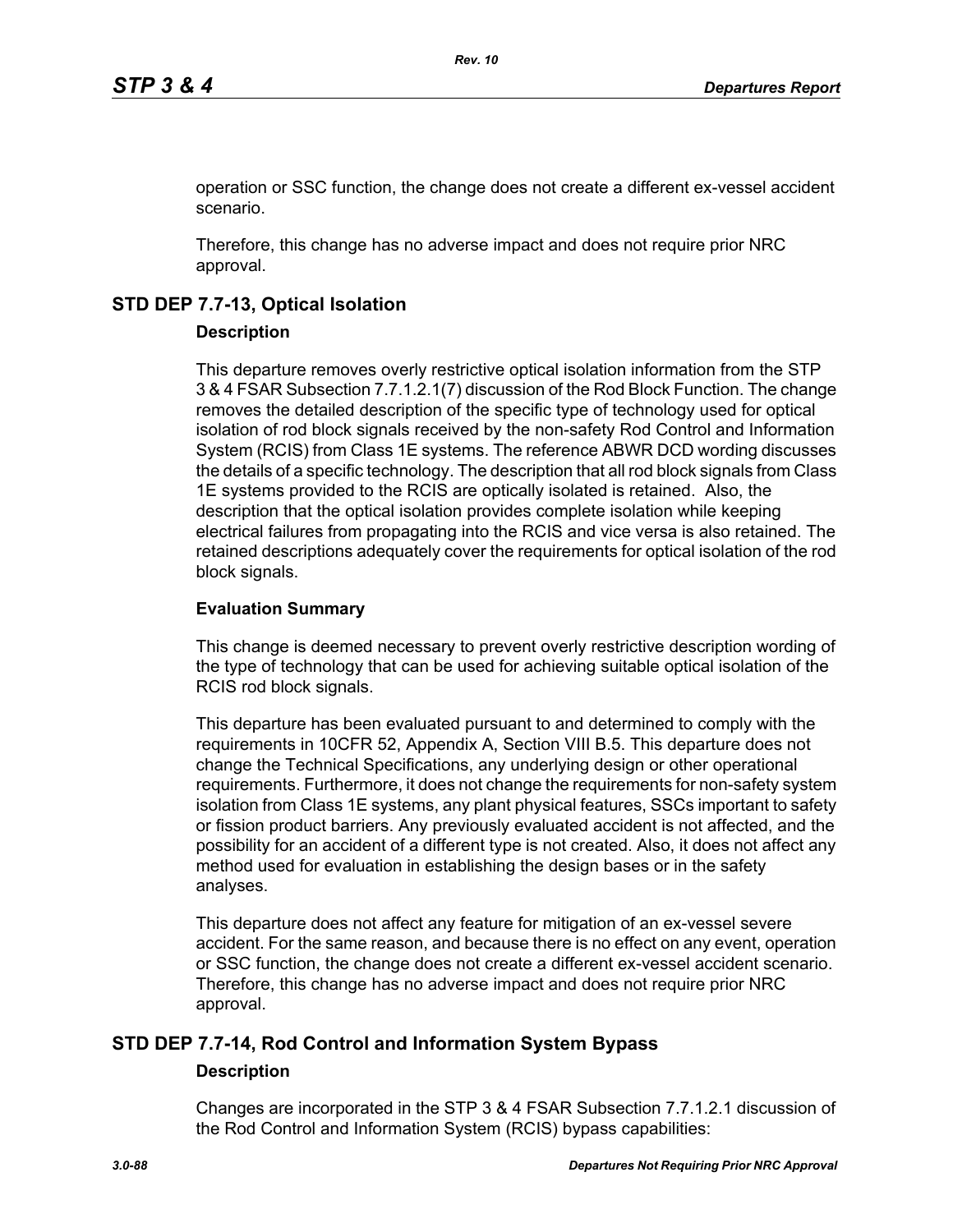operation or SSC function, the change does not create a different ex-vessel accident scenario.

Therefore, this change has no adverse impact and does not require prior NRC approval.

## STD DEP 7.7-13, Optical Isolation

### Description

This departure removes overly restrictive optical isolation information from the STP 3 & 4 FSAR Subsection 7.7.1.2.1(7) discussion of the Rod Block Function. The change removes the detailed description of the specific type of technology used for optical isolation of rod block signals received by the non-safety Rod Control and Information System (RCIS) from Class 1E systems. The reference ABWR DCD wording discusses the details of a specific technology. The description that all rod block signals from Class 1E systems provided to the RCIS are optically isolated is retained. Also, the description that the optical isolation provides complete isolation while keeping electrical failures from propagating into the RCIS and vice versa is also retained. The retained descriptions adequately cover the requirements for optical isolation of the rod block signals.

### Evaluation Summary

This change is deemed necessary to prevent overly restrictive description wording of the type of technology that can be used for achieving suitable optical isolation of the RCIS rod block signals.

This departure has been evaluated pursuant to and determined to comply with the requirements in 10CFR 52, Appendix A, Section VIII B.5. This departure does not change the Technical Specifications, any underlying design or other operational requirements. Furthermore, it does not change the requirements for non-safety system isolation from Class 1E systems, any plant physical features, SSCs important to safety or fission product barriers. Any previously evaluated accident is not affected, and the possibility for an accident of a different type is not created. Also, it does not affect any method used for evaluation in establishing the design bases or in the safety analyses.

This departure does not affect any feature for mitigation of an ex-vessel severe accident. For the same reason, and because there is no effect on any event, operation or SSC function, the change does not create a different ex-vessel accident scenario. Therefore, this change has no adverse impact and does not require prior NRC approval.

## STD DEP 7.7-14, Rod Control and Information System Bypass

### Description

Changes are incorporated in the STP 3 & 4 FSAR Subsection 7.7.1.2.1 discussion of the Rod Control and Information System (RCIS) bypass capabilities: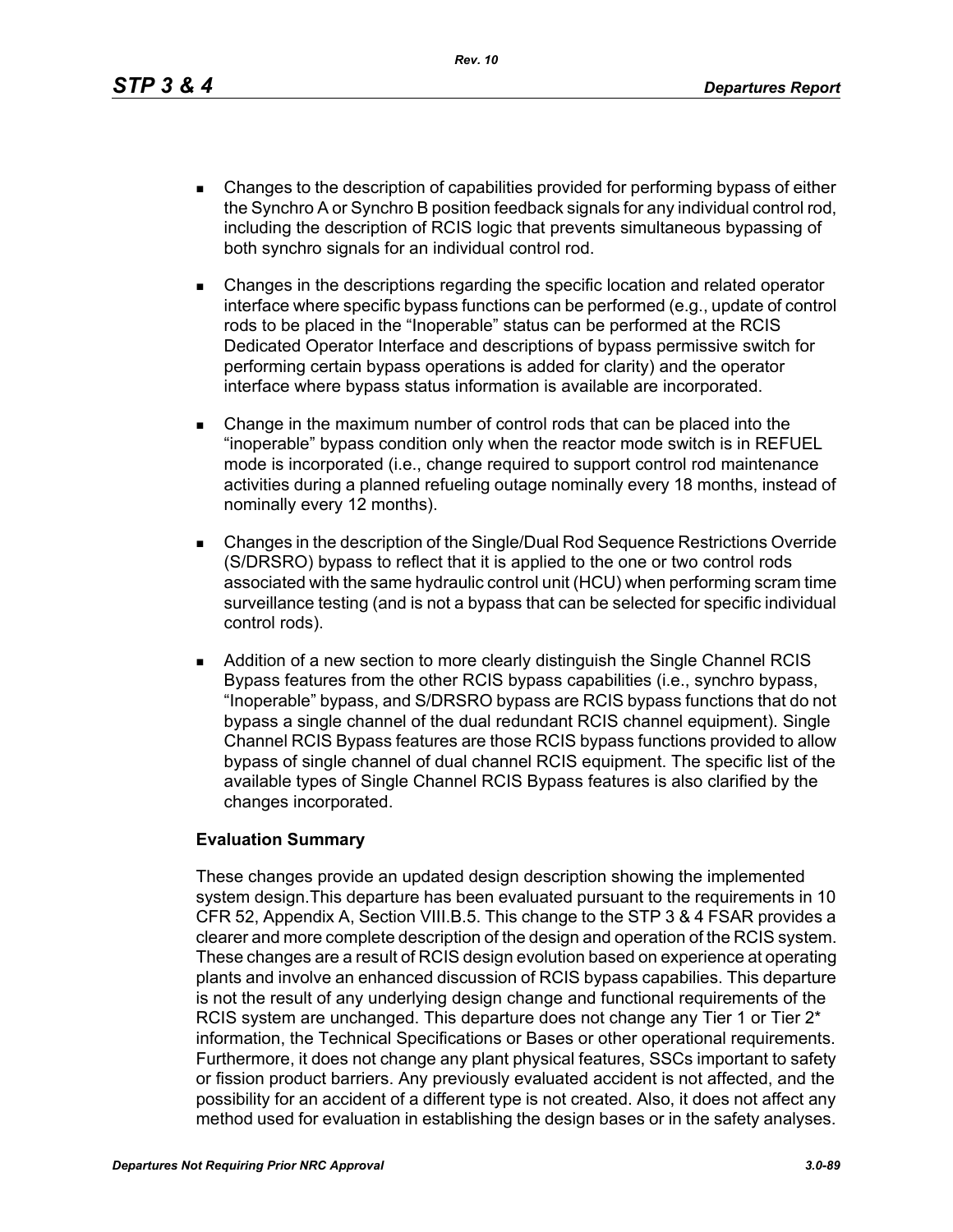- Changes to the description of capabilities provided for performing bypass of either the Synchro A or Synchro B position feedback signals for any individual control rod, including the description of RCIS logic that prevents simultaneous bypassing of both synchro signals for an individual control rod.

- Changes in the descriptions regarding the specific location and related operator interface where specific bypass functions can be performed (e.g., update of control rods to be placed in the "Inoperable" status can be performed at the RCIS Dedicated Operator Interface and descriptions of bypass permissive switch for performing certain bypass operations is added for clarity) and the operator interface where bypass status information is available are incorporated.

- Change in the maximum number of control rods that can be placed into the "inoperable" bypass condition only when the reactor mode switch is in REFUEL mode is incorporated (i.e., change required to support control rod maintenance activities during a planned refueling outage nominally every 18 months, instead of nominally every 12 months).

- Changes in the description of the Single/Dual Rod Sequence Restrictions Override (S/DRSRO) bypass to reflect that it is applied to the one or two control rods associated with the same hydraulic control unit (HCU) when performing scram time surveillance testing (and is not a bypass that can be selected for specific individual control rods).

- Addition of a new section to more clearly distinguish the Single Channel RCIS Bypass features from the other RCIS bypass capabilities (i.e., synchro bypass, "Inoperable" bypass, and S/DRSRO bypass are RCIS bypass functions that do not bypass a single channel of the dual redundant RCIS channel equipment). Single Channel RCIS Bypass features are those RCIS bypass functions provided to allow bypass of single channel of dual channel RCIS equipment. The specific list of the available types of Single Channel RCIS Bypass features is also clarified by the changes incorporated.

**Evaluation Summary**

These changes provide an updated design description showing the implemented system design.This departure has been evaluated pursuant to the requirements in 10 CFR 52, Appendix A, Section VIII.B.5. This change to the STP 3 & 4 FSAR provides a clearer and more complete description of the design and operation of the RCIS system. These changes are a result of RCIS design evolution based on experience at operating plants and involve an enhanced discussion of RCIS bypass capabilies. This departure is not the result of any underlying design change and functional requirements of the RCIS system are unchanged. This departure does not change any Tier 1 or Tier 2* information, the Technical Specifications or Bases or other operational requirements. Furthermore, it does not change any plant physical features, SSCs important to safety or fission product barriers. Any previously evaluated accident is not affected, and the possibility for an accident of a different type is not created. Also, it does not affect any method used for evaluation in establishing the design bases or in the safety analyses.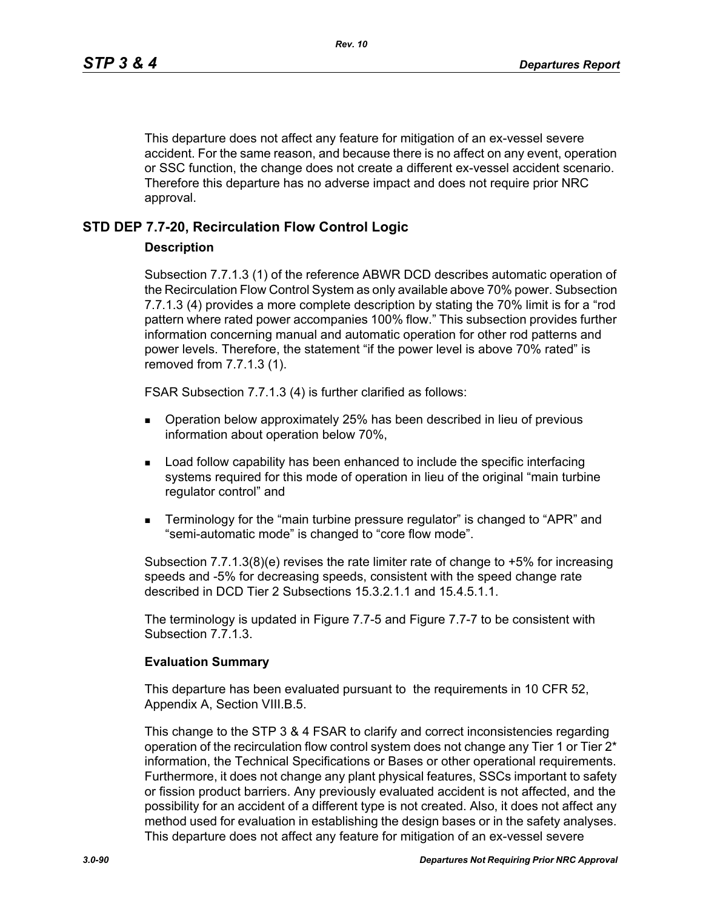This departure does not affect any feature for mitigation of an ex-vessel severe accident. For the same reason, and because there is no affect on any event, operation or SSC function, the change does not create a different ex-vessel accident scenario. Therefore this departure has no adverse impact and does not require prior NRC approval.

## STD DEP 7.7-20, Recirculation Flow Control Logic

### Description

Subsection 7.7.1.3 (1) of the reference ABWR DCD describes automatic operation of the Recirculation Flow Control System as only available above 70% power. Subsection 7.7.1.3 (4) provides a more complete description by stating the 70% limit is for a “rod pattern where rated power accompanies 100% flow.” This subsection provides further information concerning manual and automatic operation for other rod patterns and power levels. Therefore, the statement “if the power level is above 70% rated” is removed from 7.7.1.3 (1).

FSAR Subsection 7.7.1.3 (4) is further clarified as follows:

- Operation below approximately 25% has been described in lieu of previous information about operation below 70%,
- Load follow capability has been enhanced to include the specific interfacing systems required for this mode of operation in lieu of the original “main turbine regulator control” and
- Terminology for the “main turbine pressure regulator” is changed to “APR” and “semi-automatic mode” is changed to “core flow mode”.

Subsection 7.7.1.3(8)(e) revises the rate limiter rate of change to +5% for increasing speeds and -5% for decreasing speeds, consistent with the speed change rate described in DCD Tier 2 Subsections 15.3.2.1.1 and 15.4.5.1.1.

The terminology is updated in Figure 7.7-5 and Figure 7.7-7 to be consistent with Subsection 7.7.1.3.

### Evaluation Summary

This departure has been evaluated pursuant to the requirements in 10 CFR 52, Appendix A, Section VIII.B.5.

This change to the STP 3 & 4 FSAR to clarify and correct inconsistencies regarding operation of the recirculation flow control system does not change any Tier 1 or Tier 2* information, the Technical Specifications or Bases or other operational requirements. Furthermore, it does not change any plant physical features, SSCs important to safety or fission product barriers. Any previously evaluated accident is not affected, and the possibility for an accident of a different type is not created. Also, it does not affect any method used for evaluation in establishing the design bases or in the safety analyses. This departure does not affect any feature for mitigation of an ex-vessel severe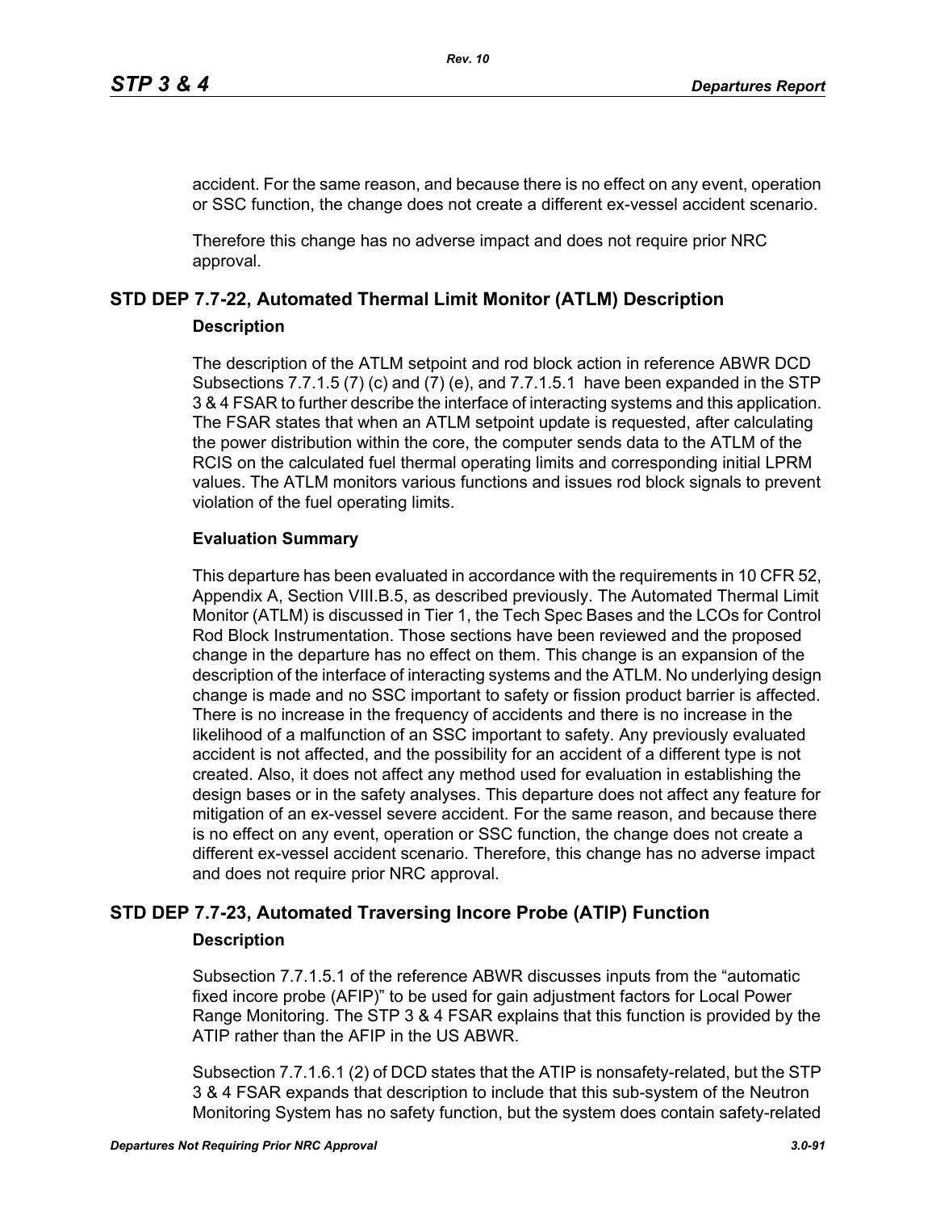accident. For the same reason, and because there is no effect on any event, operation or SSC function, the change does not create a different ex-vessel accident scenario.

Therefore this change has no adverse impact and does not require prior NRC approval.

## STD DEP 7.7-22, Automated Thermal Limit Monitor (ATLM) Description

### Description

The description of the ATLM setpoint and rod block action in reference ABWR DCD Subsections 7.7.1.5 (7) (c) and (7) (e), and 7.7.1.5.1 have been expanded in the STP 3 & 4 FSAR to further describe the interface of interacting systems and this application. The FSAR states that when an ATLM setpoint update is requested, after calculating the power distribution within the core, the computer sends data to the ATLM of the RCIS on the calculated fuel thermal operating limits and corresponding initial LPRM values. The ATLM monitors various functions and issues rod block signals to prevent violation of the fuel operating limits.

### Evaluation Summary

This departure has been evaluated in accordance with the requirements in 10 CFR 52, Appendix A, Section VIII.B.5, as described previously. The Automated Thermal Limit Monitor (ATLM) is discussed in Tier 1, the Tech Spec Bases and the LCOs for Control Rod Block Instrumentation. Those sections have been reviewed and the proposed change in the departure has no effect on them. This change is an expansion of the description of the interface of interacting systems and the ATLM. No underlying design change is made and no SSC important to safety or fission product barrier is affected. There is no increase in the frequency of accidents and there is no increase in the likelihood of a malfunction of an SSC important to safety. Any previously evaluated accident is not affected, and the possibility for an accident of a different type is not created. Also, it does not affect any method used for evaluation in establishing the design bases or in the safety analyses. This departure does not affect any feature for mitigation of an ex-vessel severe accident. For the same reason, and because there is no effect on any event, operation or SSC function, the change does not create a different ex-vessel accident scenario. Therefore, this change has no adverse impact and does not require prior NRC approval.

## STD DEP 7.7-23, Automated Traversing Incore Probe (ATIP) Function

### Description

Subsection 7.7.1.5.1 of the reference ABWR discusses inputs from the “automatic fixed incore probe (AFIP)” to be used for gain adjustment factors for Local Power Range Monitoring. The STP 3 & 4 FSAR explains that this function is provided by the ATIP rather than the AFIP in the US ABWR.

Subsection 7.7.1.6.1 (2) of DCD states that the ATIP is nonsafety-related, but the STP 3 & 4 FSAR expands that description to include that this sub-system of the Neutron Monitoring System has no safety function, but the system does contain safety-related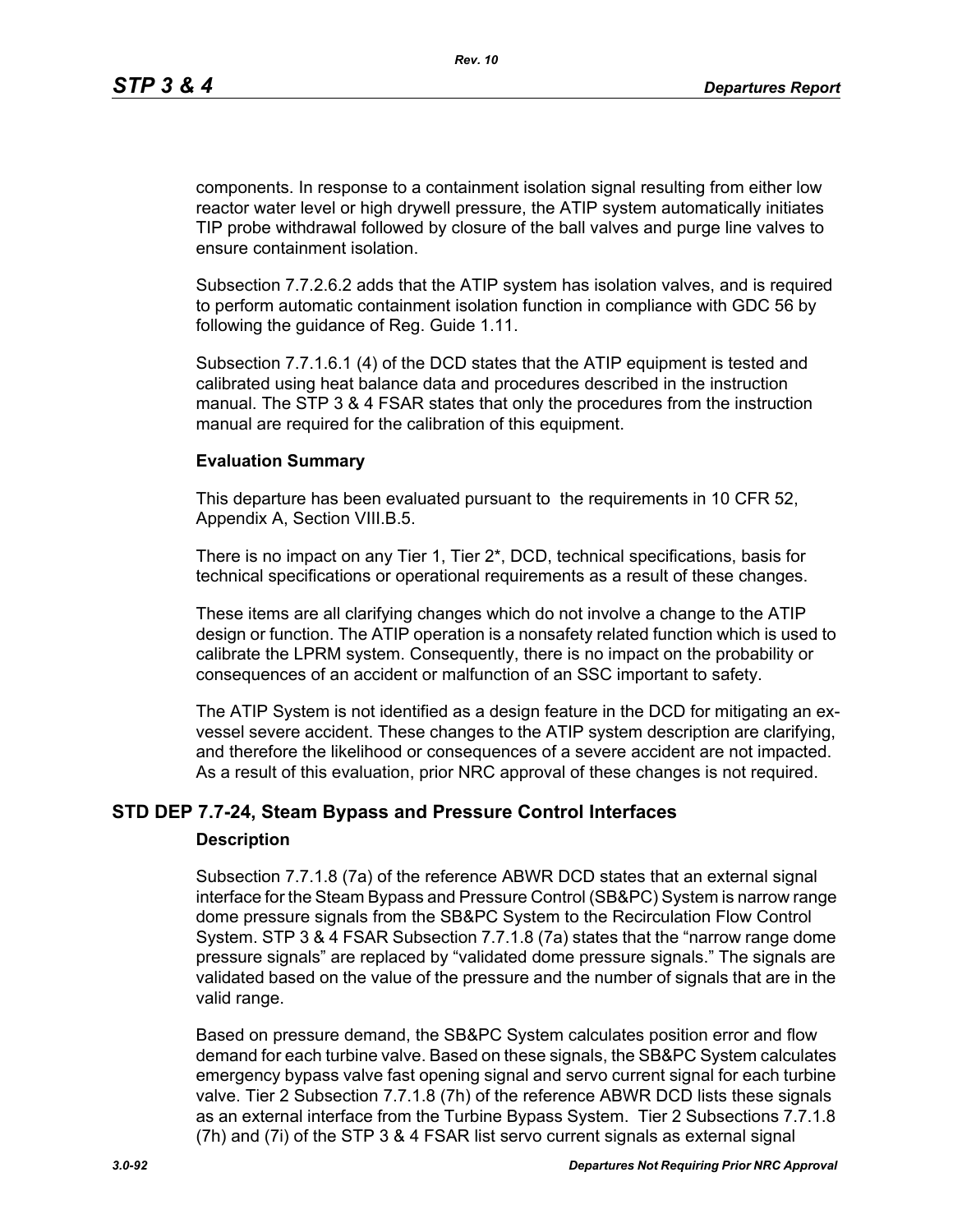components. In response to a containment isolation signal resulting from either low reactor water level or high drywell pressure, the ATIP system automatically initiates TIP probe withdrawal followed by closure of the ball valves and purge line valves to ensure containment isolation.

Subsection 7.7.2.6.2 adds that the ATIP system has isolation valves, and is required to perform automatic containment isolation function in compliance with GDC 56 by following the guidance of Reg. Guide 1.11.

Subsection 7.7.1.6.1 (4) of the DCD states that the ATIP equipment is tested and calibrated using heat balance data and procedures described in the instruction manual. The STP 3 & 4 FSAR states that only the procedures from the instruction manual are required for the calibration of this equipment.

**Evaluation Summary**

This departure has been evaluated pursuant to the requirements in 10 CFR 52, Appendix A, Section VIII.B.5.

There is no impact on any Tier 1, Tier 2*, DCD, technical specifications, basis for technical specifications or operational requirements as a result of these changes.

These items are all clarifying changes which do not involve a change to the ATIP design or function. The ATIP operation is a nonsafety related function which is used to calibrate the LPRM system. Consequently, there is no impact on the probability or consequences of an accident or malfunction of an SSC important to safety.

The ATIP System is not identified as a design feature in the DCD for mitigating an ex-vessel severe accident. These changes to the ATIP system description are clarifying, and therefore the likelihood or consequences of a severe accident are not impacted. As a result of this evaluation, prior NRC approval of these changes is not required.

## STD DEP 7.7-24, Steam Bypass and Pressure Control Interfaces

**Description**

Subsection 7.7.1.8 (7a) of the reference ABWR DCD states that an external signal interface for the Steam Bypass and Pressure Control (SB&PC) System is narrow range dome pressure signals from the SB&PC System to the Recirculation Flow Control System. STP 3 & 4 FSAR Subsection 7.7.1.8 (7a) states that the "narrow range dome pressure signals" are replaced by "validated dome pressure signals." The signals are validated based on the value of the pressure and the number of signals that are in the valid range.

Based on pressure demand, the SB&PC System calculates position error and flow demand for each turbine valve. Based on these signals, the SB&PC System calculates emergency bypass valve fast opening signal and servo current signal for each turbine valve. Tier 2 Subsection 7.7.1.8 (7h) of the reference ABWR DCD lists these signals as an external interface from the Turbine Bypass System. Tier 2 Subsections 7.7.1.8 (7h) and (7i) of the STP 3 & 4 FSAR list servo current signals as external signal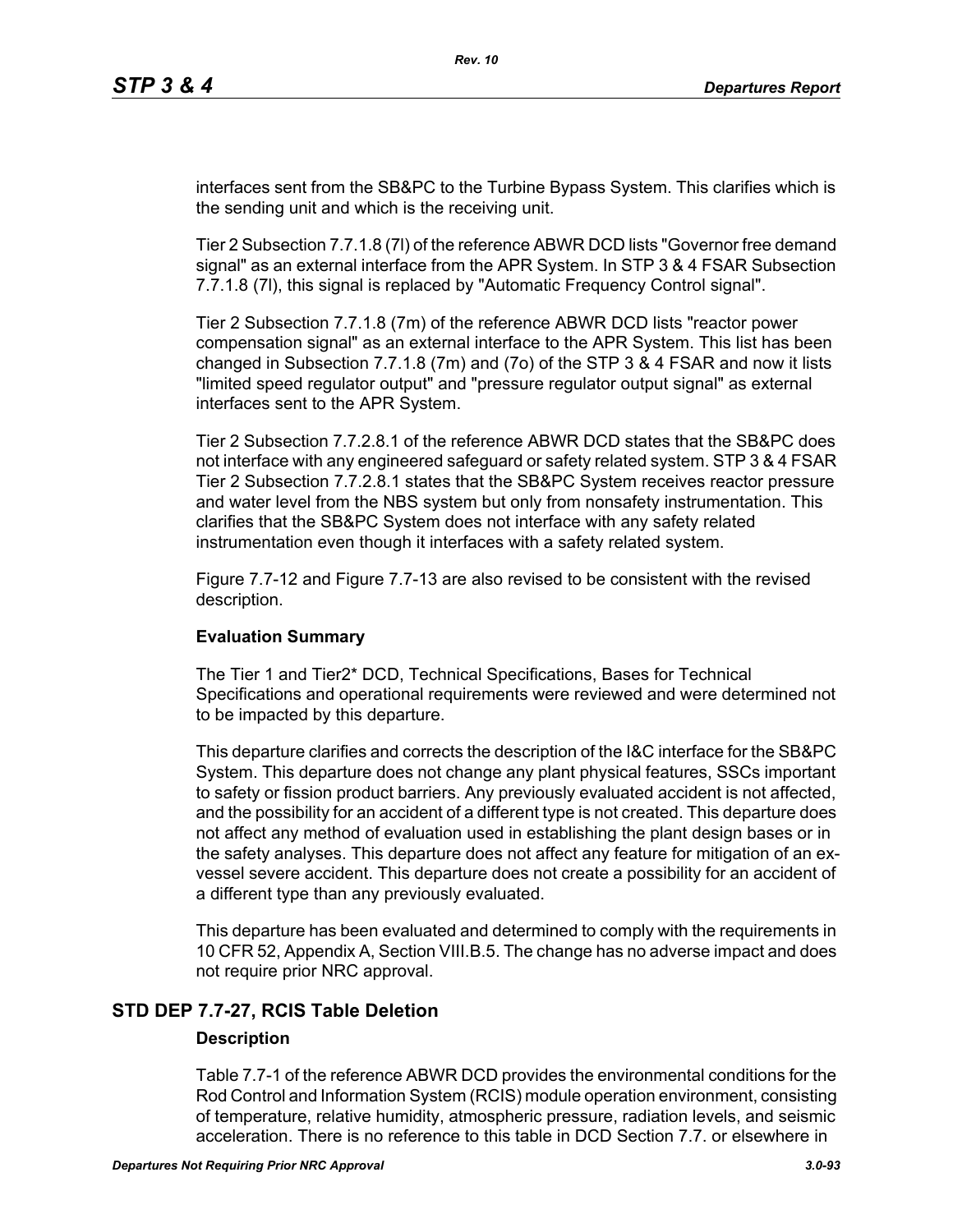interfaces sent from the SB&PC to the Turbine Bypass System. This clarifies which is the sending unit and which is the receiving unit.

Tier 2 Subsection 7.7.1.8 (7l) of the reference ABWR DCD lists "Governor free demand signal" as an external interface from the APR System. In STP 3 & 4 FSAR Subsection 7.7.1.8 (7l), this signal is replaced by "Automatic Frequency Control signal".

Tier 2 Subsection 7.7.1.8 (7m) of the reference ABWR DCD lists "reactor power compensation signal" as an external interface to the APR System. This list has been changed in Subsection 7.7.1.8 (7m) and (7o) of the STP 3 & 4 FSAR and now it lists "limited speed regulator output" and "pressure regulator output signal" as external interfaces sent to the APR System.

Tier 2 Subsection 7.7.2.8.1 of the reference ABWR DCD states that the SB&PC does not interface with any engineered safeguard or safety related system. STP 3 & 4 FSAR Tier 2 Subsection 7.7.2.8.1 states that the SB&PC System receives reactor pressure and water level from the NBS system but only from nonsafety instrumentation. This clarifies that the SB&PC System does not interface with any safety related instrumentation even though it interfaces with a safety related system.

Figure 7.7-12 and Figure 7.7-13 are also revised to be consistent with the revised description.

**Evaluation Summary**

The Tier 1 and Tier2* DCD, Technical Specifications, Bases for Technical Specifications and operational requirements were reviewed and were determined not to be impacted by this departure.

This departure clarifies and corrects the description of the I&C interface for the SB&PC System. This departure does not change any plant physical features, SSCs important to safety or fission product barriers. Any previously evaluated accident is not affected, and the possibility for an accident of a different type is not created. This departure does not affect any method of evaluation used in establishing the plant design bases or in the safety analyses. This departure does not affect any feature for mitigation of an ex-vessel severe accident. This departure does not create a possibility for an accident of a different type than any previously evaluated.

This departure has been evaluated and determined to comply with the requirements in 10 CFR 52, Appendix A, Section VIII.B.5. The change has no adverse impact and does not require prior NRC approval.

## STD DEP 7.7-27, RCIS Table Deletion

**Description**

Table 7.7-1 of the reference ABWR DCD provides the environmental conditions for the Rod Control and Information System (RCIS) module operation environment, consisting of temperature, relative humidity, atmospheric pressure, radiation levels, and seismic acceleration. There is no reference to this table in DCD Section 7.7. or elsewhere in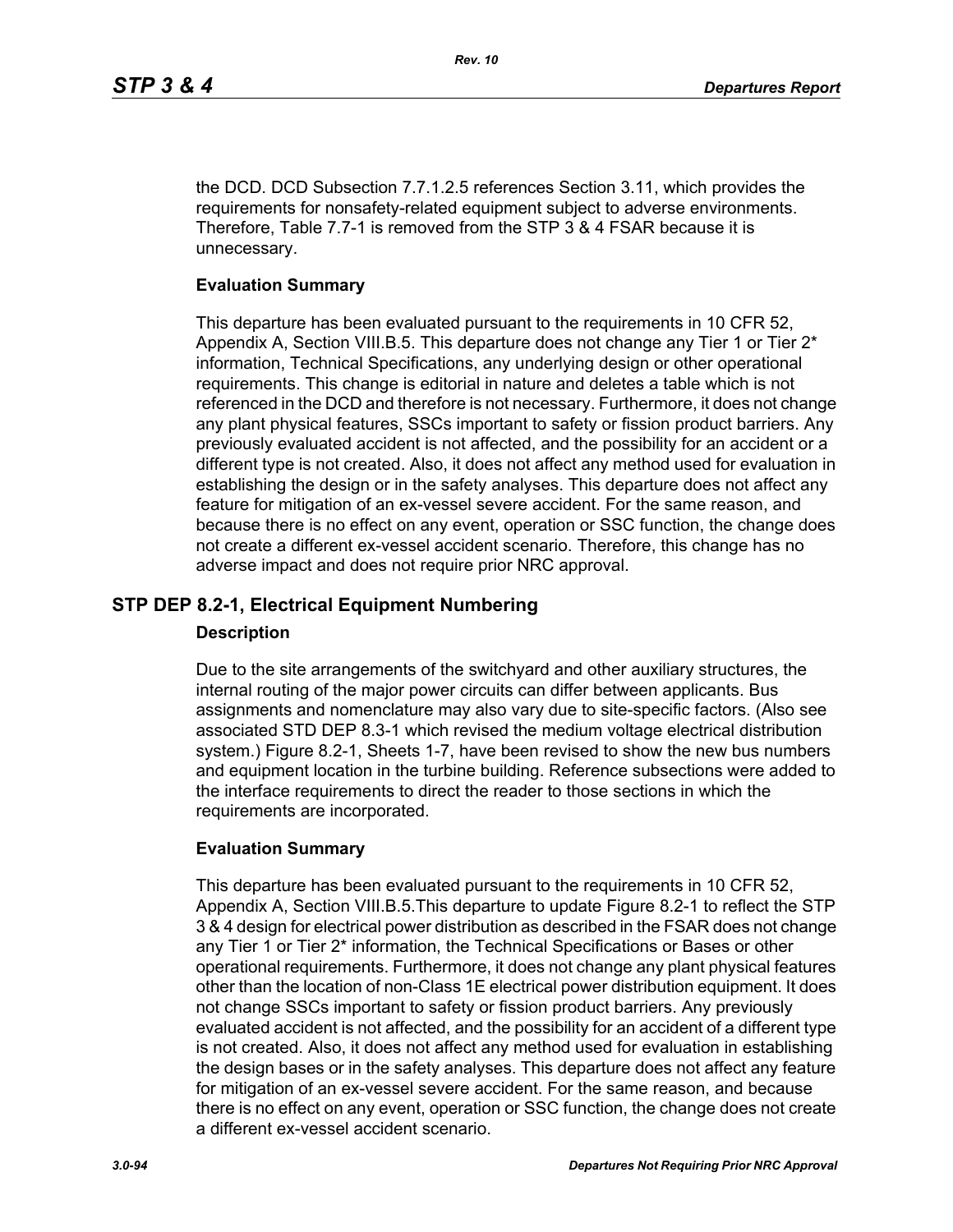the DCD. DCD Subsection 7.7.1.2.5 references Section 3.11, which provides the requirements for nonsafety-related equipment subject to adverse environments. Therefore, Table 7.7-1 is removed from the STP 3 & 4 FSAR because it is unnecessary.

**Evaluation Summary**

This departure has been evaluated pursuant to the requirements in 10 CFR 52, Appendix A, Section VIII.B.5. This departure does not change any Tier 1 or Tier 2* information, Technical Specifications, any underlying design or other operational requirements. This change is editorial in nature and deletes a table which is not referenced in the DCD and therefore is not necessary. Furthermore, it does not change any plant physical features, SSCs important to safety or fission product barriers. Any previously evaluated accident is not affected, and the possibility for an accident or a different type is not created. Also, it does not affect any method used for evaluation in establishing the design or in the safety analyses. This departure does not affect any feature for mitigation of an ex-vessel severe accident. For the same reason, and because there is no effect on any event, operation or SSC function, the change does not create a different ex-vessel accident scenario. Therefore, this change has no adverse impact and does not require prior NRC approval.

## STP DEP 8.2-1, Electrical Equipment Numbering

**Description**

Due to the site arrangements of the switchyard and other auxiliary structures, the internal routing of the major power circuits can differ between applicants. Bus assignments and nomenclature may also vary due to site-specific factors. (Also see associated STD DEP 8.3-1 which revised the medium voltage electrical distribution system.) Figure 8.2-1, Sheets 1-7, have been revised to show the new bus numbers and equipment location in the turbine building. Reference subsections were added to the interface requirements to direct the reader to those sections in which the requirements are incorporated.

**Evaluation Summary**

This departure has been evaluated pursuant to the requirements in 10 CFR 52, Appendix A, Section VIII.B.5.This departure to update Figure 8.2-1 to reflect the STP 3 & 4 design for electrical power distribution as described in the FSAR does not change any Tier 1 or Tier 2* information, the Technical Specifications or Bases or other operational requirements. Furthermore, it does not change any plant physical features other than the location of non-Class 1E electrical power distribution equipment. It does not change SSCs important to safety or fission product barriers. Any previously evaluated accident is not affected, and the possibility for an accident of a different type is not created. Also, it does not affect any method used for evaluation in establishing the design bases or in the safety analyses. This departure does not affect any feature for mitigation of an ex-vessel severe accident. For the same reason, and because there is no effect on any event, operation or SSC function, the change does not create a different ex-vessel accident scenario.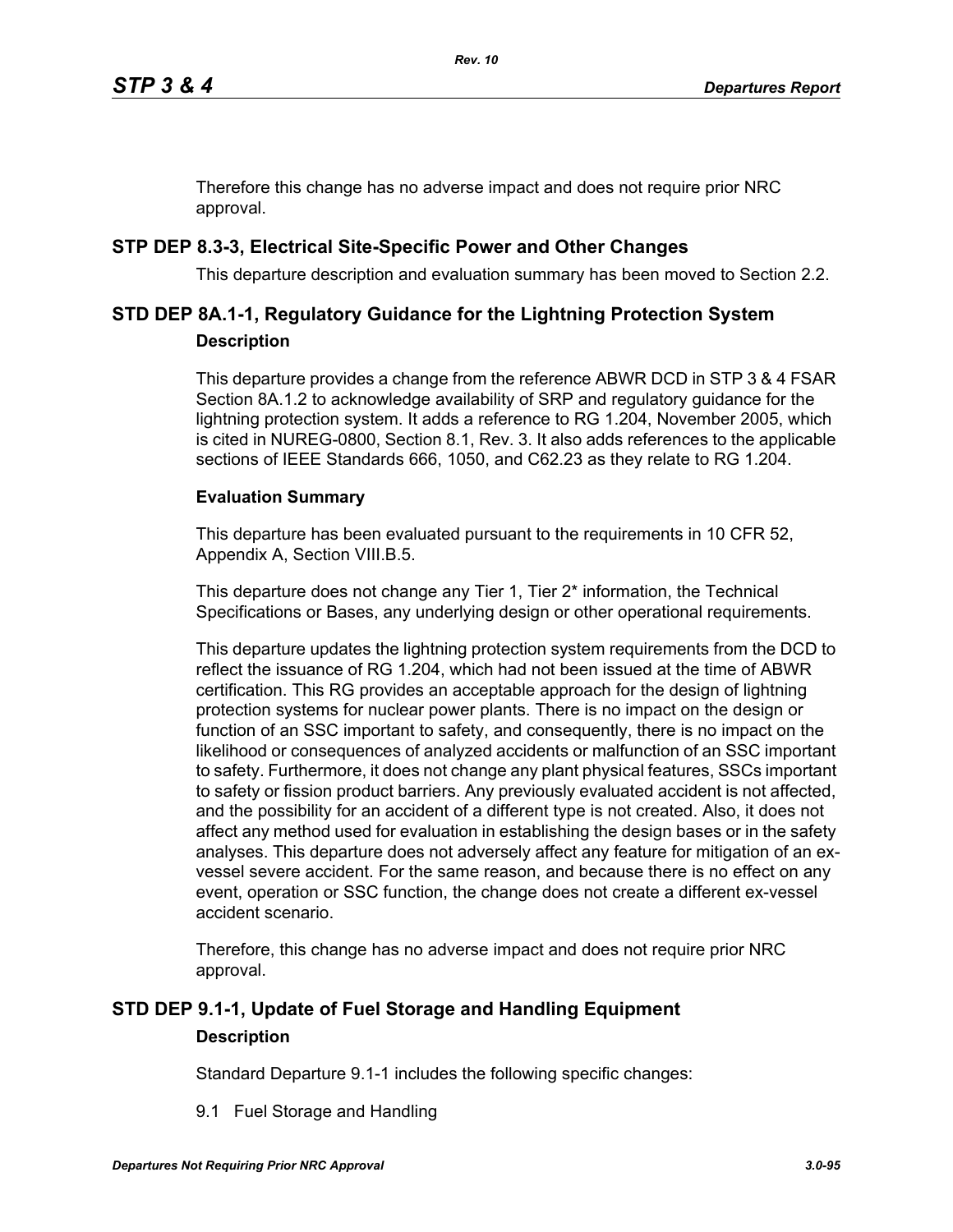Therefore this change has no adverse impact and does not require prior NRC approval.

## STP DEP 8.3-3, Electrical Site-Specific Power and Other Changes

This departure description and evaluation summary has been moved to Section 2.2.

## STD DEP 8A.1-1, Regulatory Guidance for the Lightning Protection System

### Description

This departure provides a change from the reference ABWR DCD in STP 3 & 4 FSAR Section 8A.1.2 to acknowledge availability of SRP and regulatory guidance for the lightning protection system. It adds a reference to RG 1.204, November 2005, which is cited in NUREG-0800, Section 8.1, Rev. 3. It also adds references to the applicable sections of IEEE Standards 666, 1050, and C62.23 as they relate to RG 1.204.

### Evaluation Summary

This departure has been evaluated pursuant to the requirements in 10 CFR 52, Appendix A, Section VIII.B.5.

This departure does not change any Tier 1, Tier 2* information, the Technical Specifications or Bases, any underlying design or other operational requirements.

This departure updates the lightning protection system requirements from the DCD to reflect the issuance of RG 1.204, which had not been issued at the time of ABWR certification. This RG provides an acceptable approach for the design of lightning protection systems for nuclear power plants. There is no impact on the design or function of an SSC important to safety, and consequently, there is no impact on the likelihood or consequences of analyzed accidents or malfunction of an SSC important to safety. Furthermore, it does not change any plant physical features, SSCs important to safety or fission product barriers. Any previously evaluated accident is not affected, and the possibility for an accident of a different type is not created. Also, it does not affect any method used for evaluation in establishing the design bases or in the safety analyses. This departure does not adversely affect any feature for mitigation of an ex-vessel severe accident. For the same reason, and because there is no effect on any event, operation or SSC function, the change does not create a different ex-vessel accident scenario.

Therefore, this change has no adverse impact and does not require prior NRC approval.

## STD DEP 9.1-1, Update of Fuel Storage and Handling Equipment

### Description

Standard Departure 9.1-1 includes the following specific changes:

9.1 Fuel Storage and Handling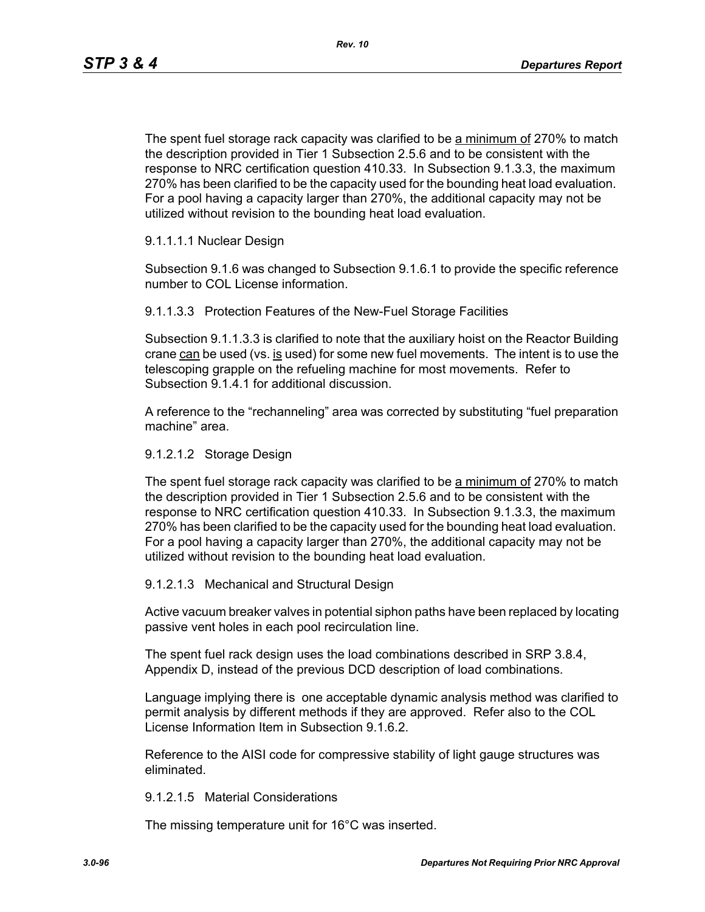The spent fuel storage rack capacity was clarified to be <u>a minimum of</u> 270% to match the description provided in Tier 1 Subsection 2.5.6 and to be consistent with the response to NRC certification question 410.33. In Subsection 9.1.3.3, the maximum 270% has been clarified to be the capacity used for the bounding heat load evaluation. For a pool having a capacity larger than 270%, the additional capacity may not be utilized without revision to the bounding heat load evaluation.

9.1.1.1.1 Nuclear Design

Subsection 9.1.6 was changed to Subsection 9.1.6.1 to provide the specific reference number to COL License information.

9.1.1.3.3 Protection Features of the New-Fuel Storage Facilities

Subsection 9.1.1.3.3 is clarified to note that the auxiliary hoist on the Reactor Building crane <u>can</u> be used (vs. <u>is</u> used) for some new fuel movements. The intent is to use the telescoping grapple on the refueling machine for most movements. Refer to Subsection 9.1.4.1 for additional discussion.

A reference to the "rechanneling" area was corrected by substituting "fuel preparation machine" area.

9.1.2.1.2 Storage Design

The spent fuel storage rack capacity was clarified to be <u>a minimum of</u> 270% to match the description provided in Tier 1 Subsection 2.5.6 and to be consistent with the response to NRC certification question 410.33. In Subsection 9.1.3.3, the maximum 270% has been clarified to be the capacity used for the bounding heat load evaluation. For a pool having a capacity larger than 270%, the additional capacity may not be utilized without revision to the bounding heat load evaluation.

9.1.2.1.3 Mechanical and Structural Design

Active vacuum breaker valves in potential siphon paths have been replaced by locating passive vent holes in each pool recirculation line.

The spent fuel rack design uses the load combinations described in SRP 3.8.4, Appendix D, instead of the previous DCD description of load combinations.

Language implying there is one acceptable dynamic analysis method was clarified to permit analysis by different methods if they are approved. Refer also to the COL License Information Item in Subsection 9.1.6.2.

Reference to the AISI code for compressive stability of light gauge structures was eliminated.

9.1.2.1.5 Material Considerations

The missing temperature unit for 16°C was inserted.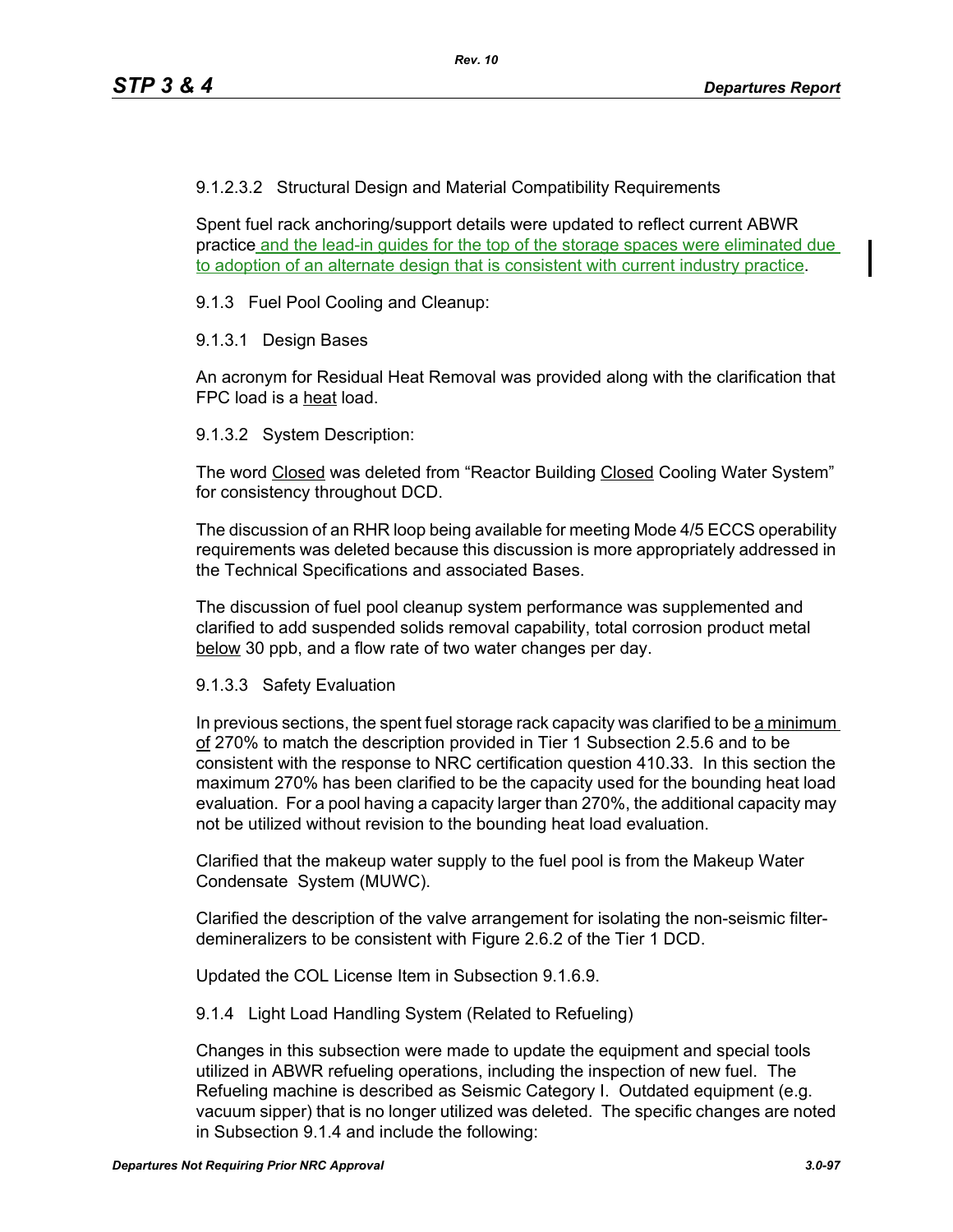9.1.2.3.2 Structural Design and Material Compatibility Requirements

Spent fuel rack anchoring/support details were updated to reflect current ABWR practice and the lead-in guides for the top of the storage spaces were eliminated due to adoption of an alternate design that is consistent with current industry practice.

9.1.3 Fuel Pool Cooling and Cleanup:

9.1.3.1 Design Bases

An acronym for Residual Heat Removal was provided along with the clarification that FPC load is a heat load.

9.1.3.2 System Description:

The word Closed was deleted from "Reactor Building Closed Cooling Water System" for consistency throughout DCD.

The discussion of an RHR loop being available for meeting Mode 4/5 ECCS operability requirements was deleted because this discussion is more appropriately addressed in the Technical Specifications and associated Bases.

The discussion of fuel pool cleanup system performance was supplemented and clarified to add suspended solids removal capability, total corrosion product metal below 30 ppb, and a flow rate of two water changes per day.

9.1.3.3 Safety Evaluation

In previous sections, the spent fuel storage rack capacity was clarified to be a minimum of 270% to match the description provided in Tier 1 Subsection 2.5.6 and to be consistent with the response to NRC certification question 410.33. In this section the maximum 270% has been clarified to be the capacity used for the bounding heat load evaluation. For a pool having a capacity larger than 270%, the additional capacity may not be utilized without revision to the bounding heat load evaluation.

Clarified that the makeup water supply to the fuel pool is from the Makeup Water Condensate System (MUWC).

Clarified the description of the valve arrangement for isolating the non-seismic filter-demineralizers to be consistent with Figure 2.6.2 of the Tier 1 DCD.

Updated the COL License Item in Subsection 9.1.6.9.

9.1.4 Light Load Handling System (Related to Refueling)

Changes in this subsection were made to update the equipment and special tools utilized in ABWR refueling operations, including the inspection of new fuel. The Refueling machine is described as Seismic Category I. Outdated equipment (e.g. vacuum sipper) that is no longer utilized was deleted. The specific changes are noted in Subsection 9.1.4 and include the following: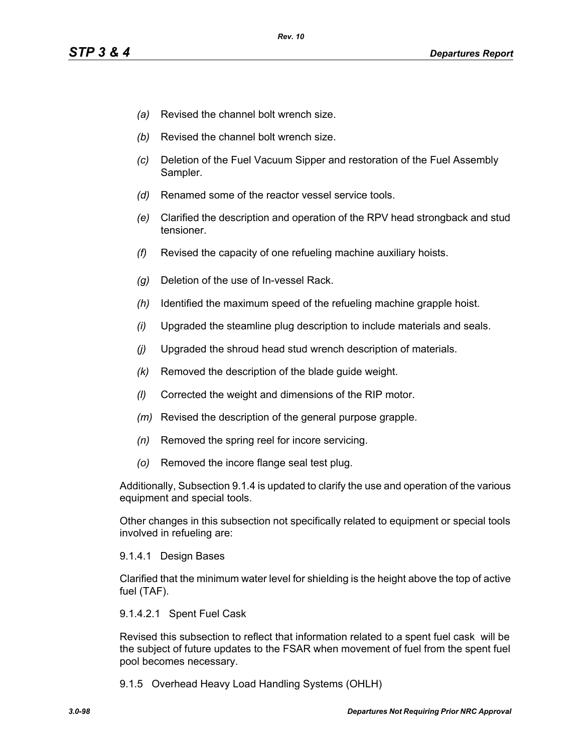*(a)* Revised the channel bolt wrench size.

*(b)* Revised the channel bolt wrench size.

*(c)* Deletion of the Fuel Vacuum Sipper and restoration of the Fuel Assembly Sampler.

*(d)* Renamed some of the reactor vessel service tools.

*(e)* Clarified the description and operation of the RPV head strongback and stud tensioner.

*(f)* Revised the capacity of one refueling machine auxiliary hoists.

*(g)* Deletion of the use of In-vessel Rack.

*(h)* Identified the maximum speed of the refueling machine grapple hoist.

*(i)* Upgraded the steamline plug description to include materials and seals.

*(j)* Upgraded the shroud head stud wrench description of materials.

*(k)* Removed the description of the blade guide weight.

*(l)* Corrected the weight and dimensions of the RIP motor.

*(m)* Revised the description of the general purpose grapple.

*(n)* Removed the spring reel for incore servicing.

*(o)* Removed the incore flange seal test plug.

Additionally, Subsection 9.1.4 is updated to clarify the use and operation of the various equipment and special tools.

Other changes in this subsection not specifically related to equipment or special tools involved in refueling are:

9.1.4.1 Design Bases

Clarified that the minimum water level for shielding is the height above the top of active fuel (TAF).

9.1.4.2.1 Spent Fuel Cask

Revised this subsection to reflect that information related to a spent fuel cask will be the subject of future updates to the FSAR when movement of fuel from the spent fuel pool becomes necessary.

9.1.5 Overhead Heavy Load Handling Systems (OHLH)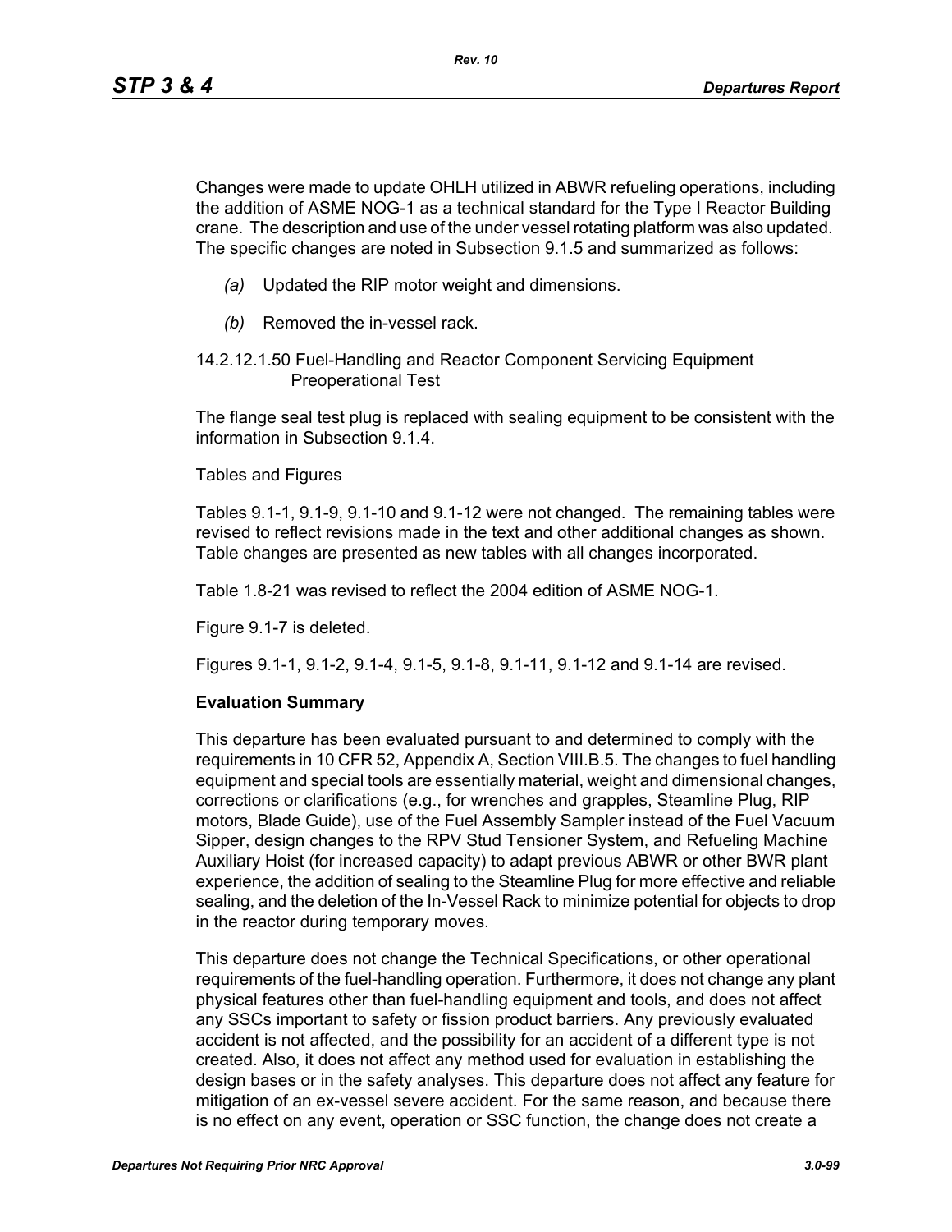Changes were made to update OHLH utilized in ABWR refueling operations, including the addition of ASME NOG-1 as a technical standard for the Type I Reactor Building crane. The description and use of the under vessel rotating platform was also updated. The specific changes are noted in Subsection 9.1.5 and summarized as follows:

*(a)* Updated the RIP motor weight and dimensions.

*(b)* Removed the in-vessel rack.

14.2.12.1.50 Fuel-Handling and Reactor Component Servicing Equipment Preoperational Test

The flange seal test plug is replaced with sealing equipment to be consistent with the information in Subsection 9.1.4.

Tables and Figures

Tables 9.1-1, 9.1-9, 9.1-10 and 9.1-12 were not changed. The remaining tables were revised to reflect revisions made in the text and other additional changes as shown. Table changes are presented as new tables with all changes incorporated.

Table 1.8-21 was revised to reflect the 2004 edition of ASME NOG-1.

Figure 9.1-7 is deleted.

Figures 9.1-1, 9.1-2, 9.1-4, 9.1-5, 9.1-8, 9.1-11, 9.1-12 and 9.1-14 are revised.

**Evaluation Summary**

This departure has been evaluated pursuant to and determined to comply with the requirements in 10 CFR 52, Appendix A, Section VIII.B.5. The changes to fuel handling equipment and special tools are essentially material, weight and dimensional changes, corrections or clarifications (e.g., for wrenches and grapples, Steamline Plug, RIP motors, Blade Guide), use of the Fuel Assembly Sampler instead of the Fuel Vacuum Sipper, design changes to the RPV Stud Tensioner System, and Refueling Machine Auxiliary Hoist (for increased capacity) to adapt previous ABWR or other BWR plant experience, the addition of sealing to the Steamline Plug for more effective and reliable sealing, and the deletion of the In-Vessel Rack to minimize potential for objects to drop in the reactor during temporary moves.

This departure does not change the Technical Specifications, or other operational requirements of the fuel-handling operation. Furthermore, it does not change any plant physical features other than fuel-handling equipment and tools, and does not affect any SSCs important to safety or fission product barriers. Any previously evaluated accident is not affected, and the possibility for an accident of a different type is not created. Also, it does not affect any method used for evaluation in establishing the design bases or in the safety analyses. This departure does not affect any feature for mitigation of an ex-vessel severe accident. For the same reason, and because there is no effect on any event, operation or SSC function, the change does not create a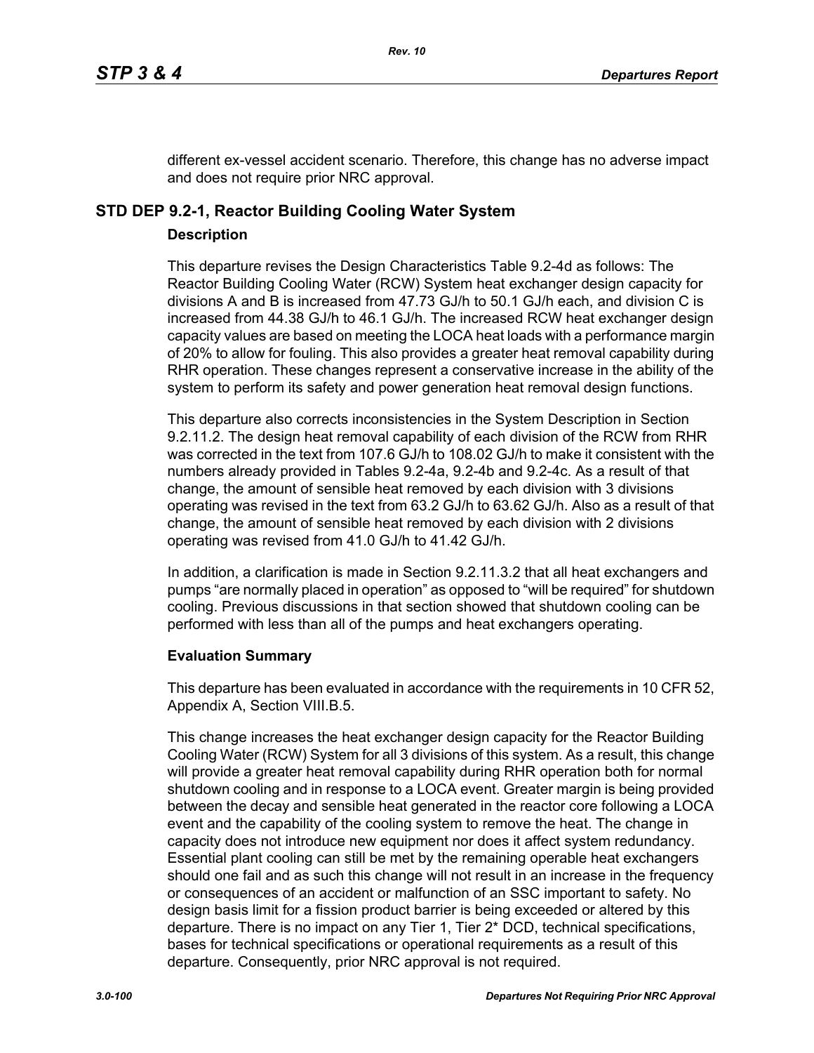different ex-vessel accident scenario. Therefore, this change has no adverse impact and does not require prior NRC approval.

## STD DEP 9.2-1, Reactor Building Cooling Water System

### Description

This departure revises the Design Characteristics Table 9.2-4d as follows: The Reactor Building Cooling Water (RCW) System heat exchanger design capacity for divisions A and B is increased from 47.73 GJ/h to 50.1 GJ/h each, and division C is increased from 44.38 GJ/h to 46.1 GJ/h. The increased RCW heat exchanger design capacity values are based on meeting the LOCA heat loads with a performance margin of 20% to allow for fouling. This also provides a greater heat removal capability during RHR operation. These changes represent a conservative increase in the ability of the system to perform its safety and power generation heat removal design functions.

This departure also corrects inconsistencies in the System Description in Section 9.2.11.2. The design heat removal capability of each division of the RCW from RHR was corrected in the text from 107.6 GJ/h to 108.02 GJ/h to make it consistent with the numbers already provided in Tables 9.2-4a, 9.2-4b and 9.2-4c. As a result of that change, the amount of sensible heat removed by each division with 3 divisions operating was revised in the text from 63.2 GJ/h to 63.62 GJ/h. Also as a result of that change, the amount of sensible heat removed by each division with 2 divisions operating was revised from 41.0 GJ/h to 41.42 GJ/h.

In addition, a clarification is made in Section 9.2.11.3.2 that all heat exchangers and pumps "are normally placed in operation" as opposed to "will be required" for shutdown cooling. Previous discussions in that section showed that shutdown cooling can be performed with less than all of the pumps and heat exchangers operating.

### Evaluation Summary

This departure has been evaluated in accordance with the requirements in 10 CFR 52, Appendix A, Section VIII.B.5.

This change increases the heat exchanger design capacity for the Reactor Building Cooling Water (RCW) System for all 3 divisions of this system. As a result, this change will provide a greater heat removal capability during RHR operation both for normal shutdown cooling and in response to a LOCA event. Greater margin is being provided between the decay and sensible heat generated in the reactor core following a LOCA event and the capability of the cooling system to remove the heat. The change in capacity does not introduce new equipment nor does it affect system redundancy. Essential plant cooling can still be met by the remaining operable heat exchangers should one fail and as such this change will not result in an increase in the frequency or consequences of an accident or malfunction of an SSC important to safety. No design basis limit for a fission product barrier is being exceeded or altered by this departure. There is no impact on any Tier 1, Tier 2* DCD, technical specifications, bases for technical specifications or operational requirements as a result of this departure. Consequently, prior NRC approval is not required.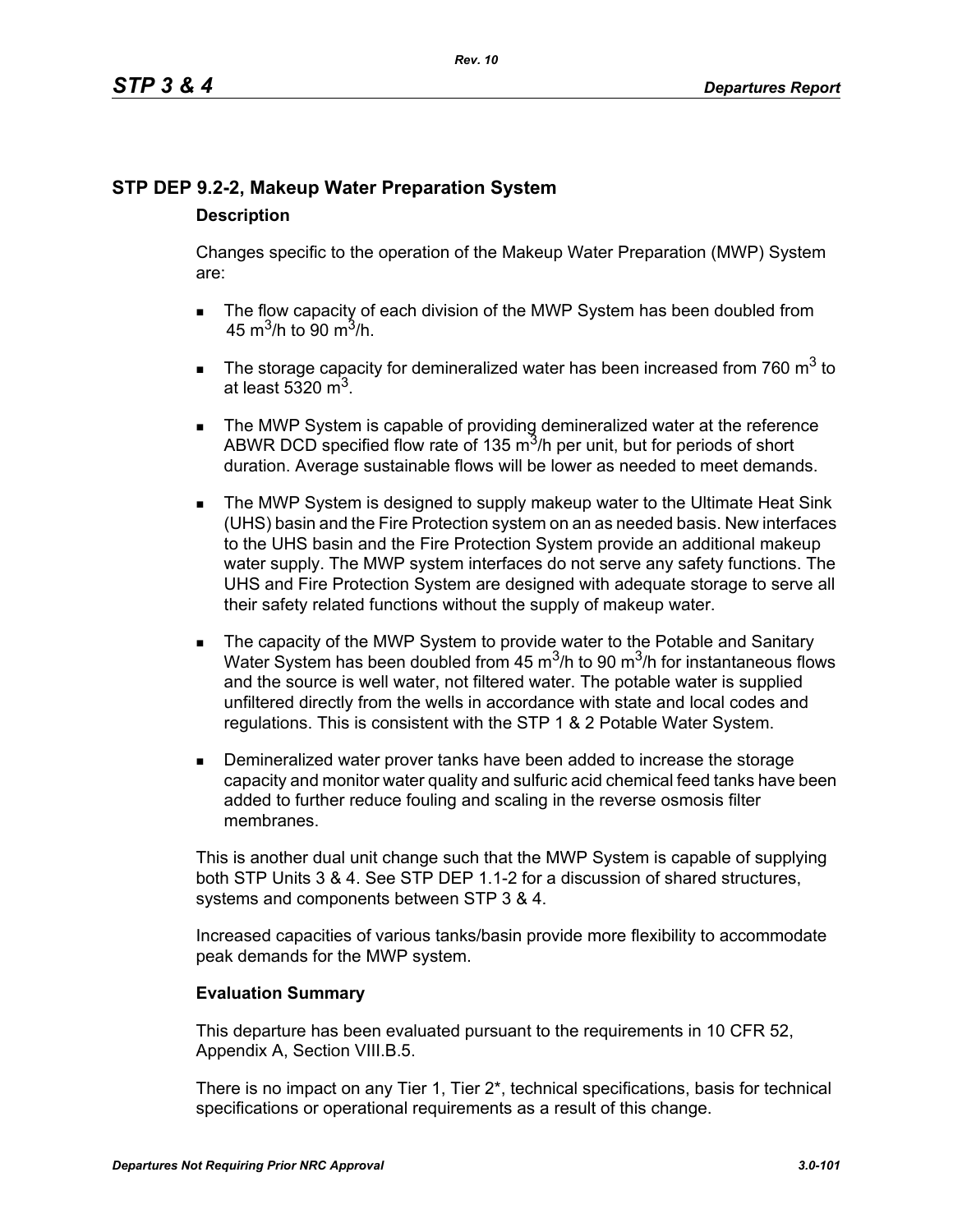## STP DEP 9.2-2, Makeup Water Preparation System

### Description

Changes specific to the operation of the Makeup Water Preparation (MWP) System are:

- The flow capacity of each division of the MWP System has been doubled from 45 $m^3$/h to 90 $m^3$/h.
- The storage capacity for demineralized water has been increased from 760 $m^3$ to at least 5320 $m^3$.
- The MWP System is capable of providing demineralized water at the reference ABWR DCD specified flow rate of 135 $m^3$/h per unit, but for periods of short duration. Average sustainable flows will be lower as needed to meet demands.
- The MWP System is designed to supply makeup water to the Ultimate Heat Sink (UHS) basin and the Fire Protection system on an as needed basis. New interfaces to the UHS basin and the Fire Protection System provide an additional makeup water supply. The MWP system interfaces do not serve any safety functions. The UHS and Fire Protection System are designed with adequate storage to serve all their safety related functions without the supply of makeup water.
- The capacity of the MWP System to provide water to the Potable and Sanitary Water System has been doubled from 45 $m^3$/h to 90 $m^3$/h for instantaneous flows and the source is well water, not filtered water. The potable water is supplied unfiltered directly from the wells in accordance with state and local codes and regulations. This is consistent with the STP 1 & 2 Potable Water System.
- Demineralized water prover tanks have been added to increase the storage capacity and monitor water quality and sulfuric acid chemical feed tanks have been added to further reduce fouling and scaling in the reverse osmosis filter membranes.

This is another dual unit change such that the MWP System is capable of supplying both STP Units 3 & 4. See STP DEP 1.1-2 for a discussion of shared structures, systems and components between STP 3 & 4.

Increased capacities of various tanks/basin provide more flexibility to accommodate peak demands for the MWP system.

### Evaluation Summary

This departure has been evaluated pursuant to the requirements in 10 CFR 52, Appendix A, Section VIII.B.5.

There is no impact on any Tier 1, Tier 2*, technical specifications, basis for technical specifications or operational requirements as a result of this change.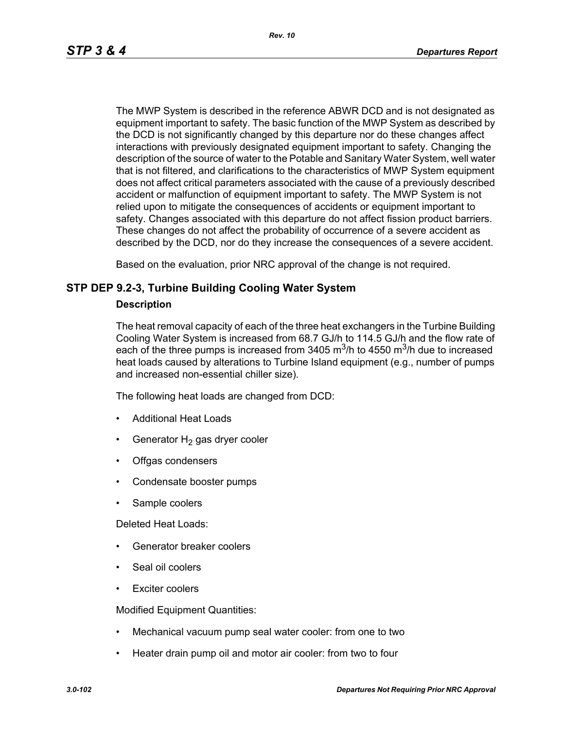The MWP System is described in the reference ABWR DCD and is not designated as equipment important to safety. The basic function of the MWP System as described by the DCD is not significantly changed by this departure nor do these changes affect interactions with previously designated equipment important to safety. Changing the description of the source of water to the Potable and Sanitary Water System, well water that is not filtered, and clarifications to the characteristics of MWP System equipment does not affect critical parameters associated with the cause of a previously described accident or malfunction of equipment important to safety. The MWP System is not relied upon to mitigate the consequences of accidents or equipment important to safety. Changes associated with this departure do not affect fission product barriers. These changes do not affect the probability of occurrence of a severe accident as described by the DCD, nor do they increase the consequences of a severe accident.

Based on the evaluation, prior NRC approval of the change is not required.

## STP DEP 9.2-3, Turbine Building Cooling Water System

### Description

The heat removal capacity of each of the three heat exchangers in the Turbine Building Cooling Water System is increased from 68.7 GJ/h to 114.5 GJ/h and the flow rate of each of the three pumps is increased from 3405 $m^3$/h to 4550 $m^3$/h due to increased heat loads caused by alterations to Turbine Island equipment (e.g., number of pumps and increased non-essential chiller size).

The following heat loads are changed from DCD:

- Additional Heat Loads
- Generator $H_2$ gas dryer cooler
- Offgas condensers
- Condensate booster pumps
- Sample coolers

Deleted Heat Loads:

- Generator breaker coolers
- Seal oil coolers
- Exciter coolers

Modified Equipment Quantities:

- Mechanical vacuum pump seal water cooler: from one to two
- Heater drain pump oil and motor air cooler: from two to four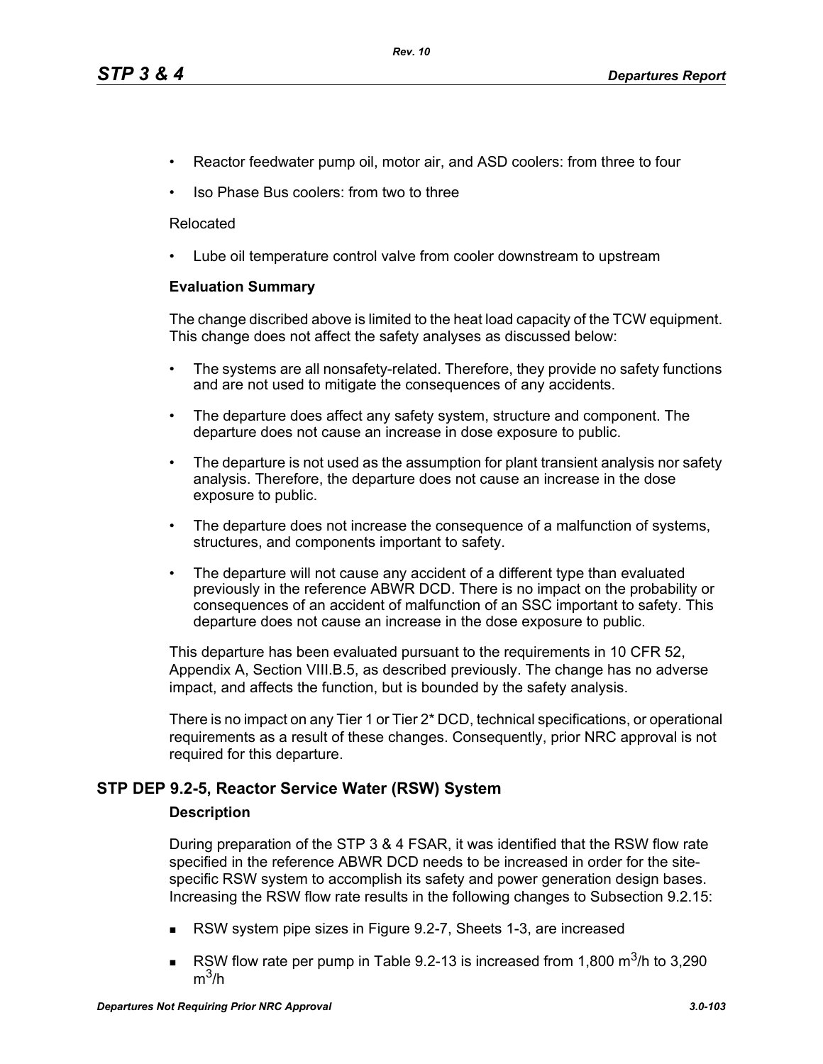- Reactor feedwater pump oil, motor air, and ASD coolers: from three to four
- Iso Phase Bus coolers: from two to three

Relocated

- Lube oil temperature control valve from cooler downstream to upstream

**Evaluation Summary**

The change discribed above is limited to the heat load capacity of the TCW equipment. This change does not affect the safety analyses as discussed below:

- The systems are all nonsafety-related. Therefore, they provide no safety functions and are not used to mitigate the consequences of any accidents.
- The departure does affect any safety system, structure and component. The departure does not cause an increase in dose exposure to public.
- The departure is not used as the assumption for plant transient analysis nor safety analysis. Therefore, the departure does not cause an increase in the dose exposure to public.
- The departure does not increase the consequence of a malfunction of systems, structures, and components important to safety.
- The departure will not cause any accident of a different type than evaluated previously in the reference ABWR DCD. There is no impact on the probability or consequences of an accident of malfunction of an SSC important to safety. This departure does not cause an increase in the dose exposure to public.

This departure has been evaluated pursuant to the requirements in 10 CFR 52, Appendix A, Section VIII.B.5, as described previously. The change has no adverse impact, and affects the function, but is bounded by the safety analysis.

There is no impact on any Tier 1 or Tier 2* DCD, technical specifications, or operational requirements as a result of these changes. Consequently, prior NRC approval is not required for this departure.

## STP DEP 9.2-5, Reactor Service Water (RSW) System

**Description**

During preparation of the STP 3 & 4 FSAR, it was identified that the RSW flow rate specified in the reference ABWR DCD needs to be increased in order for the site-specific RSW system to accomplish its safety and power generation design bases. Increasing the RSW flow rate results in the following changes to Subsection 9.2.15:

- RSW system pipe sizes in Figure 9.2-7, Sheets 1-3, are increased
- RSW flow rate per pump in Table 9.2-13 is increased from 1,800 $m^3$/h to 3,290 $m^3$/h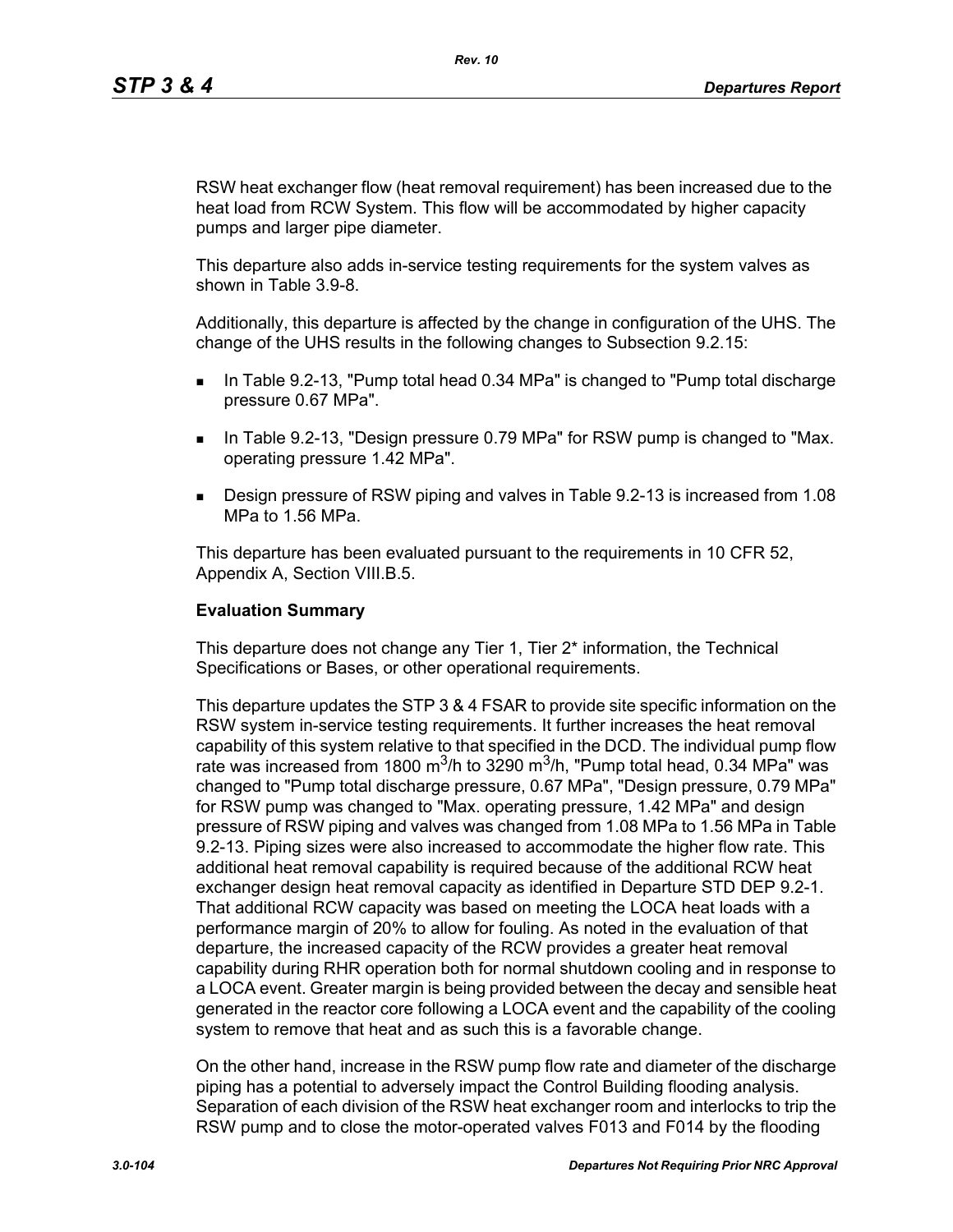RSW heat exchanger flow (heat removal requirement) has been increased due to the heat load from RCW System. This flow will be accommodated by higher capacity pumps and larger pipe diameter.

This departure also adds in-service testing requirements for the system valves as shown in Table 3.9-8.

Additionally, this departure is affected by the change in configuration of the UHS. The change of the UHS results in the following changes to Subsection 9.2.15:

- In Table 9.2-13, "Pump total head 0.34 MPa" is changed to "Pump total discharge pressure 0.67 MPa".
- In Table 9.2-13, "Design pressure 0.79 MPa" for RSW pump is changed to "Max. operating pressure 1.42 MPa".
- Design pressure of RSW piping and valves in Table 9.2-13 is increased from 1.08 MPa to 1.56 MPa.

This departure has been evaluated pursuant to the requirements in 10 CFR 52, Appendix A, Section VIII.B.5.

**Evaluation Summary**

This departure does not change any Tier 1, Tier 2* information, the Technical Specifications or Bases, or other operational requirements.

This departure updates the STP 3 & 4 FSAR to provide site specific information on the RSW system in-service testing requirements. It further increases the heat removal capability of this system relative to that specified in the DCD. The individual pump flow rate was increased from 1800 $m^3$/h to 3290 $m^3$/h, "Pump total head, 0.34 MPa" was changed to "Pump total discharge pressure, 0.67 MPa", "Design pressure, 0.79 MPa" for RSW pump was changed to "Max. operating pressure, 1.42 MPa" and design pressure of RSW piping and valves was changed from 1.08 MPa to 1.56 MPa in Table 9.2-13. Piping sizes were also increased to accommodate the higher flow rate. This additional heat removal capability is required because of the additional RCW heat exchanger design heat removal capacity as identified in Departure STD DEP 9.2-1. That additional RCW capacity was based on meeting the LOCA heat loads with a performance margin of 20% to allow for fouling. As noted in the evaluation of that departure, the increased capacity of the RCW provides a greater heat removal capability during RHR operation both for normal shutdown cooling and in response to a LOCA event. Greater margin is being provided between the decay and sensible heat generated in the reactor core following a LOCA event and the capability of the cooling system to remove that heat and as such this is a favorable change.

On the other hand, increase in the RSW pump flow rate and diameter of the discharge piping has a potential to adversely impact the Control Building flooding analysis. Separation of each division of the RSW heat exchanger room and interlocks to trip the RSW pump and to close the motor-operated valves F013 and F014 by the flooding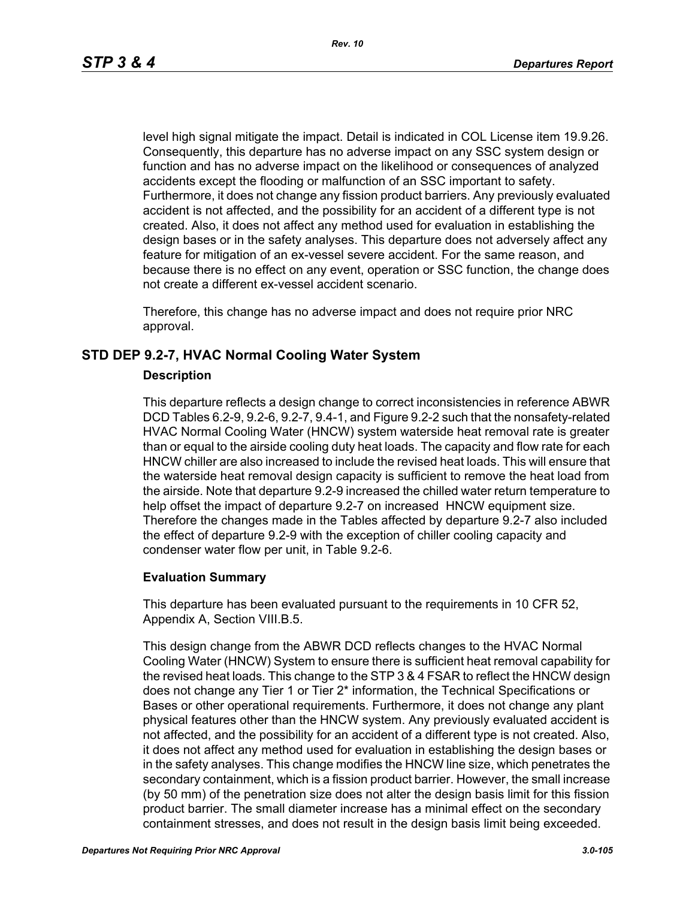level high signal mitigate the impact. Detail is indicated in COL License item 19.9.26. Consequently, this departure has no adverse impact on any SSC system design or function and has no adverse impact on the likelihood or consequences of analyzed accidents except the flooding or malfunction of an SSC important to safety. Furthermore, it does not change any fission product barriers. Any previously evaluated accident is not affected, and the possibility for an accident of a different type is not created. Also, it does not affect any method used for evaluation in establishing the design bases or in the safety analyses. This departure does not adversely affect any feature for mitigation of an ex-vessel severe accident. For the same reason, and because there is no effect on any event, operation or SSC function, the change does not create a different ex-vessel accident scenario.

Therefore, this change has no adverse impact and does not require prior NRC approval.

## STD DEP 9.2-7, HVAC Normal Cooling Water System

### Description

This departure reflects a design change to correct inconsistencies in reference ABWR DCD Tables 6.2-9, 9.2-6, 9.2-7, 9.4-1, and Figure 9.2-2 such that the nonsafety-related HVAC Normal Cooling Water (HNCW) system waterside heat removal rate is greater than or equal to the airside cooling duty heat loads. The capacity and flow rate for each HNCW chiller are also increased to include the revised heat loads. This will ensure that the waterside heat removal design capacity is sufficient to remove the heat load from the airside. Note that departure 9.2-9 increased the chilled water return temperature to help offset the impact of departure 9.2-7 on increased HNCW equipment size. Therefore the changes made in the Tables affected by departure 9.2-7 also included the effect of departure 9.2-9 with the exception of chiller cooling capacity and condenser water flow per unit, in Table 9.2-6.

### Evaluation Summary

This departure has been evaluated pursuant to the requirements in 10 CFR 52, Appendix A, Section VIII.B.5.

This design change from the ABWR DCD reflects changes to the HVAC Normal Cooling Water (HNCW) System to ensure there is sufficient heat removal capability for the revised heat loads. This change to the STP 3 & 4 FSAR to reflect the HNCW design does not change any Tier 1 or Tier 2* information, the Technical Specifications or Bases or other operational requirements. Furthermore, it does not change any plant physical features other than the HNCW system. Any previously evaluated accident is not affected, and the possibility for an accident of a different type is not created. Also, it does not affect any method used for evaluation in establishing the design bases or in the safety analyses. This change modifies the HNCW line size, which penetrates the secondary containment, which is a fission product barrier. However, the small increase (by 50 mm) of the penetration size does not alter the design basis limit for this fission product barrier. The small diameter increase has a minimal effect on the secondary containment stresses, and does not result in the design basis limit being exceeded.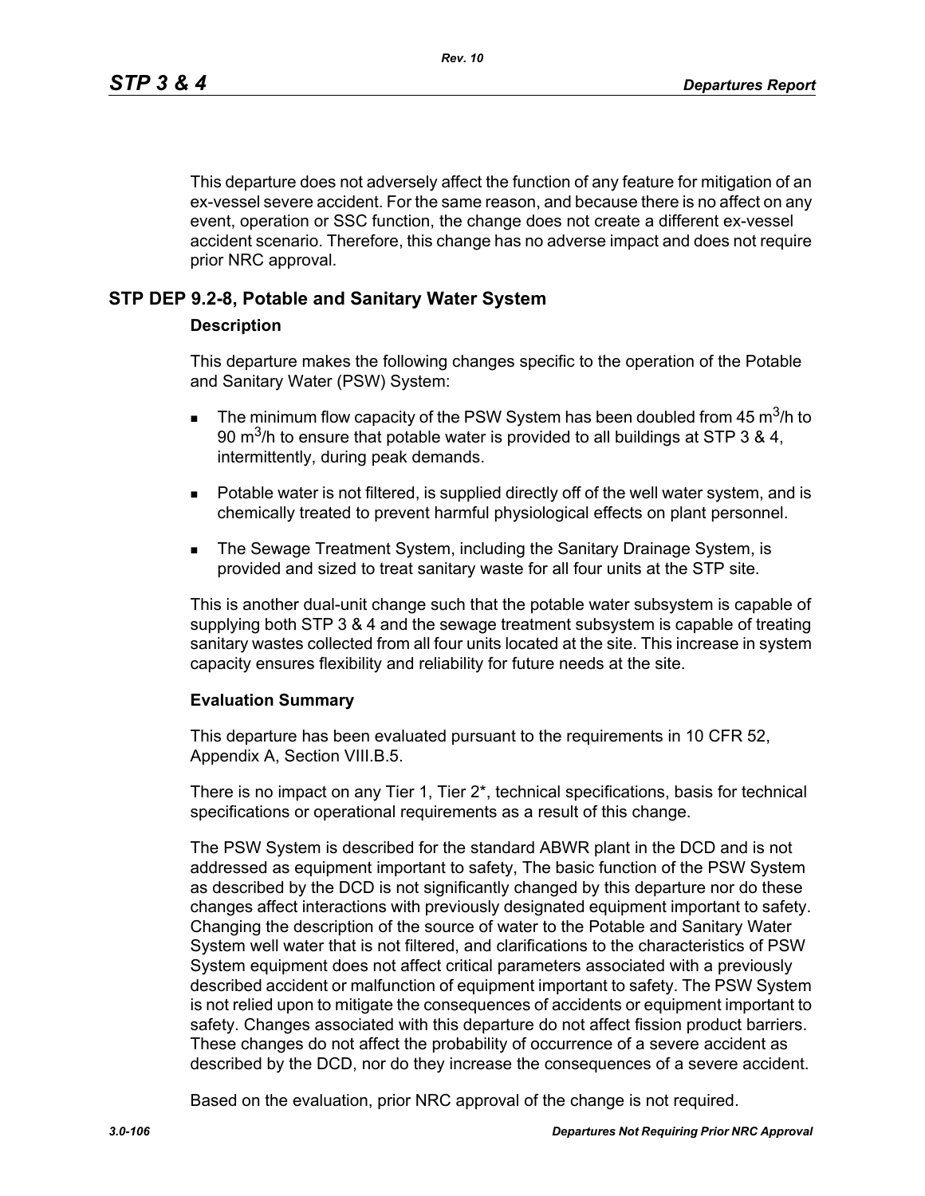This departure does not adversely affect the function of any feature for mitigation of an ex-vessel severe accident. For the same reason, and because there is no affect on any event, operation or SSC function, the change does not create a different ex-vessel accident scenario. Therefore, this change has no adverse impact and does not require prior NRC approval.

## STP DEP 9.2-8, Potable and Sanitary Water System

### Description

This departure makes the following changes specific to the operation of the Potable and Sanitary Water (PSW) System:

- The minimum flow capacity of the PSW System has been doubled from 45 $m^3/h$ to 90 $m^3/h$ to ensure that potable water is provided to all buildings at STP 3 & 4, intermittently, during peak demands.
- Potable water is not filtered, is supplied directly off of the well water system, and is chemically treated to prevent harmful physiological effects on plant personnel.
- The Sewage Treatment System, including the Sanitary Drainage System, is provided and sized to treat sanitary waste for all four units at the STP site.

This is another dual-unit change such that the potable water subsystem is capable of supplying both STP 3 & 4 and the sewage treatment subsystem is capable of treating sanitary wastes collected from all four units located at the site. This increase in system capacity ensures flexibility and reliability for future needs at the site.

### Evaluation Summary

This departure has been evaluated pursuant to the requirements in 10 CFR 52, Appendix A, Section VIII.B.5.

There is no impact on any Tier 1, Tier 2*, technical specifications, basis for technical specifications or operational requirements as a result of this change.

The PSW System is described for the standard ABWR plant in the DCD and is not addressed as equipment important to safety, The basic function of the PSW System as described by the DCD is not significantly changed by this departure nor do these changes affect interactions with previously designated equipment important to safety. Changing the description of the source of water to the Potable and Sanitary Water System well water that is not filtered, and clarifications to the characteristics of PSW System equipment does not affect critical parameters associated with a previously described accident or malfunction of equipment important to safety. The PSW System is not relied upon to mitigate the consequences of accidents or equipment important to safety. Changes associated with this departure do not affect fission product barriers. These changes do not affect the probability of occurrence of a severe accident as described by the DCD, nor do they increase the consequences of a severe accident.

Based on the evaluation, prior NRC approval of the change is not required.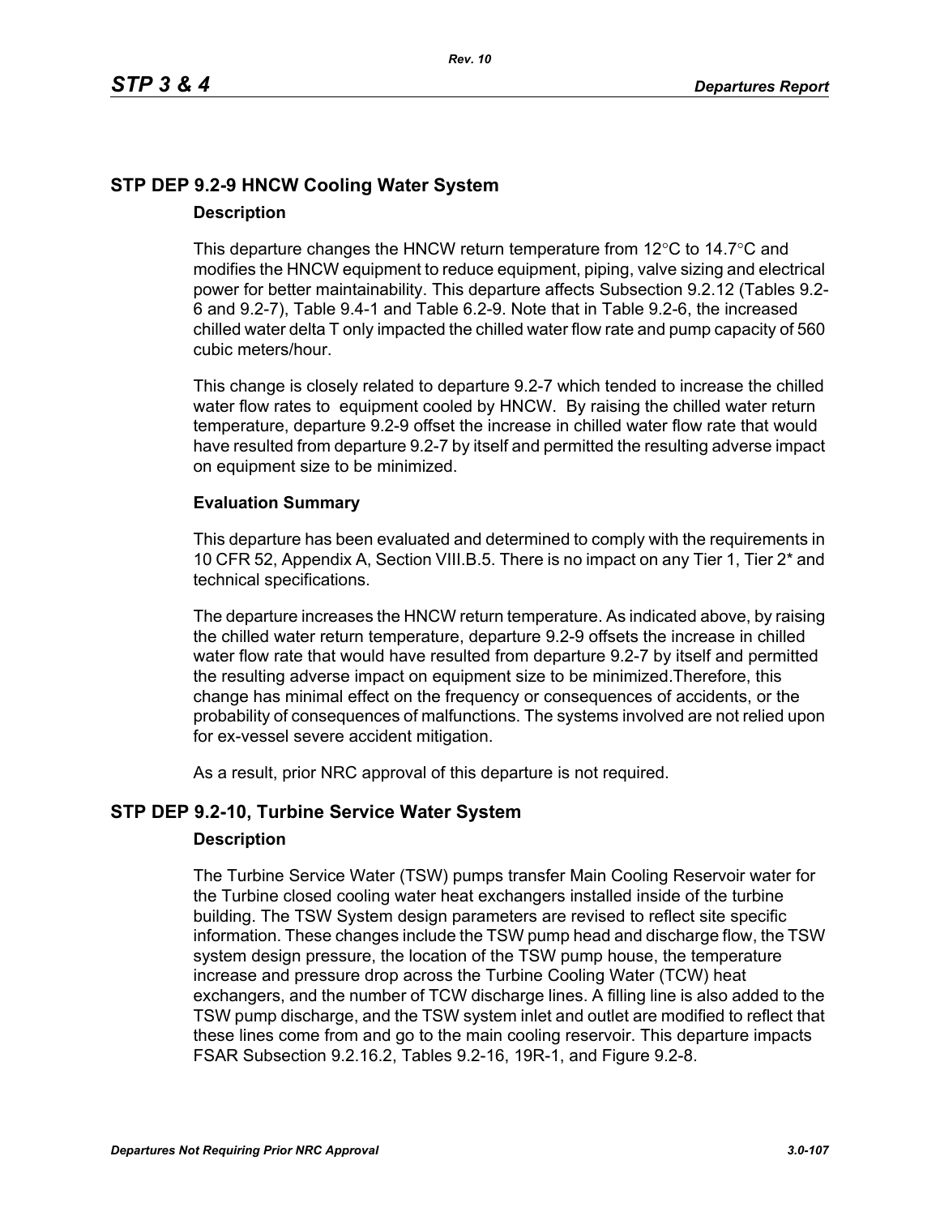## STP DEP 9.2-9 HNCW Cooling Water System

### Description

This departure changes the HNCW return temperature from 12°C to 14.7°C and modifies the HNCW equipment to reduce equipment, piping, valve sizing and electrical power for better maintainability. This departure affects Subsection 9.2.12 (Tables 9.2-6 and 9.2-7), Table 9.4-1 and Table 6.2-9. Note that in Table 9.2-6, the increased chilled water delta T only impacted the chilled water flow rate and pump capacity of 560 cubic meters/hour.

This change is closely related to departure 9.2-7 which tended to increase the chilled water flow rates to equipment cooled by HNCW. By raising the chilled water return temperature, departure 9.2-9 offset the increase in chilled water flow rate that would have resulted from departure 9.2-7 by itself and permitted the resulting adverse impact on equipment size to be minimized.

### Evaluation Summary

This departure has been evaluated and determined to comply with the requirements in 10 CFR 52, Appendix A, Section VIII.B.5. There is no impact on any Tier 1, Tier 2* and technical specifications.

The departure increases the HNCW return temperature. As indicated above, by raising the chilled water return temperature, departure 9.2-9 offsets the increase in chilled water flow rate that would have resulted from departure 9.2-7 by itself and permitted the resulting adverse impact on equipment size to be minimized.Therefore, this change has minimal effect on the frequency or consequences of accidents, or the probability of consequences of malfunctions. The systems involved are not relied upon for ex-vessel severe accident mitigation.

As a result, prior NRC approval of this departure is not required.

## STP DEP 9.2-10, Turbine Service Water System

### Description

The Turbine Service Water (TSW) pumps transfer Main Cooling Reservoir water for the Turbine closed cooling water heat exchangers installed inside of the turbine building. The TSW System design parameters are revised to reflect site specific information. These changes include the TSW pump head and discharge flow, the TSW system design pressure, the location of the TSW pump house, the temperature increase and pressure drop across the Turbine Cooling Water (TCW) heat exchangers, and the number of TCW discharge lines. A filling line is also added to the TSW pump discharge, and the TSW system inlet and outlet are modified to reflect that these lines come from and go to the main cooling reservoir. This departure impacts FSAR Subsection 9.2.16.2, Tables 9.2-16, 19R-1, and Figure 9.2-8.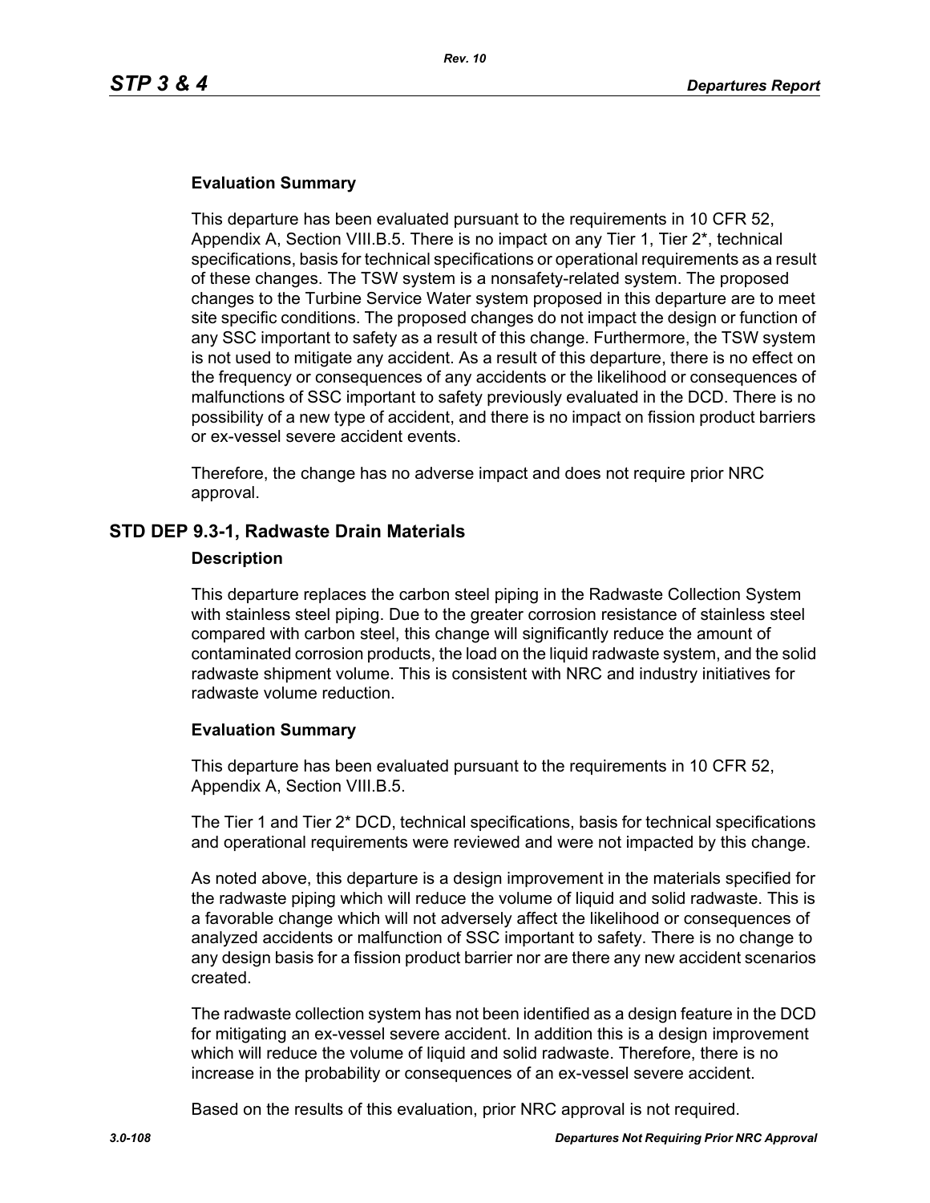**Evaluation Summary**

This departure has been evaluated pursuant to the requirements in 10 CFR 52, Appendix A, Section VIII.B.5. There is no impact on any Tier 1, Tier 2*, technical specifications, basis for technical specifications or operational requirements as a result of these changes. The TSW system is a nonsafety-related system. The proposed changes to the Turbine Service Water system proposed in this departure are to meet site specific conditions. The proposed changes do not impact the design or function of any SSC important to safety as a result of this change. Furthermore, the TSW system is not used to mitigate any accident. As a result of this departure, there is no effect on the frequency or consequences of any accidents or the likelihood or consequences of malfunctions of SSC important to safety previously evaluated in the DCD. There is no possibility of a new type of accident, and there is no impact on fission product barriers or ex-vessel severe accident events.

Therefore, the change has no adverse impact and does not require prior NRC approval.

## STD DEP 9.3-1, Radwaste Drain Materials

**Description**

This departure replaces the carbon steel piping in the Radwaste Collection System with stainless steel piping. Due to the greater corrosion resistance of stainless steel compared with carbon steel, this change will significantly reduce the amount of contaminated corrosion products, the load on the liquid radwaste system, and the solid radwaste shipment volume. This is consistent with NRC and industry initiatives for radwaste volume reduction.

**Evaluation Summary**

This departure has been evaluated pursuant to the requirements in 10 CFR 52, Appendix A, Section VIII.B.5.

The Tier 1 and Tier 2* DCD, technical specifications, basis for technical specifications and operational requirements were reviewed and were not impacted by this change.

As noted above, this departure is a design improvement in the materials specified for the radwaste piping which will reduce the volume of liquid and solid radwaste. This is a favorable change which will not adversely affect the likelihood or consequences of analyzed accidents or malfunction of SSC important to safety. There is no change to any design basis for a fission product barrier nor are there any new accident scenarios created.

The radwaste collection system has not been identified as a design feature in the DCD for mitigating an ex-vessel severe accident. In addition this is a design improvement which will reduce the volume of liquid and solid radwaste. Therefore, there is no increase in the probability or consequences of an ex-vessel severe accident.

Based on the results of this evaluation, prior NRC approval is not required.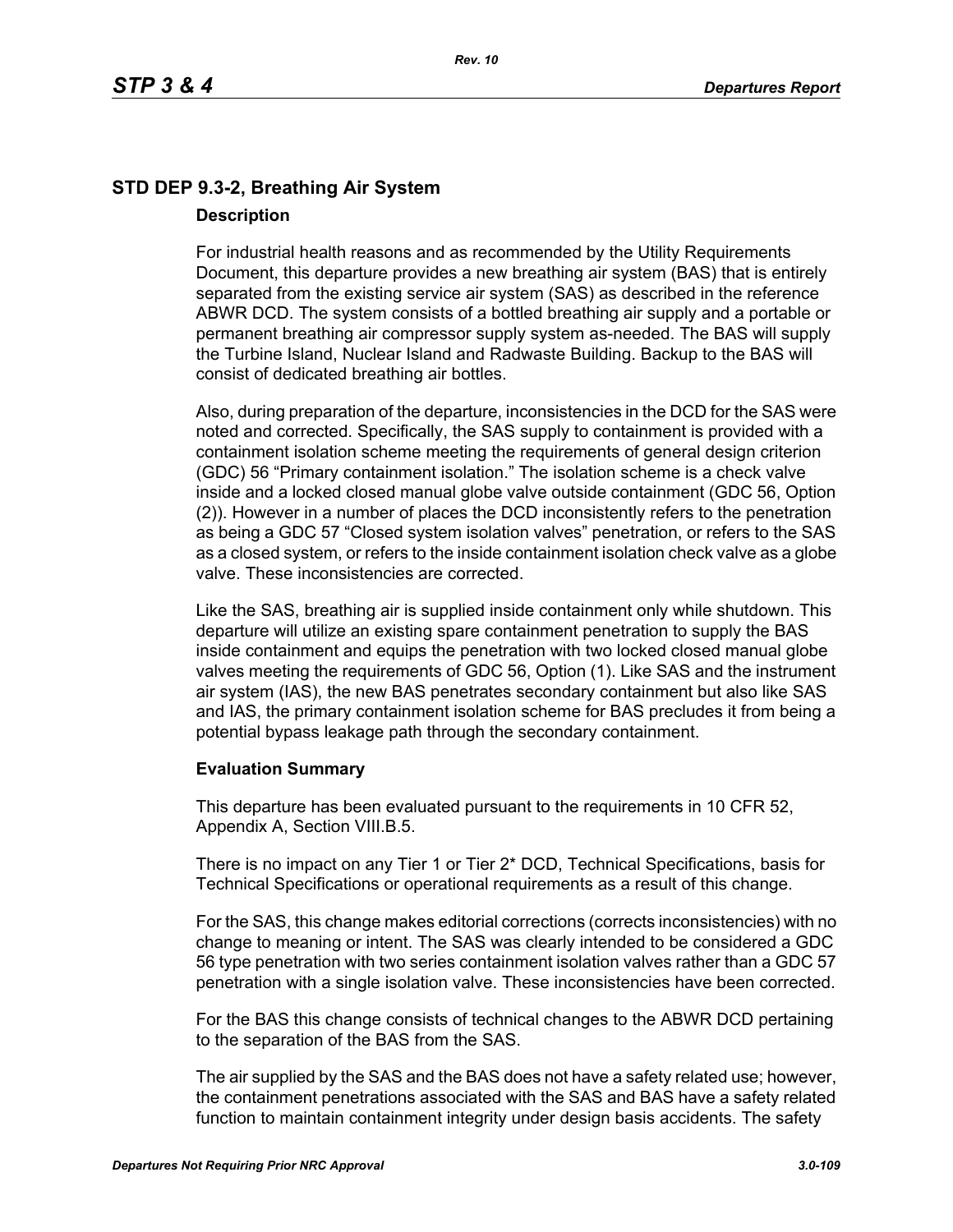## STD DEP 9.3-2, Breathing Air System

### Description

For industrial health reasons and as recommended by the Utility Requirements Document, this departure provides a new breathing air system (BAS) that is entirely separated from the existing service air system (SAS) as described in the reference ABWR DCD. The system consists of a bottled breathing air supply and a portable or permanent breathing air compressor supply system as-needed. The BAS will supply the Turbine Island, Nuclear Island and Radwaste Building. Backup to the BAS will consist of dedicated breathing air bottles.

Also, during preparation of the departure, inconsistencies in the DCD for the SAS were noted and corrected. Specifically, the SAS supply to containment is provided with a containment isolation scheme meeting the requirements of general design criterion (GDC) 56 "Primary containment isolation." The isolation scheme is a check valve inside and a locked closed manual globe valve outside containment (GDC 56, Option (2)). However in a number of places the DCD inconsistently refers to the penetration as being a GDC 57 "Closed system isolation valves" penetration, or refers to the SAS as a closed system, or refers to the inside containment isolation check valve as a globe valve. These inconsistencies are corrected.

Like the SAS, breathing air is supplied inside containment only while shutdown. This departure will utilize an existing spare containment penetration to supply the BAS inside containment and equips the penetration with two locked closed manual globe valves meeting the requirements of GDC 56, Option (1). Like SAS and the instrument air system (IAS), the new BAS penetrates secondary containment but also like SAS and IAS, the primary containment isolation scheme for BAS precludes it from being a potential bypass leakage path through the secondary containment.

### Evaluation Summary

This departure has been evaluated pursuant to the requirements in 10 CFR 52, Appendix A, Section VIII.B.5.

There is no impact on any Tier 1 or Tier 2* DCD, Technical Specifications, basis for Technical Specifications or operational requirements as a result of this change.

For the SAS, this change makes editorial corrections (corrects inconsistencies) with no change to meaning or intent. The SAS was clearly intended to be considered a GDC 56 type penetration with two series containment isolation valves rather than a GDC 57 penetration with a single isolation valve. These inconsistencies have been corrected.

For the BAS this change consists of technical changes to the ABWR DCD pertaining to the separation of the BAS from the SAS.

The air supplied by the SAS and the BAS does not have a safety related use; however, the containment penetrations associated with the SAS and BAS have a safety related function to maintain containment integrity under design basis accidents. The safety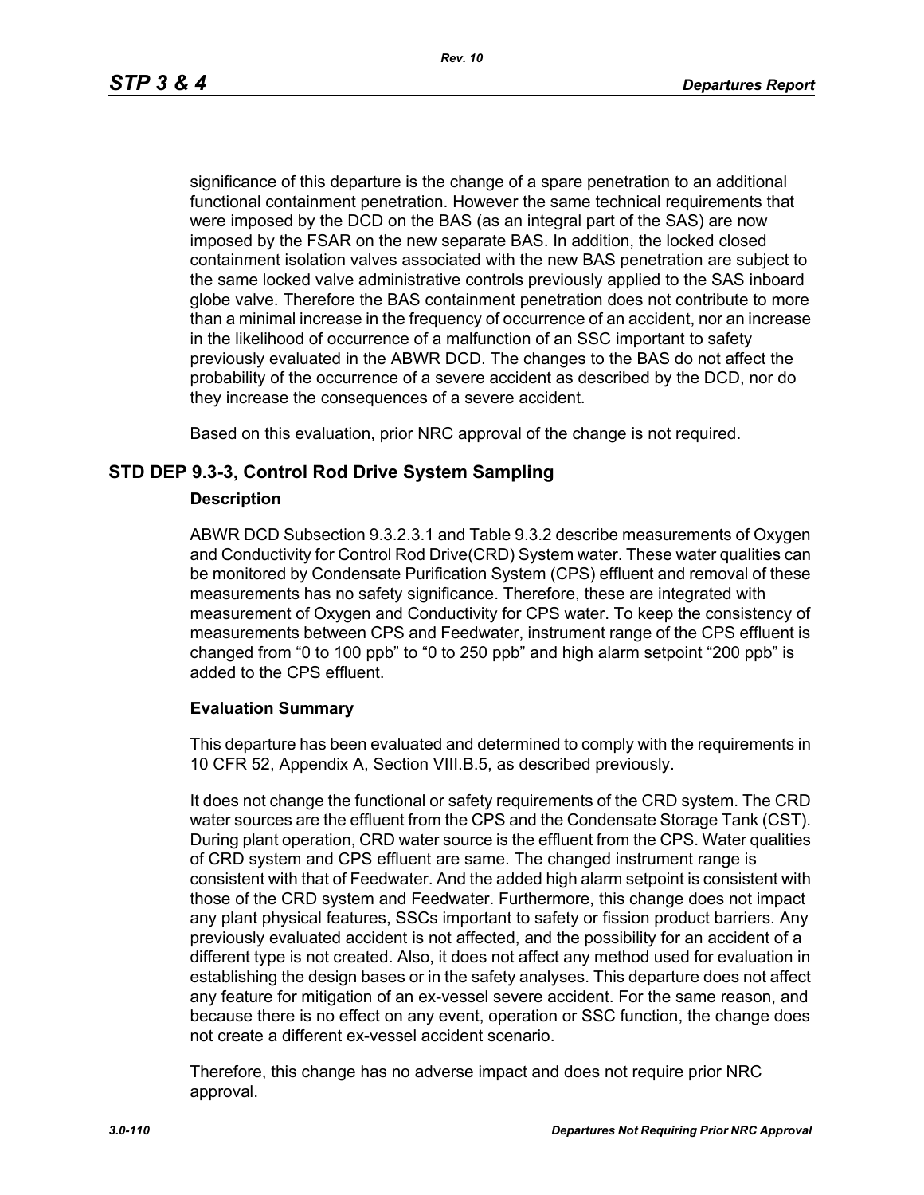significance of this departure is the change of a spare penetration to an additional functional containment penetration. However the same technical requirements that were imposed by the DCD on the BAS (as an integral part of the SAS) are now imposed by the FSAR on the new separate BAS. In addition, the locked closed containment isolation valves associated with the new BAS penetration are subject to the same locked valve administrative controls previously applied to the SAS inboard globe valve. Therefore the BAS containment penetration does not contribute to more than a minimal increase in the frequency of occurrence of an accident, nor an increase in the likelihood of occurrence of a malfunction of an SSC important to safety previously evaluated in the ABWR DCD. The changes to the BAS do not affect the probability of the occurrence of a severe accident as described by the DCD, nor do they increase the consequences of a severe accident.

Based on this evaluation, prior NRC approval of the change is not required.

## STD DEP 9.3-3, Control Rod Drive System Sampling

### Description

ABWR DCD Subsection 9.3.2.3.1 and Table 9.3.2 describe measurements of Oxygen and Conductivity for Control Rod Drive(CRD) System water. These water qualities can be monitored by Condensate Purification System (CPS) effluent and removal of these measurements has no safety significance. Therefore, these are integrated with measurement of Oxygen and Conductivity for CPS water. To keep the consistency of measurements between CPS and Feedwater, instrument range of the CPS effluent is changed from “0 to 100 ppb” to “0 to 250 ppb” and high alarm setpoint “200 ppb” is added to the CPS effluent.

### Evaluation Summary

This departure has been evaluated and determined to comply with the requirements in 10 CFR 52, Appendix A, Section VIII.B.5, as described previously.

It does not change the functional or safety requirements of the CRD system. The CRD water sources are the effluent from the CPS and the Condensate Storage Tank (CST). During plant operation, CRD water source is the effluent from the CPS. Water qualities of CRD system and CPS effluent are same. The changed instrument range is consistent with that of Feedwater. And the added high alarm setpoint is consistent with those of the CRD system and Feedwater. Furthermore, this change does not impact any plant physical features, SSCs important to safety or fission product barriers. Any previously evaluated accident is not affected, and the possibility for an accident of a different type is not created. Also, it does not affect any method used for evaluation in establishing the design bases or in the safety analyses. This departure does not affect any feature for mitigation of an ex-vessel severe accident. For the same reason, and because there is no effect on any event, operation or SSC function, the change does not create a different ex-vessel accident scenario.

Therefore, this change has no adverse impact and does not require prior NRC approval.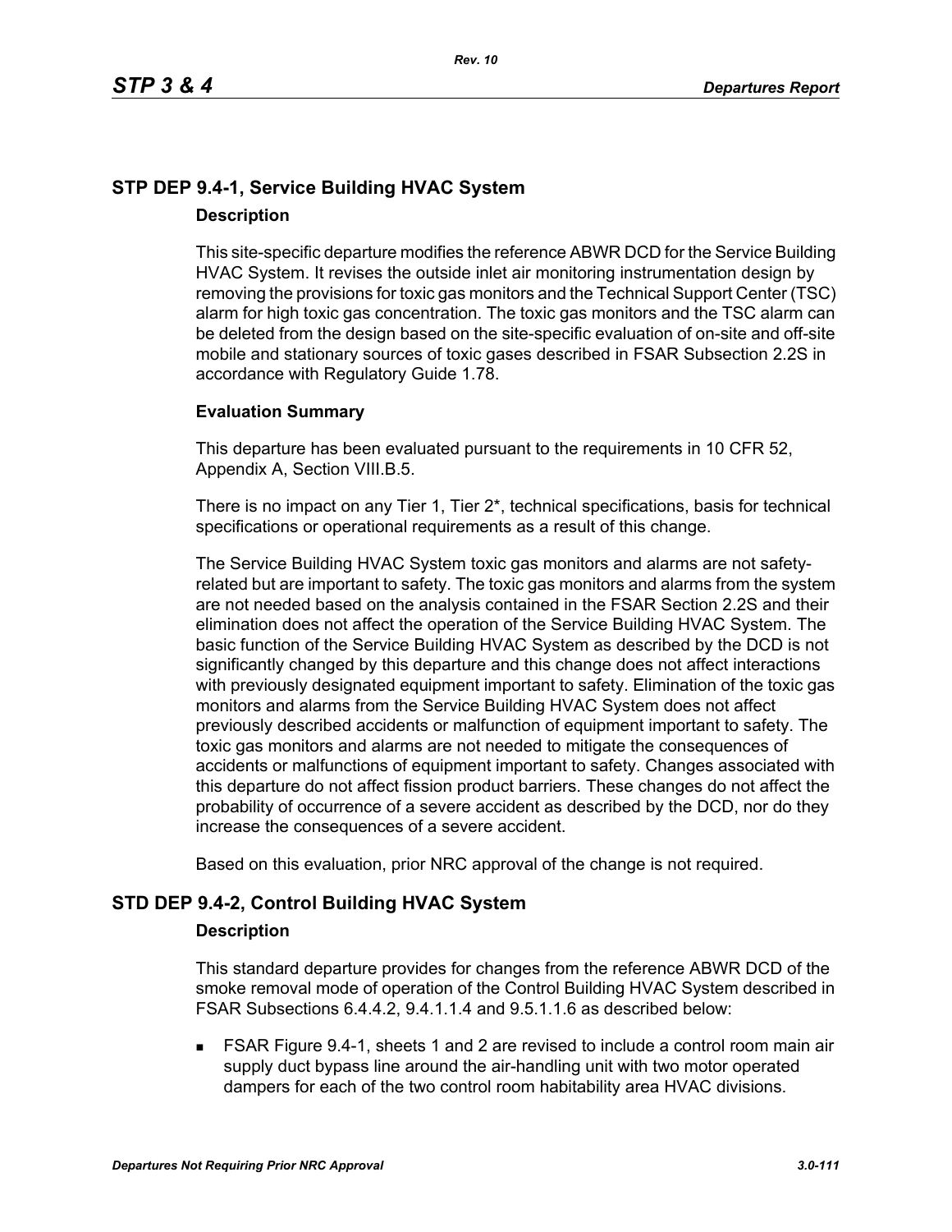## STP DEP 9.4-1, Service Building HVAC System

### Description

This site-specific departure modifies the reference ABWR DCD for the Service Building HVAC System. It revises the outside inlet air monitoring instrumentation design by removing the provisions for toxic gas monitors and the Technical Support Center (TSC) alarm for high toxic gas concentration. The toxic gas monitors and the TSC alarm can be deleted from the design based on the site-specific evaluation of on-site and off-site mobile and stationary sources of toxic gases described in FSAR Subsection 2.2S in accordance with Regulatory Guide 1.78.

### Evaluation Summary

This departure has been evaluated pursuant to the requirements in 10 CFR 52, Appendix A, Section VIII.B.5.

There is no impact on any Tier 1, Tier 2*, technical specifications, basis for technical specifications or operational requirements as a result of this change.

The Service Building HVAC System toxic gas monitors and alarms are not safety-related but are important to safety. The toxic gas monitors and alarms from the system are not needed based on the analysis contained in the FSAR Section 2.2S and their elimination does not affect the operation of the Service Building HVAC System. The basic function of the Service Building HVAC System as described by the DCD is not significantly changed by this departure and this change does not affect interactions with previously designated equipment important to safety. Elimination of the toxic gas monitors and alarms from the Service Building HVAC System does not affect previously described accidents or malfunction of equipment important to safety. The toxic gas monitors and alarms are not needed to mitigate the consequences of accidents or malfunctions of equipment important to safety. Changes associated with this departure do not affect fission product barriers. These changes do not affect the probability of occurrence of a severe accident as described by the DCD, nor do they increase the consequences of a severe accident.

Based on this evaluation, prior NRC approval of the change is not required.

## STD DEP 9.4-2, Control Building HVAC System

### Description

This standard departure provides for changes from the reference ABWR DCD of the smoke removal mode of operation of the Control Building HVAC System described in FSAR Subsections 6.4.4.2, 9.4.1.1.4 and 9.5.1.1.6 as described below:

- FSAR Figure 9.4-1, sheets 1 and 2 are revised to include a control room main air supply duct bypass line around the air-handling unit with two motor operated dampers for each of the two control room habitability area HVAC divisions.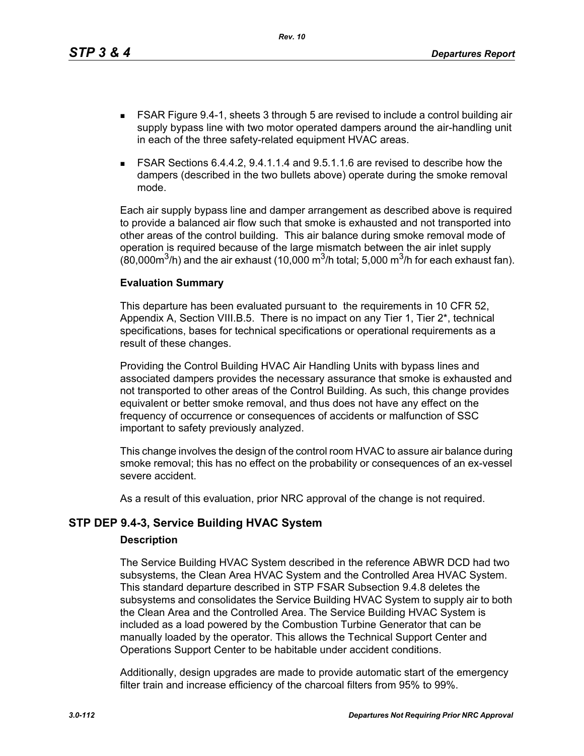- FSAR Figure 9.4-1, sheets 3 through 5 are revised to include a control building air supply bypass line with two motor operated dampers around the air-handling unit in each of the three safety-related equipment HVAC areas.
- FSAR Sections 6.4.4.2, 9.4.1.1.4 and 9.5.1.1.6 are revised to describe how the dampers (described in the two bullets above) operate during the smoke removal mode.

Each air supply bypass line and damper arrangement as described above is required to provide a balanced air flow such that smoke is exhausted and not transported into other areas of the control building. This air balance during smoke removal mode of operation is required because of the large mismatch between the air inlet supply (80,000$m^3$/h) and the air exhaust (10,000 $m^3$/h total; 5,000 $m^3$/h for each exhaust fan).

**Evaluation Summary**

This departure has been evaluated pursuant to the requirements in 10 CFR 52, Appendix A, Section VIII.B.5. There is no impact on any Tier 1, Tier 2*, technical specifications, bases for technical specifications or operational requirements as a result of these changes.

Providing the Control Building HVAC Air Handling Units with bypass lines and associated dampers provides the necessary assurance that smoke is exhausted and not transported to other areas of the Control Building. As such, this change provides equivalent or better smoke removal, and thus does not have any effect on the frequency of occurrence or consequences of accidents or malfunction of SSC important to safety previously analyzed.

This change involves the design of the control room HVAC to assure air balance during smoke removal; this has no effect on the probability or consequences of an ex-vessel severe accident.

As a result of this evaluation, prior NRC approval of the change is not required.

## STP DEP 9.4-3, Service Building HVAC System

**Description**

The Service Building HVAC System described in the reference ABWR DCD had two subsystems, the Clean Area HVAC System and the Controlled Area HVAC System. This standard departure described in STP FSAR Subsection 9.4.8 deletes the subsystems and consolidates the Service Building HVAC System to supply air to both the Clean Area and the Controlled Area. The Service Building HVAC System is included as a load powered by the Combustion Turbine Generator that can be manually loaded by the operator. This allows the Technical Support Center and Operations Support Center to be habitable under accident conditions.

Additionally, design upgrades are made to provide automatic start of the emergency filter train and increase efficiency of the charcoal filters from 95% to 99%.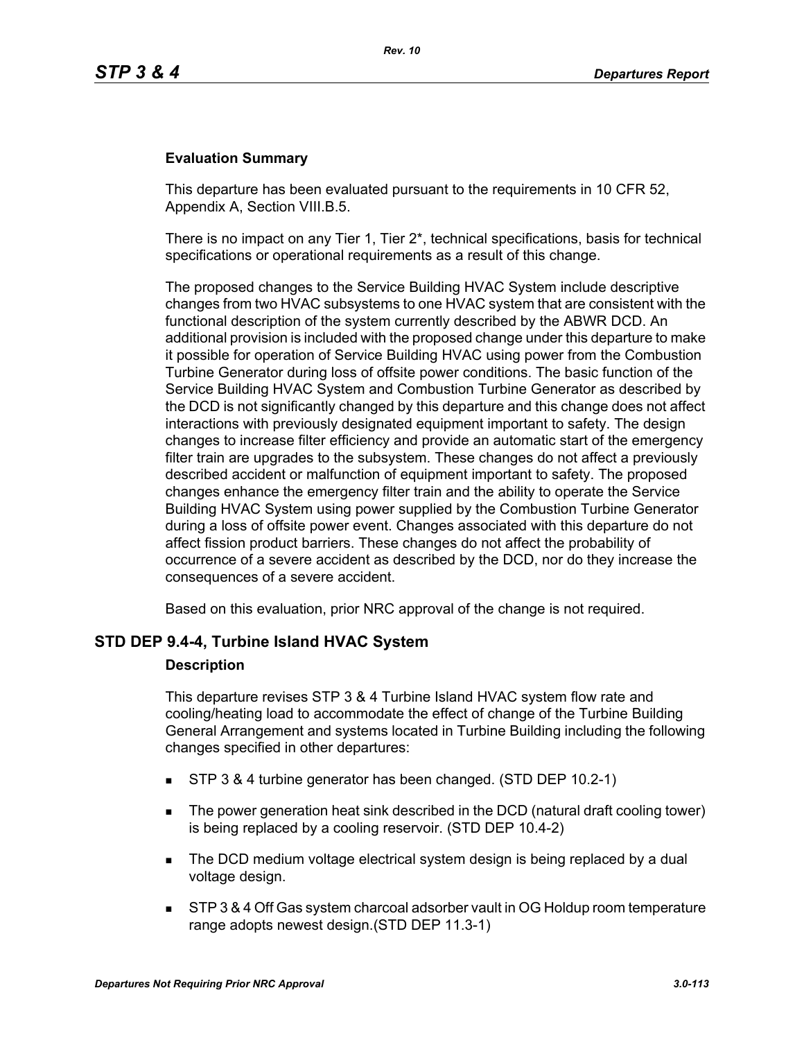#### Evaluation Summary

This departure has been evaluated pursuant to the requirements in 10 CFR 52, Appendix A, Section VIII.B.5.

There is no impact on any Tier 1, Tier 2*, technical specifications, basis for technical specifications or operational requirements as a result of this change.

The proposed changes to the Service Building HVAC System include descriptive changes from two HVAC subsystems to one HVAC system that are consistent with the functional description of the system currently described by the ABWR DCD. An additional provision is included with the proposed change under this departure to make it possible for operation of Service Building HVAC using power from the Combustion Turbine Generator during loss of offsite power conditions. The basic function of the Service Building HVAC System and Combustion Turbine Generator as described by the DCD is not significantly changed by this departure and this change does not affect interactions with previously designated equipment important to safety. The design changes to increase filter efficiency and provide an automatic start of the emergency filter train are upgrades to the subsystem. These changes do not affect a previously described accident or malfunction of equipment important to safety. The proposed changes enhance the emergency filter train and the ability to operate the Service Building HVAC System using power supplied by the Combustion Turbine Generator during a loss of offsite power event. Changes associated with this departure do not affect fission product barriers. These changes do not affect the probability of occurrence of a severe accident as described by the DCD, nor do they increase the consequences of a severe accident.

Based on this evaluation, prior NRC approval of the change is not required.

### STD DEP 9.4-4, Turbine Island HVAC System

#### Description

This departure revises STP 3 & 4 Turbine Island HVAC system flow rate and cooling/heating load to accommodate the effect of change of the Turbine Building General Arrangement and systems located in Turbine Building including the following changes specified in other departures:

- STP 3 & 4 turbine generator has been changed. (STD DEP 10.2-1)
- The power generation heat sink described in the DCD (natural draft cooling tower) is being replaced by a cooling reservoir. (STD DEP 10.4-2)
- The DCD medium voltage electrical system design is being replaced by a dual voltage design.
- STP 3 & 4 Off Gas system charcoal adsorber vault in OG Holdup room temperature range adopts newest design.(STD DEP 11.3-1)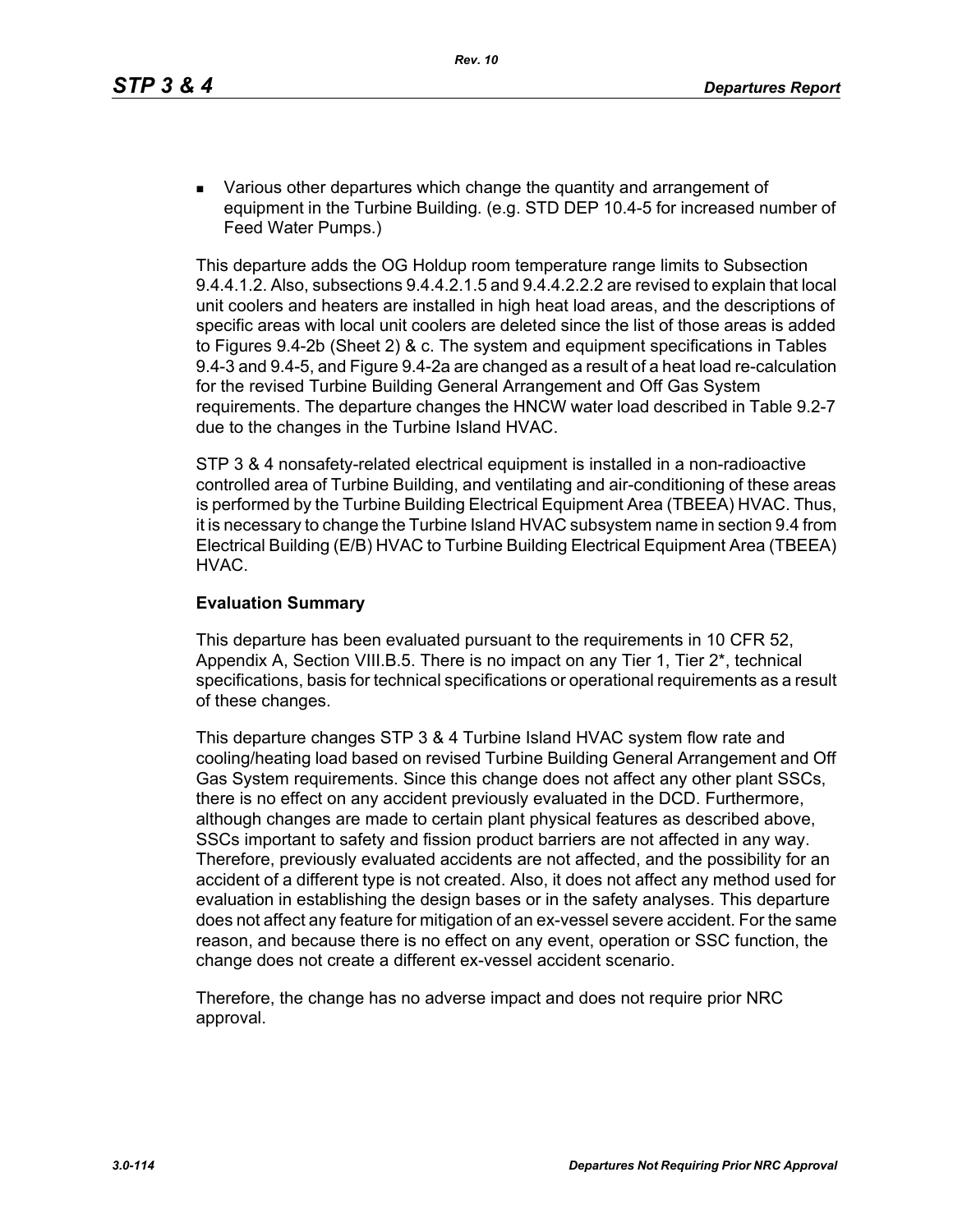- Various other departures which change the quantity and arrangement of equipment in the Turbine Building. (e.g. STD DEP 10.4-5 for increased number of Feed Water Pumps.)

This departure adds the OG Holdup room temperature range limits to Subsection 9.4.4.1.2. Also, subsections 9.4.4.2.1.5 and 9.4.4.2.2.2 are revised to explain that local unit coolers and heaters are installed in high heat load areas, and the descriptions of specific areas with local unit coolers are deleted since the list of those areas is added to Figures 9.4-2b (Sheet 2) & c. The system and equipment specifications in Tables 9.4-3 and 9.4-5, and Figure 9.4-2a are changed as a result of a heat load re-calculation for the revised Turbine Building General Arrangement and Off Gas System requirements. The departure changes the HNCW water load described in Table 9.2-7 due to the changes in the Turbine Island HVAC.

STP 3 & 4 nonsafety-related electrical equipment is installed in a non-radioactive controlled area of Turbine Building, and ventilating and air-conditioning of these areas is performed by the Turbine Building Electrical Equipment Area (TBEEA) HVAC. Thus, it is necessary to change the Turbine Island HVAC subsystem name in section 9.4 from Electrical Building (E/B) HVAC to Turbine Building Electrical Equipment Area (TBEEA) HVAC.

**Evaluation Summary**

This departure has been evaluated pursuant to the requirements in 10 CFR 52, Appendix A, Section VIII.B.5. There is no impact on any Tier 1, Tier 2*, technical specifications, basis for technical specifications or operational requirements as a result of these changes.

This departure changes STP 3 & 4 Turbine Island HVAC system flow rate and cooling/heating load based on revised Turbine Building General Arrangement and Off Gas System requirements. Since this change does not affect any other plant SSCs, there is no effect on any accident previously evaluated in the DCD. Furthermore, although changes are made to certain plant physical features as described above, SSCs important to safety and fission product barriers are not affected in any way. Therefore, previously evaluated accidents are not affected, and the possibility for an accident of a different type is not created. Also, it does not affect any method used for evaluation in establishing the design bases or in the safety analyses. This departure does not affect any feature for mitigation of an ex-vessel severe accident. For the same reason, and because there is no effect on any event, operation or SSC function, the change does not create a different ex-vessel accident scenario.

Therefore, the change has no adverse impact and does not require prior NRC approval.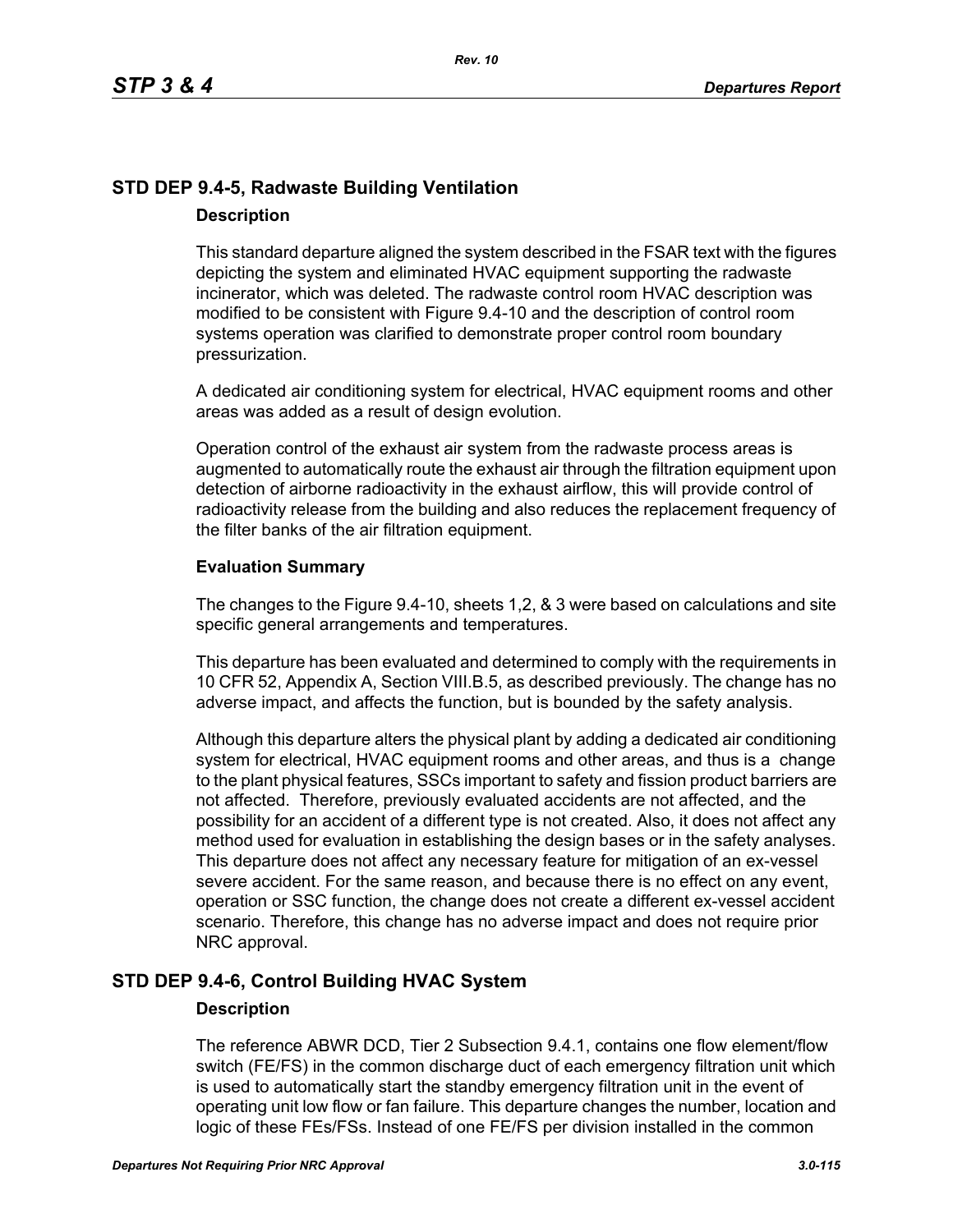## STD DEP 9.4-5, Radwaste Building Ventilation

### Description

This standard departure aligned the system described in the FSAR text with the figures depicting the system and eliminated HVAC equipment supporting the radwaste incinerator, which was deleted. The radwaste control room HVAC description was modified to be consistent with Figure 9.4-10 and the description of control room systems operation was clarified to demonstrate proper control room boundary pressurization.

A dedicated air conditioning system for electrical, HVAC equipment rooms and other areas was added as a result of design evolution.

Operation control of the exhaust air system from the radwaste process areas is augmented to automatically route the exhaust air through the filtration equipment upon detection of airborne radioactivity in the exhaust airflow, this will provide control of radioactivity release from the building and also reduces the replacement frequency of the filter banks of the air filtration equipment.

### Evaluation Summary

The changes to the Figure 9.4-10, sheets 1,2, & 3 were based on calculations and site specific general arrangements and temperatures.

This departure has been evaluated and determined to comply with the requirements in 10 CFR 52, Appendix A, Section VIII.B.5, as described previously. The change has no adverse impact, and affects the function, but is bounded by the safety analysis.

Although this departure alters the physical plant by adding a dedicated air conditioning system for electrical, HVAC equipment rooms and other areas, and thus is a change to the plant physical features, SSCs important to safety and fission product barriers are not affected. Therefore, previously evaluated accidents are not affected, and the possibility for an accident of a different type is not created. Also, it does not affect any method used for evaluation in establishing the design bases or in the safety analyses. This departure does not affect any necessary feature for mitigation of an ex-vessel severe accident. For the same reason, and because there is no effect on any event, operation or SSC function, the change does not create a different ex-vessel accident scenario. Therefore, this change has no adverse impact and does not require prior NRC approval.

## STD DEP 9.4-6, Control Building HVAC System

### Description

The reference ABWR DCD, Tier 2 Subsection 9.4.1, contains one flow element/flow switch (FE/FS) in the common discharge duct of each emergency filtration unit which is used to automatically start the standby emergency filtration unit in the event of operating unit low flow or fan failure. This departure changes the number, location and logic of these FEs/FSs. Instead of one FE/FS per division installed in the common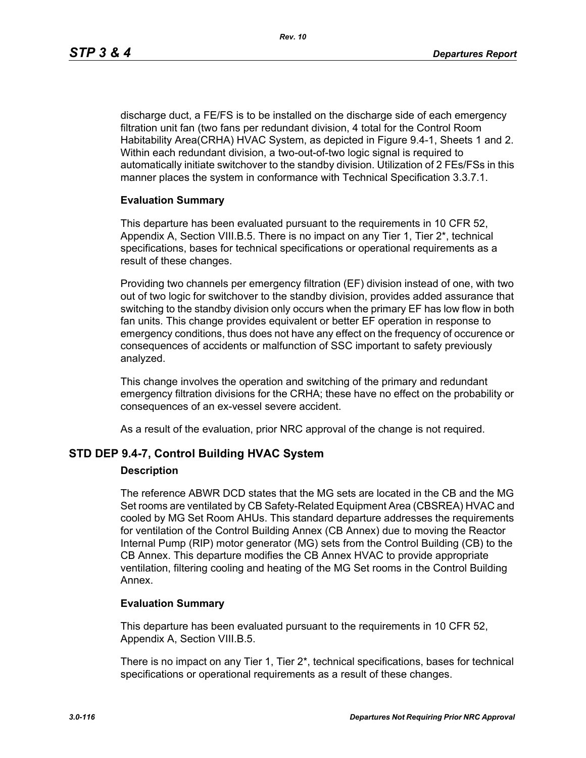discharge duct, a FE/FS is to be installed on the discharge side of each emergency filtration unit fan (two fans per redundant division, 4 total for the Control Room Habitability Area(CRHA) HVAC System, as depicted in Figure 9.4-1, Sheets 1 and 2. Within each redundant division, a two-out-of-two logic signal is required to automatically initiate switchover to the standby division. Utilization of 2 FEs/FSs in this manner places the system in conformance with Technical Specification 3.3.7.1.

**Evaluation Summary**

This departure has been evaluated pursuant to the requirements in 10 CFR 52, Appendix A, Section VIII.B.5. There is no impact on any Tier 1, Tier 2*, technical specifications, bases for technical specifications or operational requirements as a result of these changes.

Providing two channels per emergency filtration (EF) division instead of one, with two out of two logic for switchover to the standby division, provides added assurance that switching to the standby division only occurs when the primary EF has low flow in both fan units. This change provides equivalent or better EF operation in response to emergency conditions, thus does not have any effect on the frequency of occurence or consequences of accidents or malfunction of SSC important to safety previously analyzed.

This change involves the operation and switching of the primary and redundant emergency filtration divisions for the CRHA; these have no effect on the probability or consequences of an ex-vessel severe accident.

As a result of the evaluation, prior NRC approval of the change is not required.

## STD DEP 9.4-7, Control Building HVAC System

**Description**

The reference ABWR DCD states that the MG sets are located in the CB and the MG Set rooms are ventilated by CB Safety-Related Equipment Area (CBSREA) HVAC and cooled by MG Set Room AHUs. This standard departure addresses the requirements for ventilation of the Control Building Annex (CB Annex) due to moving the Reactor Internal Pump (RIP) motor generator (MG) sets from the Control Building (CB) to the CB Annex. This departure modifies the CB Annex HVAC to provide appropriate ventilation, filtering cooling and heating of the MG Set rooms in the Control Building Annex.

**Evaluation Summary**

This departure has been evaluated pursuant to the requirements in 10 CFR 52, Appendix A, Section VIII.B.5.

There is no impact on any Tier 1, Tier 2*, technical specifications, bases for technical specifications or operational requirements as a result of these changes.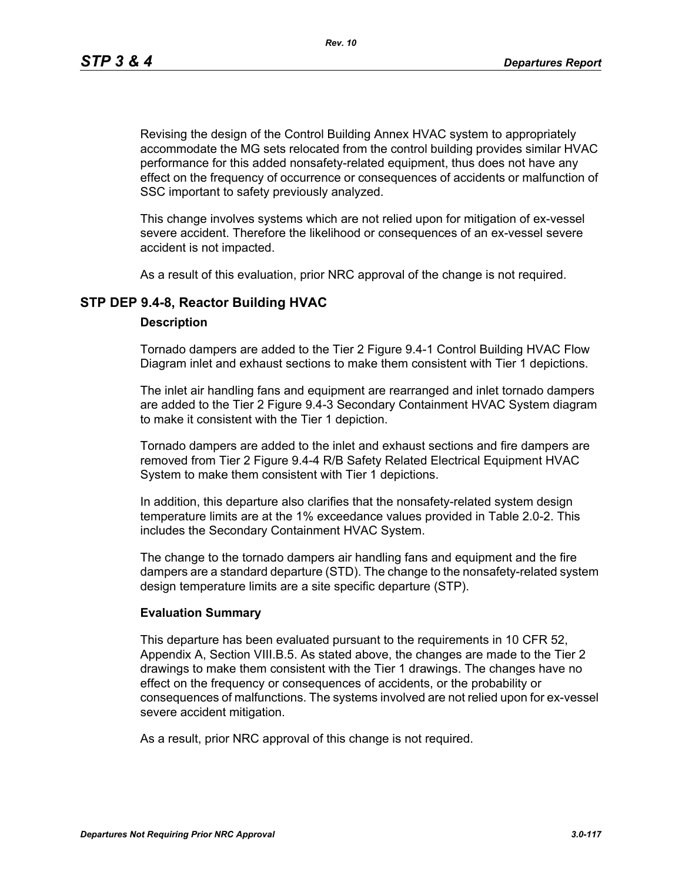Revising the design of the Control Building Annex HVAC system to appropriately accommodate the MG sets relocated from the control building provides similar HVAC performance for this added nonsafety-related equipment, thus does not have any effect on the frequency of occurrence or consequences of accidents or malfunction of SSC important to safety previously analyzed.

This change involves systems which are not relied upon for mitigation of ex-vessel severe accident. Therefore the likelihood or consequences of an ex-vessel severe accident is not impacted.

As a result of this evaluation, prior NRC approval of the change is not required.

## STP DEP 9.4-8, Reactor Building HVAC

### Description

Tornado dampers are added to the Tier 2 Figure 9.4-1 Control Building HVAC Flow Diagram inlet and exhaust sections to make them consistent with Tier 1 depictions.

The inlet air handling fans and equipment are rearranged and inlet tornado dampers are added to the Tier 2 Figure 9.4-3 Secondary Containment HVAC System diagram to make it consistent with the Tier 1 depiction.

Tornado dampers are added to the inlet and exhaust sections and fire dampers are removed from Tier 2 Figure 9.4-4 R/B Safety Related Electrical Equipment HVAC System to make them consistent with Tier 1 depictions.

In addition, this departure also clarifies that the nonsafety-related system design temperature limits are at the 1% exceedance values provided in Table 2.0-2. This includes the Secondary Containment HVAC System.

The change to the tornado dampers air handling fans and equipment and the fire dampers are a standard departure (STD). The change to the nonsafety-related system design temperature limits are a site specific departure (STP).

### Evaluation Summary

This departure has been evaluated pursuant to the requirements in 10 CFR 52, Appendix A, Section VIII.B.5. As stated above, the changes are made to the Tier 2 drawings to make them consistent with the Tier 1 drawings. The changes have no effect on the frequency or consequences of accidents, or the probability or consequences of malfunctions. The systems involved are not relied upon for ex-vessel severe accident mitigation.

As a result, prior NRC approval of this change is not required.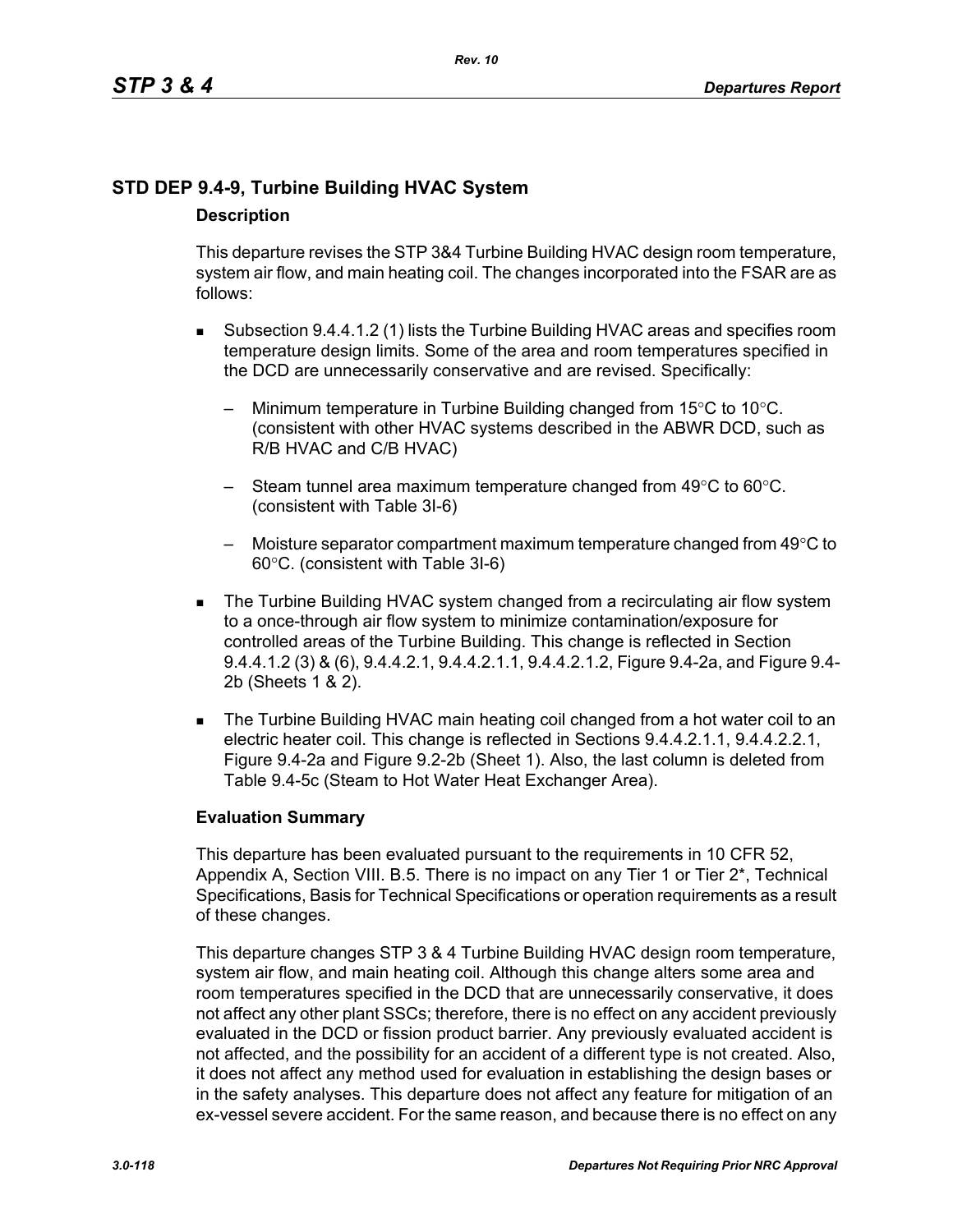## STD DEP 9.4-9, Turbine Building HVAC System

### Description

This departure revises the STP 3&4 Turbine Building HVAC design room temperature, system air flow, and main heating coil. The changes incorporated into the FSAR are as follows:

- Subsection 9.4.4.1.2 (1) lists the Turbine Building HVAC areas and specifies room temperature design limits. Some of the area and room temperatures specified in the DCD are unnecessarily conservative and are revised. Specifically:
  - Minimum temperature in Turbine Building changed from 15°C to 10°C. (consistent with other HVAC systems described in the ABWR DCD, such as R/B HVAC and C/B HVAC)
  - Steam tunnel area maximum temperature changed from 49°C to 60°C. (consistent with Table 3I-6)
  - Moisture separator compartment maximum temperature changed from 49°C to 60°C. (consistent with Table 3I-6)
- The Turbine Building HVAC system changed from a recirculating air flow system to a once-through air flow system to minimize contamination/exposure for controlled areas of the Turbine Building. This change is reflected in Section 9.4.4.1.2 (3) & (6), 9.4.4.2.1, 9.4.4.2.1.1, 9.4.4.2.1.2, Figure 9.4-2a, and Figure 9.4-2b (Sheets 1 & 2).
- The Turbine Building HVAC main heating coil changed from a hot water coil to an electric heater coil. This change is reflected in Sections 9.4.4.2.1.1, 9.4.4.2.2.1, Figure 9.4-2a and Figure 9.2-2b (Sheet 1). Also, the last column is deleted from Table 9.4-5c (Steam to Hot Water Heat Exchanger Area).

### Evaluation Summary

This departure has been evaluated pursuant to the requirements in 10 CFR 52, Appendix A, Section VIII. B.5. There is no impact on any Tier 1 or Tier 2*, Technical Specifications, Basis for Technical Specifications or operation requirements as a result of these changes.

This departure changes STP 3 & 4 Turbine Building HVAC design room temperature, system air flow, and main heating coil. Although this change alters some area and room temperatures specified in the DCD that are unnecessarily conservative, it does not affect any other plant SSCs; therefore, there is no effect on any accident previously evaluated in the DCD or fission product barrier. Any previously evaluated accident is not affected, and the possibility for an accident of a different type is not created. Also, it does not affect any method used for evaluation in establishing the design bases or in the safety analyses. This departure does not affect any feature for mitigation of an ex-vessel severe accident. For the same reason, and because there is no effect on any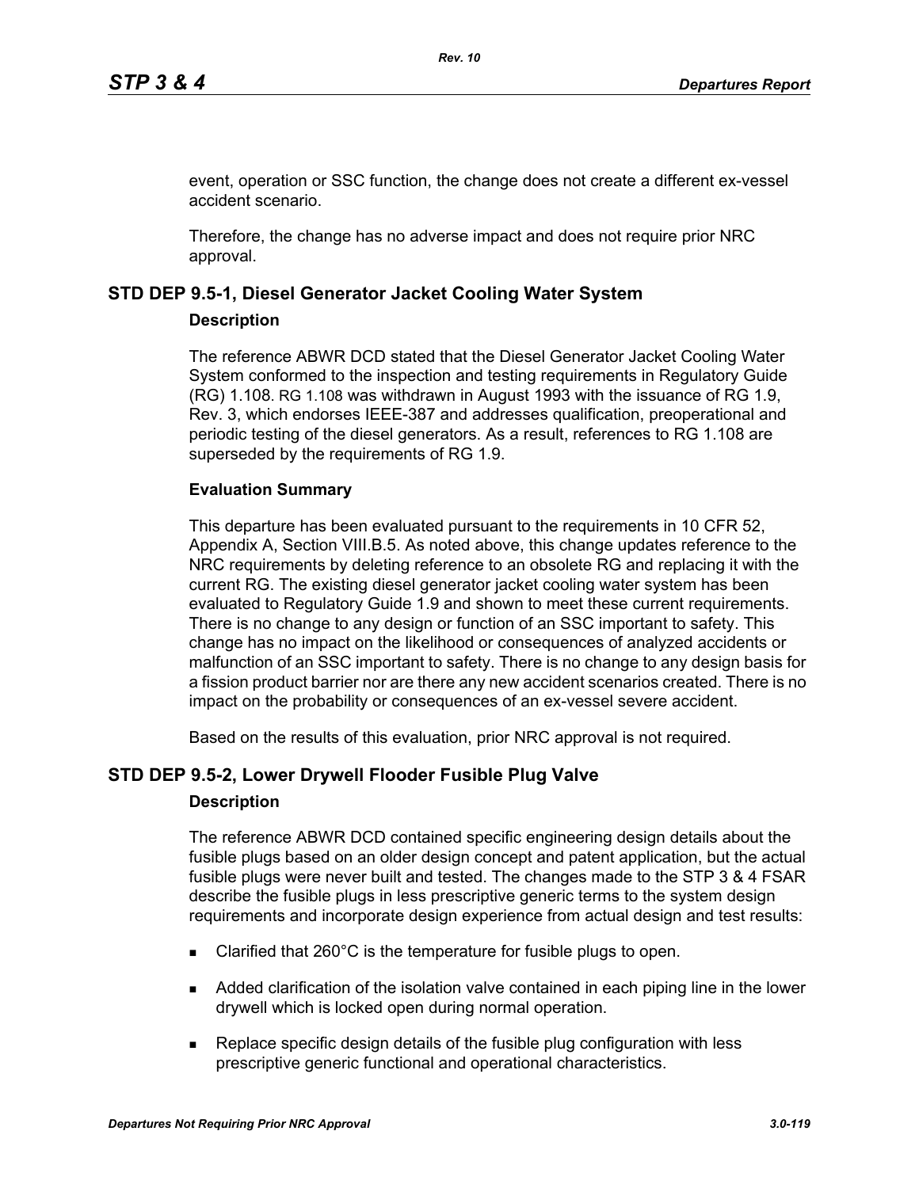event, operation or SSC function, the change does not create a different ex-vessel accident scenario.

Therefore, the change has no adverse impact and does not require prior NRC approval.

## STD DEP 9.5-1, Diesel Generator Jacket Cooling Water System

**Description**

The reference ABWR DCD stated that the Diesel Generator Jacket Cooling Water System conformed to the inspection and testing requirements in Regulatory Guide (RG) 1.108. RG 1.108 was withdrawn in August 1993 with the issuance of RG 1.9, Rev. 3, which endorses IEEE-387 and addresses qualification, preoperational and periodic testing of the diesel generators. As a result, references to RG 1.108 are superseded by the requirements of RG 1.9.

**Evaluation Summary**

This departure has been evaluated pursuant to the requirements in 10 CFR 52, Appendix A, Section VIII.B.5. As noted above, this change updates reference to the NRC requirements by deleting reference to an obsolete RG and replacing it with the current RG. The existing diesel generator jacket cooling water system has been evaluated to Regulatory Guide 1.9 and shown to meet these current requirements. There is no change to any design or function of an SSC important to safety. This change has no impact on the likelihood or consequences of analyzed accidents or malfunction of an SSC important to safety. There is no change to any design basis for a fission product barrier nor are there any new accident scenarios created. There is no impact on the probability or consequences of an ex-vessel severe accident.

Based on the results of this evaluation, prior NRC approval is not required.

## STD DEP 9.5-2, Lower Drywell Flooder Fusible Plug Valve

**Description**

The reference ABWR DCD contained specific engineering design details about the fusible plugs based on an older design concept and patent application, but the actual fusible plugs were never built and tested. The changes made to the STP 3 & 4 FSAR describe the fusible plugs in less prescriptive generic terms to the system design requirements and incorporate design experience from actual design and test results:

- Clarified that 260°C is the temperature for fusible plugs to open.
- Added clarification of the isolation valve contained in each piping line in the lower drywell which is locked open during normal operation.
- Replace specific design details of the fusible plug configuration with less prescriptive generic functional and operational characteristics.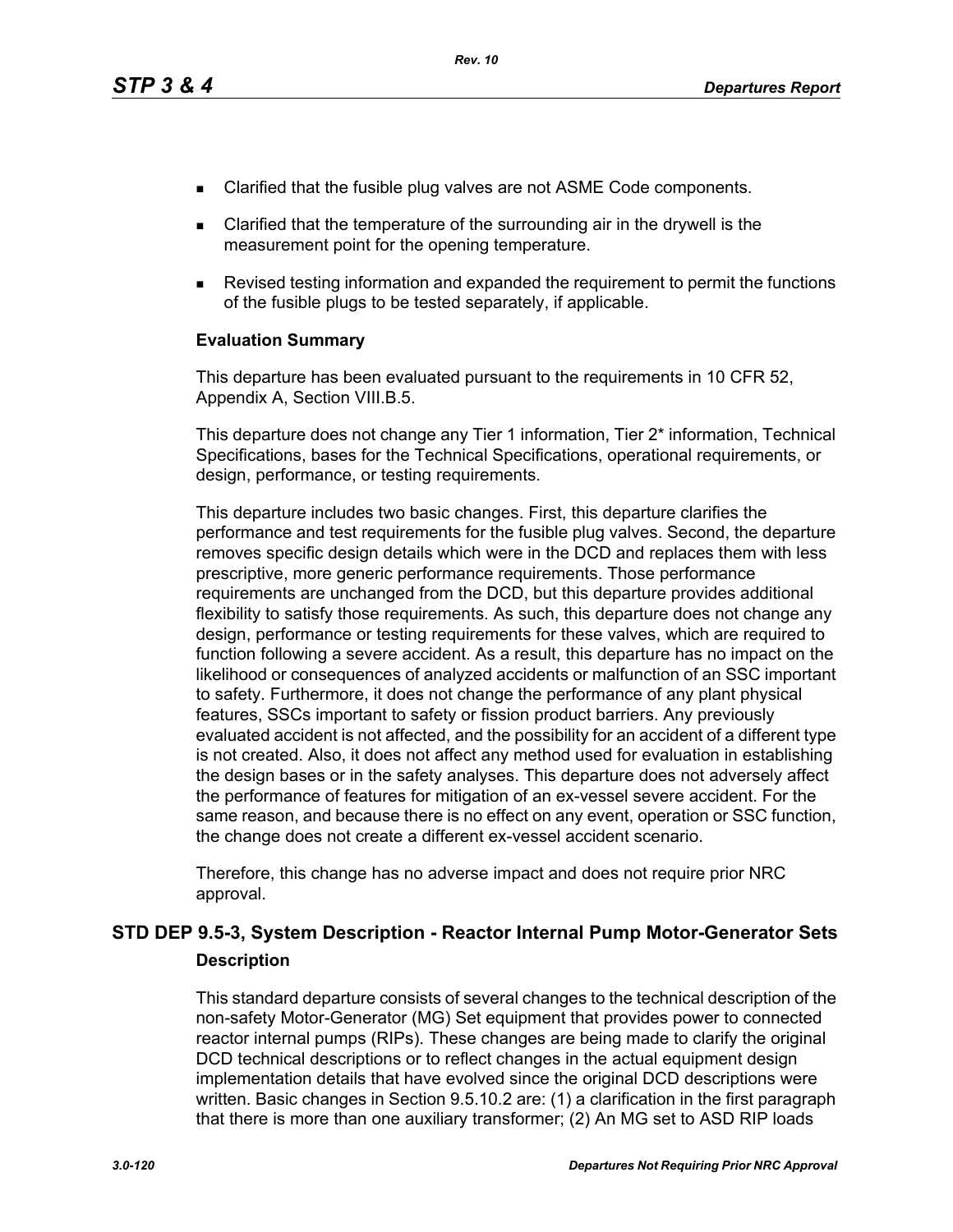- Clarified that the fusible plug valves are not ASME Code components.
- Clarified that the temperature of the surrounding air in the drywell is the measurement point for the opening temperature.
- Revised testing information and expanded the requirement to permit the functions of the fusible plugs to be tested separately, if applicable.

**Evaluation Summary**

This departure has been evaluated pursuant to the requirements in 10 CFR 52, Appendix A, Section VIII.B.5.

This departure does not change any Tier 1 information, Tier 2* information, Technical Specifications, bases for the Technical Specifications, operational requirements, or design, performance, or testing requirements.

This departure includes two basic changes. First, this departure clarifies the performance and test requirements for the fusible plug valves. Second, the departure removes specific design details which were in the DCD and replaces them with less prescriptive, more generic performance requirements. Those performance requirements are unchanged from the DCD, but this departure provides additional flexibility to satisfy those requirements. As such, this departure does not change any design, performance or testing requirements for these valves, which are required to function following a severe accident. As a result, this departure has no impact on the likelihood or consequences of analyzed accidents or malfunction of an SSC important to safety. Furthermore, it does not change the performance of any plant physical features, SSCs important to safety or fission product barriers. Any previously evaluated accident is not affected, and the possibility for an accident of a different type is not created. Also, it does not affect any method used for evaluation in establishing the design bases or in the safety analyses. This departure does not adversely affect the performance of features for mitigation of an ex-vessel severe accident. For the same reason, and because there is no effect on any event, operation or SSC function, the change does not create a different ex-vessel accident scenario.

Therefore, this change has no adverse impact and does not require prior NRC approval.

## STD DEP 9.5-3, System Description - Reactor Internal Pump Motor-Generator Sets

**Description**

This standard departure consists of several changes to the technical description of the non-safety Motor-Generator (MG) Set equipment that provides power to connected reactor internal pumps (RIPs). These changes are being made to clarify the original DCD technical descriptions or to reflect changes in the actual equipment design implementation details that have evolved since the original DCD descriptions were written. Basic changes in Section 9.5.10.2 are: (1) a clarification in the first paragraph that there is more than one auxiliary transformer; (2) An MG set to ASD RIP loads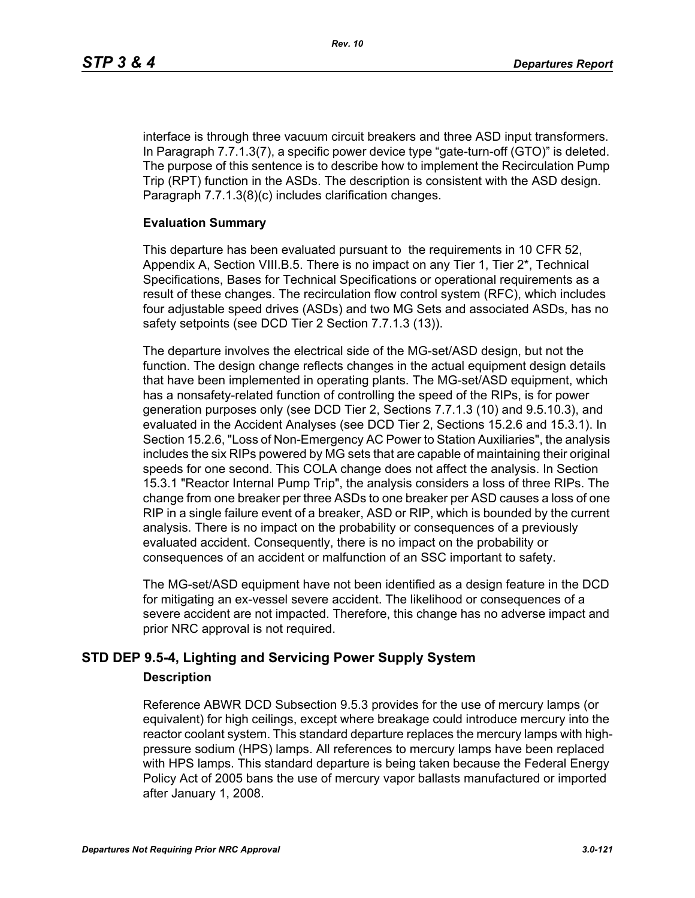interface is through three vacuum circuit breakers and three ASD input transformers. In Paragraph 7.7.1.3(7), a specific power device type “gate-turn-off (GTO)” is deleted. The purpose of this sentence is to describe how to implement the Recirculation Pump Trip (RPT) function in the ASDs. The description is consistent with the ASD design. Paragraph 7.7.1.3(8)(c) includes clarification changes.

**Evaluation Summary**

This departure has been evaluated pursuant to the requirements in 10 CFR 52, Appendix A, Section VIII.B.5. There is no impact on any Tier 1, Tier 2*, Technical Specifications, Bases for Technical Specifications or operational requirements as a result of these changes. The recirculation flow control system (RFC), which includes four adjustable speed drives (ASDs) and two MG Sets and associated ASDs, has no safety setpoints (see DCD Tier 2 Section 7.7.1.3 (13)).

The departure involves the electrical side of the MG-set/ASD design, but not the function. The design change reflects changes in the actual equipment design details that have been implemented in operating plants. The MG-set/ASD equipment, which has a nonsafety-related function of controlling the speed of the RIPs, is for power generation purposes only (see DCD Tier 2, Sections 7.7.1.3 (10) and 9.5.10.3), and evaluated in the Accident Analyses (see DCD Tier 2, Sections 15.2.6 and 15.3.1). In Section 15.2.6, "Loss of Non-Emergency AC Power to Station Auxiliaries", the analysis includes the six RIPs powered by MG sets that are capable of maintaining their original speeds for one second. This COLA change does not affect the analysis. In Section 15.3.1 "Reactor Internal Pump Trip", the analysis considers a loss of three RIPs. The change from one breaker per three ASDs to one breaker per ASD causes a loss of one RIP in a single failure event of a breaker, ASD or RIP, which is bounded by the current analysis. There is no impact on the probability or consequences of a previously evaluated accident. Consequently, there is no impact on the probability or consequences of an accident or malfunction of an SSC important to safety.

The MG-set/ASD equipment have not been identified as a design feature in the DCD for mitigating an ex-vessel severe accident. The likelihood or consequences of a severe accident are not impacted. Therefore, this change has no adverse impact and prior NRC approval is not required.

## STD DEP 9.5-4, Lighting and Servicing Power Supply System

**Description**

Reference ABWR DCD Subsection 9.5.3 provides for the use of mercury lamps (or equivalent) for high ceilings, except where breakage could introduce mercury into the reactor coolant system. This standard departure replaces the mercury lamps with high-pressure sodium (HPS) lamps. All references to mercury lamps have been replaced with HPS lamps. This standard departure is being taken because the Federal Energy Policy Act of 2005 bans the use of mercury vapor ballasts manufactured or imported after January 1, 2008.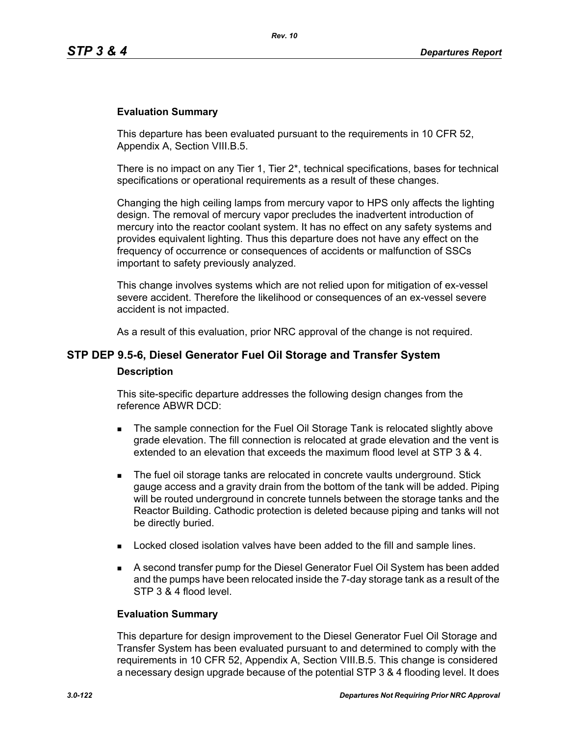### Evaluation Summary

This departure has been evaluated pursuant to the requirements in 10 CFR 52, Appendix A, Section VIII.B.5.

There is no impact on any Tier 1, Tier 2*, technical specifications, bases for technical specifications or operational requirements as a result of these changes.

Changing the high ceiling lamps from mercury vapor to HPS only affects the lighting design. The removal of mercury vapor precludes the inadvertent introduction of mercury into the reactor coolant system. It has no effect on any safety systems and provides equivalent lighting. Thus this departure does not have any effect on the frequency of occurrence or consequences of accidents or malfunction of SSCs important to safety previously analyzed.

This change involves systems which are not relied upon for mitigation of ex-vessel severe accident. Therefore the likelihood or consequences of an ex-vessel severe accident is not impacted.

As a result of this evaluation, prior NRC approval of the change is not required.

## STP DEP 9.5-6, Diesel Generator Fuel Oil Storage and Transfer System

### Description

This site-specific departure addresses the following design changes from the reference ABWR DCD:

- The sample connection for the Fuel Oil Storage Tank is relocated slightly above grade elevation. The fill connection is relocated at grade elevation and the vent is extended to an elevation that exceeds the maximum flood level at STP 3 & 4.
- The fuel oil storage tanks are relocated in concrete vaults underground. Stick gauge access and a gravity drain from the bottom of the tank will be added. Piping will be routed underground in concrete tunnels between the storage tanks and the Reactor Building. Cathodic protection is deleted because piping and tanks will not be directly buried.
- Locked closed isolation valves have been added to the fill and sample lines.
- A second transfer pump for the Diesel Generator Fuel Oil System has been added and the pumps have been relocated inside the 7-day storage tank as a result of the STP 3 & 4 flood level.

### Evaluation Summary

This departure for design improvement to the Diesel Generator Fuel Oil Storage and Transfer System has been evaluated pursuant to and determined to comply with the requirements in 10 CFR 52, Appendix A, Section VIII.B.5. This change is considered a necessary design upgrade because of the potential STP 3 & 4 flooding level. It does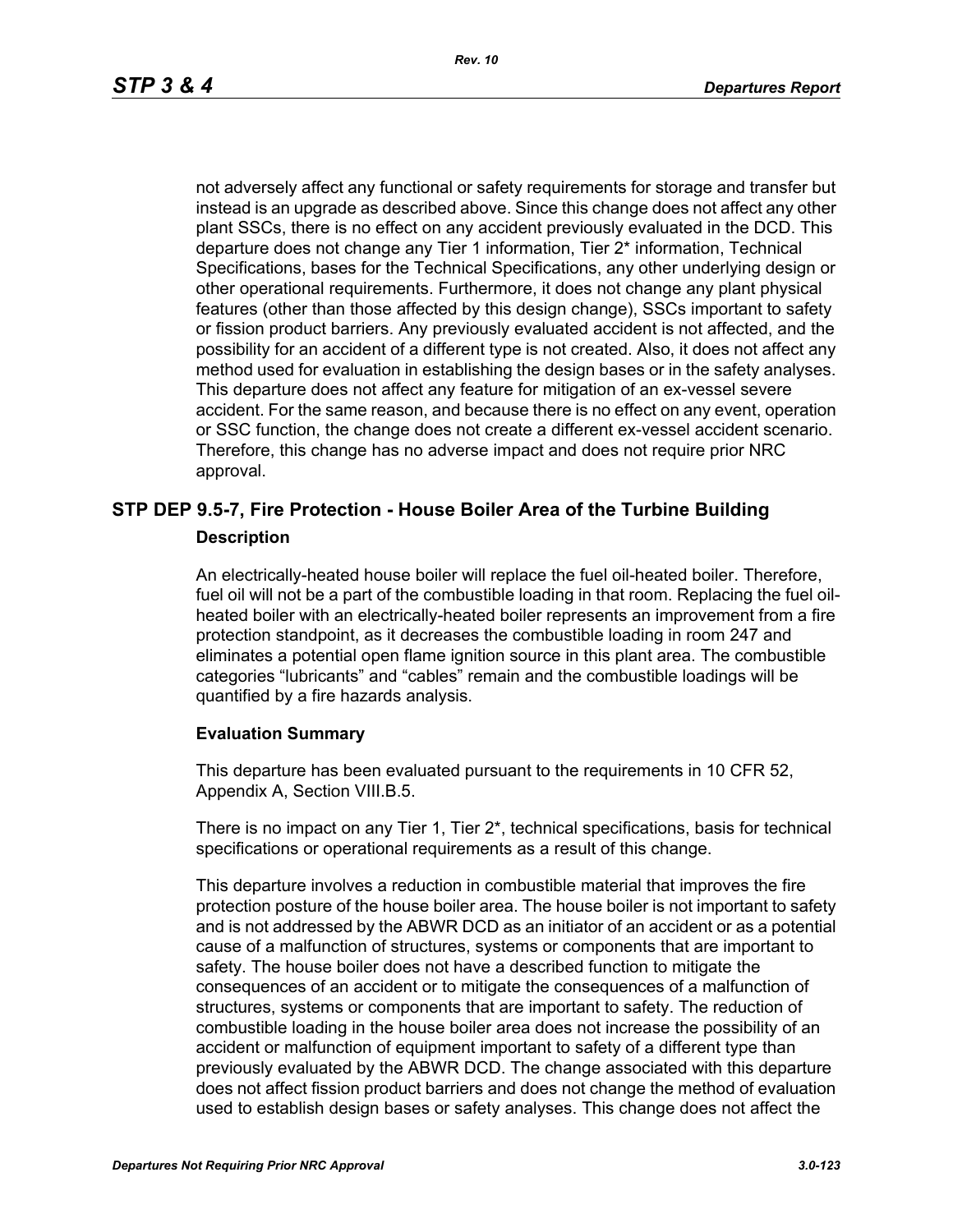not adversely affect any functional or safety requirements for storage and transfer but instead is an upgrade as described above. Since this change does not affect any other plant SSCs, there is no effect on any accident previously evaluated in the DCD. This departure does not change any Tier 1 information, Tier 2* information, Technical Specifications, bases for the Technical Specifications, any other underlying design or other operational requirements. Furthermore, it does not change any plant physical features (other than those affected by this design change), SSCs important to safety or fission product barriers. Any previously evaluated accident is not affected, and the possibility for an accident of a different type is not created. Also, it does not affect any method used for evaluation in establishing the design bases or in the safety analyses. This departure does not affect any feature for mitigation of an ex-vessel severe accident. For the same reason, and because there is no effect on any event, operation or SSC function, the change does not create a different ex-vessel accident scenario. Therefore, this change has no adverse impact and does not require prior NRC approval.

## STP DEP 9.5-7, Fire Protection - House Boiler Area of the Turbine Building

### Description

An electrically-heated house boiler will replace the fuel oil-heated boiler. Therefore, fuel oil will not be a part of the combustible loading in that room. Replacing the fuel oil-heated boiler with an electrically-heated boiler represents an improvement from a fire protection standpoint, as it decreases the combustible loading in room 247 and eliminates a potential open flame ignition source in this plant area. The combustible categories “lubricants” and “cables” remain and the combustible loadings will be quantified by a fire hazards analysis.

### Evaluation Summary

This departure has been evaluated pursuant to the requirements in 10 CFR 52, Appendix A, Section VIII.B.5.

There is no impact on any Tier 1, Tier 2*, technical specifications, basis for technical specifications or operational requirements as a result of this change.

This departure involves a reduction in combustible material that improves the fire protection posture of the house boiler area. The house boiler is not important to safety and is not addressed by the ABWR DCD as an initiator of an accident or as a potential cause of a malfunction of structures, systems or components that are important to safety. The house boiler does not have a described function to mitigate the consequences of an accident or to mitigate the consequences of a malfunction of structures, systems or components that are important to safety. The reduction of combustible loading in the house boiler area does not increase the possibility of an accident or malfunction of equipment important to safety of a different type than previously evaluated by the ABWR DCD. The change associated with this departure does not affect fission product barriers and does not change the method of evaluation used to establish design bases or safety analyses. This change does not affect the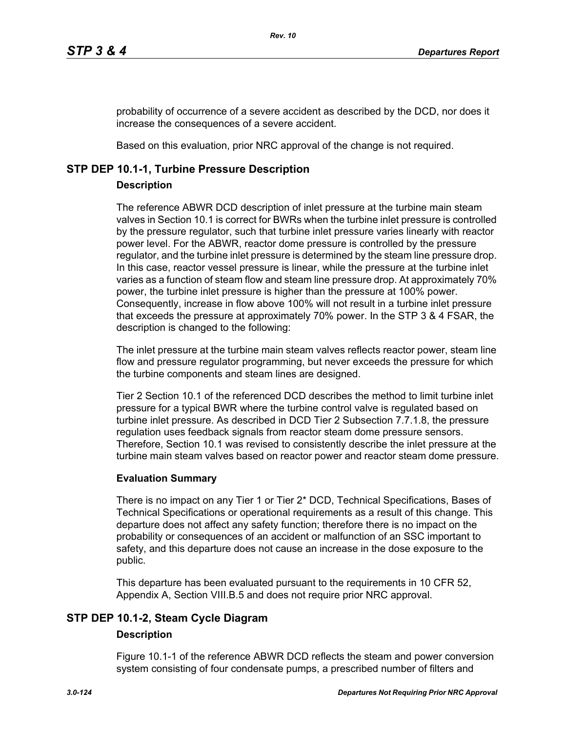probability of occurrence of a severe accident as described by the DCD, nor does it increase the consequences of a severe accident.

Based on this evaluation, prior NRC approval of the change is not required.

## STP DEP 10.1-1, Turbine Pressure Description

### Description

The reference ABWR DCD description of inlet pressure at the turbine main steam valves in Section 10.1 is correct for BWRs when the turbine inlet pressure is controlled by the pressure regulator, such that turbine inlet pressure varies linearly with reactor power level. For the ABWR, reactor dome pressure is controlled by the pressure regulator, and the turbine inlet pressure is determined by the steam line pressure drop. In this case, reactor vessel pressure is linear, while the pressure at the turbine inlet varies as a function of steam flow and steam line pressure drop. At approximately 70% power, the turbine inlet pressure is higher than the pressure at 100% power. Consequently, increase in flow above 100% will not result in a turbine inlet pressure that exceeds the pressure at approximately 70% power. In the STP 3 & 4 FSAR, the description is changed to the following:

The inlet pressure at the turbine main steam valves reflects reactor power, steam line flow and pressure regulator programming, but never exceeds the pressure for which the turbine components and steam lines are designed.

Tier 2 Section 10.1 of the referenced DCD describes the method to limit turbine inlet pressure for a typical BWR where the turbine control valve is regulated based on turbine inlet pressure. As described in DCD Tier 2 Subsection 7.7.1.8, the pressure regulation uses feedback signals from reactor steam dome pressure sensors. Therefore, Section 10.1 was revised to consistently describe the inlet pressure at the turbine main steam valves based on reactor power and reactor steam dome pressure.

### Evaluation Summary

There is no impact on any Tier 1 or Tier 2* DCD, Technical Specifications, Bases of Technical Specifications or operational requirements as a result of this change. This departure does not affect any safety function; therefore there is no impact on the probability or consequences of an accident or malfunction of an SSC important to safety, and this departure does not cause an increase in the dose exposure to the public.

This departure has been evaluated pursuant to the requirements in 10 CFR 52, Appendix A, Section VIII.B.5 and does not require prior NRC approval.

## STP DEP 10.1-2, Steam Cycle Diagram

### Description

Figure 10.1-1 of the reference ABWR DCD reflects the steam and power conversion system consisting of four condensate pumps, a prescribed number of filters and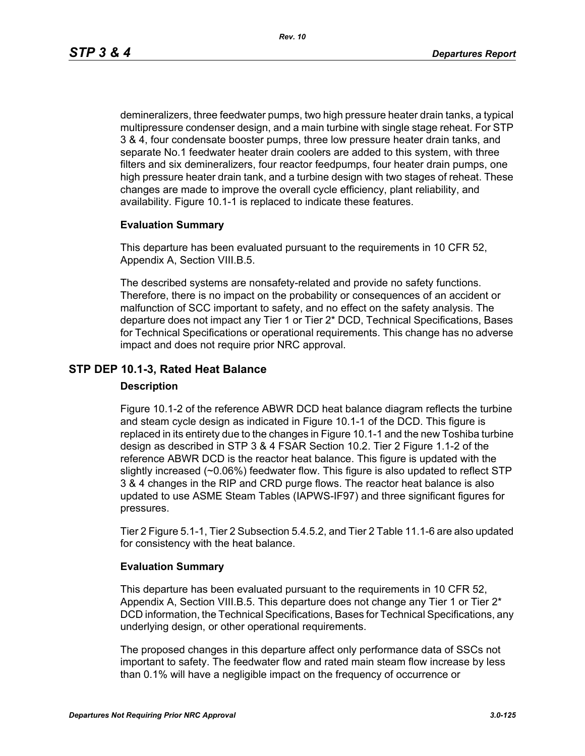demineralizers, three feedwater pumps, two high pressure heater drain tanks, a typical multipressure condenser design, and a main turbine with single stage reheat. For STP 3 & 4, four condensate booster pumps, three low pressure heater drain tanks, and separate No.1 feedwater heater drain coolers are added to this system, with three filters and six demineralizers, four reactor feedpumps, four heater drain pumps, one high pressure heater drain tank, and a turbine design with two stages of reheat. These changes are made to improve the overall cycle efficiency, plant reliability, and availability. Figure 10.1-1 is replaced to indicate these features.

**Evaluation Summary**

This departure has been evaluated pursuant to the requirements in 10 CFR 52, Appendix A, Section VIII.B.5.

The described systems are nonsafety-related and provide no safety functions. Therefore, there is no impact on the probability or consequences of an accident or malfunction of SCC important to safety, and no effect on the safety analysis. The departure does not impact any Tier 1 or Tier 2* DCD, Technical Specifications, Bases for Technical Specifications or operational requirements. This change has no adverse impact and does not require prior NRC approval.

## STP DEP 10.1-3, Rated Heat Balance

**Description**

Figure 10.1-2 of the reference ABWR DCD heat balance diagram reflects the turbine and steam cycle design as indicated in Figure 10.1-1 of the DCD. This figure is replaced in its entirety due to the changes in Figure 10.1-1 and the new Toshiba turbine design as described in STP 3 & 4 FSAR Section 10.2. Tier 2 Figure 1.1-2 of the reference ABWR DCD is the reactor heat balance. This figure is updated with the slightly increased (~0.06%) feedwater flow. This figure is also updated to reflect STP 3 & 4 changes in the RIP and CRD purge flows. The reactor heat balance is also updated to use ASME Steam Tables (IAPWS-IF97) and three significant figures for pressures.

Tier 2 Figure 5.1-1, Tier 2 Subsection 5.4.5.2, and Tier 2 Table 11.1-6 are also updated for consistency with the heat balance.

**Evaluation Summary**

This departure has been evaluated pursuant to the requirements in 10 CFR 52, Appendix A, Section VIII.B.5. This departure does not change any Tier 1 or Tier 2* DCD information, the Technical Specifications, Bases for Technical Specifications, any underlying design, or other operational requirements.

The proposed changes in this departure affect only performance data of SSCs not important to safety. The feedwater flow and rated main steam flow increase by less than 0.1% will have a negligible impact on the frequency of occurrence or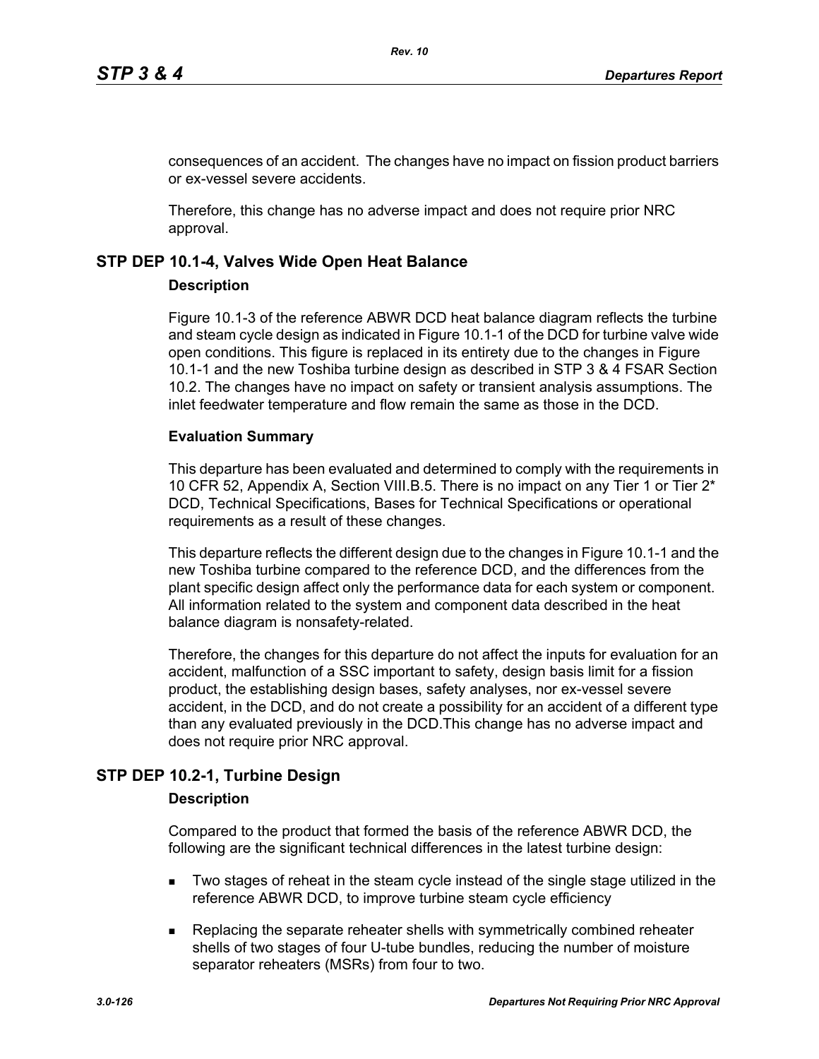consequences of an accident. The changes have no impact on fission product barriers or ex-vessel severe accidents.

Therefore, this change has no adverse impact and does not require prior NRC approval.

## STP DEP 10.1-4, Valves Wide Open Heat Balance

### Description

Figure 10.1-3 of the reference ABWR DCD heat balance diagram reflects the turbine and steam cycle design as indicated in Figure 10.1-1 of the DCD for turbine valve wide open conditions. This figure is replaced in its entirety due to the changes in Figure 10.1-1 and the new Toshiba turbine design as described in STP 3 & 4 FSAR Section 10.2. The changes have no impact on safety or transient analysis assumptions. The inlet feedwater temperature and flow remain the same as those in the DCD.

### Evaluation Summary

This departure has been evaluated and determined to comply with the requirements in 10 CFR 52, Appendix A, Section VIII.B.5. There is no impact on any Tier 1 or Tier 2* DCD, Technical Specifications, Bases for Technical Specifications or operational requirements as a result of these changes.

This departure reflects the different design due to the changes in Figure 10.1-1 and the new Toshiba turbine compared to the reference DCD, and the differences from the plant specific design affect only the performance data for each system or component. All information related to the system and component data described in the heat balance diagram is nonsafety-related.

Therefore, the changes for this departure do not affect the inputs for evaluation for an accident, malfunction of a SSC important to safety, design basis limit for a fission product, the establishing design bases, safety analyses, nor ex-vessel severe accident, in the DCD, and do not create a possibility for an accident of a different type than any evaluated previously in the DCD.This change has no adverse impact and does not require prior NRC approval.

## STP DEP 10.2-1, Turbine Design

### Description

Compared to the product that formed the basis of the reference ABWR DCD, the following are the significant technical differences in the latest turbine design:

- Two stages of reheat in the steam cycle instead of the single stage utilized in the reference ABWR DCD, to improve turbine steam cycle efficiency
- Replacing the separate reheater shells with symmetrically combined reheater shells of two stages of four U-tube bundles, reducing the number of moisture separator reheaters (MSRs) from four to two.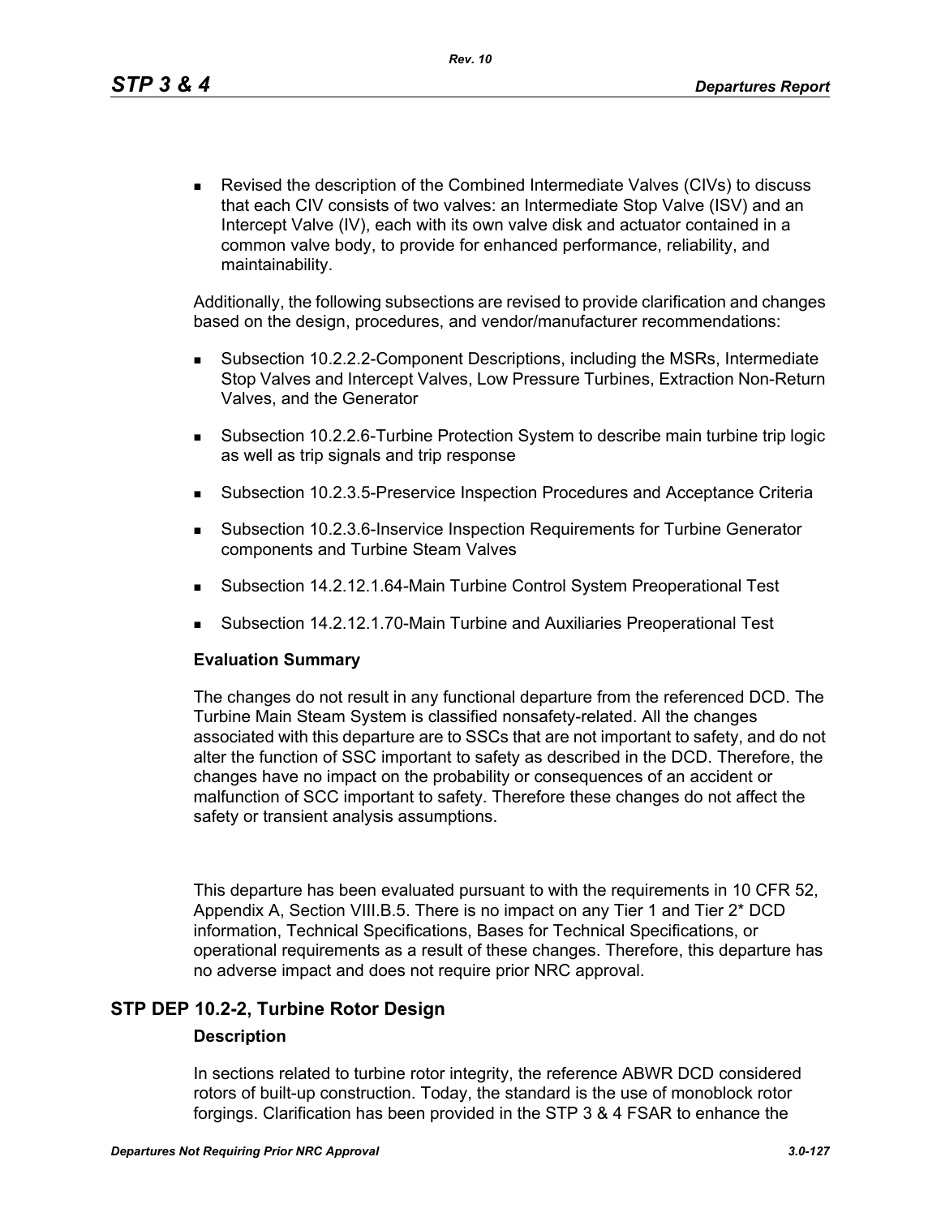- Revised the description of the Combined Intermediate Valves (CIVs) to discuss that each CIV consists of two valves: an Intermediate Stop Valve (ISV) and an Intercept Valve (IV), each with its own valve disk and actuator contained in a common valve body, to provide for enhanced performance, reliability, and maintainability.

Additionally, the following subsections are revised to provide clarification and changes based on the design, procedures, and vendor/manufacturer recommendations:

- Subsection 10.2.2.2-Component Descriptions, including the MSRs, Intermediate Stop Valves and Intercept Valves, Low Pressure Turbines, Extraction Non-Return Valves, and the Generator
- Subsection 10.2.2.6-Turbine Protection System to describe main turbine trip logic as well as trip signals and trip response
- Subsection 10.2.3.5-Preservice Inspection Procedures and Acceptance Criteria
- Subsection 10.2.3.6-Inservice Inspection Requirements for Turbine Generator components and Turbine Steam Valves
- Subsection 14.2.12.1.64-Main Turbine Control System Preoperational Test
- Subsection 14.2.12.1.70-Main Turbine and Auxiliaries Preoperational Test

**Evaluation Summary**

The changes do not result in any functional departure from the referenced DCD. The Turbine Main Steam System is classified nonsafety-related. All the changes associated with this departure are to SSCs that are not important to safety, and do not alter the function of SSC important to safety as described in the DCD. Therefore, the changes have no impact on the probability or consequences of an accident or malfunction of SCC important to safety. Therefore these changes do not affect the safety or transient analysis assumptions.

This departure has been evaluated pursuant to with the requirements in 10 CFR 52, Appendix A, Section VIII.B.5. There is no impact on any Tier 1 and Tier 2* DCD information, Technical Specifications, Bases for Technical Specifications, or operational requirements as a result of these changes. Therefore, this departure has no adverse impact and does not require prior NRC approval.

## STP DEP 10.2-2, Turbine Rotor Design

**Description**

In sections related to turbine rotor integrity, the reference ABWR DCD considered rotors of built-up construction. Today, the standard is the use of monoblock rotor forgings. Clarification has been provided in the STP 3 & 4 FSAR to enhance the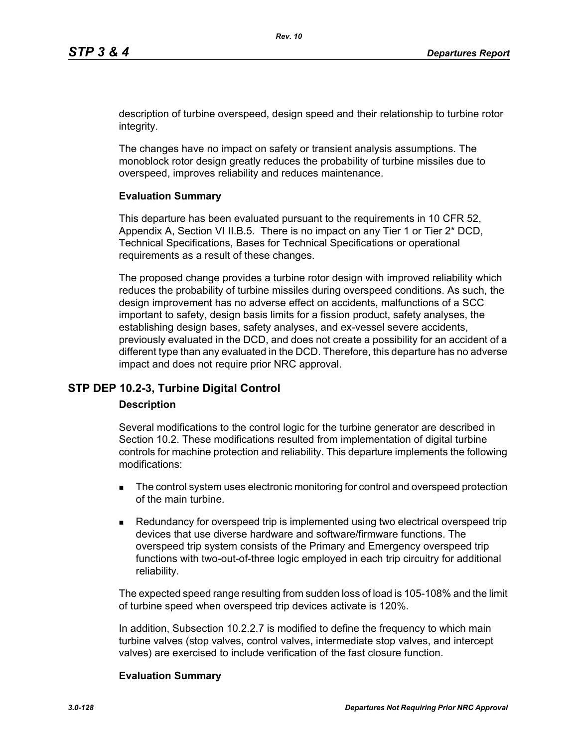description of turbine overspeed, design speed and their relationship to turbine rotor integrity.

The changes have no impact on safety or transient analysis assumptions. The monoblock rotor design greatly reduces the probability of turbine missiles due to overspeed, improves reliability and reduces maintenance.

**Evaluation Summary**

This departure has been evaluated pursuant to the requirements in 10 CFR 52, Appendix A, Section VI II.B.5. There is no impact on any Tier 1 or Tier 2* DCD, Technical Specifications, Bases for Technical Specifications or operational requirements as a result of these changes.

The proposed change provides a turbine rotor design with improved reliability which reduces the probability of turbine missiles during overspeed conditions. As such, the design improvement has no adverse effect on accidents, malfunctions of a SCC important to safety, design basis limits for a fission product, safety analyses, the establishing design bases, safety analyses, and ex-vessel severe accidents, previously evaluated in the DCD, and does not create a possibility for an accident of a different type than any evaluated in the DCD. Therefore, this departure has no adverse impact and does not require prior NRC approval.

## STP DEP 10.2-3, Turbine Digital Control

**Description**

Several modifications to the control logic for the turbine generator are described in Section 10.2. These modifications resulted from implementation of digital turbine controls for machine protection and reliability. This departure implements the following modifications:

- The control system uses electronic monitoring for control and overspeed protection of the main turbine.
- Redundancy for overspeed trip is implemented using two electrical overspeed trip devices that use diverse hardware and software/firmware functions. The overspeed trip system consists of the Primary and Emergency overspeed trip functions with two-out-of-three logic employed in each trip circuitry for additional reliability.

The expected speed range resulting from sudden loss of load is 105-108% and the limit of turbine speed when overspeed trip devices activate is 120%.

In addition, Subsection 10.2.2.7 is modified to define the frequency to which main turbine valves (stop valves, control valves, intermediate stop valves, and intercept valves) are exercised to include verification of the fast closure function.

**Evaluation Summary**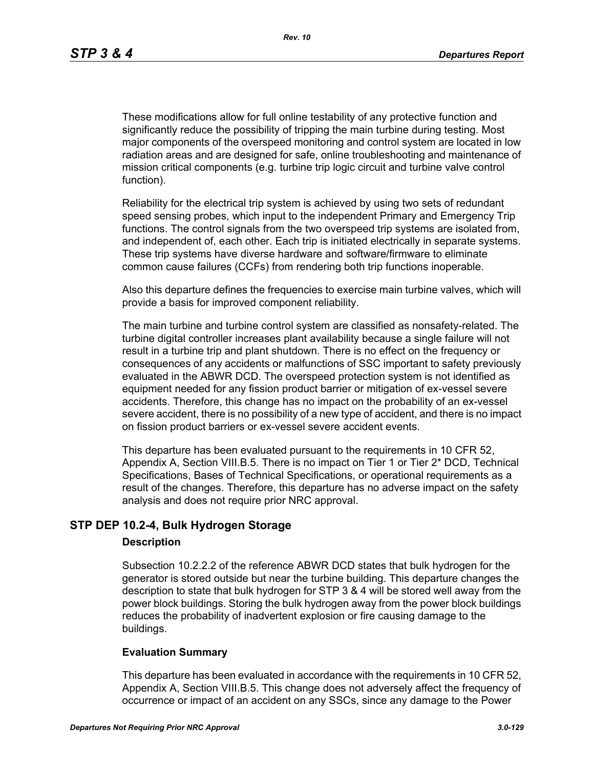These modifications allow for full online testability of any protective function and significantly reduce the possibility of tripping the main turbine during testing. Most major components of the overspeed monitoring and control system are located in low radiation areas and are designed for safe, online troubleshooting and maintenance of mission critical components (e.g. turbine trip logic circuit and turbine valve control function).

Reliability for the electrical trip system is achieved by using two sets of redundant speed sensing probes, which input to the independent Primary and Emergency Trip functions. The control signals from the two overspeed trip systems are isolated from, and independent of, each other. Each trip is initiated electrically in separate systems. These trip systems have diverse hardware and software/firmware to eliminate common cause failures (CCFs) from rendering both trip functions inoperable.

Also this departure defines the frequencies to exercise main turbine valves, which will provide a basis for improved component reliability.

The main turbine and turbine control system are classified as nonsafety-related. The turbine digital controller increases plant availability because a single failure will not result in a turbine trip and plant shutdown. There is no effect on the frequency or consequences of any accidents or malfunctions of SSC important to safety previously evaluated in the ABWR DCD. The overspeed protection system is not identified as equipment needed for any fission product barrier or mitigation of ex-vessel severe accidents. Therefore, this change has no impact on the probability of an ex-vessel severe accident, there is no possibility of a new type of accident, and there is no impact on fission product barriers or ex-vessel severe accident events.

This departure has been evaluated pursuant to the requirements in 10 CFR 52, Appendix A, Section VIII.B.5. There is no impact on Tier 1 or Tier 2* DCD, Technical Specifications, Bases of Technical Specifications, or operational requirements as a result of the changes. Therefore, this departure has no adverse impact on the safety analysis and does not require prior NRC approval.

## STP DEP 10.2-4, Bulk Hydrogen Storage

### Description

Subsection 10.2.2.2 of the reference ABWR DCD states that bulk hydrogen for the generator is stored outside but near the turbine building. This departure changes the description to state that bulk hydrogen for STP 3 & 4 will be stored well away from the power block buildings. Storing the bulk hydrogen away from the power block buildings reduces the probability of inadvertent explosion or fire causing damage to the buildings.

### Evaluation Summary

This departure has been evaluated in accordance with the requirements in 10 CFR 52, Appendix A, Section VIII.B.5. This change does not adversely affect the frequency of occurrence or impact of an accident on any SSCs, since any damage to the Power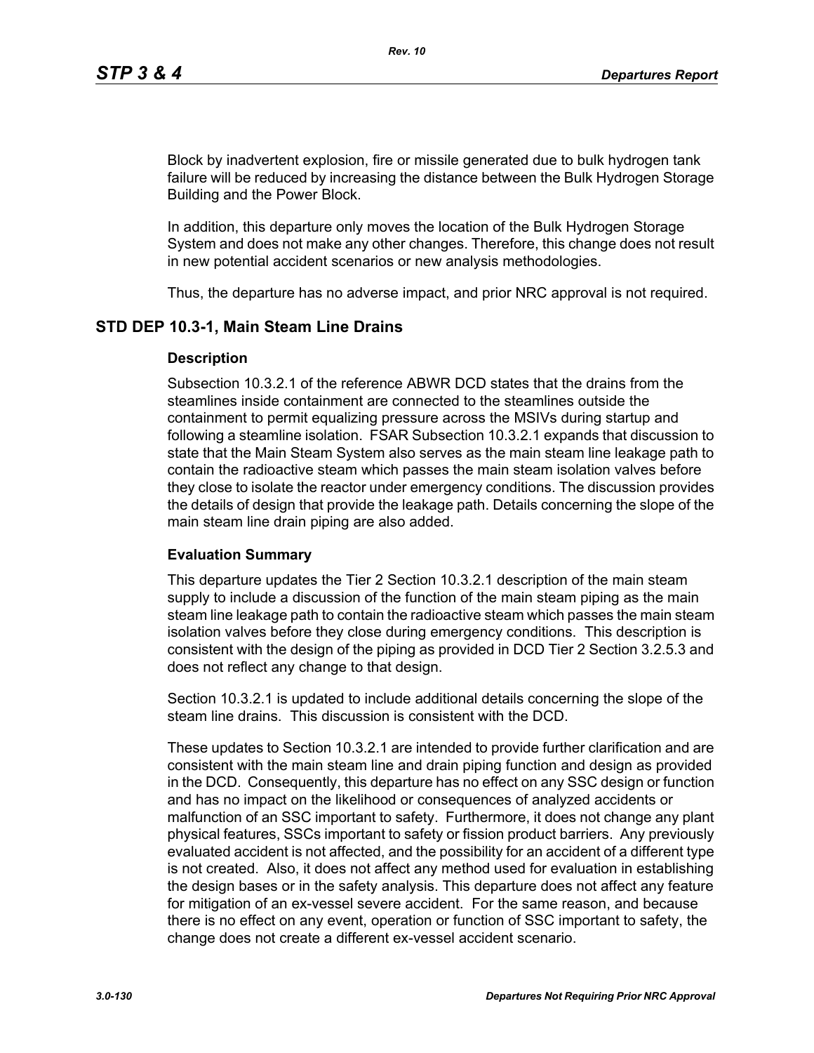Block by inadvertent explosion, fire or missile generated due to bulk hydrogen tank failure will be reduced by increasing the distance between the Bulk Hydrogen Storage Building and the Power Block.

In addition, this departure only moves the location of the Bulk Hydrogen Storage System and does not make any other changes. Therefore, this change does not result in new potential accident scenarios or new analysis methodologies.

Thus, the departure has no adverse impact, and prior NRC approval is not required.

## STD DEP 10.3-1, Main Steam Line Drains

### Description

Subsection 10.3.2.1 of the reference ABWR DCD states that the drains from the steamlines inside containment are connected to the steamlines outside the containment to permit equalizing pressure across the MSIVs during startup and following a steamline isolation. FSAR Subsection 10.3.2.1 expands that discussion to state that the Main Steam System also serves as the main steam line leakage path to contain the radioactive steam which passes the main steam isolation valves before they close to isolate the reactor under emergency conditions. The discussion provides the details of design that provide the leakage path. Details concerning the slope of the main steam line drain piping are also added.

### Evaluation Summary

This departure updates the Tier 2 Section 10.3.2.1 description of the main steam supply to include a discussion of the function of the main steam piping as the main steam line leakage path to contain the radioactive steam which passes the main steam isolation valves before they close during emergency conditions. This description is consistent with the design of the piping as provided in DCD Tier 2 Section 3.2.5.3 and does not reflect any change to that design.

Section 10.3.2.1 is updated to include additional details concerning the slope of the steam line drains. This discussion is consistent with the DCD.

These updates to Section 10.3.2.1 are intended to provide further clarification and are consistent with the main steam line and drain piping function and design as provided in the DCD. Consequently, this departure has no effect on any SSC design or function and has no impact on the likelihood or consequences of analyzed accidents or malfunction of an SSC important to safety. Furthermore, it does not change any plant physical features, SSCs important to safety or fission product barriers. Any previously evaluated accident is not affected, and the possibility for an accident of a different type is not created. Also, it does not affect any method used for evaluation in establishing the design bases or in the safety analysis. This departure does not affect any feature for mitigation of an ex-vessel severe accident. For the same reason, and because there is no effect on any event, operation or function of SSC important to safety, the change does not create a different ex-vessel accident scenario.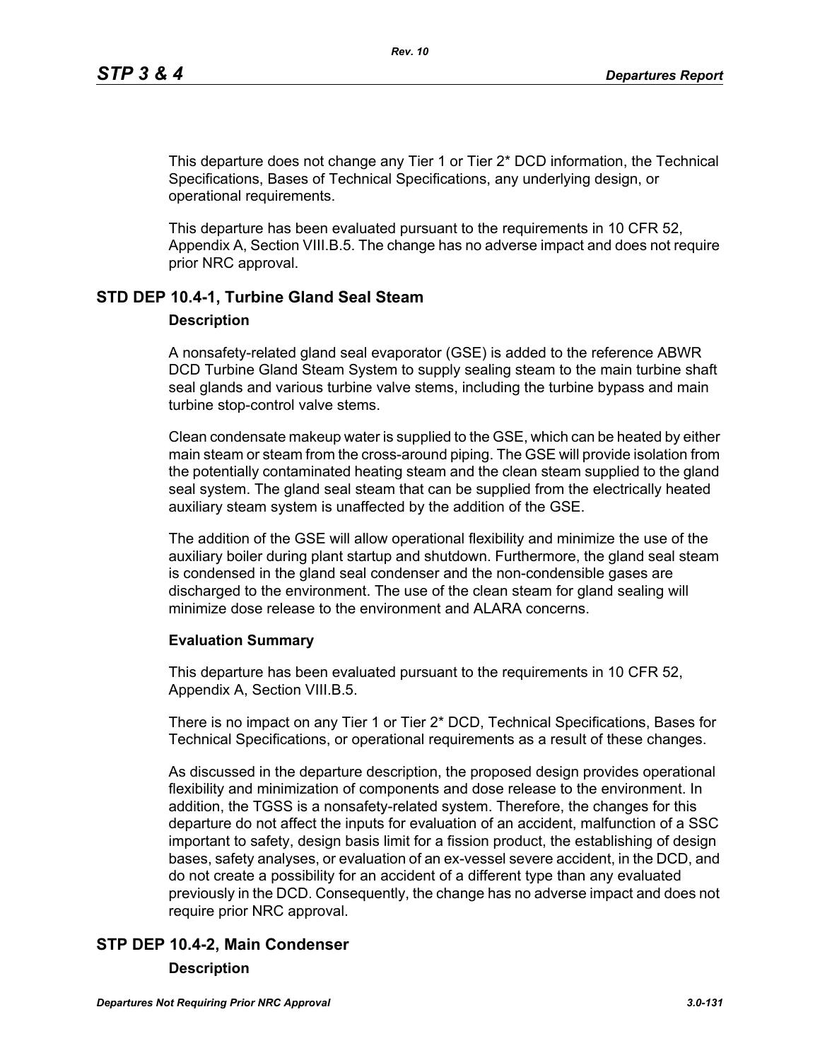This departure does not change any Tier 1 or Tier 2* DCD information, the Technical Specifications, Bases of Technical Specifications, any underlying design, or operational requirements.

This departure has been evaluated pursuant to the requirements in 10 CFR 52, Appendix A, Section VIII.B.5. The change has no adverse impact and does not require prior NRC approval.

## STD DEP 10.4-1, Turbine Gland Seal Steam

### Description

A nonsafety-related gland seal evaporator (GSE) is added to the reference ABWR DCD Turbine Gland Steam System to supply sealing steam to the main turbine shaft seal glands and various turbine valve stems, including the turbine bypass and main turbine stop-control valve stems.

Clean condensate makeup water is supplied to the GSE, which can be heated by either main steam or steam from the cross-around piping. The GSE will provide isolation from the potentially contaminated heating steam and the clean steam supplied to the gland seal system. The gland seal steam that can be supplied from the electrically heated auxiliary steam system is unaffected by the addition of the GSE.

The addition of the GSE will allow operational flexibility and minimize the use of the auxiliary boiler during plant startup and shutdown. Furthermore, the gland seal steam is condensed in the gland seal condenser and the non-condensible gases are discharged to the environment. The use of the clean steam for gland sealing will minimize dose release to the environment and ALARA concerns.

### Evaluation Summary

This departure has been evaluated pursuant to the requirements in 10 CFR 52, Appendix A, Section VIII.B.5.

There is no impact on any Tier 1 or Tier 2* DCD, Technical Specifications, Bases for Technical Specifications, or operational requirements as a result of these changes.

As discussed in the departure description, the proposed design provides operational flexibility and minimization of components and dose release to the environment. In addition, the TGSS is a nonsafety-related system. Therefore, the changes for this departure do not affect the inputs for evaluation of an accident, malfunction of a SSC important to safety, design basis limit for a fission product, the establishing of design bases, safety analyses, or evaluation of an ex-vessel severe accident, in the DCD, and do not create a possibility for an accident of a different type than any evaluated previously in the DCD. Consequently, the change has no adverse impact and does not require prior NRC approval.

## STP DEP 10.4-2, Main Condenser

### Description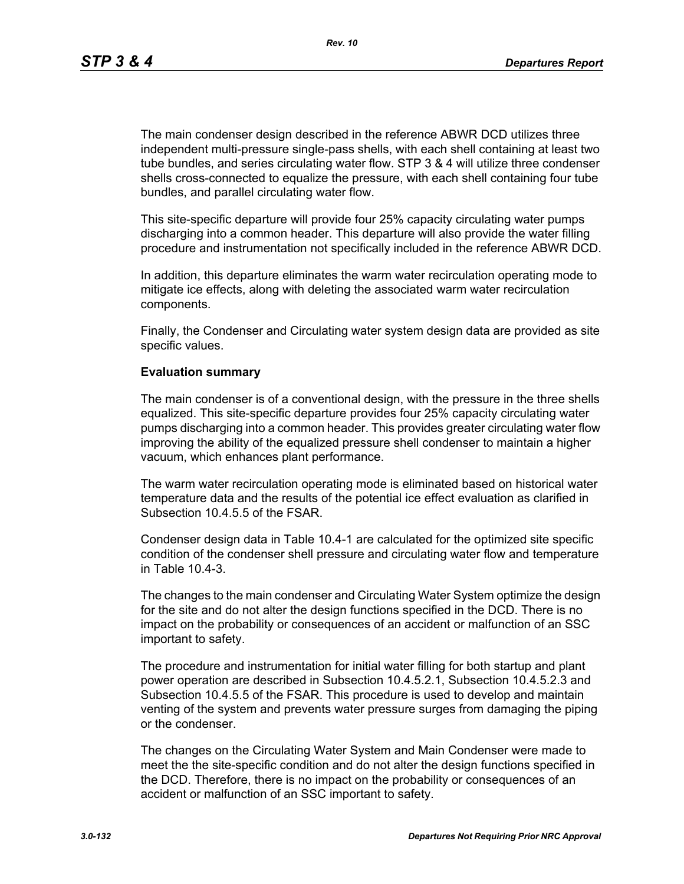The main condenser design described in the reference ABWR DCD utilizes three independent multi-pressure single-pass shells, with each shell containing at least two tube bundles, and series circulating water flow. STP 3 & 4 will utilize three condenser shells cross-connected to equalize the pressure, with each shell containing four tube bundles, and parallel circulating water flow.

This site-specific departure will provide four 25% capacity circulating water pumps discharging into a common header. This departure will also provide the water filling procedure and instrumentation not specifically included in the reference ABWR DCD.

In addition, this departure eliminates the warm water recirculation operating mode to mitigate ice effects, along with deleting the associated warm water recirculation components.

Finally, the Condenser and Circulating water system design data are provided as site specific values.

**Evaluation summary**

The main condenser is of a conventional design, with the pressure in the three shells equalized. This site-specific departure provides four 25% capacity circulating water pumps discharging into a common header. This provides greater circulating water flow improving the ability of the equalized pressure shell condenser to maintain a higher vacuum, which enhances plant performance.

The warm water recirculation operating mode is eliminated based on historical water temperature data and the results of the potential ice effect evaluation as clarified in Subsection 10.4.5.5 of the FSAR.

Condenser design data in Table 10.4-1 are calculated for the optimized site specific condition of the condenser shell pressure and circulating water flow and temperature in Table 10.4-3.

The changes to the main condenser and Circulating Water System optimize the design for the site and do not alter the design functions specified in the DCD. There is no impact on the probability or consequences of an accident or malfunction of an SSC important to safety.

The procedure and instrumentation for initial water filling for both startup and plant power operation are described in Subsection 10.4.5.2.1, Subsection 10.4.5.2.3 and Subsection 10.4.5.5 of the FSAR. This procedure is used to develop and maintain venting of the system and prevents water pressure surges from damaging the piping or the condenser.

The changes on the Circulating Water System and Main Condenser were made to meet the the site-specific condition and do not alter the design functions specified in the DCD. Therefore, there is no impact on the probability or consequences of an accident or malfunction of an SSC important to safety.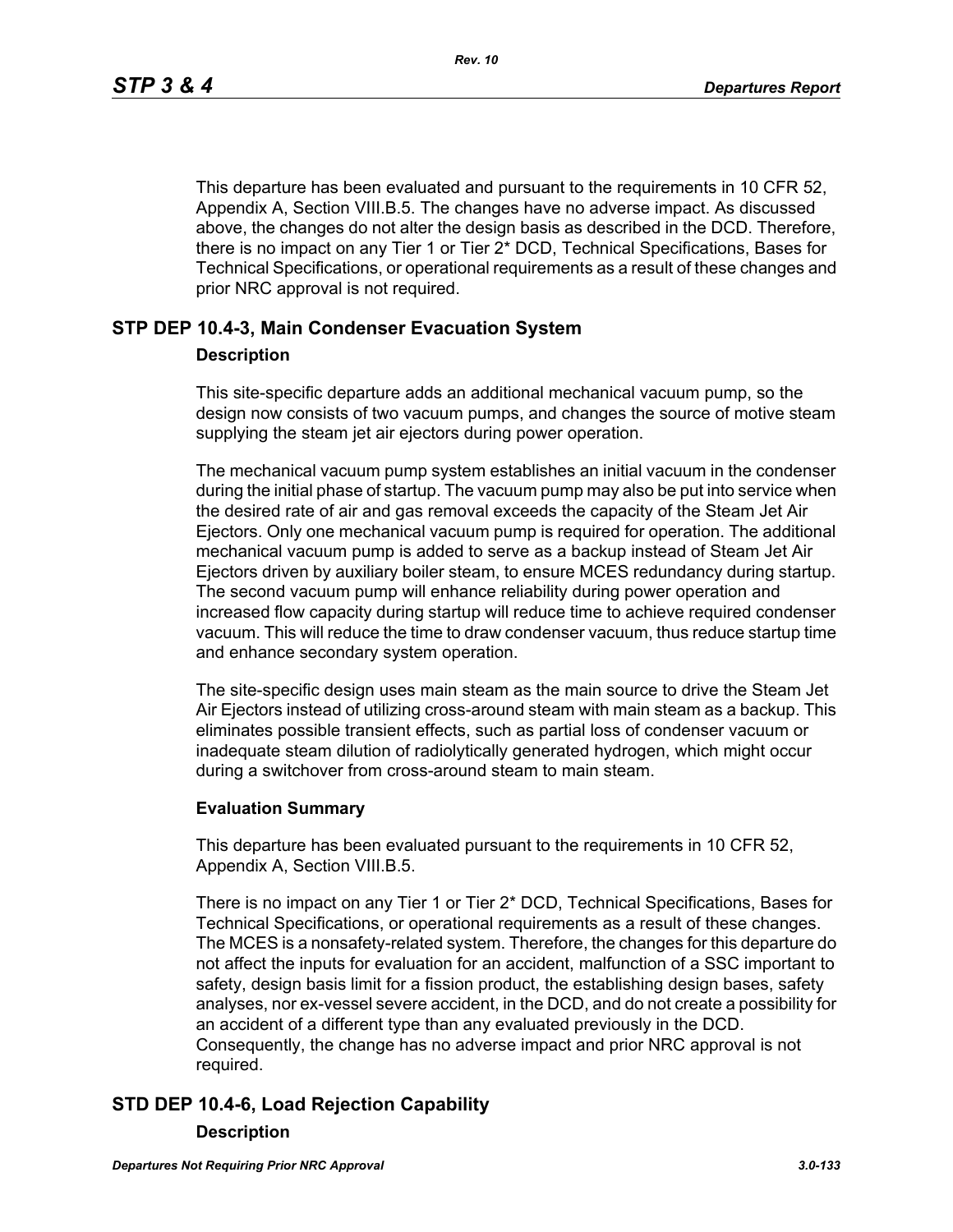This departure has been evaluated and pursuant to the requirements in 10 CFR 52, Appendix A, Section VIII.B.5. The changes have no adverse impact. As discussed above, the changes do not alter the design basis as described in the DCD. Therefore, there is no impact on any Tier 1 or Tier 2* DCD, Technical Specifications, Bases for Technical Specifications, or operational requirements as a result of these changes and prior NRC approval is not required.

## STP DEP 10.4-3, Main Condenser Evacuation System

### Description

This site-specific departure adds an additional mechanical vacuum pump, so the design now consists of two vacuum pumps, and changes the source of motive steam supplying the steam jet air ejectors during power operation.

The mechanical vacuum pump system establishes an initial vacuum in the condenser during the initial phase of startup. The vacuum pump may also be put into service when the desired rate of air and gas removal exceeds the capacity of the Steam Jet Air Ejectors. Only one mechanical vacuum pump is required for operation. The additional mechanical vacuum pump is added to serve as a backup instead of Steam Jet Air Ejectors driven by auxiliary boiler steam, to ensure MCES redundancy during startup. The second vacuum pump will enhance reliability during power operation and increased flow capacity during startup will reduce time to achieve required condenser vacuum. This will reduce the time to draw condenser vacuum, thus reduce startup time and enhance secondary system operation.

The site-specific design uses main steam as the main source to drive the Steam Jet Air Ejectors instead of utilizing cross-around steam with main steam as a backup. This eliminates possible transient effects, such as partial loss of condenser vacuum or inadequate steam dilution of radiolytically generated hydrogen, which might occur during a switchover from cross-around steam to main steam.

### Evaluation Summary

This departure has been evaluated pursuant to the requirements in 10 CFR 52, Appendix A, Section VIII.B.5.

There is no impact on any Tier 1 or Tier 2* DCD, Technical Specifications, Bases for Technical Specifications, or operational requirements as a result of these changes. The MCES is a nonsafety-related system. Therefore, the changes for this departure do not affect the inputs for evaluation for an accident, malfunction of a SSC important to safety, design basis limit for a fission product, the establishing design bases, safety analyses, nor ex-vessel severe accident, in the DCD, and do not create a possibility for an accident of a different type than any evaluated previously in the DCD. Consequently, the change has no adverse impact and prior NRC approval is not required.

## STD DEP 10.4-6, Load Rejection Capability

### Description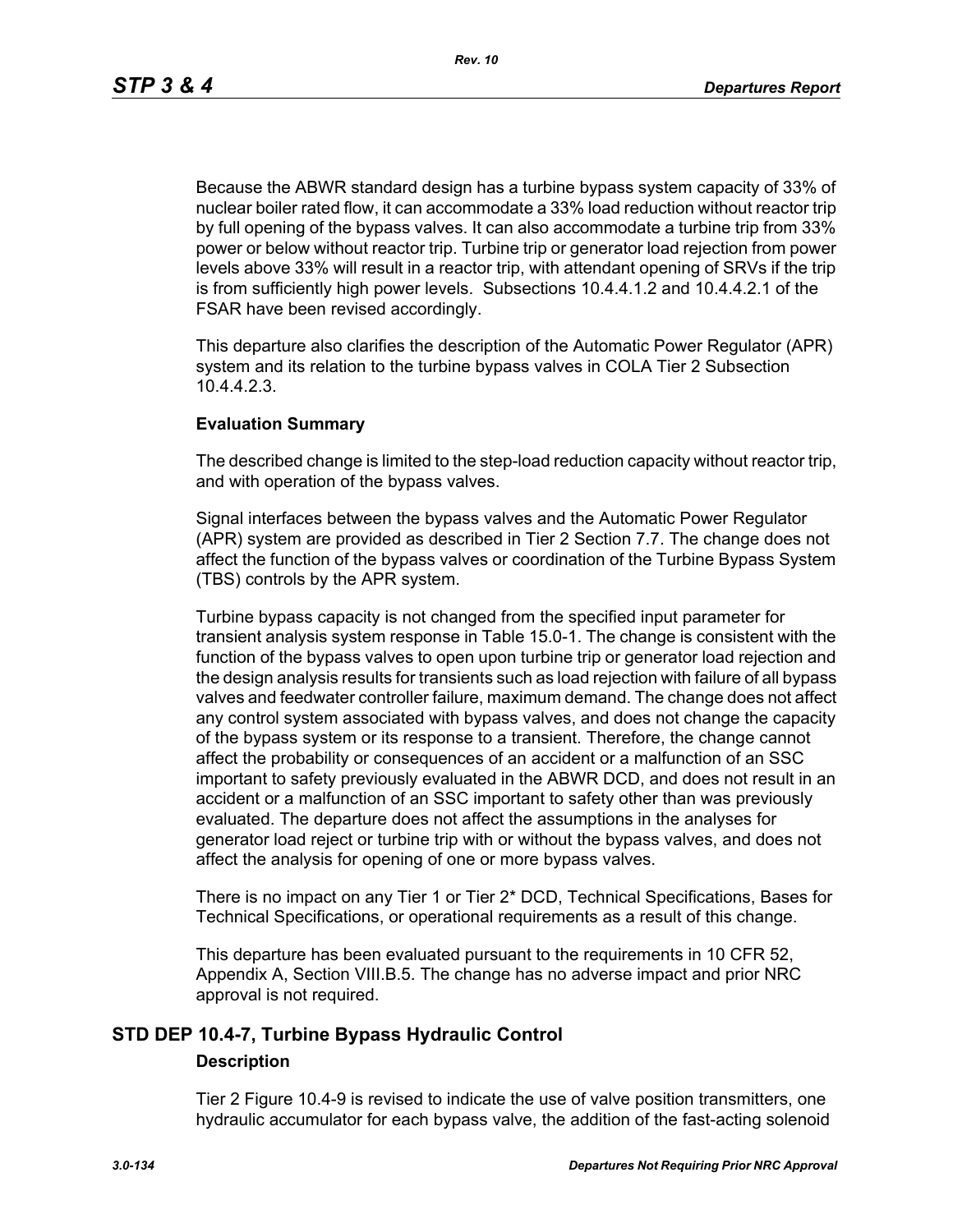Because the ABWR standard design has a turbine bypass system capacity of 33% of nuclear boiler rated flow, it can accommodate a 33% load reduction without reactor trip by full opening of the bypass valves. It can also accommodate a turbine trip from 33% power or below without reactor trip. Turbine trip or generator load rejection from power levels above 33% will result in a reactor trip, with attendant opening of SRVs if the trip is from sufficiently high power levels. Subsections 10.4.4.1.2 and 10.4.4.2.1 of the FSAR have been revised accordingly.

This departure also clarifies the description of the Automatic Power Regulator (APR) system and its relation to the turbine bypass valves in COLA Tier 2 Subsection 10.4.4.2.3.

**Evaluation Summary**

The described change is limited to the step-load reduction capacity without reactor trip, and with operation of the bypass valves.

Signal interfaces between the bypass valves and the Automatic Power Regulator (APR) system are provided as described in Tier 2 Section 7.7. The change does not affect the function of the bypass valves or coordination of the Turbine Bypass System (TBS) controls by the APR system.

Turbine bypass capacity is not changed from the specified input parameter for transient analysis system response in Table 15.0-1. The change is consistent with the function of the bypass valves to open upon turbine trip or generator load rejection and the design analysis results for transients such as load rejection with failure of all bypass valves and feedwater controller failure, maximum demand. The change does not affect any control system associated with bypass valves, and does not change the capacity of the bypass system or its response to a transient. Therefore, the change cannot affect the probability or consequences of an accident or a malfunction of an SSC important to safety previously evaluated in the ABWR DCD, and does not result in an accident or a malfunction of an SSC important to safety other than was previously evaluated. The departure does not affect the assumptions in the analyses for generator load reject or turbine trip with or without the bypass valves, and does not affect the analysis for opening of one or more bypass valves.

There is no impact on any Tier 1 or Tier 2* DCD, Technical Specifications, Bases for Technical Specifications, or operational requirements as a result of this change.

This departure has been evaluated pursuant to the requirements in 10 CFR 52, Appendix A, Section VIII.B.5. The change has no adverse impact and prior NRC approval is not required.

## STD DEP 10.4-7, Turbine Bypass Hydraulic Control

**Description**

Tier 2 Figure 10.4-9 is revised to indicate the use of valve position transmitters, one hydraulic accumulator for each bypass valve, the addition of the fast-acting solenoid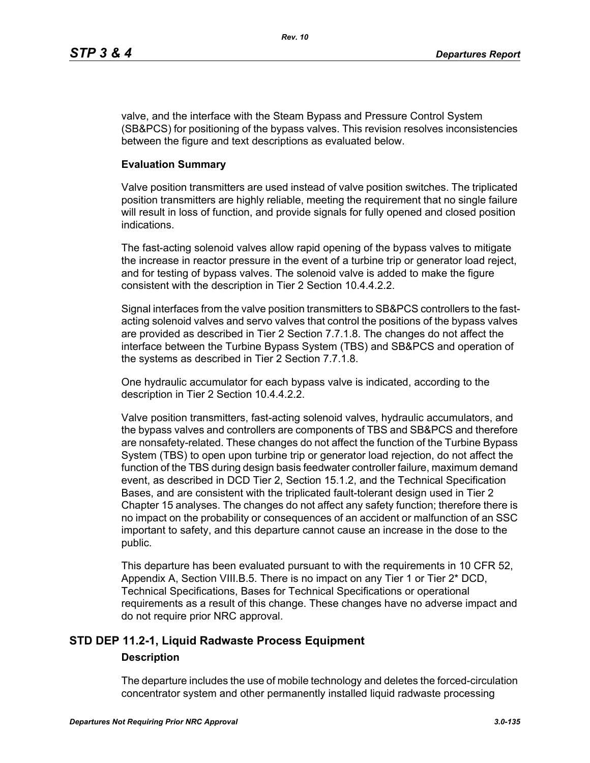valve, and the interface with the Steam Bypass and Pressure Control System (SB&PCS) for positioning of the bypass valves. This revision resolves inconsistencies between the figure and text descriptions as evaluated below.

**Evaluation Summary**

Valve position transmitters are used instead of valve position switches. The triplicated position transmitters are highly reliable, meeting the requirement that no single failure will result in loss of function, and provide signals for fully opened and closed position indications.

The fast-acting solenoid valves allow rapid opening of the bypass valves to mitigate the increase in reactor pressure in the event of a turbine trip or generator load reject, and for testing of bypass valves. The solenoid valve is added to make the figure consistent with the description in Tier 2 Section 10.4.4.2.2.

Signal interfaces from the valve position transmitters to SB&PCS controllers to the fast-acting solenoid valves and servo valves that control the positions of the bypass valves are provided as described in Tier 2 Section 7.7.1.8. The changes do not affect the interface between the Turbine Bypass System (TBS) and SB&PCS and operation of the systems as described in Tier 2 Section 7.7.1.8.

One hydraulic accumulator for each bypass valve is indicated, according to the description in Tier 2 Section 10.4.4.2.2.

Valve position transmitters, fast-acting solenoid valves, hydraulic accumulators, and the bypass valves and controllers are components of TBS and SB&PCS and therefore are nonsafety-related. These changes do not affect the function of the Turbine Bypass System (TBS) to open upon turbine trip or generator load rejection, do not affect the function of the TBS during design basis feedwater controller failure, maximum demand event, as described in DCD Tier 2, Section 15.1.2, and the Technical Specification Bases, and are consistent with the triplicated fault-tolerant design used in Tier 2 Chapter 15 analyses. The changes do not affect any safety function; therefore there is no impact on the probability or consequences of an accident or malfunction of an SSC important to safety, and this departure cannot cause an increase in the dose to the public.

This departure has been evaluated pursuant to with the requirements in 10 CFR 52, Appendix A, Section VIII.B.5. There is no impact on any Tier 1 or Tier 2* DCD, Technical Specifications, Bases for Technical Specifications or operational requirements as a result of this change. These changes have no adverse impact and do not require prior NRC approval.

## STD DEP 11.2-1, Liquid Radwaste Process Equipment

**Description**

The departure includes the use of mobile technology and deletes the forced-circulation concentrator system and other permanently installed liquid radwaste processing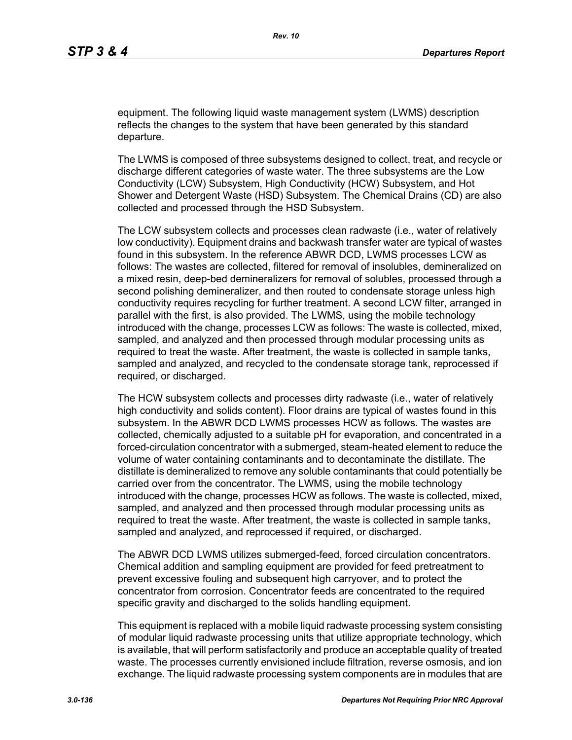equipment. The following liquid waste management system (LWMS) description reflects the changes to the system that have been generated by this standard departure.

The LWMS is composed of three subsystems designed to collect, treat, and recycle or discharge different categories of waste water. The three subsystems are the Low Conductivity (LCW) Subsystem, High Conductivity (HCW) Subsystem, and Hot Shower and Detergent Waste (HSD) Subsystem. The Chemical Drains (CD) are also collected and processed through the HSD Subsystem.

The LCW subsystem collects and processes clean radwaste (i.e., water of relatively low conductivity). Equipment drains and backwash transfer water are typical of wastes found in this subsystem. In the reference ABWR DCD, LWMS processes LCW as follows: The wastes are collected, filtered for removal of insolubles, demineralized on a mixed resin, deep-bed demineralizers for removal of solubles, processed through a second polishing demineralizer, and then routed to condensate storage unless high conductivity requires recycling for further treatment. A second LCW filter, arranged in parallel with the first, is also provided. The LWMS, using the mobile technology introduced with the change, processes LCW as follows: The waste is collected, mixed, sampled, and analyzed and then processed through modular processing units as required to treat the waste. After treatment, the waste is collected in sample tanks, sampled and analyzed, and recycled to the condensate storage tank, reprocessed if required, or discharged.

The HCW subsystem collects and processes dirty radwaste (i.e., water of relatively high conductivity and solids content). Floor drains are typical of wastes found in this subsystem. In the ABWR DCD LWMS processes HCW as follows. The wastes are collected, chemically adjusted to a suitable pH for evaporation, and concentrated in a forced-circulation concentrator with a submerged, steam-heated element to reduce the volume of water containing contaminants and to decontaminate the distillate. The distillate is demineralized to remove any soluble contaminants that could potentially be carried over from the concentrator. The LWMS, using the mobile technology introduced with the change, processes HCW as follows. The waste is collected, mixed, sampled, and analyzed and then processed through modular processing units as required to treat the waste. After treatment, the waste is collected in sample tanks, sampled and analyzed, and reprocessed if required, or discharged.

The ABWR DCD LWMS utilizes submerged-feed, forced circulation concentrators. Chemical addition and sampling equipment are provided for feed pretreatment to prevent excessive fouling and subsequent high carryover, and to protect the concentrator from corrosion. Concentrator feeds are concentrated to the required specific gravity and discharged to the solids handling equipment.

This equipment is replaced with a mobile liquid radwaste processing system consisting of modular liquid radwaste processing units that utilize appropriate technology, which is available, that will perform satisfactorily and produce an acceptable quality of treated waste. The processes currently envisioned include filtration, reverse osmosis, and ion exchange. The liquid radwaste processing system components are in modules that are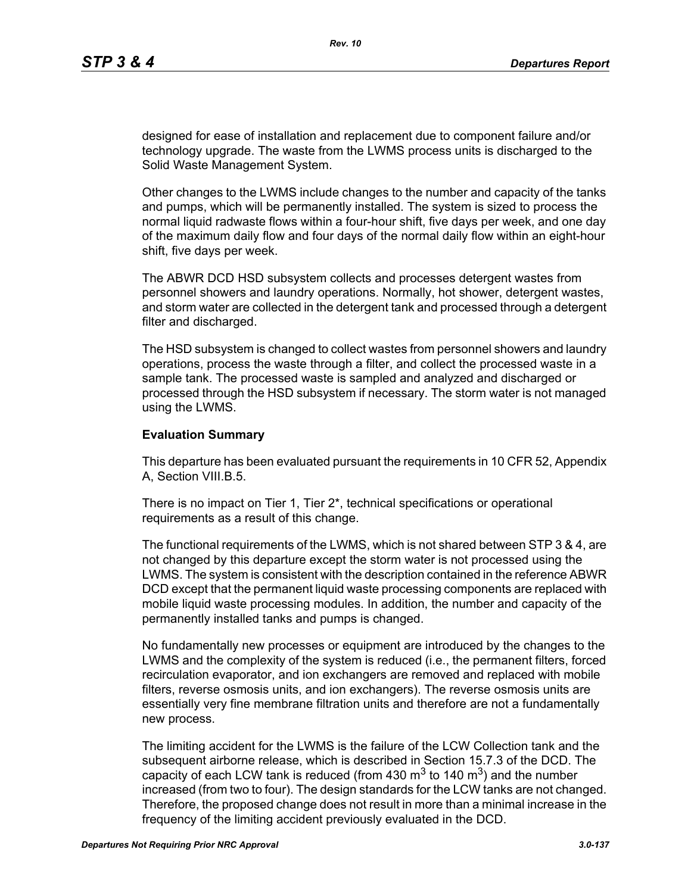designed for ease of installation and replacement due to component failure and/or technology upgrade. The waste from the LWMS process units is discharged to the Solid Waste Management System.

Other changes to the LWMS include changes to the number and capacity of the tanks and pumps, which will be permanently installed. The system is sized to process the normal liquid radwaste flows within a four-hour shift, five days per week, and one day of the maximum daily flow and four days of the normal daily flow within an eight-hour shift, five days per week.

The ABWR DCD HSD subsystem collects and processes detergent wastes from personnel showers and laundry operations. Normally, hot shower, detergent wastes, and storm water are collected in the detergent tank and processed through a detergent filter and discharged.

The HSD subsystem is changed to collect wastes from personnel showers and laundry operations, process the waste through a filter, and collect the processed waste in a sample tank. The processed waste is sampled and analyzed and discharged or processed through the HSD subsystem if necessary. The storm water is not managed using the LWMS.

**Evaluation Summary**

This departure has been evaluated pursuant the requirements in 10 CFR 52, Appendix A, Section VIII.B.5.

There is no impact on Tier 1, Tier 2*, technical specifications or operational requirements as a result of this change.

The functional requirements of the LWMS, which is not shared between STP 3 & 4, are not changed by this departure except the storm water is not processed using the LWMS. The system is consistent with the description contained in the reference ABWR DCD except that the permanent liquid waste processing components are replaced with mobile liquid waste processing modules. In addition, the number and capacity of the permanently installed tanks and pumps is changed.

No fundamentally new processes or equipment are introduced by the changes to the LWMS and the complexity of the system is reduced (i.e., the permanent filters, forced recirculation evaporator, and ion exchangers are removed and replaced with mobile filters, reverse osmosis units, and ion exchangers). The reverse osmosis units are essentially very fine membrane filtration units and therefore are not a fundamentally new process.

The limiting accident for the LWMS is the failure of the LCW Collection tank and the subsequent airborne release, which is described in Section 15.7.3 of the DCD. The capacity of each LCW tank is reduced (from 430 $m^3$ to 140 $m^3$) and the number increased (from two to four). The design standards for the LCW tanks are not changed. Therefore, the proposed change does not result in more than a minimal increase in the frequency of the limiting accident previously evaluated in the DCD.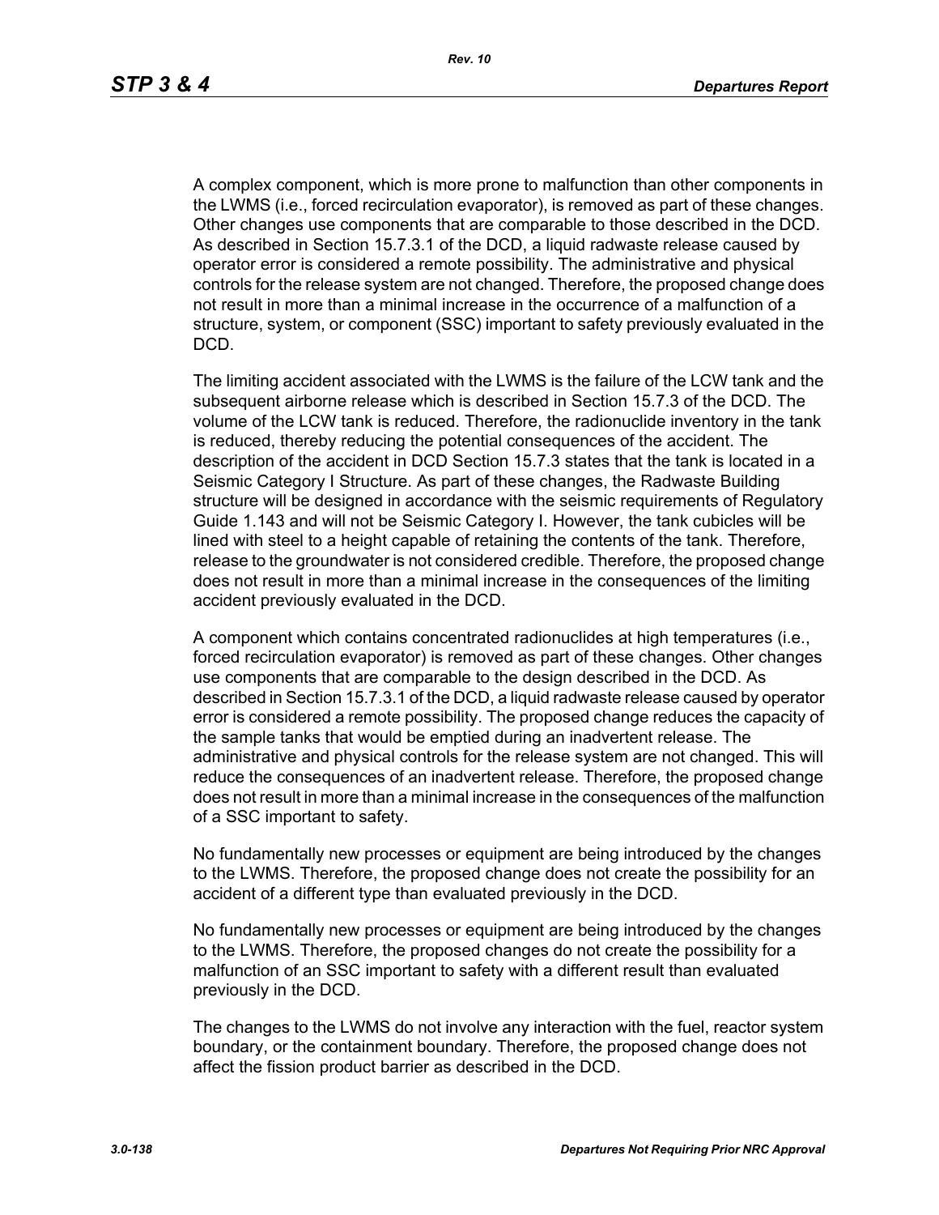A complex component, which is more prone to malfunction than other components in the LWMS (i.e., forced recirculation evaporator), is removed as part of these changes. Other changes use components that are comparable to those described in the DCD. As described in Section 15.7.3.1 of the DCD, a liquid radwaste release caused by operator error is considered a remote possibility. The administrative and physical controls for the release system are not changed. Therefore, the proposed change does not result in more than a minimal increase in the occurrence of a malfunction of a structure, system, or component (SSC) important to safety previously evaluated in the DCD.

The limiting accident associated with the LWMS is the failure of the LCW tank and the subsequent airborne release which is described in Section 15.7.3 of the DCD. The volume of the LCW tank is reduced. Therefore, the radionuclide inventory in the tank is reduced, thereby reducing the potential consequences of the accident. The description of the accident in DCD Section 15.7.3 states that the tank is located in a Seismic Category I Structure. As part of these changes, the Radwaste Building structure will be designed in accordance with the seismic requirements of Regulatory Guide 1.143 and will not be Seismic Category I. However, the tank cubicles will be lined with steel to a height capable of retaining the contents of the tank. Therefore, release to the groundwater is not considered credible. Therefore, the proposed change does not result in more than a minimal increase in the consequences of the limiting accident previously evaluated in the DCD.

A component which contains concentrated radionuclides at high temperatures (i.e., forced recirculation evaporator) is removed as part of these changes. Other changes use components that are comparable to the design described in the DCD. As described in Section 15.7.3.1 of the DCD, a liquid radwaste release caused by operator error is considered a remote possibility. The proposed change reduces the capacity of the sample tanks that would be emptied during an inadvertent release. The administrative and physical controls for the release system are not changed. This will reduce the consequences of an inadvertent release. Therefore, the proposed change does not result in more than a minimal increase in the consequences of the malfunction of a SSC important to safety.

No fundamentally new processes or equipment are being introduced by the changes to the LWMS. Therefore, the proposed change does not create the possibility for an accident of a different type than evaluated previously in the DCD.

No fundamentally new processes or equipment are being introduced by the changes to the LWMS. Therefore, the proposed changes do not create the possibility for a malfunction of an SSC important to safety with a different result than evaluated previously in the DCD.

The changes to the LWMS do not involve any interaction with the fuel, reactor system boundary, or the containment boundary. Therefore, the proposed change does not affect the fission product barrier as described in the DCD.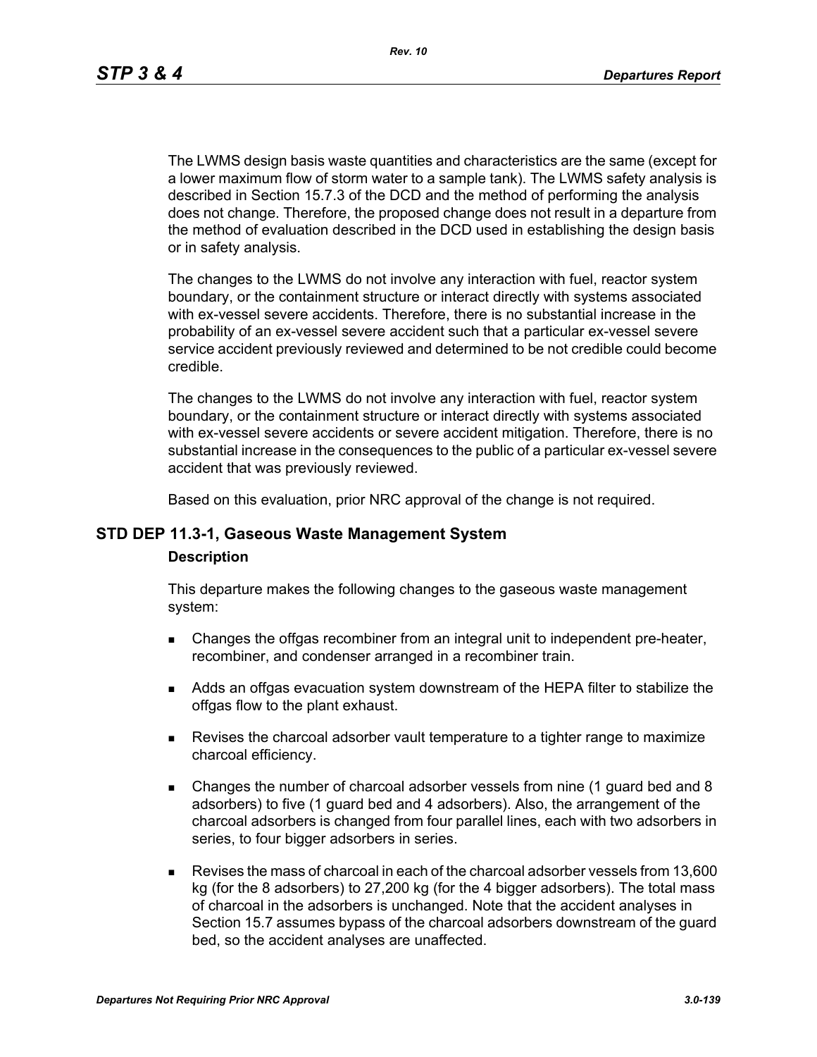The LWMS design basis waste quantities and characteristics are the same (except for a lower maximum flow of storm water to a sample tank). The LWMS safety analysis is described in Section 15.7.3 of the DCD and the method of performing the analysis does not change. Therefore, the proposed change does not result in a departure from the method of evaluation described in the DCD used in establishing the design basis or in safety analysis.

The changes to the LWMS do not involve any interaction with fuel, reactor system boundary, or the containment structure or interact directly with systems associated with ex-vessel severe accidents. Therefore, there is no substantial increase in the probability of an ex-vessel severe accident such that a particular ex-vessel severe service accident previously reviewed and determined to be not credible could become credible.

The changes to the LWMS do not involve any interaction with fuel, reactor system boundary, or the containment structure or interact directly with systems associated with ex-vessel severe accidents or severe accident mitigation. Therefore, there is no substantial increase in the consequences to the public of a particular ex-vessel severe accident that was previously reviewed.

Based on this evaluation, prior NRC approval of the change is not required.

## STD DEP 11.3-1, Gaseous Waste Management System

### Description

This departure makes the following changes to the gaseous waste management system:

- Changes the offgas recombiner from an integral unit to independent pre-heater, recombiner, and condenser arranged in a recombiner train.
- Adds an offgas evacuation system downstream of the HEPA filter to stabilize the offgas flow to the plant exhaust.
- Revises the charcoal adsorber vault temperature to a tighter range to maximize charcoal efficiency.
- Changes the number of charcoal adsorber vessels from nine (1 guard bed and 8 adsorbers) to five (1 guard bed and 4 adsorbers). Also, the arrangement of the charcoal adsorbers is changed from four parallel lines, each with two adsorbers in series, to four bigger adsorbers in series.
- Revises the mass of charcoal in each of the charcoal adsorber vessels from 13,600 kg (for the 8 adsorbers) to 27,200 kg (for the 4 bigger adsorbers). The total mass of charcoal in the adsorbers is unchanged. Note that the accident analyses in Section 15.7 assumes bypass of the charcoal adsorbers downstream of the guard bed, so the accident analyses are unaffected.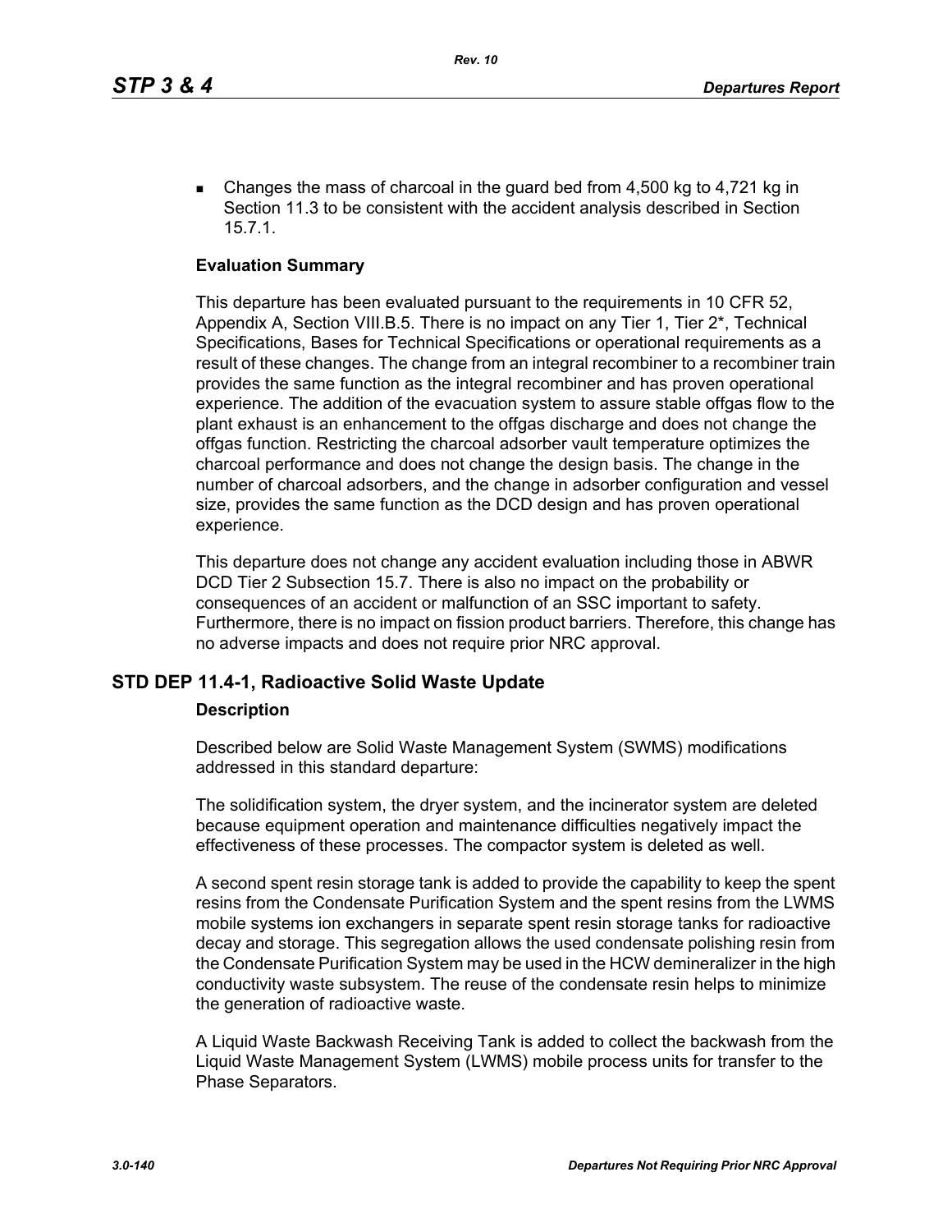- Changes the mass of charcoal in the guard bed from 4,500 kg to 4,721 kg in Section 11.3 to be consistent with the accident analysis described in Section 15.7.1.

**Evaluation Summary**

This departure has been evaluated pursuant to the requirements in 10 CFR 52, Appendix A, Section VIII.B.5. There is no impact on any Tier 1, Tier 2*, Technical Specifications, Bases for Technical Specifications or operational requirements as a result of these changes. The change from an integral recombiner to a recombiner train provides the same function as the integral recombiner and has proven operational experience. The addition of the evacuation system to assure stable offgas flow to the plant exhaust is an enhancement to the offgas discharge and does not change the offgas function. Restricting the charcoal adsorber vault temperature optimizes the charcoal performance and does not change the design basis. The change in the number of charcoal adsorbers, and the change in adsorber configuration and vessel size, provides the same function as the DCD design and has proven operational experience.

This departure does not change any accident evaluation including those in ABWR DCD Tier 2 Subsection 15.7. There is also no impact on the probability or consequences of an accident or malfunction of an SSC important to safety. Furthermore, there is no impact on fission product barriers. Therefore, this change has no adverse impacts and does not require prior NRC approval.

## STD DEP 11.4-1, Radioactive Solid Waste Update

**Description**

Described below are Solid Waste Management System (SWMS) modifications addressed in this standard departure:

The solidification system, the dryer system, and the incinerator system are deleted because equipment operation and maintenance difficulties negatively impact the effectiveness of these processes. The compactor system is deleted as well.

A second spent resin storage tank is added to provide the capability to keep the spent resins from the Condensate Purification System and the spent resins from the LWMS mobile systems ion exchangers in separate spent resin storage tanks for radioactive decay and storage. This segregation allows the used condensate polishing resin from the Condensate Purification System may be used in the HCW demineralizer in the high conductivity waste subsystem. The reuse of the condensate resin helps to minimize the generation of radioactive waste.

A Liquid Waste Backwash Receiving Tank is added to collect the backwash from the Liquid Waste Management System (LWMS) mobile process units for transfer to the Phase Separators.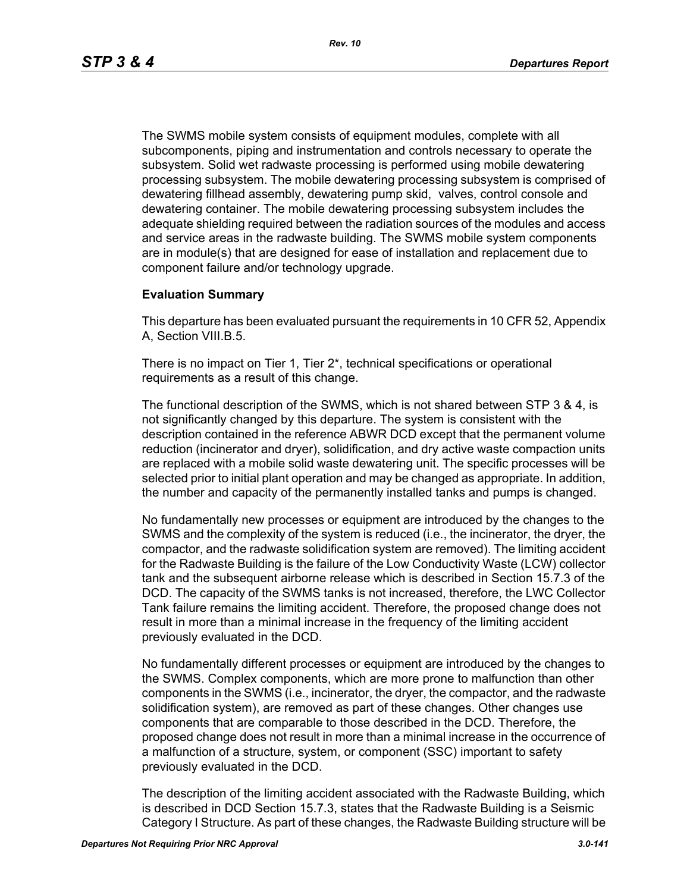The SWMS mobile system consists of equipment modules, complete with all subcomponents, piping and instrumentation and controls necessary to operate the subsystem. Solid wet radwaste processing is performed using mobile dewatering processing subsystem. The mobile dewatering processing subsystem is comprised of dewatering fillhead assembly, dewatering pump skid,  valves, control console and dewatering container. The mobile dewatering processing subsystem includes the adequate shielding required between the radiation sources of the modules and access and service areas in the radwaste building. The SWMS mobile system components are in module(s) that are designed for ease of installation and replacement due to component failure and/or technology upgrade.

**Evaluation Summary**

This departure has been evaluated pursuant the requirements in 10 CFR 52, Appendix A, Section VIII.B.5.

There is no impact on Tier 1, Tier 2*, technical specifications or operational requirements as a result of this change.

The functional description of the SWMS, which is not shared between STP 3 & 4, is not significantly changed by this departure. The system is consistent with the description contained in the reference ABWR DCD except that the permanent volume reduction (incinerator and dryer), solidification, and dry active waste compaction units are replaced with a mobile solid waste dewatering unit. The specific processes will be selected prior to initial plant operation and may be changed as appropriate. In addition, the number and capacity of the permanently installed tanks and pumps is changed.

No fundamentally new processes or equipment are introduced by the changes to the SWMS and the complexity of the system is reduced (i.e., the incinerator, the dryer, the compactor, and the radwaste solidification system are removed). The limiting accident for the Radwaste Building is the failure of the Low Conductivity Waste (LCW) collector tank and the subsequent airborne release which is described in Section 15.7.3 of the DCD. The capacity of the SWMS tanks is not increased, therefore, the LWC Collector Tank failure remains the limiting accident. Therefore, the proposed change does not result in more than a minimal increase in the frequency of the limiting accident previously evaluated in the DCD.

No fundamentally different processes or equipment are introduced by the changes to the SWMS. Complex components, which are more prone to malfunction than other components in the SWMS (i.e., incinerator, the dryer, the compactor, and the radwaste solidification system), are removed as part of these changes. Other changes use components that are comparable to those described in the DCD. Therefore, the proposed change does not result in more than a minimal increase in the occurrence of a malfunction of a structure, system, or component (SSC) important to safety previously evaluated in the DCD.

The description of the limiting accident associated with the Radwaste Building, which is described in DCD Section 15.7.3, states that the Radwaste Building is a Seismic Category I Structure. As part of these changes, the Radwaste Building structure will be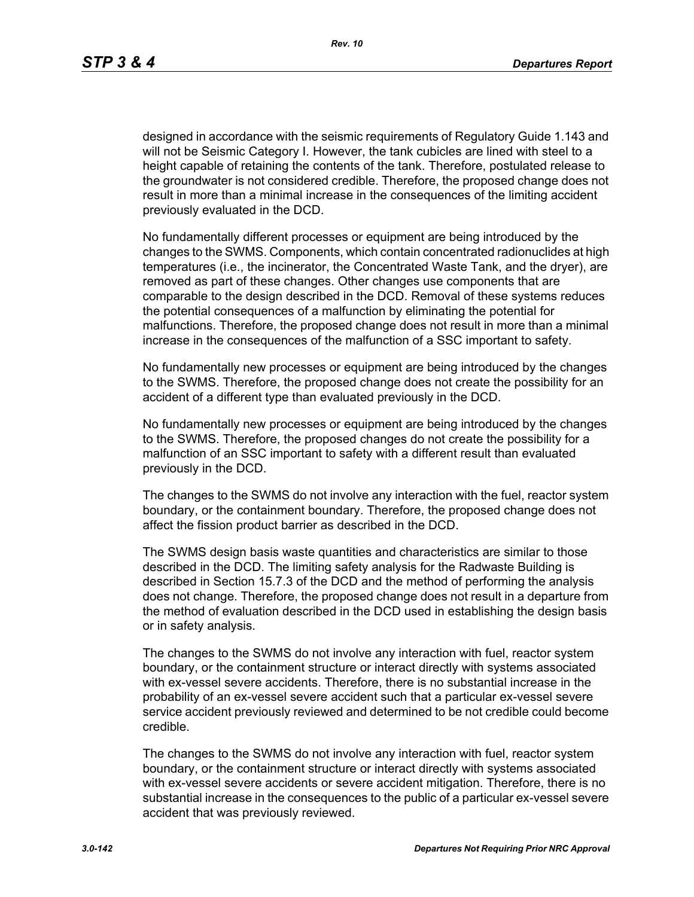designed in accordance with the seismic requirements of Regulatory Guide 1.143 and will not be Seismic Category I. However, the tank cubicles are lined with steel to a height capable of retaining the contents of the tank. Therefore, postulated release to the groundwater is not considered credible. Therefore, the proposed change does not result in more than a minimal increase in the consequences of the limiting accident previously evaluated in the DCD.

No fundamentally different processes or equipment are being introduced by the changes to the SWMS. Components, which contain concentrated radionuclides at high temperatures (i.e., the incinerator, the Concentrated Waste Tank, and the dryer), are removed as part of these changes. Other changes use components that are comparable to the design described in the DCD. Removal of these systems reduces the potential consequences of a malfunction by eliminating the potential for malfunctions. Therefore, the proposed change does not result in more than a minimal increase in the consequences of the malfunction of a SSC important to safety.

No fundamentally new processes or equipment are being introduced by the changes to the SWMS. Therefore, the proposed change does not create the possibility for an accident of a different type than evaluated previously in the DCD.

No fundamentally new processes or equipment are being introduced by the changes to the SWMS. Therefore, the proposed changes do not create the possibility for a malfunction of an SSC important to safety with a different result than evaluated previously in the DCD.

The changes to the SWMS do not involve any interaction with the fuel, reactor system boundary, or the containment boundary. Therefore, the proposed change does not affect the fission product barrier as described in the DCD.

The SWMS design basis waste quantities and characteristics are similar to those described in the DCD. The limiting safety analysis for the Radwaste Building is described in Section 15.7.3 of the DCD and the method of performing the analysis does not change. Therefore, the proposed change does not result in a departure from the method of evaluation described in the DCD used in establishing the design basis or in safety analysis.

The changes to the SWMS do not involve any interaction with fuel, reactor system boundary, or the containment structure or interact directly with systems associated with ex-vessel severe accidents. Therefore, there is no substantial increase in the probability of an ex-vessel severe accident such that a particular ex-vessel severe service accident previously reviewed and determined to be not credible could become credible.

The changes to the SWMS do not involve any interaction with fuel, reactor system boundary, or the containment structure or interact directly with systems associated with ex-vessel severe accidents or severe accident mitigation. Therefore, there is no substantial increase in the consequences to the public of a particular ex-vessel severe accident that was previously reviewed.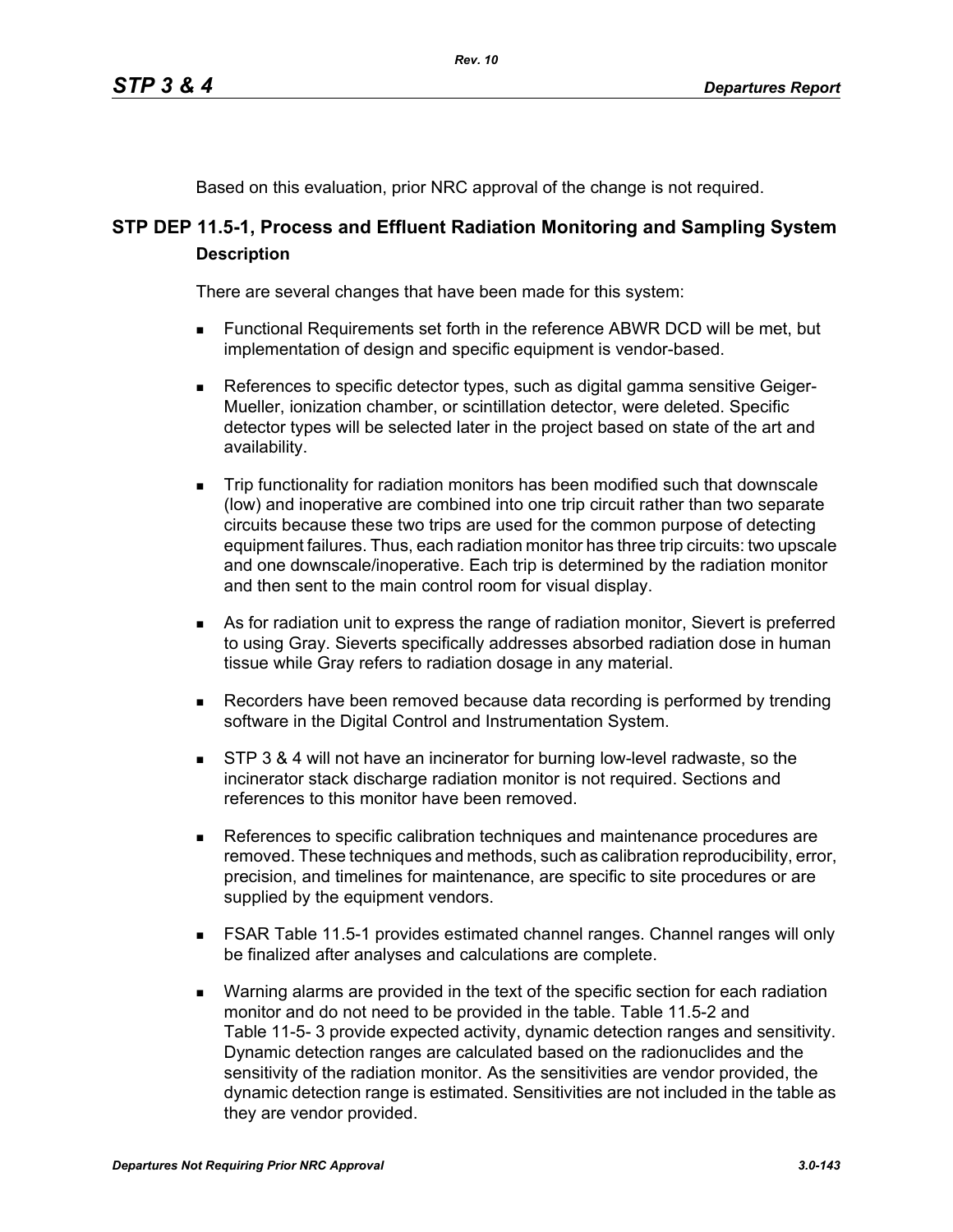Based on this evaluation, prior NRC approval of the change is not required.

## STP DEP 11.5-1, Process and Effluent Radiation Monitoring and Sampling System

### Description

There are several changes that have been made for this system:

- Functional Requirements set forth in the reference ABWR DCD will be met, but implementation of design and specific equipment is vendor-based.
- References to specific detector types, such as digital gamma sensitive Geiger-Mueller, ionization chamber, or scintillation detector, were deleted. Specific detector types will be selected later in the project based on state of the art and availability.
- Trip functionality for radiation monitors has been modified such that downscale (low) and inoperative are combined into one trip circuit rather than two separate circuits because these two trips are used for the common purpose of detecting equipment failures. Thus, each radiation monitor has three trip circuits: two upscale and one downscale/inoperative. Each trip is determined by the radiation monitor and then sent to the main control room for visual display.
- As for radiation unit to express the range of radiation monitor, Sievert is preferred to using Gray. Sieverts specifically addresses absorbed radiation dose in human tissue while Gray refers to radiation dosage in any material.
- Recorders have been removed because data recording is performed by trending software in the Digital Control and Instrumentation System.
- STP 3 & 4 will not have an incinerator for burning low-level radwaste, so the incinerator stack discharge radiation monitor is not required. Sections and references to this monitor have been removed.
- References to specific calibration techniques and maintenance procedures are removed. These techniques and methods, such as calibration reproducibility, error, precision, and timelines for maintenance, are specific to site procedures or are supplied by the equipment vendors.
- FSAR Table 11.5-1 provides estimated channel ranges. Channel ranges will only be finalized after analyses and calculations are complete.
- Warning alarms are provided in the text of the specific section for each radiation monitor and do not need to be provided in the table. Table 11.5-2 and Table 11-5- 3 provide expected activity, dynamic detection ranges and sensitivity. Dynamic detection ranges are calculated based on the radionuclides and the sensitivity of the radiation monitor. As the sensitivities are vendor provided, the dynamic detection range is estimated. Sensitivities are not included in the table as they are vendor provided.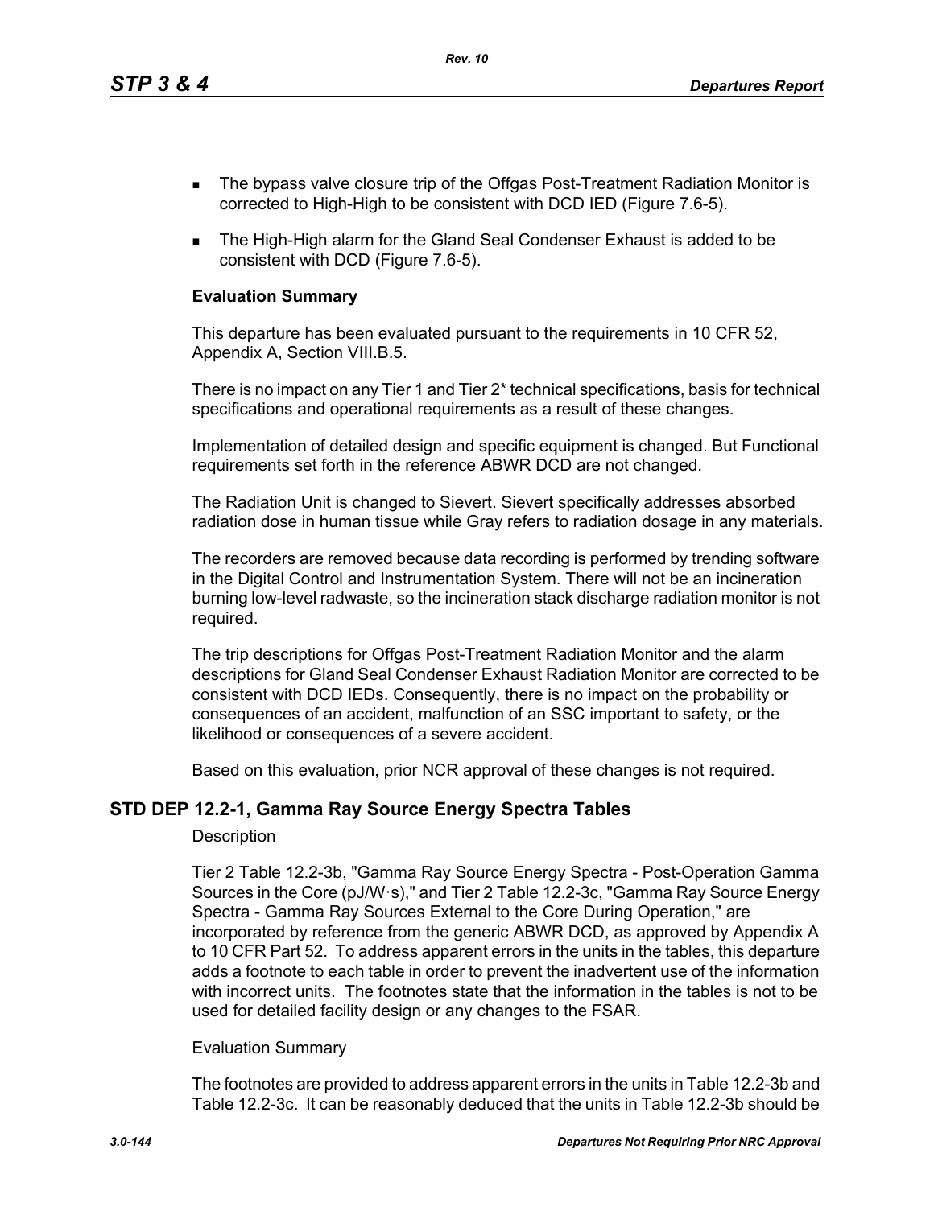- The bypass valve closure trip of the Offgas Post-Treatment Radiation Monitor is corrected to High-High to be consistent with DCD IED (Figure 7.6-5).
- The High-High alarm for the Gland Seal Condenser Exhaust is added to be consistent with DCD (Figure 7.6-5).

**Evaluation Summary**

This departure has been evaluated pursuant to the requirements in 10 CFR 52, Appendix A, Section VIII.B.5.

There is no impact on any Tier 1 and Tier 2* technical specifications, basis for technical specifications and operational requirements as a result of these changes.

Implementation of detailed design and specific equipment is changed. But Functional requirements set forth in the reference ABWR DCD are not changed.

The Radiation Unit is changed to Sievert. Sievert specifically addresses absorbed radiation dose in human tissue while Gray refers to radiation dosage in any materials.

The recorders are removed because data recording is performed by trending software in the Digital Control and Instrumentation System. There will not be an incineration burning low-level radwaste, so the incineration stack discharge radiation monitor is not required.

The trip descriptions for Offgas Post-Treatment Radiation Monitor and the alarm descriptions for Gland Seal Condenser Exhaust Radiation Monitor are corrected to be consistent with DCD IEDs. Consequently, there is no impact on the probability or consequences of an accident, malfunction of an SSC important to safety, or the likelihood or consequences of a severe accident.

Based on this evaluation, prior NCR approval of these changes is not required.

## STD DEP 12.2-1, Gamma Ray Source Energy Spectra Tables

Description

Tier 2 Table 12.2-3b, "Gamma Ray Source Energy Spectra - Post-Operation Gamma Sources in the Core (pJ/W·s)," and Tier 2 Table 12.2-3c, "Gamma Ray Source Energy Spectra - Gamma Ray Sources External to the Core During Operation," are incorporated by reference from the generic ABWR DCD, as approved by Appendix A to 10 CFR Part 52. To address apparent errors in the units in the tables, this departure adds a footnote to each table in order to prevent the inadvertent use of the information with incorrect units. The footnotes state that the information in the tables is not to be used for detailed facility design or any changes to the FSAR.

Evaluation Summary

The footnotes are provided to address apparent errors in the units in Table 12.2-3b and Table 12.2-3c. It can be reasonably deduced that the units in Table 12.2-3b should be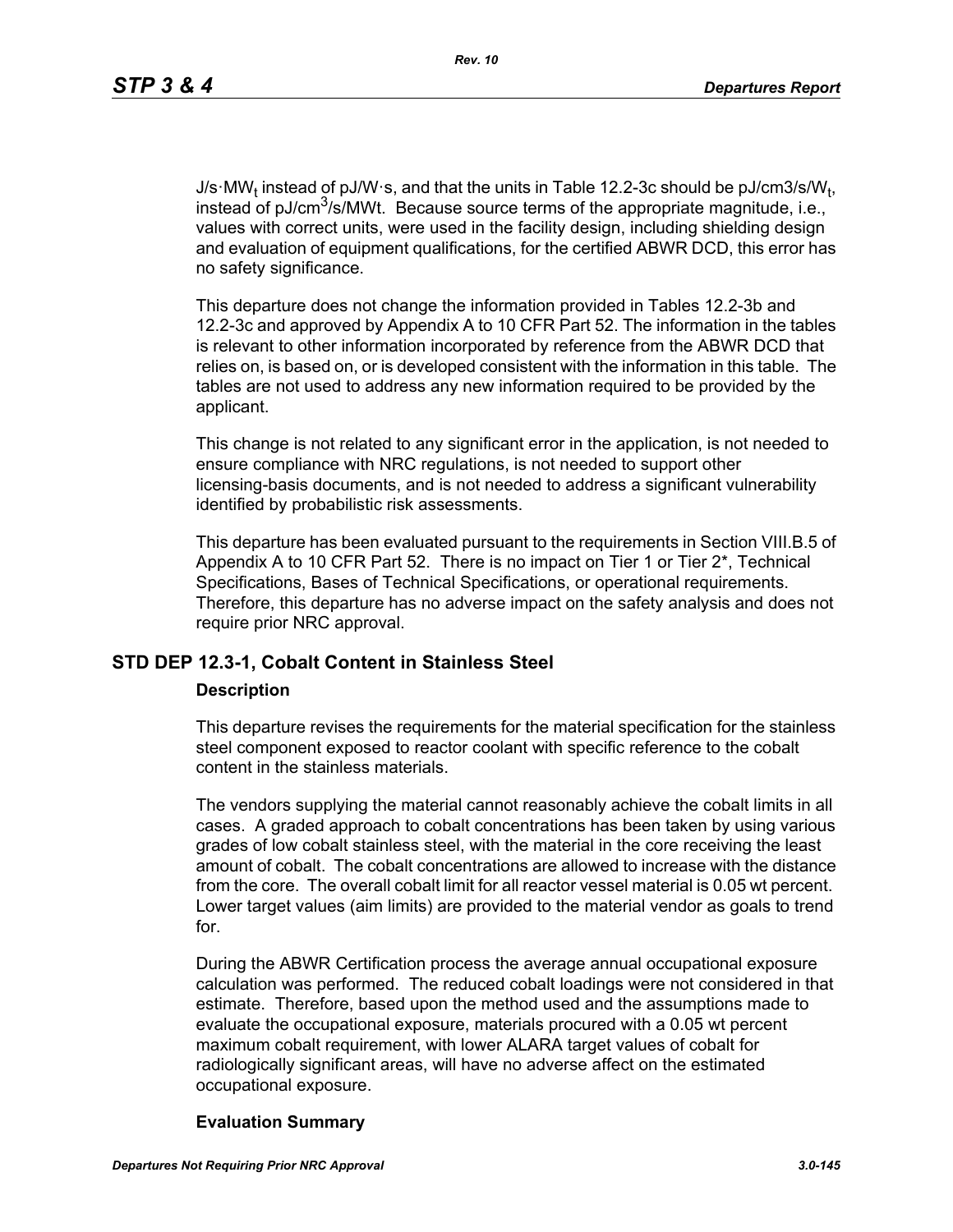J/s·$MW_t$ instead of pJ/W·s, and that the units in Table 12.2-3c should be pJ/cm3/s/$W_t$, instead of pJ/$cm^3$/s/MWt. Because source terms of the appropriate magnitude, i.e., values with correct units, were used in the facility design, including shielding design and evaluation of equipment qualifications, for the certified ABWR DCD, this error has no safety significance.

This departure does not change the information provided in Tables 12.2-3b and 12.2-3c and approved by Appendix A to 10 CFR Part 52. The information in the tables is relevant to other information incorporated by reference from the ABWR DCD that relies on, is based on, or is developed consistent with the information in this table. The tables are not used to address any new information required to be provided by the applicant.

This change is not related to any significant error in the application, is not needed to ensure compliance with NRC regulations, is not needed to support other licensing-basis documents, and is not needed to address a significant vulnerability identified by probabilistic risk assessments.

This departure has been evaluated pursuant to the requirements in Section VIII.B.5 of Appendix A to 10 CFR Part 52. There is no impact on Tier 1 or Tier 2*, Technical Specifications, Bases of Technical Specifications, or operational requirements. Therefore, this departure has no adverse impact on the safety analysis and does not require prior NRC approval.

## STD DEP 12.3-1, Cobalt Content in Stainless Steel

### Description

This departure revises the requirements for the material specification for the stainless steel component exposed to reactor coolant with specific reference to the cobalt content in the stainless materials.

The vendors supplying the material cannot reasonably achieve the cobalt limits in all cases. A graded approach to cobalt concentrations has been taken by using various grades of low cobalt stainless steel, with the material in the core receiving the least amount of cobalt. The cobalt concentrations are allowed to increase with the distance from the core. The overall cobalt limit for all reactor vessel material is 0.05 wt percent. Lower target values (aim limits) are provided to the material vendor as goals to trend for.

During the ABWR Certification process the average annual occupational exposure calculation was performed. The reduced cobalt loadings were not considered in that estimate. Therefore, based upon the method used and the assumptions made to evaluate the occupational exposure, materials procured with a 0.05 wt percent maximum cobalt requirement, with lower ALARA target values of cobalt for radiologically significant areas, will have no adverse affect on the estimated occupational exposure.

### Evaluation Summary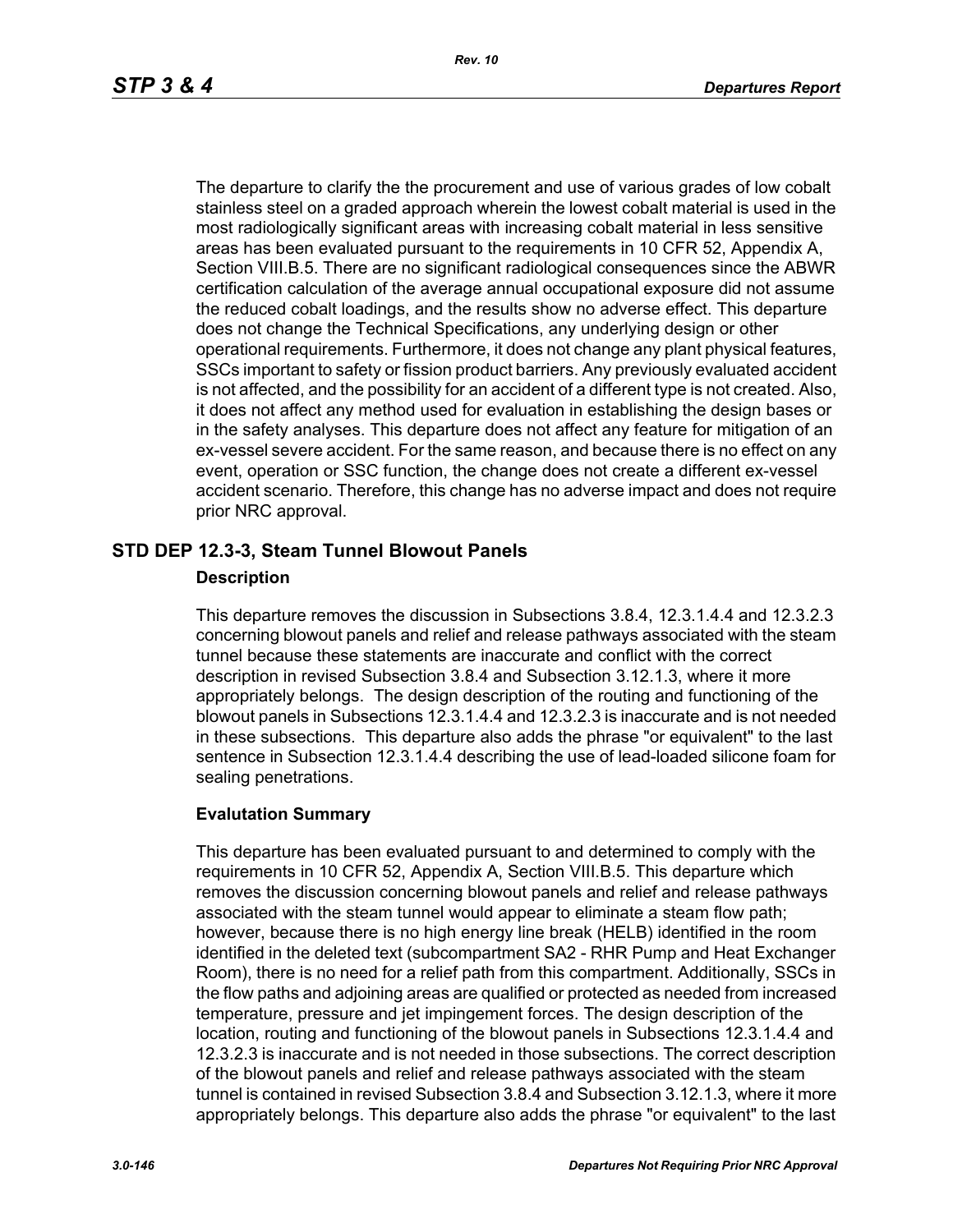The departure to clarify the the procurement and use of various grades of low cobalt stainless steel on a graded approach wherein the lowest cobalt material is used in the most radiologically significant areas with increasing cobalt material in less sensitive areas has been evaluated pursuant to the requirements in 10 CFR 52, Appendix A, Section VIII.B.5. There are no significant radiological consequences since the ABWR certification calculation of the average annual occupational exposure did not assume the reduced cobalt loadings, and the results show no adverse effect. This departure does not change the Technical Specifications, any underlying design or other operational requirements. Furthermore, it does not change any plant physical features, SSCs important to safety or fission product barriers. Any previously evaluated accident is not affected, and the possibility for an accident of a different type is not created. Also, it does not affect any method used for evaluation in establishing the design bases or in the safety analyses. This departure does not affect any feature for mitigation of an ex-vessel severe accident. For the same reason, and because there is no effect on any event, operation or SSC function, the change does not create a different ex-vessel accident scenario. Therefore, this change has no adverse impact and does not require prior NRC approval.

## STD DEP 12.3-3, Steam Tunnel Blowout Panels

### Description

This departure removes the discussion in Subsections 3.8.4, 12.3.1.4.4 and 12.3.2.3 concerning blowout panels and relief and release pathways associated with the steam tunnel because these statements are inaccurate and conflict with the correct description in revised Subsection 3.8.4 and Subsection 3.12.1.3, where it more appropriately belongs. The design description of the routing and functioning of the blowout panels in Subsections 12.3.1.4.4 and 12.3.2.3 is inaccurate and is not needed in these subsections. This departure also adds the phrase "or equivalent" to the last sentence in Subsection 12.3.1.4.4 describing the use of lead-loaded silicone foam for sealing penetrations.

### Evaluation Summary

This departure has been evaluated pursuant to and determined to comply with the requirements in 10 CFR 52, Appendix A, Section VIII.B.5. This departure which removes the discussion concerning blowout panels and relief and release pathways associated with the steam tunnel would appear to eliminate a steam flow path; however, because there is no high energy line break (HELB) identified in the room identified in the deleted text (subcompartment SA2 - RHR Pump and Heat Exchanger Room), there is no need for a relief path from this compartment. Additionally, SSCs in the flow paths and adjoining areas are qualified or protected as needed from increased temperature, pressure and jet impingement forces. The design description of the location, routing and functioning of the blowout panels in Subsections 12.3.1.4.4 and 12.3.2.3 is inaccurate and is not needed in those subsections. The correct description of the blowout panels and relief and release pathways associated with the steam tunnel is contained in revised Subsection 3.8.4 and Subsection 3.12.1.3, where it more appropriately belongs. This departure also adds the phrase "or equivalent" to the last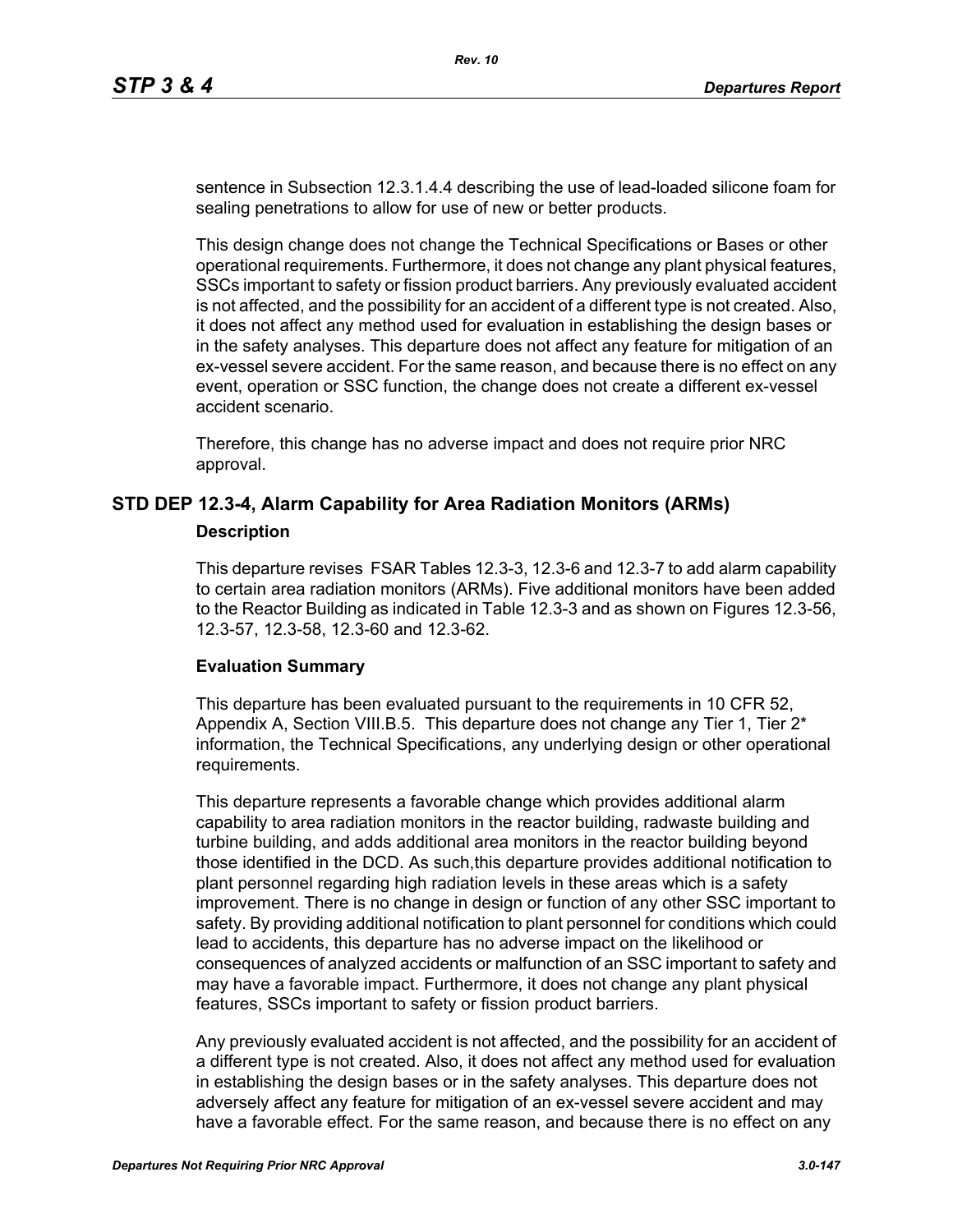sentence in Subsection 12.3.1.4.4 describing the use of lead-loaded silicone foam for sealing penetrations to allow for use of new or better products.

This design change does not change the Technical Specifications or Bases or other operational requirements. Furthermore, it does not change any plant physical features, SSCs important to safety or fission product barriers. Any previously evaluated accident is not affected, and the possibility for an accident of a different type is not created. Also, it does not affect any method used for evaluation in establishing the design bases or in the safety analyses. This departure does not affect any feature for mitigation of an ex-vessel severe accident. For the same reason, and because there is no effect on any event, operation or SSC function, the change does not create a different ex-vessel accident scenario.

Therefore, this change has no adverse impact and does not require prior NRC approval.

## STD DEP 12.3-4, Alarm Capability for Area Radiation Monitors (ARMs)

### Description

This departure revises FSAR Tables 12.3-3, 12.3-6 and 12.3-7 to add alarm capability to certain area radiation monitors (ARMs). Five additional monitors have been added to the Reactor Building as indicated in Table 12.3-3 and as shown on Figures 12.3-56, 12.3-57, 12.3-58, 12.3-60 and 12.3-62.

### Evaluation Summary

This departure has been evaluated pursuant to the requirements in 10 CFR 52, Appendix A, Section VIII.B.5. This departure does not change any Tier 1, Tier 2* information, the Technical Specifications, any underlying design or other operational requirements.

This departure represents a favorable change which provides additional alarm capability to area radiation monitors in the reactor building, radwaste building and turbine building, and adds additional area monitors in the reactor building beyond those identified in the DCD. As such,this departure provides additional notification to plant personnel regarding high radiation levels in these areas which is a safety improvement. There is no change in design or function of any other SSC important to safety. By providing additional notification to plant personnel for conditions which could lead to accidents, this departure has no adverse impact on the likelihood or consequences of analyzed accidents or malfunction of an SSC important to safety and may have a favorable impact. Furthermore, it does not change any plant physical features, SSCs important to safety or fission product barriers.

Any previously evaluated accident is not affected, and the possibility for an accident of a different type is not created. Also, it does not affect any method used for evaluation in establishing the design bases or in the safety analyses. This departure does not adversely affect any feature for mitigation of an ex-vessel severe accident and may have a favorable effect. For the same reason, and because there is no effect on any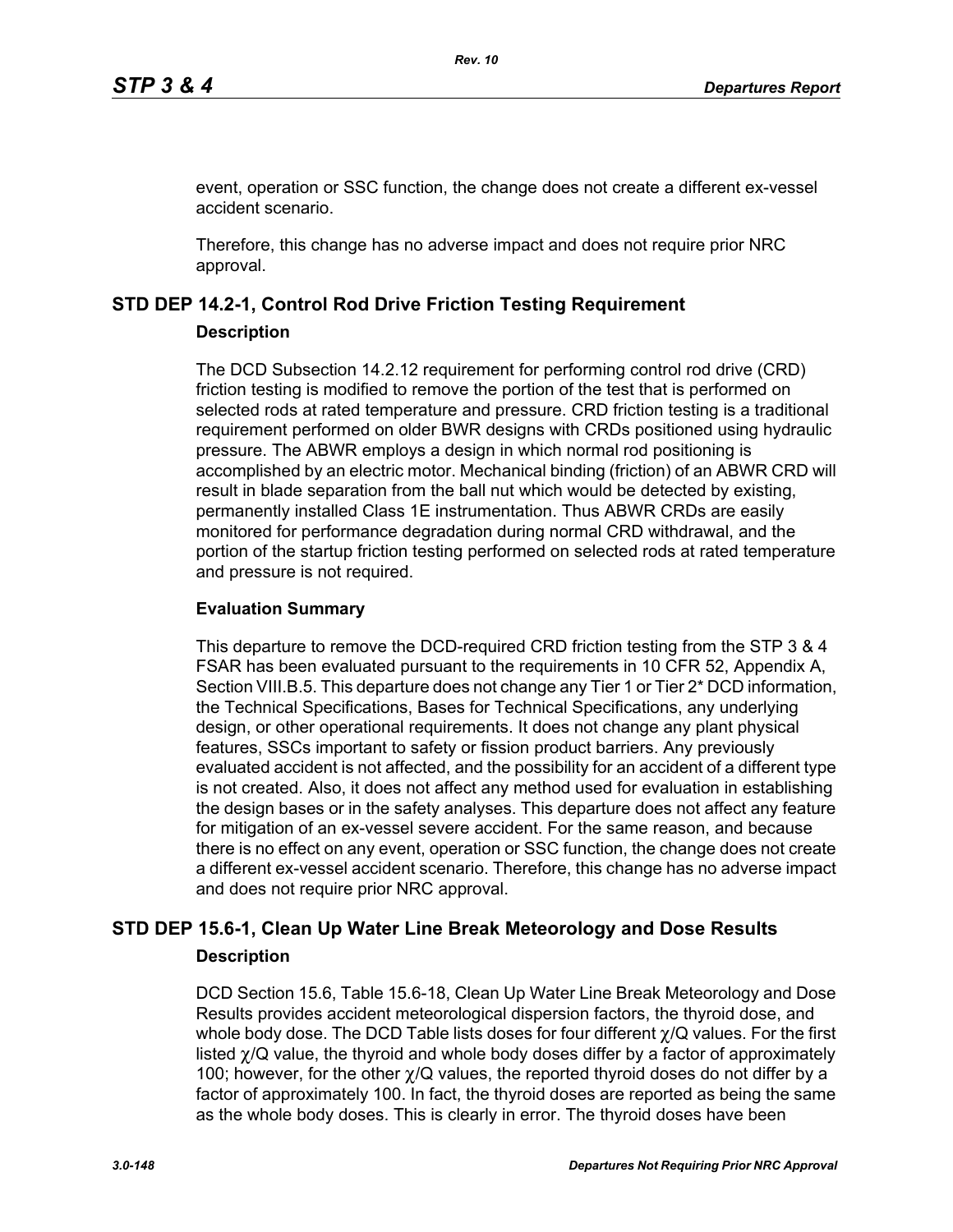event, operation or SSC function, the change does not create a different ex-vessel accident scenario.

Therefore, this change has no adverse impact and does not require prior NRC approval.

## STD DEP 14.2-1, Control Rod Drive Friction Testing Requirement

### Description

The DCD Subsection 14.2.12 requirement for performing control rod drive (CRD) friction testing is modified to remove the portion of the test that is performed on selected rods at rated temperature and pressure. CRD friction testing is a traditional requirement performed on older BWR designs with CRDs positioned using hydraulic pressure. The ABWR employs a design in which normal rod positioning is accomplished by an electric motor. Mechanical binding (friction) of an ABWR CRD will result in blade separation from the ball nut which would be detected by existing, permanently installed Class 1E instrumentation. Thus ABWR CRDs are easily monitored for performance degradation during normal CRD withdrawal, and the portion of the startup friction testing performed on selected rods at rated temperature and pressure is not required.

### Evaluation Summary

This departure to remove the DCD-required CRD friction testing from the STP 3 & 4 FSAR has been evaluated pursuant to the requirements in 10 CFR 52, Appendix A, Section VIII.B.5. This departure does not change any Tier 1 or Tier 2* DCD information, the Technical Specifications, Bases for Technical Specifications, any underlying design, or other operational requirements. It does not change any plant physical features, SSCs important to safety or fission product barriers. Any previously evaluated accident is not affected, and the possibility for an accident of a different type is not created. Also, it does not affect any method used for evaluation in establishing the design bases or in the safety analyses. This departure does not affect any feature for mitigation of an ex-vessel severe accident. For the same reason, and because there is no effect on any event, operation or SSC function, the change does not create a different ex-vessel accident scenario. Therefore, this change has no adverse impact and does not require prior NRC approval.

## STD DEP 15.6-1, Clean Up Water Line Break Meteorology and Dose Results

### Description

DCD Section 15.6, Table 15.6-18, Clean Up Water Line Break Meteorology and Dose Results provides accident meteorological dispersion factors, the thyroid dose, and whole body dose. The DCD Table lists doses for four different $\chi$/Q values. For the first listed $\chi$/Q value, the thyroid and whole body doses differ by a factor of approximately 100; however, for the other $\chi$/Q values, the reported thyroid doses do not differ by a factor of approximately 100. In fact, the thyroid doses are reported as being the same as the whole body doses. This is clearly in error. The thyroid doses have been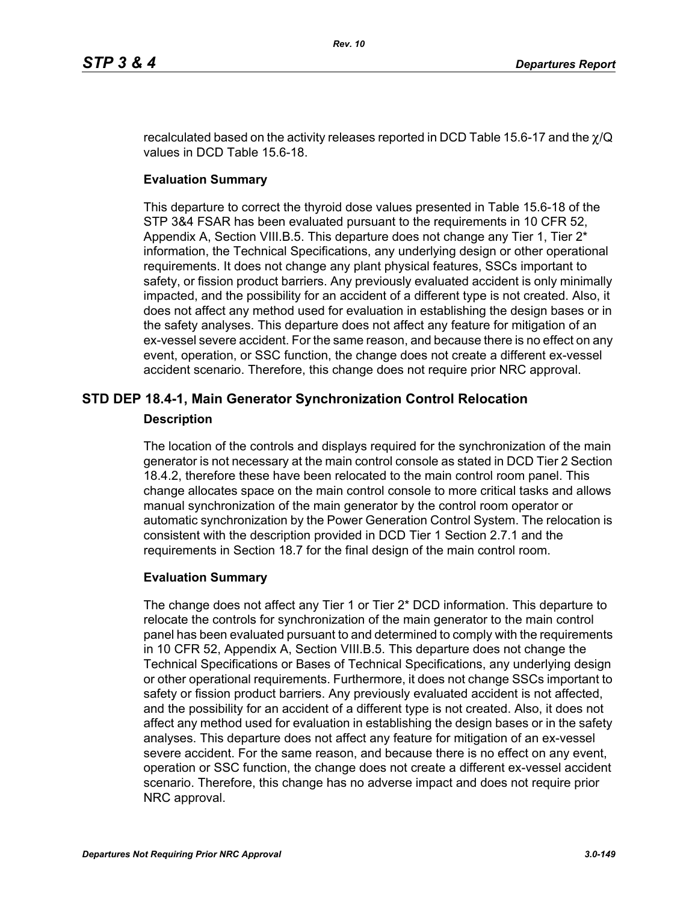recalculated based on the activity releases reported in DCD Table 15.6-17 and the $\chi$/Q values in DCD Table 15.6-18.

**Evaluation Summary**

This departure to correct the thyroid dose values presented in Table 15.6-18 of the STP 3&4 FSAR has been evaluated pursuant to the requirements in 10 CFR 52, Appendix A, Section VIII.B.5. This departure does not change any Tier 1, Tier 2* information, the Technical Specifications, any underlying design or other operational requirements. It does not change any plant physical features, SSCs important to safety, or fission product barriers. Any previously evaluated accident is only minimally impacted, and the possibility for an accident of a different type is not created. Also, it does not affect any method used for evaluation in establishing the design bases or in the safety analyses. This departure does not affect any feature for mitigation of an ex-vessel severe accident. For the same reason, and because there is no effect on any event, operation, or SSC function, the change does not create a different ex-vessel accident scenario. Therefore, this change does not require prior NRC approval.

## STD DEP 18.4-1, Main Generator Synchronization Control Relocation

**Description**

The location of the controls and displays required for the synchronization of the main generator is not necessary at the main control console as stated in DCD Tier 2 Section 18.4.2, therefore these have been relocated to the main control room panel. This change allocates space on the main control console to more critical tasks and allows manual synchronization of the main generator by the control room operator or automatic synchronization by the Power Generation Control System. The relocation is consistent with the description provided in DCD Tier 1 Section 2.7.1 and the requirements in Section 18.7 for the final design of the main control room.

**Evaluation Summary**

The change does not affect any Tier 1 or Tier 2* DCD information. This departure to relocate the controls for synchronization of the main generator to the main control panel has been evaluated pursuant to and determined to comply with the requirements in 10 CFR 52, Appendix A, Section VIII.B.5. This departure does not change the Technical Specifications or Bases of Technical Specifications, any underlying design or other operational requirements. Furthermore, it does not change SSCs important to safety or fission product barriers. Any previously evaluated accident is not affected, and the possibility for an accident of a different type is not created. Also, it does not affect any method used for evaluation in establishing the design bases or in the safety analyses. This departure does not affect any feature for mitigation of an ex-vessel severe accident. For the same reason, and because there is no effect on any event, operation or SSC function, the change does not create a different ex-vessel accident scenario. Therefore, this change has no adverse impact and does not require prior NRC approval.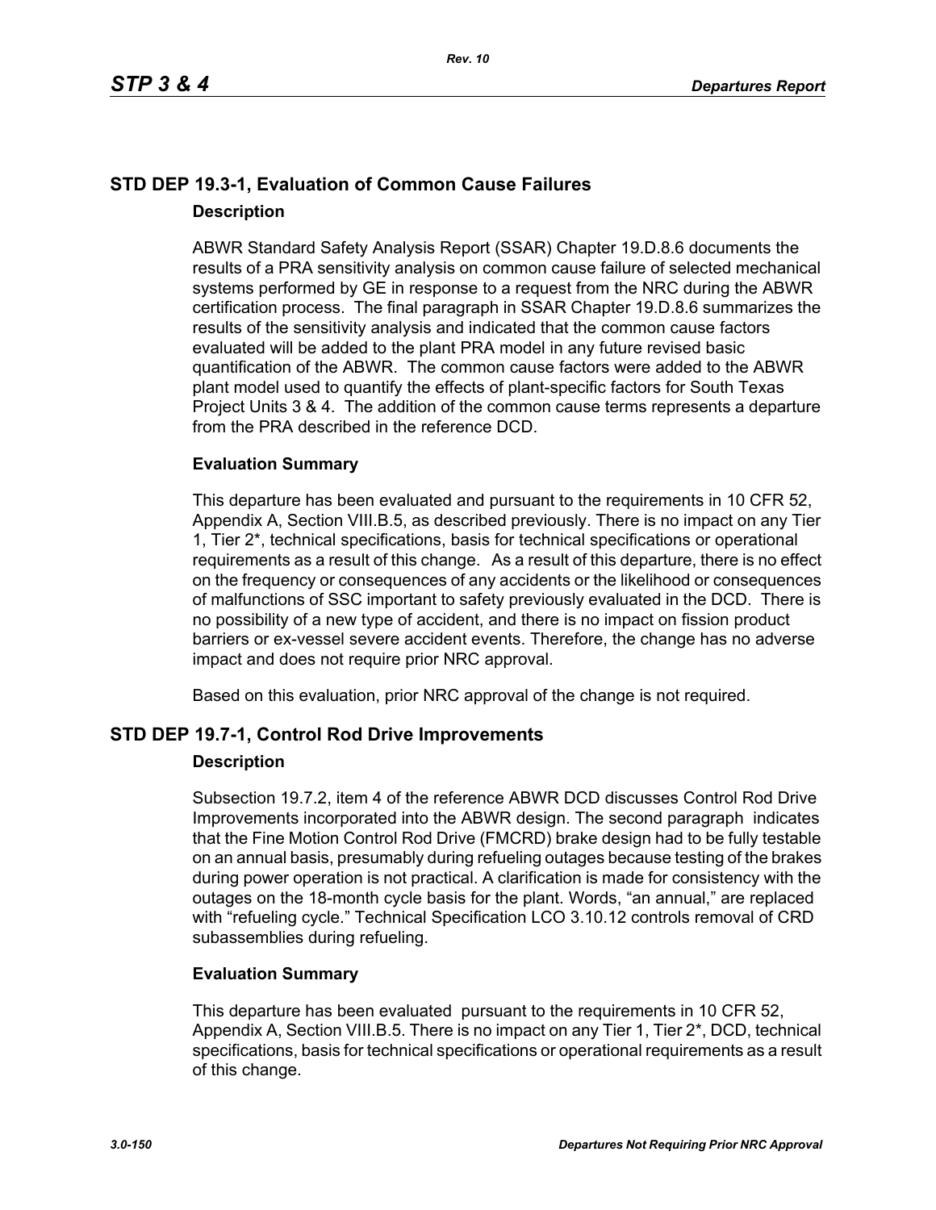## STD DEP 19.3-1, Evaluation of Common Cause Failures

### Description

ABWR Standard Safety Analysis Report (SSAR) Chapter 19.D.8.6 documents the results of a PRA sensitivity analysis on common cause failure of selected mechanical systems performed by GE in response to a request from the NRC during the ABWR certification process. The final paragraph in SSAR Chapter 19.D.8.6 summarizes the results of the sensitivity analysis and indicated that the common cause factors evaluated will be added to the plant PRA model in any future revised basic quantification of the ABWR. The common cause factors were added to the ABWR plant model used to quantify the effects of plant-specific factors for South Texas Project Units 3 & 4. The addition of the common cause terms represents a departure from the PRA described in the reference DCD.

### Evaluation Summary

This departure has been evaluated and pursuant to the requirements in 10 CFR 52, Appendix A, Section VIII.B.5, as described previously. There is no impact on any Tier 1, Tier 2*, technical specifications, basis for technical specifications or operational requirements as a result of this change. As a result of this departure, there is no effect on the frequency or consequences of any accidents or the likelihood or consequences of malfunctions of SSC important to safety previously evaluated in the DCD. There is no possibility of a new type of accident, and there is no impact on fission product barriers or ex-vessel severe accident events. Therefore, the change has no adverse impact and does not require prior NRC approval.

Based on this evaluation, prior NRC approval of the change is not required.

## STD DEP 19.7-1, Control Rod Drive Improvements

### Description

Subsection 19.7.2, item 4 of the reference ABWR DCD discusses Control Rod Drive Improvements incorporated into the ABWR design. The second paragraph indicates that the Fine Motion Control Rod Drive (FMCRD) brake design had to be fully testable on an annual basis, presumably during refueling outages because testing of the brakes during power operation is not practical. A clarification is made for consistency with the outages on the 18-month cycle basis for the plant. Words, “an annual,” are replaced with “refueling cycle.” Technical Specification LCO 3.10.12 controls removal of CRD subassemblies during refueling.

### Evaluation Summary

This departure has been evaluated pursuant to the requirements in 10 CFR 52, Appendix A, Section VIII.B.5. There is no impact on any Tier 1, Tier 2*, DCD, technical specifications, basis for technical specifications or operational requirements as a result of this change.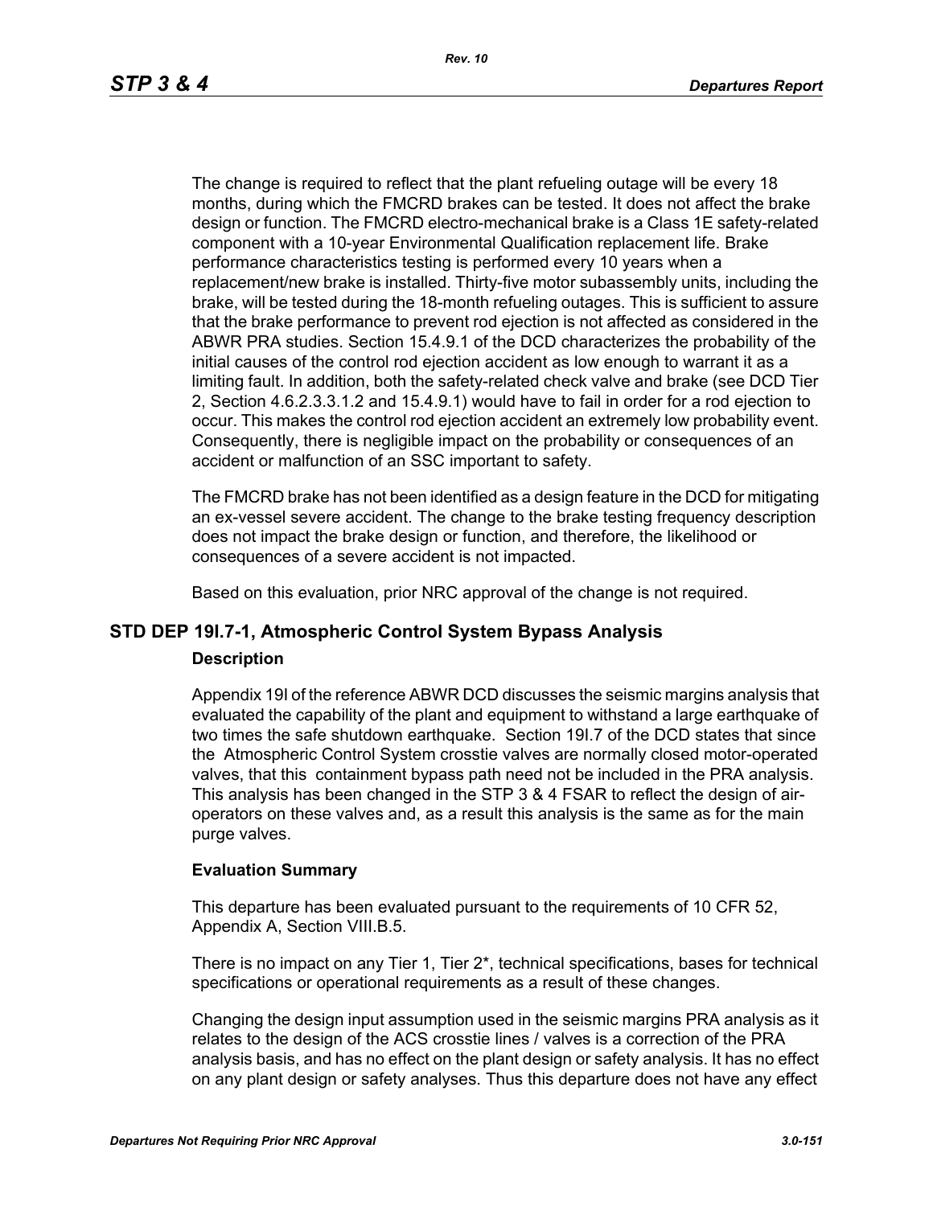The change is required to reflect that the plant refueling outage will be every 18 months, during which the FMCRD brakes can be tested. It does not affect the brake design or function. The FMCRD electro-mechanical brake is a Class 1E safety-related component with a 10-year Environmental Qualification replacement life. Brake performance characteristics testing is performed every 10 years when a replacement/new brake is installed. Thirty-five motor subassembly units, including the brake, will be tested during the 18-month refueling outages. This is sufficient to assure that the brake performance to prevent rod ejection is not affected as considered in the ABWR PRA studies. Section 15.4.9.1 of the DCD characterizes the probability of the initial causes of the control rod ejection accident as low enough to warrant it as a limiting fault. In addition, both the safety-related check valve and brake (see DCD Tier 2, Section 4.6.2.3.3.1.2 and 15.4.9.1) would have to fail in order for a rod ejection to occur. This makes the control rod ejection accident an extremely low probability event. Consequently, there is negligible impact on the probability or consequences of an accident or malfunction of an SSC important to safety.

The FMCRD brake has not been identified as a design feature in the DCD for mitigating an ex-vessel severe accident. The change to the brake testing frequency description does not impact the brake design or function, and therefore, the likelihood or consequences of a severe accident is not impacted.

Based on this evaluation, prior NRC approval of the change is not required.

## STD DEP 19I.7-1, Atmospheric Control System Bypass Analysis

### Description

Appendix 19I of the reference ABWR DCD discusses the seismic margins analysis that evaluated the capability of the plant and equipment to withstand a large earthquake of two times the safe shutdown earthquake. Section 19I.7 of the DCD states that since the Atmospheric Control System crosstie valves are normally closed motor-operated valves, that this containment bypass path need not be included in the PRA analysis. This analysis has been changed in the STP 3 & 4 FSAR to reflect the design of air-operators on these valves and, as a result this analysis is the same as for the main purge valves.

### Evaluation Summary

This departure has been evaluated pursuant to the requirements of 10 CFR 52, Appendix A, Section VIII.B.5.

There is no impact on any Tier 1, Tier 2*, technical specifications, bases for technical specifications or operational requirements as a result of these changes.

Changing the design input assumption used in the seismic margins PRA analysis as it relates to the design of the ACS crosstie lines / valves is a correction of the PRA analysis basis, and has no effect on the plant design or safety analysis. It has no effect on any plant design or safety analyses. Thus this departure does not have any effect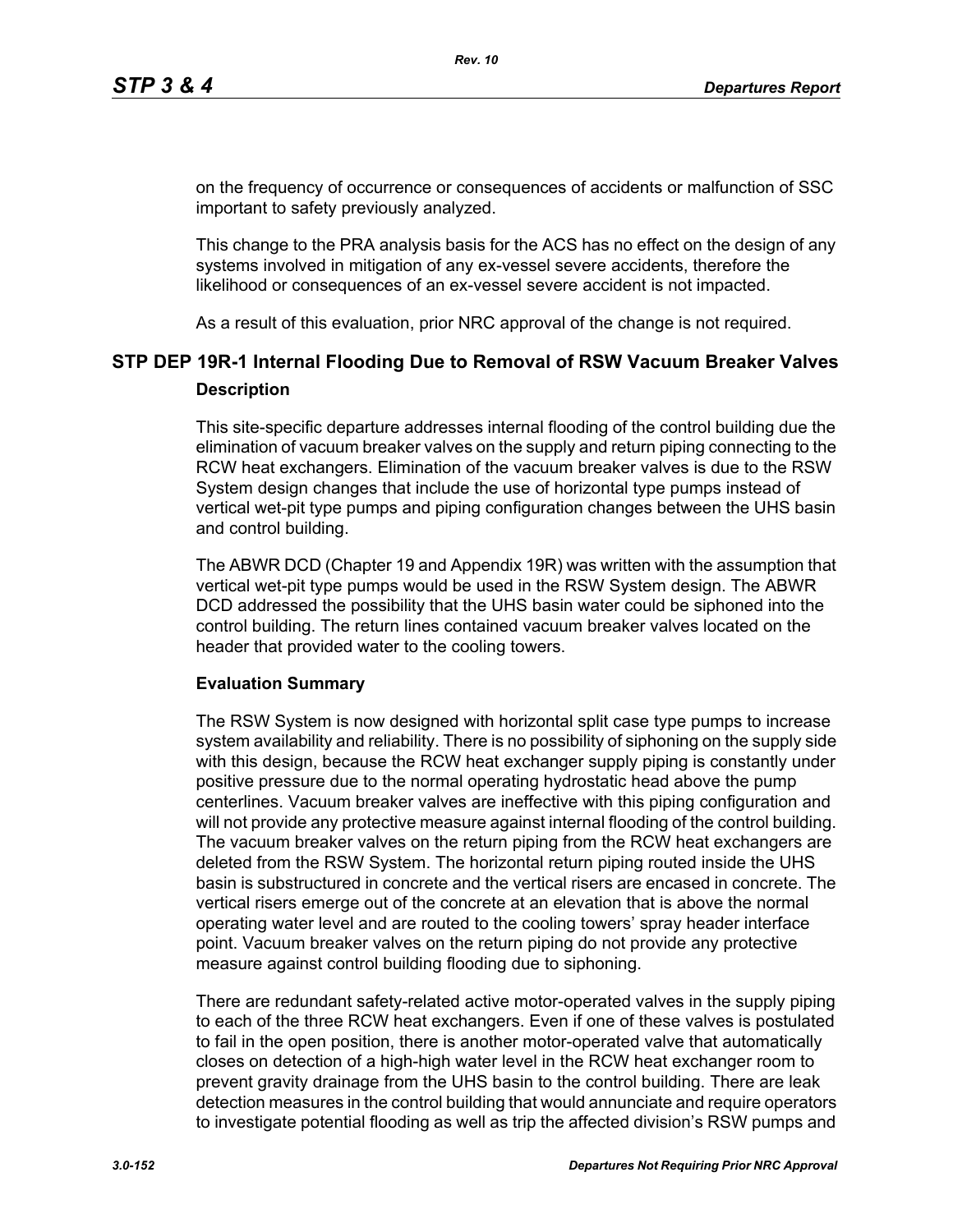on the frequency of occurrence or consequences of accidents or malfunction of SSC important to safety previously analyzed.

This change to the PRA analysis basis for the ACS has no effect on the design of any systems involved in mitigation of any ex-vessel severe accidents, therefore the likelihood or consequences of an ex-vessel severe accident is not impacted.

As a result of this evaluation, prior NRC approval of the change is not required.

## STP DEP 19R-1 Internal Flooding Due to Removal of RSW Vacuum Breaker Valves

### Description

This site-specific departure addresses internal flooding of the control building due the elimination of vacuum breaker valves on the supply and return piping connecting to the RCW heat exchangers. Elimination of the vacuum breaker valves is due to the RSW System design changes that include the use of horizontal type pumps instead of vertical wet-pit type pumps and piping configuration changes between the UHS basin and control building.

The ABWR DCD (Chapter 19 and Appendix 19R) was written with the assumption that vertical wet-pit type pumps would be used in the RSW System design. The ABWR DCD addressed the possibility that the UHS basin water could be siphoned into the control building. The return lines contained vacuum breaker valves located on the header that provided water to the cooling towers.

### Evaluation Summary

The RSW System is now designed with horizontal split case type pumps to increase system availability and reliability. There is no possibility of siphoning on the supply side with this design, because the RCW heat exchanger supply piping is constantly under positive pressure due to the normal operating hydrostatic head above the pump centerlines. Vacuum breaker valves are ineffective with this piping configuration and will not provide any protective measure against internal flooding of the control building. The vacuum breaker valves on the return piping from the RCW heat exchangers are deleted from the RSW System. The horizontal return piping routed inside the UHS basin is substructured in concrete and the vertical risers are encased in concrete. The vertical risers emerge out of the concrete at an elevation that is above the normal operating water level and are routed to the cooling towers' spray header interface point. Vacuum breaker valves on the return piping do not provide any protective measure against control building flooding due to siphoning.

There are redundant safety-related active motor-operated valves in the supply piping to each of the three RCW heat exchangers. Even if one of these valves is postulated to fail in the open position, there is another motor-operated valve that automatically closes on detection of a high-high water level in the RCW heat exchanger room to prevent gravity drainage from the UHS basin to the control building. There are leak detection measures in the control building that would annunciate and require operators to investigate potential flooding as well as trip the affected division's RSW pumps and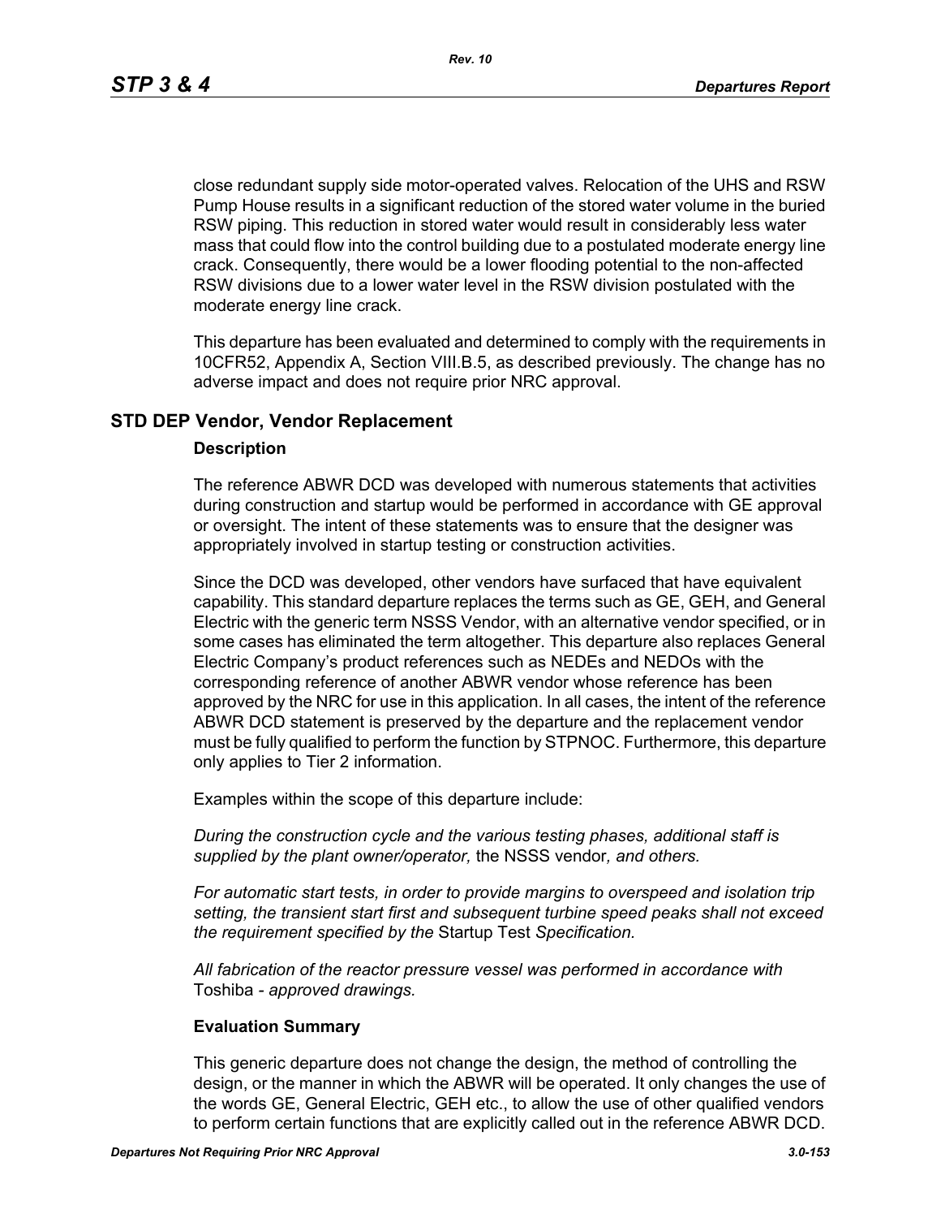close redundant supply side motor-operated valves. Relocation of the UHS and RSW Pump House results in a significant reduction of the stored water volume in the buried RSW piping. This reduction in stored water would result in considerably less water mass that could flow into the control building due to a postulated moderate energy line crack. Consequently, there would be a lower flooding potential to the non-affected RSW divisions due to a lower water level in the RSW division postulated with the moderate energy line crack.

This departure has been evaluated and determined to comply with the requirements in 10CFR52, Appendix A, Section VIII.B.5, as described previously. The change has no adverse impact and does not require prior NRC approval.

## STD DEP Vendor, Vendor Replacement

### Description

The reference ABWR DCD was developed with numerous statements that activities during construction and startup would be performed in accordance with GE approval or oversight. The intent of these statements was to ensure that the designer was appropriately involved in startup testing or construction activities.

Since the DCD was developed, other vendors have surfaced that have equivalent capability. This standard departure replaces the terms such as GE, GEH, and General Electric with the generic term NSSS Vendor, with an alternative vendor specified, or in some cases has eliminated the term altogether. This departure also replaces General Electric Company's product references such as NEDEs and NEDOs with the corresponding reference of another ABWR vendor whose reference has been approved by the NRC for use in this application. In all cases, the intent of the reference ABWR DCD statement is preserved by the departure and the replacement vendor must be fully qualified to perform the function by STPNOC. Furthermore, this departure only applies to Tier 2 information.

Examples within the scope of this departure include:

*During the construction cycle and the various testing phases, additional staff is supplied by the plant owner/operator,* the NSSS vendor*, and others.*

*For automatic start tests, in order to provide margins to overspeed and isolation trip setting, the transient start first and subsequent turbine speed peaks shall not exceed the requirement specified by the* Startup Test *Specification.*

*All fabrication of the reactor pressure vessel was performed in accordance with* Toshiba *- approved drawings.*

### Evaluation Summary

This generic departure does not change the design, the method of controlling the design, or the manner in which the ABWR will be operated. It only changes the use of the words GE, General Electric, GEH etc., to allow the use of other qualified vendors to perform certain functions that are explicitly called out in the reference ABWR DCD.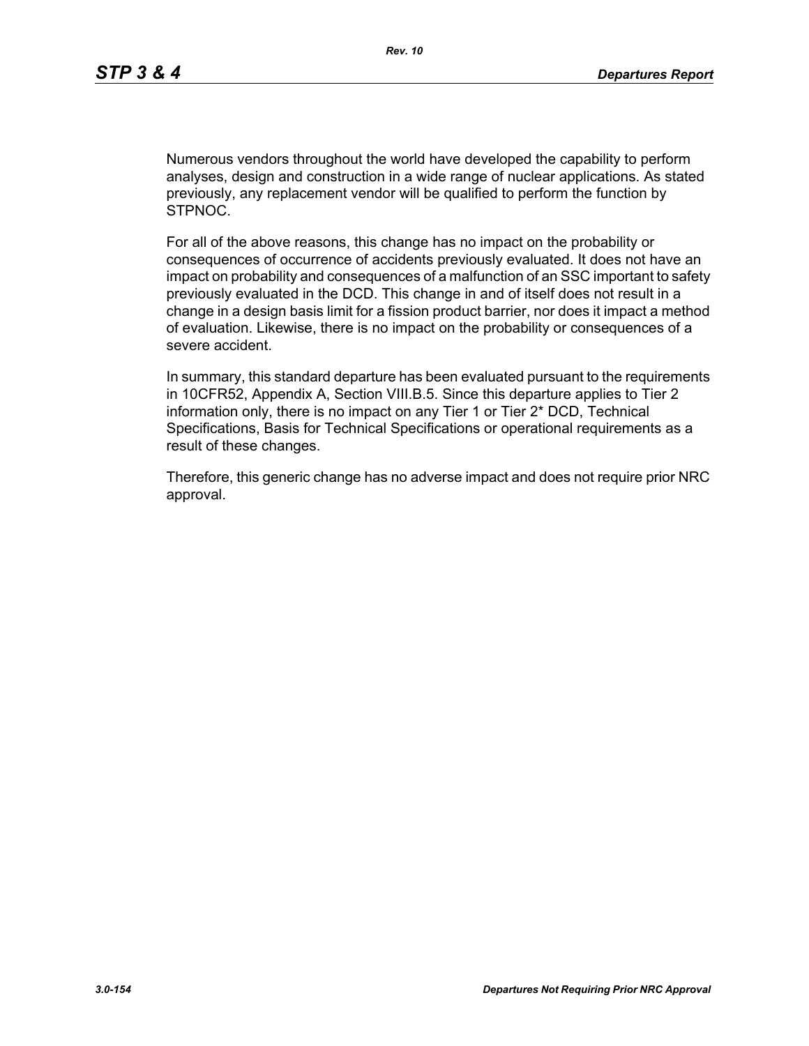Numerous vendors throughout the world have developed the capability to perform analyses, design and construction in a wide range of nuclear applications. As stated previously, any replacement vendor will be qualified to perform the function by STPNOC.

For all of the above reasons, this change has no impact on the probability or consequences of occurrence of accidents previously evaluated. It does not have an impact on probability and consequences of a malfunction of an SSC important to safety previously evaluated in the DCD. This change in and of itself does not result in a change in a design basis limit for a fission product barrier, nor does it impact a method of evaluation. Likewise, there is no impact on the probability or consequences of a severe accident.

In summary, this standard departure has been evaluated pursuant to the requirements in 10CFR52, Appendix A, Section VIII.B.5. Since this departure applies to Tier 2 information only, there is no impact on any Tier 1 or Tier 2* DCD, Technical Specifications, Basis for Technical Specifications or operational requirements as a result of these changes.

Therefore, this generic change has no adverse impact and does not require prior NRC approval.